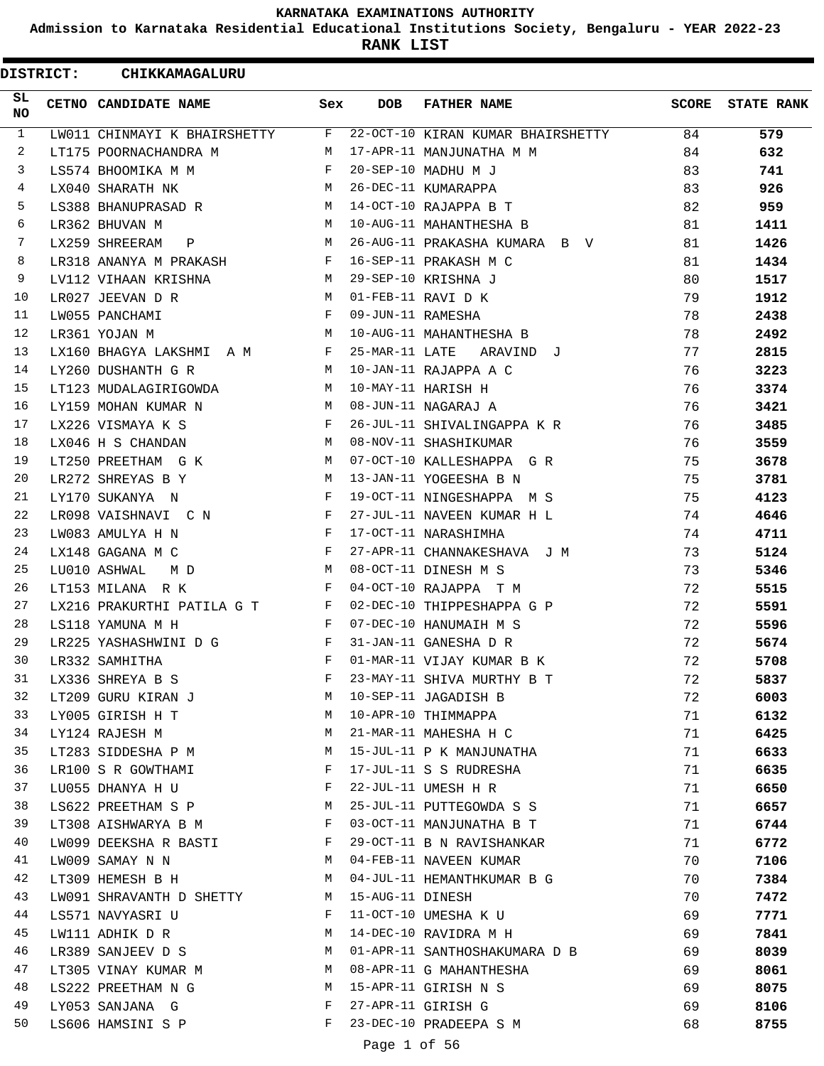# KARNATAKA EXAMINATIONS AUTHORITY

## Admission to Karnataka Residential Educational Institutions Society, Bengaluru - YEAR 2022-23

## RANK LIST

**DISTRICT: CHIKKAMAGALURU**

| SL NO | CETNO | CANDIDATE NAME | Sex | DOB | FATHER NAME | SCORE | STATE RANK |
|---|---|---|---|---|---|---|---|
| 1 | LW011 | CHINMAYI K BHAIRSHETTY | F | 22-OCT-10 | KIRAN KUMAR BHAIRSHETTY | 84 | 579 |
| 2 | LT175 | POORNACHANDRA M | M | 17-APR-11 | MANJUNATHA M M | 84 | 632 |
| 3 | LS574 | BHOOMIKA M M | F | 20-SEP-10 | MADHU M J | 83 | 741 |
| 4 | LX040 | SHARATH NK | M | 26-DEC-11 | KUMARAPPA | 83 | 926 |
| 5 | LS388 | BHANUPRASAD R | M | 14-OCT-10 | RAJAPPA B T | 82 | 959 |
| 6 | LR362 | BHUVAN M | M | 10-AUG-11 | MAHANTHESHA B | 81 | 1411 |
| 7 | LX259 | SHREERAM P | M | 26-AUG-11 | PRAKASHA KUMARA B V | 81 | 1426 |
| 8 | LR318 | ANANYA M PRAKASH | F | 16-SEP-11 | PRAKASH M C | 81 | 1434 |
| 9 | LV112 | VIHAAN KRISHNA | M | 29-SEP-10 | KRISHNA J | 80 | 1517 |
| 10 | LR027 | JEEVAN D R | M | 01-FEB-11 | RAVI D K | 79 | 1912 |
| 11 | LW055 | PANCHAMI | F | 09-JUN-11 | RAMESHA | 78 | 2438 |
| 12 | LR361 | YOJAN M | M | 10-AUG-11 | MAHANTHESHA B | 78 | 2492 |
| 13 | LX160 | BHAGYA LAKSHMI A M | F | 25-MAR-11 | LATE ARAVIND J | 77 | 2815 |
| 14 | LY260 | DUSHANTH G R | M | 10-JAN-11 | RAJAPPA A C | 76 | 3223 |
| 15 | LT123 | MUDALAGIRIGOWDA | M | 10-MAY-11 | HARISH H | 76 | 3374 |
| 16 | LY159 | MOHAN KUMAR N | M | 08-JUN-11 | NAGARAJ A | 76 | 3421 |
| 17 | LX226 | VISMAYA K S | F | 26-JUL-11 | SHIVALINGAPPA K R | 76 | 3485 |
| 18 | LX046 | H S CHANDAN | M | 08-NOV-11 | SHASHIKUMAR | 76 | 3559 |
| 19 | LT250 | PREETHAM G K | M | 07-OCT-10 | KALLESHAPPA G R | 75 | 3678 |
| 20 | LR272 | SHREYAS B Y | M | 13-JAN-11 | YOGEESHA B N | 75 | 3781 |
| 21 | LY170 | SUKANYA N | F | 19-OCT-11 | NINGESHAPPA M S | 75 | 4123 |
| 22 | LR098 | VAISHNAVI C N | F | 27-JUL-11 | NAVEEN KUMAR H L | 74 | 4646 |
| 23 | LW083 | AMULYA H N | F | 17-OCT-11 | NARASHIMHA | 74 | 4711 |
| 24 | LX148 | GAGANA M C | F | 27-APR-11 | CHANNAKESHAVA J M | 73 | 5124 |
| 25 | LU010 | ASHWAL M D | M | 08-OCT-11 | DINESH M S | 73 | 5346 |
| 26 | LT153 | MILANA R K | F | 04-OCT-10 | RAJAPPA T M | 72 | 5515 |
| 27 | LX216 | PRAKURTHI PATILA G T | F | 02-DEC-10 | THIPPESHAPPA G P | 72 | 5591 |
| 28 | LS118 | YAMUNA M H | F | 07-DEC-10 | HANUMAIH M S | 72 | 5596 |
| 29 | LR225 | YASHASHWINI D G | F | 31-JAN-11 | GANESHA D R | 72 | 5674 |
| 30 | LR332 | SAMHITHA | F | 01-MAR-11 | VIJAY KUMAR B K | 72 | 5708 |
| 31 | LX336 | SHREYA B S | F | 23-MAY-11 | SHIVA MURTHY B T | 72 | 5837 |
| 32 | LT209 | GURU KIRAN J | M | 10-SEP-11 | JAGADISH B | 72 | 6003 |
| 33 | LY005 | GIRISH H T | M | 10-APR-10 | THIMMAPPA | 71 | 6132 |
| 34 | LY124 | RAJESH M | M | 21-MAR-11 | MAHESHA H C | 71 | 6425 |
| 35 | LT283 | SIDDESHA P M | M | 15-JUL-11 | P K MANJUNATHA | 71 | 6633 |
| 36 | LR100 | S R GOWTHAMI | F | 17-JUL-11 | S S RUDRESHA | 71 | 6635 |
| 37 | LU055 | DHANYA H U | F | 22-JUL-11 | UMESH H R | 71 | 6650 |
| 38 | LS622 | PREETHAM S P | M | 25-JUL-11 | PUTTEGOWDA S S | 71 | 6657 |
| 39 | LT308 | AISHWARYA B M | F | 03-OCT-11 | MANJUNATHA B T | 71 | 6744 |
| 40 | LW099 | DEEKSHA R BASTI | F | 29-OCT-11 | B N RAVISHANKAR | 71 | 6772 |
| 41 | LW009 | SAMAY N N | M | 04-FEB-11 | NAVEEN KUMAR | 70 | 7106 |
| 42 | LT309 | HEMESH B H | M | 04-JUL-11 | HEMANTHKUMAR B G | 70 | 7384 |
| 43 | LW091 | SHRAVANTH D SHETTY | M | 15-AUG-11 | DINESH | 70 | 7472 |
| 44 | LS571 | NAVYASRI U | F | 11-OCT-10 | UMESHA K U | 69 | 7771 |
| 45 | LW111 | ADHIK D R | M | 14-DEC-10 | RAVIDRA M H | 69 | 7841 |
| 46 | LR389 | SANJEEV D S | M | 01-APR-11 | SANTHOSHAKUMARA D B | 69 | 8039 |
| 47 | LT305 | VINAY KUMAR M | M | 08-APR-11 | G MAHANTHESHA | 69 | 8061 |
| 48 | LS222 | PREETHAM N G | M | 15-APR-11 | GIRISH N S | 69 | 8075 |
| 49 | LY053 | SANJANA G | F | 27-APR-11 | GIRISH G | 69 | 8106 |
| 50 | LS606 | HAMSINI S P | F | 23-DEC-10 | PRADEEPA S M | 68 | 8755 |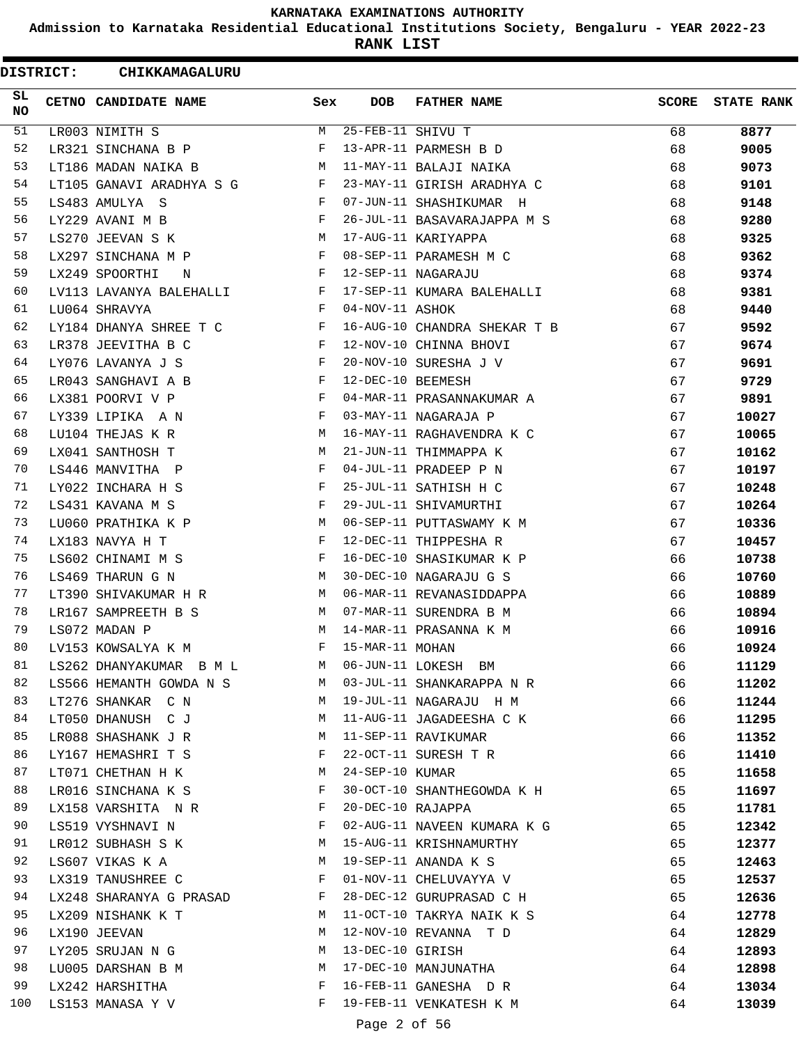KARNATAKA EXAMINATIONS AUTHORITY

Admission to Karnataka Residential Educational Institutions Society, Bengaluru - YEAR 2022-23

**RANK LIST**

**DISTRICT: CHIKKAMAGALURU**

| SL NO | CETNO | CANDIDATE NAME | Sex | DOB | FATHER NAME | SCORE | STATE RANK |
|---|---|---|---|---|---|---|---|
| 51 | LR003 | NIMITH S | M | 25-FEB-11 | SHIVU T | 68 | **8877** |
| 52 | LR321 | SINCHANA B P | F | 13-APR-11 | PARMESH B D | 68 | **9005** |
| 53 | LT186 | MADAN NAIKA B | M | 11-MAY-11 | BALAJI NAIKA | 68 | **9073** |
| 54 | LT105 | GANAVI ARADHYA S G | F | 23-MAY-11 | GIRISH ARADHYA C | 68 | **9101** |
| 55 | LS483 | AMULYA S | F | 07-JUN-11 | SHASHIKUMAR H | 68 | **9148** |
| 56 | LY229 | AVANI M B | F | 26-JUL-11 | BASAVARAJAPPA M S | 68 | **9280** |
| 57 | LS270 | JEEVAN S K | M | 17-AUG-11 | KARIYAPPA | 68 | **9325** |
| 58 | LX297 | SINCHANA M P | F | 08-SEP-11 | PARAMESH M C | 68 | **9362** |
| 59 | LX249 | SPOORTHI N | F | 12-SEP-11 | NAGARAJU | 68 | **9374** |
| 60 | LV113 | LAVANYA BALEHALLI | F | 17-SEP-11 | KUMARA BALEHALLI | 68 | **9381** |
| 61 | LU064 | SHRAVYA | F | 04-NOV-11 | ASHOK | 68 | **9440** |
| 62 | LY184 | DHANYA SHREE T C | F | 16-AUG-10 | CHANDRA SHEKAR T B | 67 | **9592** |
| 63 | LR378 | JEEVITHA B C | F | 12-NOV-10 | CHINNA BHOVI | 67 | **9674** |
| 64 | LY076 | LAVANYA J S | F | 20-NOV-10 | SURESHA J V | 67 | **9691** |
| 65 | LR043 | SANGHAVI A B | F | 12-DEC-10 | BEEMESH | 67 | **9729** |
| 66 | LX381 | POORVI V P | F | 04-MAR-11 | PRASANNAKUMAR A | 67 | **9891** |
| 67 | LY339 | LIPIKA A N | F | 03-MAY-11 | NAGARAJA P | 67 | **10027** |
| 68 | LU104 | THEJAS K R | M | 16-MAY-11 | RAGHAVENDRA K C | 67 | **10065** |
| 69 | LX041 | SANTHOSH T | M | 21-JUN-11 | THIMMAPPA K | 67 | **10162** |
| 70 | LS446 | MANVITHA P | F | 04-JUL-11 | PRADEEP P N | 67 | **10197** |
| 71 | LY022 | INCHARA H S | F | 25-JUL-11 | SATHISH H C | 67 | **10248** |
| 72 | LS431 | KAVANA M S | F | 29-JUL-11 | SHIVAMURTHI | 67 | **10264** |
| 73 | LU060 | PRATHIKA K P | M | 06-SEP-11 | PUTTASWAMY K M | 67 | **10336** |
| 74 | LX183 | NAVYA H T | F | 12-DEC-11 | THIPPESHA R | 67 | **10457** |
| 75 | LS602 | CHINAMI M S | F | 16-DEC-10 | SHASIKUMAR K P | 66 | **10738** |
| 76 | LS469 | THARUN G N | M | 30-DEC-10 | NAGARAJU G S | 66 | **10760** |
| 77 | LT390 | SHIVAKUMAR H R | M | 06-MAR-11 | REVANASIDDAPPA | 66 | **10889** |
| 78 | LR167 | SAMPREETH B S | M | 07-MAR-11 | SURENDRA B M | 66 | **10894** |
| 79 | LS072 | MADAN P | M | 14-MAR-11 | PRASANNA K M | 66 | **10916** |
| 80 | LV153 | KOWSALYA K M | F | 15-MAR-11 | MOHAN | 66 | **10924** |
| 81 | LS262 | DHANYAKUMAR B M L | M | 06-JUN-11 | LOKESH BM | 66 | **11129** |
| 82 | LS566 | HEMANTH GOWDA N S | M | 03-JUL-11 | SHANKARAPPA N R | 66 | **11202** |
| 83 | LT276 | SHANKAR C N | M | 19-JUL-11 | NAGARAJU H M | 66 | **11244** |
| 84 | LT050 | DHANUSH C J | M | 11-AUG-11 | JAGADEESHA C K | 66 | **11295** |
| 85 | LR088 | SHASHANK J R | M | 11-SEP-11 | RAVIKUMAR | 66 | **11352** |
| 86 | LY167 | HEMASHRI T S | F | 22-OCT-11 | SURESH T R | 66 | **11410** |
| 87 | LT071 | CHETHAN H K | M | 24-SEP-10 | KUMAR | 65 | **11658** |
| 88 | LR016 | SINCHANA K S | F | 30-OCT-10 | SHANTHEGOWDA K H | 65 | **11697** |
| 89 | LX158 | VARSHITA N R | F | 20-DEC-10 | RAJAPPA | 65 | **11781** |
| 90 | LS519 | VYSHNAVI N | F | 02-AUG-11 | NAVEEN KUMARA K G | 65 | **12342** |
| 91 | LR012 | SUBHASH S K | M | 15-AUG-11 | KRISHNAMURTHY | 65 | **12377** |
| 92 | LS607 | VIKAS K A | M | 19-SEP-11 | ANANDA K S | 65 | **12463** |
| 93 | LX319 | TANUSHREE C | F | 01-NOV-11 | CHELUVAYYA V | 65 | **12537** |
| 94 | LX248 | SHARANYA G PRASAD | F | 28-DEC-12 | GURUPRASAD C H | 65 | **12636** |
| 95 | LX209 | NISHANK K T | M | 11-OCT-10 | TAKRYA NAIK K S | 64 | **12778** |
| 96 | LX190 | JEEVAN | M | 12-NOV-10 | REVANNA T D | 64 | **12829** |
| 97 | LY205 | SRUJAN N G | M | 13-DEC-10 | GIRISH | 64 | **12893** |
| 98 | LU005 | DARSHAN B M | M | 17-DEC-10 | MANJUNATHA | 64 | **12898** |
| 99 | LX242 | HARSHITHA | F | 16-FEB-11 | GANESHA D R | 64 | **13034** |
| 100 | LS153 | MANASA Y V | F | 19-FEB-11 | VENKATESH K M | 64 | **13039** |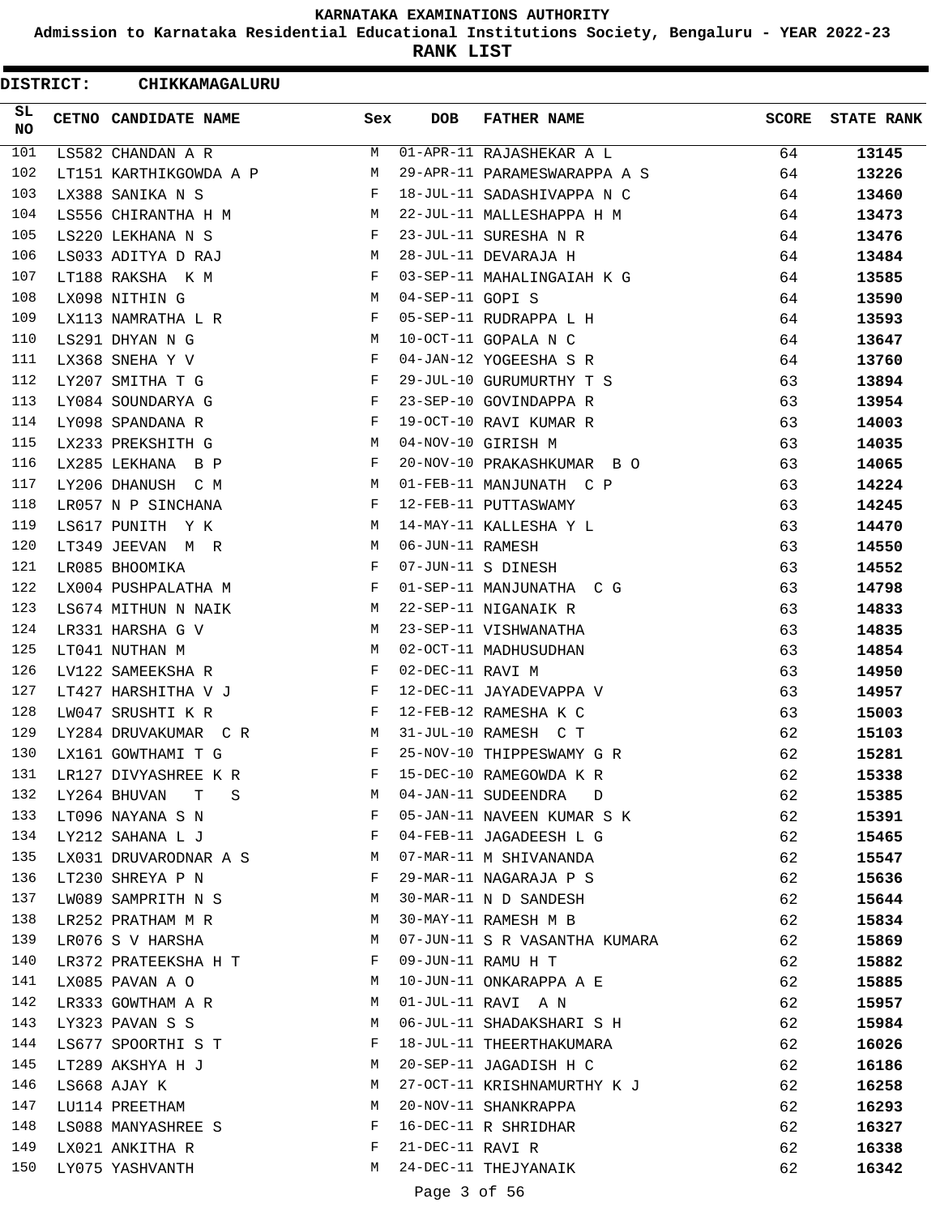KARNATAKA EXAMINATIONS AUTHORITY

Admission to Karnataka Residential Educational Institutions Society, Bengaluru - YEAR 2022-23

RANK LIST

**DISTRICT: CHIKKAMAGALURU**

| SL NO | CETNO | CANDIDATE NAME | Sex | DOB | FATHER NAME | SCORE | STATE RANK |
|---|---|---|---|---|---|---|---|
| 101 | LS582 | CHANDAN A R | M | 01-APR-11 | RAJASHEKAR A L | 64 | 13145 |
| 102 | LT151 | KARTHIKGOWDA A P | M | 29-APR-11 | PARAMESWARAPPA A S | 64 | 13226 |
| 103 | LX388 | SANIKA N S | F | 18-JUL-11 | SADASHIVAPPA N C | 64 | 13460 |
| 104 | LS556 | CHIRANTHA H M | M | 22-JUL-11 | MALLESHAPPA H M | 64 | 13473 |
| 105 | LS220 | LEKHANA N S | F | 23-JUL-11 | SURESHA N R | 64 | 13476 |
| 106 | LS033 | ADITYA D RAJ | M | 28-JUL-11 | DEVARAJA H | 64 | 13484 |
| 107 | LT188 | RAKSHA K M | F | 03-SEP-11 | MAHALINGAIAH K G | 64 | 13585 |
| 108 | LX098 | NITHIN G | M | 04-SEP-11 | GOPI S | 64 | 13590 |
| 109 | LX113 | NAMRATHA L R | F | 05-SEP-11 | RUDRAPPA L H | 64 | 13593 |
| 110 | LS291 | DHYAN N G | M | 10-OCT-11 | GOPALA N C | 64 | 13647 |
| 111 | LX368 | SNEHA Y V | F | 04-JAN-12 | YOGEESHA S R | 64 | 13760 |
| 112 | LY207 | SMITHA T G | F | 29-JUL-10 | GURUMURTHY T S | 63 | 13894 |
| 113 | LY084 | SOUNDARYA G | F | 23-SEP-10 | GOVINDAPPA R | 63 | 13954 |
| 114 | LY098 | SPANDANA R | F | 19-OCT-10 | RAVI KUMAR R | 63 | 14003 |
| 115 | LX233 | PREKSHITH G | M | 04-NOV-10 | GIRISH M | 63 | 14035 |
| 116 | LX285 | LEKHANA B P | F | 20-NOV-10 | PRAKASHKUMAR B O | 63 | 14065 |
| 117 | LY206 | DHANUSH C M | M | 01-FEB-11 | MANJUNATH C P | 63 | 14224 |
| 118 | LR057 | N P SINCHANA | F | 12-FEB-11 | PUTTASWAMY | 63 | 14245 |
| 119 | LS617 | PUNITH Y K | M | 14-MAY-11 | KALLESHA Y L | 63 | 14470 |
| 120 | LT349 | JEEVAN M R | M | 06-JUN-11 | RAMESH | 63 | 14550 |
| 121 | LR085 | BHOOMIKA | F | 07-JUN-11 | S DINESH | 63 | 14552 |
| 122 | LX004 | PUSHPALATHA M | F | 01-SEP-11 | MANJUNATHA C G | 63 | 14798 |
| 123 | LS674 | MITHUN N NAIK | M | 22-SEP-11 | NIGANAIK R | 63 | 14833 |
| 124 | LR331 | HARSHA G V | M | 23-SEP-11 | VISHWANATHA | 63 | 14835 |
| 125 | LT041 | NUTHAN M | M | 02-OCT-11 | MADHUSUDHAN | 63 | 14854 |
| 126 | LV122 | SAMEEKSHA R | F | 02-DEC-11 | RAVI M | 63 | 14950 |
| 127 | LT427 | HARSHITHA V J | F | 12-DEC-11 | JAYADEVAPPA V | 63 | 14957 |
| 128 | LW047 | SRUSHTI K R | F | 12-FEB-12 | RAMESHA K C | 63 | 15003 |
| 129 | LY284 | DRUVAKUMAR C R | M | 31-JUL-10 | RAMESH C T | 62 | 15103 |
| 130 | LX161 | GOWTHAMI T G | F | 25-NOV-10 | THIPPESWAMY G R | 62 | 15281 |
| 131 | LR127 | DIVYASHREE K R | F | 15-DEC-10 | RAMEGOWDA K R | 62 | 15338 |
| 132 | LY264 | BHUVAN T S | M | 04-JAN-11 | SUDEENDRA D | 62 | 15385 |
| 133 | LT096 | NAYANA S N | F | 05-JAN-11 | NAVEEN KUMAR S K | 62 | 15391 |
| 134 | LY212 | SAHANA L J | F | 04-FEB-11 | JAGADEESH L G | 62 | 15465 |
| 135 | LX031 | DRUVARODNAR A S | M | 07-MAR-11 | M SHIVANANDA | 62 | 15547 |
| 136 | LT230 | SHREYA P N | F | 29-MAR-11 | NAGARAJA P S | 62 | 15636 |
| 137 | LW089 | SAMPRITH N S | M | 30-MAR-11 | N D SANDESH | 62 | 15644 |
| 138 | LR252 | PRATHAM M R | M | 30-MAY-11 | RAMESH M B | 62 | 15834 |
| 139 | LR076 | S V HARSHA | M | 07-JUN-11 | S R VASANTHA KUMARA | 62 | 15869 |
| 140 | LR372 | PRATEEKSHA H T | F | 09-JUN-11 | RAMU H T | 62 | 15882 |
| 141 | LX085 | PAVAN A O | M | 10-JUN-11 | ONKARAPPA A E | 62 | 15885 |
| 142 | LR333 | GOWTHAM A R | M | 01-JUL-11 | RAVI A N | 62 | 15957 |
| 143 | LY323 | PAVAN S S | M | 06-JUL-11 | SHADAKSHARI S H | 62 | 15984 |
| 144 | LS677 | SPOORTHI S T | F | 18-JUL-11 | THEERTHAKUMARA | 62 | 16026 |
| 145 | LT289 | AKSHYA H J | M | 20-SEP-11 | JAGADISH H C | 62 | 16186 |
| 146 | LS668 | AJAY K | M | 27-OCT-11 | KRISHNAMURTHY K J | 62 | 16258 |
| 147 | LU114 | PREETHAM | M | 20-NOV-11 | SHANKRAPPA | 62 | 16293 |
| 148 | LS088 | MANYASHREE S | F | 16-DEC-11 | R SHRIDHAR | 62 | 16327 |
| 149 | LX021 | ANKITHA R | F | 21-DEC-11 | RAVI R | 62 | 16338 |
| 150 | LY075 | YASHVANTH | M | 24-DEC-11 | THEJYANAIK | 62 | 16342 |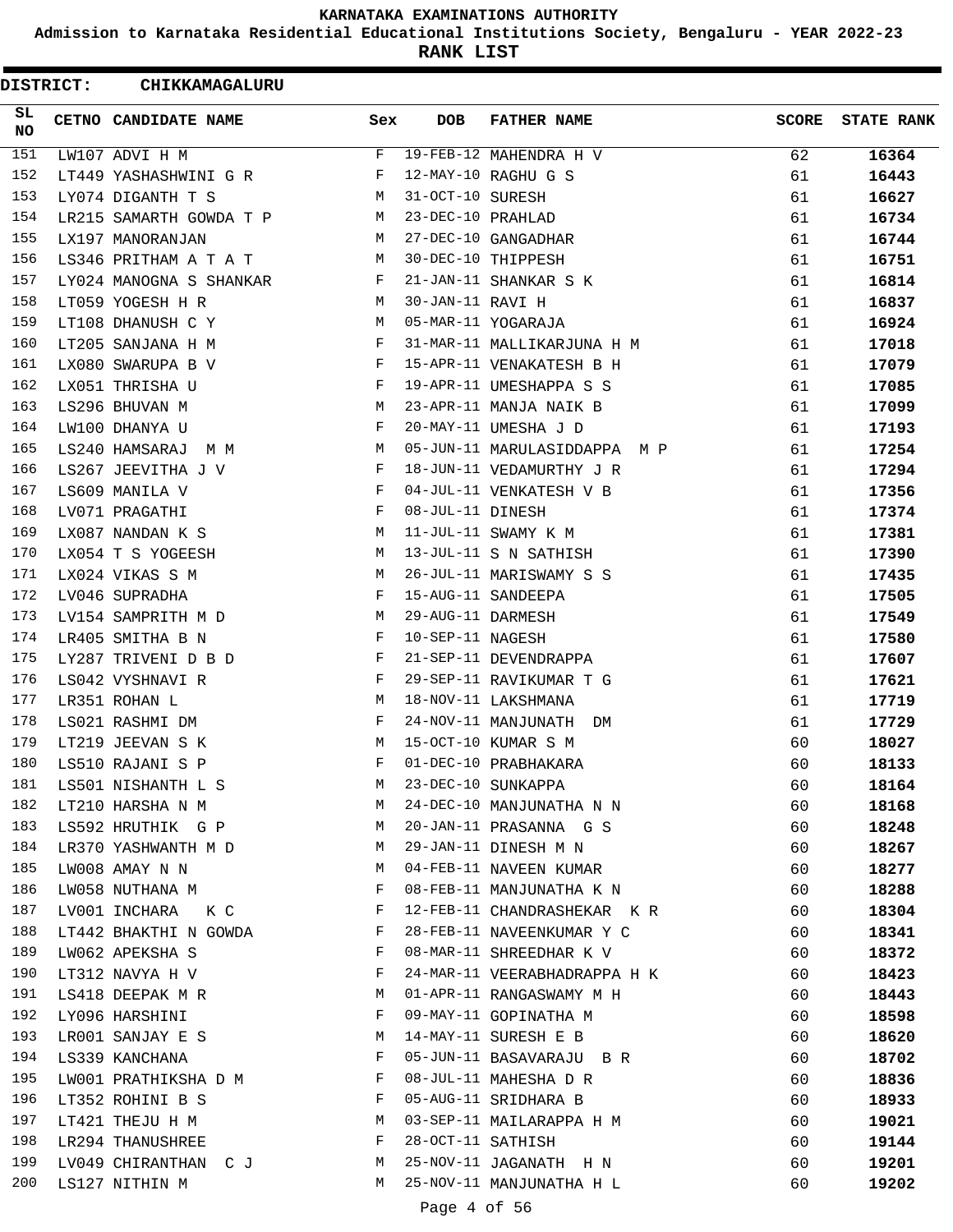KARNATAKA EXAMINATIONS AUTHORITY

Admission to Karnataka Residential Educational Institutions Society, Bengaluru - YEAR 2022-23

**RANK LIST**

**DISTRICT: CHIKKAMAGALURU**

| SL NO | CETNO | CANDIDATE NAME | Sex | DOB | FATHER NAME | SCORE | STATE RANK |
|---|---|---|---|---|---|---|---|
| 151 | LW107 | ADVI H M | F | 19-FEB-12 | MAHENDRA H V | 62 | **16364** |
| 152 | LT449 | YASHASHWINI G R | F | 12-MAY-10 | RAGHU G S | 61 | **16443** |
| 153 | LY074 | DIGANTH T S | M | 31-OCT-10 | SURESH | 61 | **16627** |
| 154 | LR215 | SAMARTH GOWDA T P | M | 23-DEC-10 | PRAHLAD | 61 | **16734** |
| 155 | LX197 | MANORANJAN | M | 27-DEC-10 | GANGADHAR | 61 | **16744** |
| 156 | LS346 | PRITHAM A T A T | M | 30-DEC-10 | THIPPESH | 61 | **16751** |
| 157 | LY024 | MANOGNA S SHANKAR | F | 21-JAN-11 | SHANKAR S K | 61 | **16814** |
| 158 | LT059 | YOGESH H R | M | 30-JAN-11 | RAVI H | 61 | **16837** |
| 159 | LT108 | DHANUSH C Y | M | 05-MAR-11 | YOGARAJA | 61 | **16924** |
| 160 | LT205 | SANJANA H M | F | 31-MAR-11 | MALLIKARJUNA H M | 61 | **17018** |
| 161 | LX080 | SWARUPA B V | F | 15-APR-11 | VENAKATESH B H | 61 | **17079** |
| 162 | LX051 | THRISHA U | F | 19-APR-11 | UMESHAPPA S S | 61 | **17085** |
| 163 | LS296 | BHUVAN M | M | 23-APR-11 | MANJA NAIK B | 61 | **17099** |
| 164 | LW100 | DHANYA U | F | 20-MAY-11 | UMESHA J D | 61 | **17193** |
| 165 | LS240 | HAMSARAJ M M | M | 05-JUN-11 | MARULASIDDAPPA M P | 61 | **17254** |
| 166 | LS267 | JEEVITHA J V | F | 18-JUN-11 | VEDAMURTHY J R | 61 | **17294** |
| 167 | LS609 | MANILA V | F | 04-JUL-11 | VENKATESH V B | 61 | **17356** |
| 168 | LV071 | PRAGATHI | F | 08-JUL-11 | DINESH | 61 | **17374** |
| 169 | LX087 | NANDAN K S | M | 11-JUL-11 | SWAMY K M | 61 | **17381** |
| 170 | LX054 | T S YOGEESH | M | 13-JUL-11 | S N SATHISH | 61 | **17390** |
| 171 | LX024 | VIKAS S M | M | 26-JUL-11 | MARISWAMY S S | 61 | **17435** |
| 172 | LV046 | SUPRADHA | F | 15-AUG-11 | SANDEEPA | 61 | **17505** |
| 173 | LV154 | SAMPRITH M D | M | 29-AUG-11 | DARMESH | 61 | **17549** |
| 174 | LR405 | SMITHA B N | F | 10-SEP-11 | NAGESH | 61 | **17580** |
| 175 | LY287 | TRIVENI D B D | F | 21-SEP-11 | DEVENDRAPPA | 61 | **17607** |
| 176 | LS042 | VYSHNAVI R | F | 29-SEP-11 | RAVIKUMAR T G | 61 | **17621** |
| 177 | LR351 | ROHAN L | M | 18-NOV-11 | LAKSHMANA | 61 | **17719** |
| 178 | LS021 | RASHMI DM | F | 24-NOV-11 | MANJUNATH DM | 61 | **17729** |
| 179 | LT219 | JEEVAN S K | M | 15-OCT-10 | KUMAR S M | 60 | **18027** |
| 180 | LS510 | RAJANI S P | F | 01-DEC-10 | PRABHAKARA | 60 | **18133** |
| 181 | LS501 | NISHANTH L S | M | 23-DEC-10 | SUNKAPPA | 60 | **18164** |
| 182 | LT210 | HARSHA N M | M | 24-DEC-10 | MANJUNATHA N N | 60 | **18168** |
| 183 | LS592 | HRUTHIK G P | M | 20-JAN-11 | PRASANNA G S | 60 | **18248** |
| 184 | LR370 | YASHWANTH M D | M | 29-JAN-11 | DINESH M N | 60 | **18267** |
| 185 | LW008 | AMAY N N | M | 04-FEB-11 | NAVEEN KUMAR | 60 | **18277** |
| 186 | LW058 | NUTHANA M | F | 08-FEB-11 | MANJUNATHA K N | 60 | **18288** |
| 187 | LV001 | INCHARA K C | F | 12-FEB-11 | CHANDRASHEKAR K R | 60 | **18304** |
| 188 | LT442 | BHAKTHI N GOWDA | F | 28-FEB-11 | NAVEENKUMAR Y C | 60 | **18341** |
| 189 | LW062 | APEKSHA S | F | 08-MAR-11 | SHREEDHAR K V | 60 | **18372** |
| 190 | LT312 | NAVYA H V | F | 24-MAR-11 | VEERABHADRAPPA H K | 60 | **18423** |
| 191 | LS418 | DEEPAK M R | M | 01-APR-11 | RANGASWAMY M H | 60 | **18443** |
| 192 | LY096 | HARSHINI | F | 09-MAY-11 | GOPINATHA M | 60 | **18598** |
| 193 | LR001 | SANJAY E S | M | 14-MAY-11 | SURESH E B | 60 | **18620** |
| 194 | LS339 | KANCHANA | F | 05-JUN-11 | BASAVARAJU B R | 60 | **18702** |
| 195 | LW001 | PRATHIKSHA D M | F | 08-JUL-11 | MAHESHA D R | 60 | **18836** |
| 196 | LT352 | ROHINI B S | F | 05-AUG-11 | SRIDHARA B | 60 | **18933** |
| 197 | LT421 | THEJU H M | M | 03-SEP-11 | MAILARAPPA H M | 60 | **19021** |
| 198 | LR294 | THANUSHREE | F | 28-OCT-11 | SATHISH | 60 | **19144** |
| 199 | LV049 | CHIRANTHAN C J | M | 25-NOV-11 | JAGANATH H N | 60 | **19201** |
| 200 | LS127 | NITHIN M | M | 25-NOV-11 | MANJUNATHA H L | 60 | **19202** |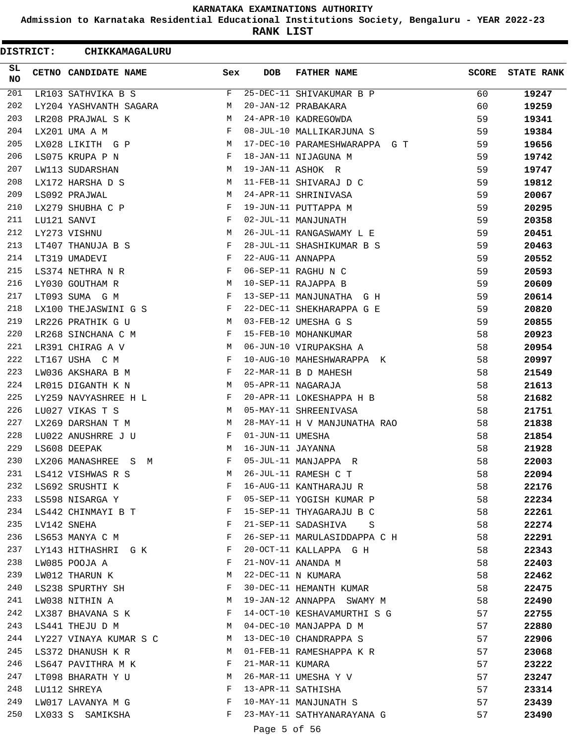# KARNATAKA EXAMINATIONS AUTHORITY

## Admission to Karnataka Residential Educational Institutions Society, Bengaluru - YEAR 2022-23

## RANK LIST

**DISTRICT: CHIKKAMAGALURU**

| SL NO | CETNO | CANDIDATE NAME | Sex | DOB | FATHER NAME | SCORE | STATE RANK |
|---|---|---|---|---|---|---|---|
| 201 | LR103 | SATHVIKA B S | F | 25-DEC-11 | SHIVAKUMAR B P | 60 | **19247** |
| 202 | LY204 | YASHVANTH SAGARA | M | 20-JAN-12 | PRABAKARA | 60 | **19259** |
| 203 | LR208 | PRAJWAL S K | M | 24-APR-10 | KADREGOWDA | 59 | **19341** |
| 204 | LX201 | UMA A M | F | 08-JUL-10 | MALLIKARJUNA S | 59 | **19384** |
| 205 | LX028 | LIKITH G P | M | 17-DEC-10 | PARAMESHWARAPPA G T | 59 | **19656** |
| 206 | LS075 | KRUPA P N | F | 18-JAN-11 | NIJAGUNA M | 59 | **19742** |
| 207 | LW113 | SUDARSHAN | M | 19-JAN-11 | ASHOK R | 59 | **19747** |
| 208 | LX172 | HARSHA D S | M | 11-FEB-11 | SHIVARAJ D C | 59 | **19812** |
| 209 | LS092 | PRAJWAL | M | 24-APR-11 | SHRINIVASA | 59 | **20067** |
| 210 | LX279 | SHUBHA C P | F | 19-JUN-11 | PUTTAPPA M | 59 | **20295** |
| 211 | LU121 | SANVI | F | 02-JUL-11 | MANJUNATH | 59 | **20358** |
| 212 | LY273 | VISHNU | M | 26-JUL-11 | RANGASWAMY L E | 59 | **20451** |
| 213 | LT407 | THANUJA B S | F | 28-JUL-11 | SHASHIKUMAR B S | 59 | **20463** |
| 214 | LT319 | UMADEVI | F | 22-AUG-11 | ANNAPPA | 59 | **20552** |
| 215 | LS374 | NETHRA N R | F | 06-SEP-11 | RAGHU N C | 59 | **20593** |
| 216 | LY030 | GOUTHAM R | M | 10-SEP-11 | RAJAPPA B | 59 | **20609** |
| 217 | LT093 | SUMA G M | F | 13-SEP-11 | MANJUNATHA G H | 59 | **20614** |
| 218 | LX100 | THEJASWINI G S | F | 22-DEC-11 | SHEKHARAPPA G E | 59 | **20820** |
| 219 | LR226 | PRATHIK G U | M | 03-FEB-12 | UMESHA G S | 59 | **20855** |
| 220 | LR268 | SINCHANA C M | F | 15-FEB-10 | MOHANKUMAR | 58 | **20923** |
| 221 | LR391 | CHIRAG A V | M | 06-JUN-10 | VIRUPAKSHA A | 58 | **20954** |
| 222 | LT167 | USHA C M | F | 10-AUG-10 | MAHESHWARAPPA K | 58 | **20997** |
| 223 | LW036 | AKSHARA B M | F | 22-MAR-11 | B D MAHESH | 58 | **21549** |
| 224 | LR015 | DIGANTH K N | M | 05-APR-11 | NAGARAJA | 58 | **21613** |
| 225 | LY259 | NAVYASHREE H L | F | 20-APR-11 | LOKESHAPPA H B | 58 | **21682** |
| 226 | LU027 | VIKAS T S | M | 05-MAY-11 | SHREENIVASA | 58 | **21751** |
| 227 | LX269 | DARSHAN T M | M | 28-MAY-11 | H V MANJUNATHA RAO | 58 | **21838** |
| 228 | LU022 | ANUSHRRE J U | F | 01-JUN-11 | UMESHA | 58 | **21854** |
| 229 | LS608 | DEEPAK | M | 16-JUN-11 | JAYANNA | 58 | **21928** |
| 230 | LX206 | MANASHREE S M | F | 05-JUL-11 | MANJAPPA R | 58 | **22003** |
| 231 | LS412 | VISHWAS R S | M | 26-JUL-11 | RAMESH C T | 58 | **22094** |
| 232 | LS692 | SRUSHTI K | F | 16-AUG-11 | KANTHARAJU R | 58 | **22176** |
| 233 | LS598 | NISARGA Y | F | 05-SEP-11 | YOGISH KUMAR P | 58 | **22234** |
| 234 | LS442 | CHINMAYI B T | F | 15-SEP-11 | THYAGARAJU B C | 58 | **22261** |
| 235 | LV142 | SNEHA | F | 21-SEP-11 | SADASHIVA S | 58 | **22274** |
| 236 | LS653 | MANYA C M | F | 26-SEP-11 | MARULASIDDAPPA C H | 58 | **22291** |
| 237 | LY143 | HITHASHRI G K | F | 20-OCT-11 | KALLAPPA G H | 58 | **22343** |
| 238 | LW085 | POOJA A | F | 21-NOV-11 | ANANDA M | 58 | **22403** |
| 239 | LW012 | THARUN K | M | 22-DEC-11 | N KUMARA | 58 | **22462** |
| 240 | LS238 | SPURTHY SH | F | 30-DEC-11 | HEMANTH KUMAR | 58 | **22475** |
| 241 | LW038 | NITHIN A | M | 19-JAN-12 | ANNAPPA SWAMY M | 58 | **22490** |
| 242 | LX387 | BHAVANA S K | F | 14-OCT-10 | KESHAVAMURTHI S G | 57 | **22755** |
| 243 | LS441 | THEJU D M | M | 04-DEC-10 | MANJAPPA D M | 57 | **22880** |
| 244 | LY227 | VINAYA KUMAR S C | M | 13-DEC-10 | CHANDRAPPA S | 57 | **22906** |
| 245 | LS372 | DHANUSH K R | M | 01-FEB-11 | RAMESHAPPA K R | 57 | **23068** |
| 246 | LS647 | PAVITHRA M K | F | 21-MAR-11 | KUMARA | 57 | **23222** |
| 247 | LT098 | BHARATH Y U | M | 26-MAR-11 | UMESHA Y V | 57 | **23247** |
| 248 | LU112 | SHREYA | F | 13-APR-11 | SATHISHA | 57 | **23314** |
| 249 | LW017 | LAVANYA M G | F | 10-MAY-11 | MANJUNATH S | 57 | **23439** |
| 250 | LX033 | S SAMIKSHA | F | 23-MAY-11 | SATHYANARAYANA G | 57 | **23490** |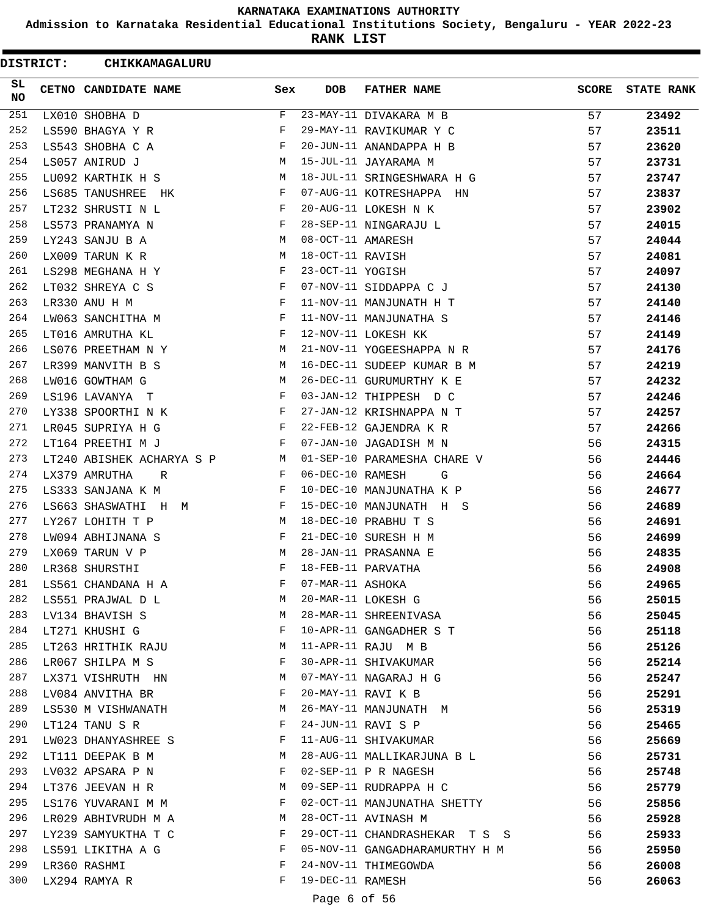# KARNATAKA EXAMINATIONS AUTHORITY

**Admission to Karnataka Residential Educational Institutions Society, Bengaluru - YEAR 2022-23**

**RANK LIST**

**DISTRICT: CHIKKAMAGALURU**

| SL NO | CETNO | CANDIDATE NAME | Sex | DOB | FATHER NAME | SCORE | STATE RANK |
|---|---|---|---|---|---|---|---|
| 251 | LX010 | SHOBHA D | F | 23-MAY-11 | DIVAKARA M B | 57 | 23492 |
| 252 | LS590 | BHAGYA Y R | F | 29-MAY-11 | RAVIKUMAR Y C | 57 | 23511 |
| 253 | LS543 | SHOBHA C A | F | 20-JUN-11 | ANANDAPPA H B | 57 | 23620 |
| 254 | LS057 | ANIRUD J | M | 15-JUL-11 | JAYARAMA M | 57 | 23731 |
| 255 | LU092 | KARTHIK H S | M | 18-JUL-11 | SRINGESHWARA H G | 57 | 23747 |
| 256 | LS685 | TANUSHREE HK | F | 07-AUG-11 | KOTRESHAPPA HN | 57 | 23837 |
| 257 | LT232 | SHRUSTI N L | F | 20-AUG-11 | LOKESH N K | 57 | 23902 |
| 258 | LS573 | PRANAMYA N | F | 28-SEP-11 | NINGARAJU L | 57 | 24015 |
| 259 | LY243 | SANJU B A | M | 08-OCT-11 | AMARESH | 57 | 24044 |
| 260 | LX009 | TARUN K R | M | 18-OCT-11 | RAVISH | 57 | 24081 |
| 261 | LS298 | MEGHANA H Y | F | 23-OCT-11 | YOGISH | 57 | 24097 |
| 262 | LT032 | SHREYA C S | F | 07-NOV-11 | SIDDAPPA C J | 57 | 24130 |
| 263 | LR330 | ANU H M | F | 11-NOV-11 | MANJUNATH H T | 57 | 24140 |
| 264 | LW063 | SANCHITHA M | F | 11-NOV-11 | MANJUNATHA S | 57 | 24146 |
| 265 | LT016 | AMRUTHA KL | F | 12-NOV-11 | LOKESH KK | 57 | 24149 |
| 266 | LS076 | PREETHAM N Y | M | 21-NOV-11 | YOGEESHAPPA N R | 57 | 24176 |
| 267 | LR399 | MANVITH B S | M | 16-DEC-11 | SUDEEP KUMAR B M | 57 | 24219 |
| 268 | LW016 | GOWTHAM G | M | 26-DEC-11 | GURUMURTHY K E | 57 | 24232 |
| 269 | LS196 | LAVANYA T | F | 03-JAN-12 | THIPPESH D C | 57 | 24246 |
| 270 | LY338 | SPOORTHI N K | F | 27-JAN-12 | KRISHNAPPA N T | 57 | 24257 |
| 271 | LR045 | SUPRIYA H G | F | 22-FEB-12 | GAJENDRA K R | 57 | 24266 |
| 272 | LT164 | PREETHI M J | F | 07-JAN-10 | JAGADISH M N | 56 | 24315 |
| 273 | LT240 | ABISHEK ACHARYA S P | M | 01-SEP-10 | PARAMESHA CHARE V | 56 | 24446 |
| 274 | LX379 | AMRUTHA R | F | 06-DEC-10 | RAMESH G | 56 | 24664 |
| 275 | LS333 | SANJANA K M | F | 10-DEC-10 | MANJUNATHA K P | 56 | 24677 |
| 276 | LS663 | SHASWATHI H M | F | 15-DEC-10 | MANJUNATH H S | 56 | 24689 |
| 277 | LY267 | LOHITH T P | M | 18-DEC-10 | PRABHU T S | 56 | 24691 |
| 278 | LW094 | ABHIJNANA S | F | 21-DEC-10 | SURESH H M | 56 | 24699 |
| 279 | LX069 | TARUN V P | M | 28-JAN-11 | PRASANNA E | 56 | 24835 |
| 280 | LR368 | SHURSTHI | F | 18-FEB-11 | PARVATHA | 56 | 24908 |
| 281 | LS561 | CHANDANA H A | F | 07-MAR-11 | ASHOKA | 56 | 24965 |
| 282 | LS551 | PRAJWAL D L | M | 20-MAR-11 | LOKESH G | 56 | 25015 |
| 283 | LV134 | BHAVISH S | M | 28-MAR-11 | SHREENIVASA | 56 | 25045 |
| 284 | LT271 | KHUSHI G | F | 10-APR-11 | GANGADHER S T | 56 | 25118 |
| 285 | LT263 | HRITHIK RAJU | M | 11-APR-11 | RAJU M B | 56 | 25126 |
| 286 | LR067 | SHILPA M S | F | 30-APR-11 | SHIVAKUMAR | 56 | 25214 |
| 287 | LX371 | VISHRUTH HN | M | 07-MAY-11 | NAGARAJ H G | 56 | 25247 |
| 288 | LV084 | ANVITHA BR | F | 20-MAY-11 | RAVI K B | 56 | 25291 |
| 289 | LS530 | M VISHWANATH | M | 26-MAY-11 | MANJUNATH M | 56 | 25319 |
| 290 | LT124 | TANU S R | F | 24-JUN-11 | RAVI S P | 56 | 25465 |
| 291 | LW023 | DHANYASHREE S | F | 11-AUG-11 | SHIVAKUMAR | 56 | 25669 |
| 292 | LT111 | DEEPAK B M | M | 28-AUG-11 | MALLIKARJUNA B L | 56 | 25731 |
| 293 | LV032 | APSARA P N | F | 02-SEP-11 | P R NAGESH | 56 | 25748 |
| 294 | LT376 | JEEVAN H R | M | 09-SEP-11 | RUDRAPPA H C | 56 | 25779 |
| 295 | LS176 | YUVARANI M M | F | 02-OCT-11 | MANJUNATHA SHETTY | 56 | 25856 |
| 296 | LR029 | ABHIVRUDH M A | M | 28-OCT-11 | AVINASH M | 56 | 25928 |
| 297 | LY239 | SAMYUKTHA T C | F | 29-OCT-11 | CHANDRASHEKAR T S S | 56 | 25933 |
| 298 | LS591 | LIKITHA A G | F | 05-NOV-11 | GANGADHARAMURTHY H M | 56 | 25950 |
| 299 | LR360 | RASHMI | F | 24-NOV-11 | THIMEGOWDA | 56 | 26008 |
| 300 | LX294 | RAMYA R | F | 19-DEC-11 | RAMESH | 56 | 26063 |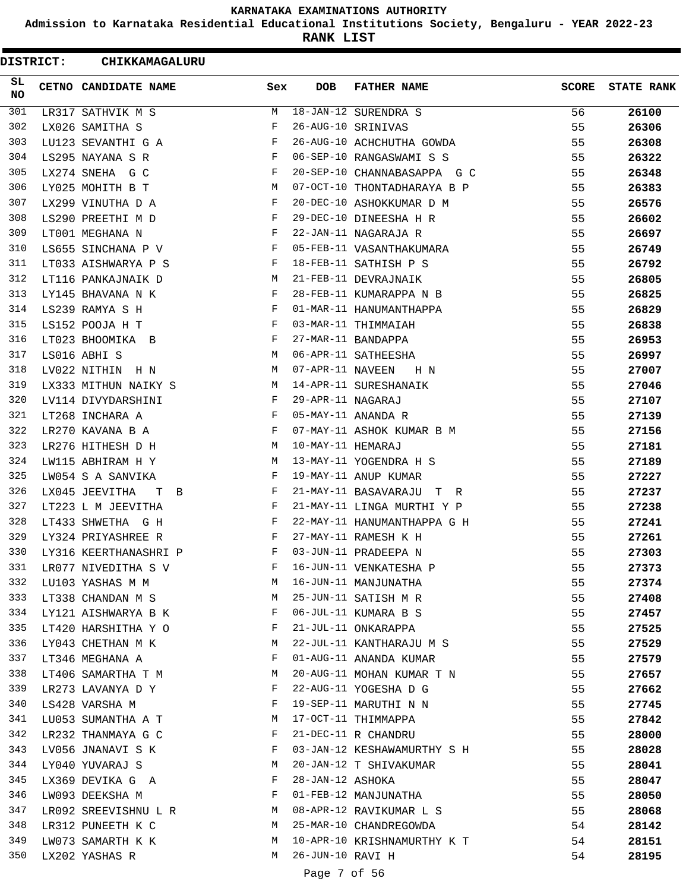# KARNATAKA EXAMINATIONS AUTHORITY

**Admission to Karnataka Residential Educational Institutions Society, Bengaluru - YEAR 2022-23**

**RANK LIST**

**DISTRICT: CHIKKAMAGALURU**

| SL NO | CETNO | CANDIDATE NAME | Sex | DOB | FATHER NAME | SCORE | STATE RANK |
|---|---|---|---|---|---|---|---|
| 301 | LR317 | SATHVIK M S | M | 18-JAN-12 | SURENDRA S | 56 | 26100 |
| 302 | LX026 | SAMITHA S | F | 26-AUG-10 | SRINIVAS | 55 | 26306 |
| 303 | LU123 | SEVANTHI G A | F | 26-AUG-10 | ACHCHUTHA GOWDA | 55 | 26308 |
| 304 | LS295 | NAYANA S R | F | 06-SEP-10 | RANGASWAMI S S | 55 | 26322 |
| 305 | LX274 | SNEHA G C | F | 20-SEP-10 | CHANNABASAPPA G C | 55 | 26348 |
| 306 | LY025 | MOHITH B T | M | 07-OCT-10 | THONTADHARAYA B P | 55 | 26383 |
| 307 | LX299 | VINUTHA D A | F | 20-DEC-10 | ASHOKKUMAR D M | 55 | 26576 |
| 308 | LS290 | PREETHI M D | F | 29-DEC-10 | DINEESHA H R | 55 | 26602 |
| 309 | LT001 | MEGHANA N | F | 22-JAN-11 | NAGARAJA R | 55 | 26697 |
| 310 | LS655 | SINCHANA P V | F | 05-FEB-11 | VASANTHAKUMARA | 55 | 26749 |
| 311 | LT033 | AISHWARYA P S | F | 18-FEB-11 | SATHISH P S | 55 | 26792 |
| 312 | LT116 | PANKAJNAIK D | M | 21-FEB-11 | DEVRAJNAIK | 55 | 26805 |
| 313 | LY145 | BHAVANA N K | F | 28-FEB-11 | KUMARAPPA N B | 55 | 26825 |
| 314 | LS239 | RAMYA S H | F | 01-MAR-11 | HANUMANTHAPPA | 55 | 26829 |
| 315 | LS152 | POOJA H T | F | 03-MAR-11 | THIMMAIAH | 55 | 26838 |
| 316 | LT023 | BHOOMIKA B | F | 27-MAR-11 | BANDAPPA | 55 | 26953 |
| 317 | LS016 | ABHI S | M | 06-APR-11 | SATHEESHA | 55 | 26997 |
| 318 | LV022 | NITHIN H N | M | 07-APR-11 | NAVEEN H N | 55 | 27007 |
| 319 | LX333 | MITHUN NAIKY S | M | 14-APR-11 | SURESHANAIK | 55 | 27046 |
| 320 | LV114 | DIVYDARSHINI | F | 29-APR-11 | NAGARAJ | 55 | 27107 |
| 321 | LT268 | INCHARA A | F | 05-MAY-11 | ANANDA R | 55 | 27139 |
| 322 | LR270 | KAVANA B A | F | 07-MAY-11 | ASHOK KUMAR B M | 55 | 27156 |
| 323 | LR276 | HITHESH D H | M | 10-MAY-11 | HEMARAJ | 55 | 27181 |
| 324 | LW115 | ABHIRAM H Y | M | 13-MAY-11 | YOGENDRA H S | 55 | 27189 |
| 325 | LW054 | S A SANVIKA | F | 19-MAY-11 | ANUP KUMAR | 55 | 27227 |
| 326 | LX045 | JEEVITHA T B | F | 21-MAY-11 | BASAVARAJU T R | 55 | 27237 |
| 327 | LT223 | L M JEEVITHA | F | 21-MAY-11 | LINGA MURTHI Y P | 55 | 27238 |
| 328 | LT433 | SHWETHA G H | F | 22-MAY-11 | HANUMANTHAPPA G H | 55 | 27241 |
| 329 | LY324 | PRIYASHREE R | F | 27-MAY-11 | RAMESH K H | 55 | 27261 |
| 330 | LY316 | KEERTHANASHRI P | F | 03-JUN-11 | PRADEEPA N | 55 | 27303 |
| 331 | LR077 | NIVEDITHA S V | F | 16-JUN-11 | VENKATESHA P | 55 | 27373 |
| 332 | LU103 | YASHAS M M | M | 16-JUN-11 | MANJUNATHA | 55 | 27374 |
| 333 | LT338 | CHANDAN M S | M | 25-JUN-11 | SATISH M R | 55 | 27408 |
| 334 | LY121 | AISHWARYA B K | F | 06-JUL-11 | KUMARA B S | 55 | 27457 |
| 335 | LT420 | HARSHITHA Y O | F | 21-JUL-11 | ONKARAPPA | 55 | 27525 |
| 336 | LY043 | CHETHAN M K | M | 22-JUL-11 | KANTHARAJU M S | 55 | 27529 |
| 337 | LT346 | MEGHANA A | F | 01-AUG-11 | ANANDA KUMAR | 55 | 27579 |
| 338 | LT406 | SAMARTHA T M | M | 20-AUG-11 | MOHAN KUMAR T N | 55 | 27657 |
| 339 | LR273 | LAVANYA D Y | F | 22-AUG-11 | YOGESHA D G | 55 | 27662 |
| 340 | LS428 | VARSHA M | F | 19-SEP-11 | MARUTHI N N | 55 | 27745 |
| 341 | LU053 | SUMANTHA A T | M | 17-OCT-11 | THIMMAPPA | 55 | 27842 |
| 342 | LR232 | THANMAYA G C | F | 21-DEC-11 | R CHANDRU | 55 | 28000 |
| 343 | LV056 | JNANAVI S K | F | 03-JAN-12 | KESHAWAMURTHY S H | 55 | 28028 |
| 344 | LY040 | YUVARAJ S | M | 20-JAN-12 | T SHIVAKUMAR | 55 | 28041 |
| 345 | LX369 | DEVIKA G A | F | 28-JAN-12 | ASHOKA | 55 | 28047 |
| 346 | LW093 | DEEKSHA M | F | 01-FEB-12 | MANJUNATHA | 55 | 28050 |
| 347 | LR092 | SREEVISHNU L R | M | 08-APR-12 | RAVIKUMAR L S | 55 | 28068 |
| 348 | LR312 | PUNEETH K C | M | 25-MAR-10 | CHANDREGOWDA | 54 | 28142 |
| 349 | LW073 | SAMARTH K K | M | 10-APR-10 | KRISHNAMURTHY K T | 54 | 28151 |
| 350 | LX202 | YASHAS R | M | 26-JUN-10 | RAVI H | 54 | 28195 |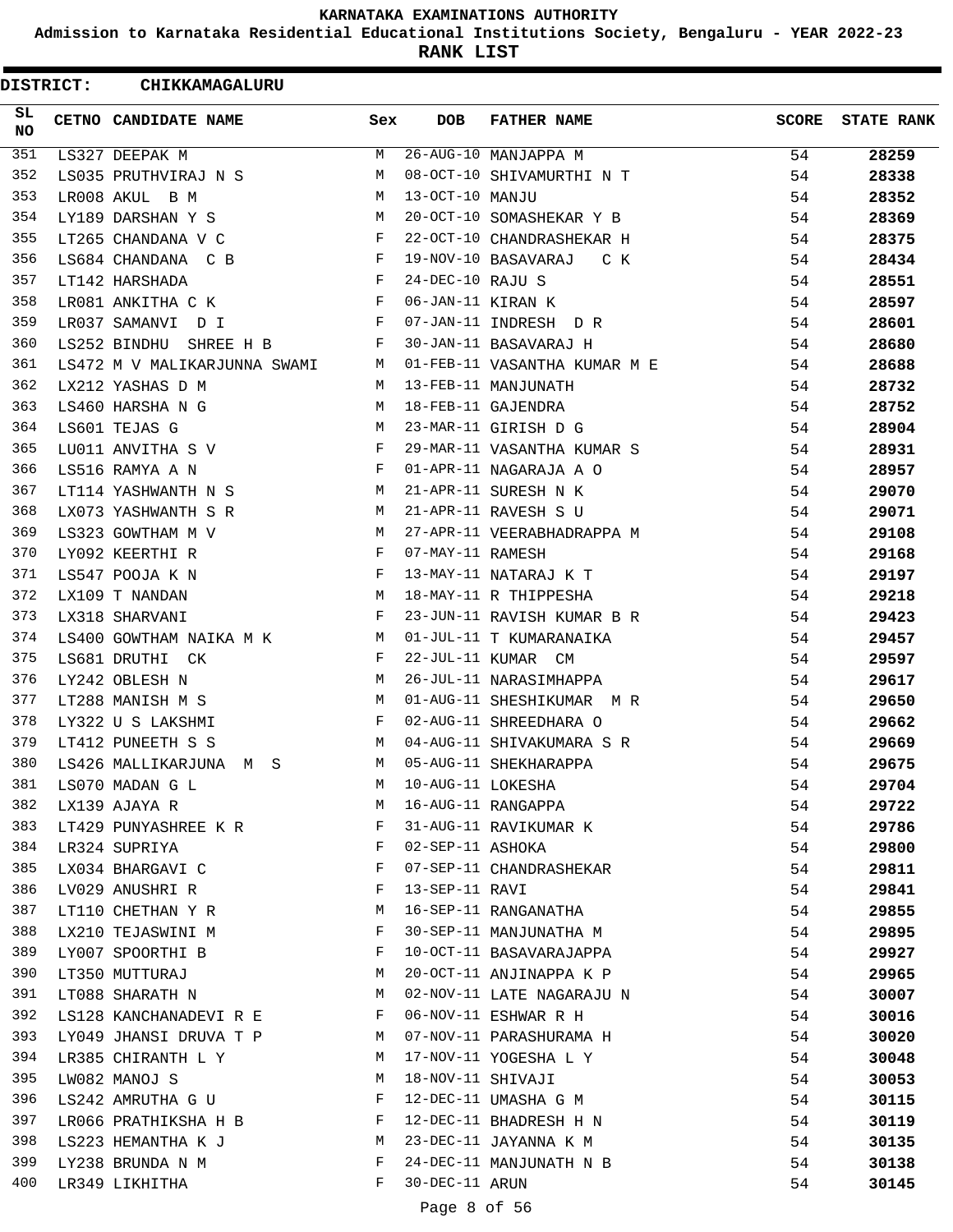KARNATAKA EXAMINATIONS AUTHORITY

Admission to Karnataka Residential Educational Institutions Society, Bengaluru - YEAR 2022-23

**RANK LIST**

**DISTRICT: CHIKKAMAGALURU**

| SL NO | CETNO | CANDIDATE NAME | Sex | DOB | FATHER NAME | SCORE | STATE RANK |
|---|---|---|---|---|---|---|---|
| 351 | LS327 | DEEPAK M | M | 26-AUG-10 | MANJAPPA M | 54 | 28259 |
| 352 | LS035 | PRUTHVIRAJ N S | M | 08-OCT-10 | SHIVAMURTHI N T | 54 | 28338 |
| 353 | LR008 | AKUL B M | M | 13-OCT-10 | MANJU | 54 | 28352 |
| 354 | LY189 | DARSHAN Y S | M | 20-OCT-10 | SOMASHEKAR Y B | 54 | 28369 |
| 355 | LT265 | CHANDANA V C | F | 22-OCT-10 | CHANDRASHEKAR H | 54 | 28375 |
| 356 | LS684 | CHANDANA C B | F | 19-NOV-10 | BASAVARAJ C K | 54 | 28434 |
| 357 | LT142 | HARSHADA | F | 24-DEC-10 | RAJU S | 54 | 28551 |
| 358 | LR081 | ANKITHA C K | F | 06-JAN-11 | KIRAN K | 54 | 28597 |
| 359 | LR037 | SAMANVI D I | F | 07-JAN-11 | INDRESH D R | 54 | 28601 |
| 360 | LS252 | BINDHU SHREE H B | F | 30-JAN-11 | BASAVARAJ H | 54 | 28680 |
| 361 | LS472 | M V MALIKARJUNNA SWAMI | M | 01-FEB-11 | VASANTHA KUMAR M E | 54 | 28688 |
| 362 | LX212 | YASHAS D M | M | 13-FEB-11 | MANJUNATH | 54 | 28732 |
| 363 | LS460 | HARSHA N G | M | 18-FEB-11 | GAJENDRA | 54 | 28752 |
| 364 | LS601 | TEJAS G | M | 23-MAR-11 | GIRISH D G | 54 | 28904 |
| 365 | LU011 | ANVITHA S V | F | 29-MAR-11 | VASANTHA KUMAR S | 54 | 28931 |
| 366 | LS516 | RAMYA A N | F | 01-APR-11 | NAGARAJA A O | 54 | 28957 |
| 367 | LT114 | YASHWANTH N S | M | 21-APR-11 | SURESH N K | 54 | 29070 |
| 368 | LX073 | YASHWANTH S R | M | 21-APR-11 | RAVESH S U | 54 | 29071 |
| 369 | LS323 | GOWTHAM M V | M | 27-APR-11 | VEERABHADRAPPA M | 54 | 29108 |
| 370 | LY092 | KEERTHI R | F | 07-MAY-11 | RAMESH | 54 | 29168 |
| 371 | LS547 | POOJA K N | F | 13-MAY-11 | NATARAJ K T | 54 | 29197 |
| 372 | LX109 | T NANDAN | M | 18-MAY-11 | R THIPPESHA | 54 | 29218 |
| 373 | LX318 | SHARVANI | F | 23-JUN-11 | RAVISH KUMAR B R | 54 | 29423 |
| 374 | LS400 | GOWTHAM NAIKA M K | M | 01-JUL-11 | T KUMARANAIKA | 54 | 29457 |
| 375 | LS681 | DRUTHI CK | F | 22-JUL-11 | KUMAR CM | 54 | 29597 |
| 376 | LY242 | OBLESH N | M | 26-JUL-11 | NARASIMHAPPA | 54 | 29617 |
| 377 | LT288 | MANISH M S | M | 01-AUG-11 | SHESHIKUMAR M R | 54 | 29650 |
| 378 | LY322 | U S LAKSHMI | F | 02-AUG-11 | SHREEDHARA O | 54 | 29662 |
| 379 | LT412 | PUNEETH S S | M | 04-AUG-11 | SHIVAKUMARA S R | 54 | 29669 |
| 380 | LS426 | MALLIKARJUNA M S | M | 05-AUG-11 | SHEKHARAPPA | 54 | 29675 |
| 381 | LS070 | MADAN G L | M | 10-AUG-11 | LOKESHA | 54 | 29704 |
| 382 | LX139 | AJAYA R | M | 16-AUG-11 | RANGAPPA | 54 | 29722 |
| 383 | LT429 | PUNYASHREE K R | F | 31-AUG-11 | RAVIKUMAR K | 54 | 29786 |
| 384 | LR324 | SUPRIYA | F | 02-SEP-11 | ASHOKA | 54 | 29800 |
| 385 | LX034 | BHARGAVI C | F | 07-SEP-11 | CHANDRASHEKAR | 54 | 29811 |
| 386 | LV029 | ANUSHRI R | F | 13-SEP-11 | RAVI | 54 | 29841 |
| 387 | LT110 | CHETHAN Y R | M | 16-SEP-11 | RANGANATHA | 54 | 29855 |
| 388 | LX210 | TEJASWINI M | F | 30-SEP-11 | MANJUNATHA M | 54 | 29895 |
| 389 | LY007 | SPOORTHI B | F | 10-OCT-11 | BASAVARAJAPPA | 54 | 29927 |
| 390 | LT350 | MUTTURAJ | M | 20-OCT-11 | ANJINAPPA K P | 54 | 29965 |
| 391 | LT088 | SHARATH N | M | 02-NOV-11 | LATE NAGARAJU N | 54 | 30007 |
| 392 | LS128 | KANCHANADEVI R E | F | 06-NOV-11 | ESHWAR R H | 54 | 30016 |
| 393 | LY049 | JHANSI DRUVA T P | M | 07-NOV-11 | PARASHURAMA H | 54 | 30020 |
| 394 | LR385 | CHIRANTH L Y | M | 17-NOV-11 | YOGESHA L Y | 54 | 30048 |
| 395 | LW082 | MANOJ S | M | 18-NOV-11 | SHIVAJI | 54 | 30053 |
| 396 | LS242 | AMRUTHA G U | F | 12-DEC-11 | UMASHA G M | 54 | 30115 |
| 397 | LR066 | PRATHIKSHA H B | F | 12-DEC-11 | BHADRESH H N | 54 | 30119 |
| 398 | LS223 | HEMANTHA K J | M | 23-DEC-11 | JAYANNA K M | 54 | 30135 |
| 399 | LY238 | BRUNDA N M | F | 24-DEC-11 | MANJUNATH N B | 54 | 30138 |
| 400 | LR349 | LIKHITHA | F | 30-DEC-11 | ARUN | 54 | 30145 |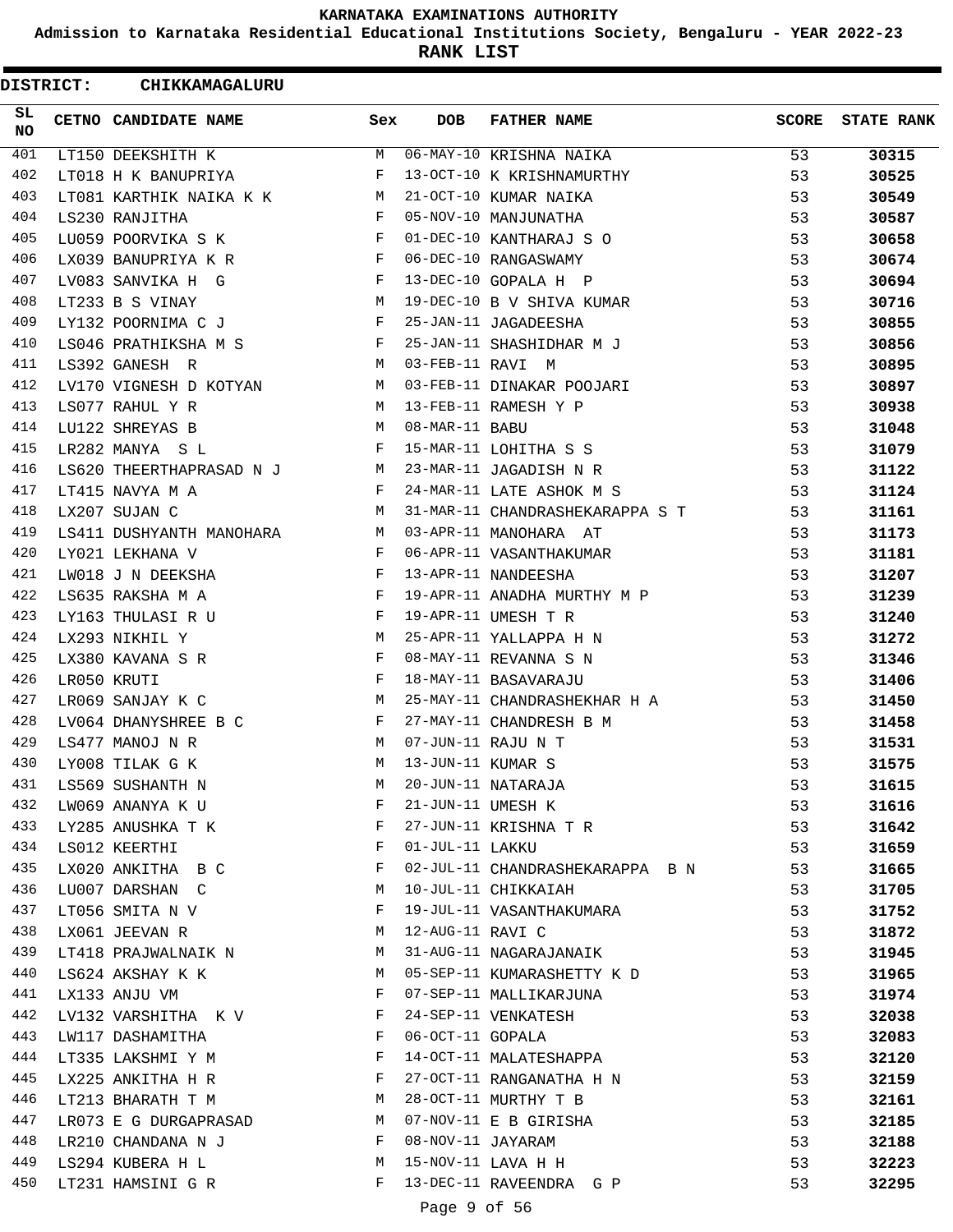# KARNATAKA EXAMINATIONS AUTHORITY

**Admission to Karnataka Residential Educational Institutions Society, Bengaluru - YEAR 2022-23**

**RANK LIST**

**DISTRICT: CHIKKAMAGALURU**

| SL NO | CETNO | CANDIDATE NAME | Sex | DOB | FATHER NAME | SCORE | STATE RANK |
|---|---|---|---|---|---|---|---|
| 401 | LT150 | DEEKSHITH K | M | 06-MAY-10 | KRISHNA NAIKA | 53 | **30315** |
| 402 | LT018 | H K BANUPRIYA | F | 13-OCT-10 | K KRISHNAMURTHY | 53 | **30525** |
| 403 | LT081 | KARTHIK NAIKA K K | M | 21-OCT-10 | KUMAR NAIKA | 53 | **30549** |
| 404 | LS230 | RANJITHA | F | 05-NOV-10 | MANJUNATHA | 53 | **30587** |
| 405 | LU059 | POORVIKA S K | F | 01-DEC-10 | KANTHARAJ S O | 53 | **30658** |
| 406 | LX039 | BANUPRIYA K R | F | 06-DEC-10 | RANGASWAMY | 53 | **30674** |
| 407 | LV083 | SANVIKA H G | F | 13-DEC-10 | GOPALA H P | 53 | **30694** |
| 408 | LT233 | B S VINAY | M | 19-DEC-10 | B V SHIVA KUMAR | 53 | **30716** |
| 409 | LY132 | POORNIMA C J | F | 25-JAN-11 | JAGADEESHA | 53 | **30855** |
| 410 | LS046 | PRATHIKSHA M S | F | 25-JAN-11 | SHASHIDHAR M J | 53 | **30856** |
| 411 | LS392 | GANESH R | M | 03-FEB-11 | RAVI M | 53 | **30895** |
| 412 | LV170 | VIGNESH D KOTYAN | M | 03-FEB-11 | DINAKAR POOJARI | 53 | **30897** |
| 413 | LS077 | RAHUL Y R | M | 13-FEB-11 | RAMESH Y P | 53 | **30938** |
| 414 | LU122 | SHREYAS B | M | 08-MAR-11 | BABU | 53 | **31048** |
| 415 | LR282 | MANYA S L | F | 15-MAR-11 | LOHITHA S S | 53 | **31079** |
| 416 | LS620 | THEERTHAPRASAD N J | M | 23-MAR-11 | JAGADISH N R | 53 | **31122** |
| 417 | LT415 | NAVYA M A | F | 24-MAR-11 | LATE ASHOK M S | 53 | **31124** |
| 418 | LX207 | SUJAN C | M | 31-MAR-11 | CHANDRASHEKARAPPA S T | 53 | **31161** |
| 419 | LS411 | DUSHYANTH MANOHARA | M | 03-APR-11 | MANOHARA AT | 53 | **31173** |
| 420 | LY021 | LEKHANA V | F | 06-APR-11 | VASANTHAKUMAR | 53 | **31181** |
| 421 | LW018 | J N DEEKSHA | F | 13-APR-11 | NANDEESHA | 53 | **31207** |
| 422 | LS635 | RAKSHA M A | F | 19-APR-11 | ANADHA MURTHY M P | 53 | **31239** |
| 423 | LY163 | THULASI R U | F | 19-APR-11 | UMESH T R | 53 | **31240** |
| 424 | LX293 | NIKHIL Y | M | 25-APR-11 | YALLAPPA H N | 53 | **31272** |
| 425 | LX380 | KAVANA S R | F | 08-MAY-11 | REVANNA S N | 53 | **31346** |
| 426 | LR050 | KRUTI | F | 18-MAY-11 | BASAVARAJU | 53 | **31406** |
| 427 | LR069 | SANJAY K C | M | 25-MAY-11 | CHANDRASHEKHAR H A | 53 | **31450** |
| 428 | LV064 | DHANYSHREE B C | F | 27-MAY-11 | CHANDRESH B M | 53 | **31458** |
| 429 | LS477 | MANOJ N R | M | 07-JUN-11 | RAJU N T | 53 | **31531** |
| 430 | LY008 | TILAK G K | M | 13-JUN-11 | KUMAR S | 53 | **31575** |
| 431 | LS569 | SUSHANTH N | M | 20-JUN-11 | NATARAJA | 53 | **31615** |
| 432 | LW069 | ANANYA K U | F | 21-JUN-11 | UMESH K | 53 | **31616** |
| 433 | LY285 | ANUSHKA T K | F | 27-JUN-11 | KRISHNA T R | 53 | **31642** |
| 434 | LS012 | KEERTHI | F | 01-JUL-11 | LAKKU | 53 | **31659** |
| 435 | LX020 | ANKITHA B C | F | 02-JUL-11 | CHANDRASHEKARAPPA B N | 53 | **31665** |
| 436 | LU007 | DARSHAN C | M | 10-JUL-11 | CHIKKAIAH | 53 | **31705** |
| 437 | LT056 | SMITA N V | F | 19-JUL-11 | VASANTHAKUMARA | 53 | **31752** |
| 438 | LX061 | JEEVAN R | M | 12-AUG-11 | RAVI C | 53 | **31872** |
| 439 | LT418 | PRAJWALNAIK N | M | 31-AUG-11 | NAGARAJANAIK | 53 | **31945** |
| 440 | LS624 | AKSHAY K K | M | 05-SEP-11 | KUMARASHETTY K D | 53 | **31965** |
| 441 | LX133 | ANJU VM | F | 07-SEP-11 | MALLIKARJUNA | 53 | **31974** |
| 442 | LV132 | VARSHITHA K V | F | 24-SEP-11 | VENKATESH | 53 | **32038** |
| 443 | LW117 | DASHAMITHA | F | 06-OCT-11 | GOPALA | 53 | **32083** |
| 444 | LT335 | LAKSHMI Y M | F | 14-OCT-11 | MALATESHAPPA | 53 | **32120** |
| 445 | LX225 | ANKITHA H R | F | 27-OCT-11 | RANGANATHA H N | 53 | **32159** |
| 446 | LT213 | BHARATH T M | M | 28-OCT-11 | MURTHY T B | 53 | **32161** |
| 447 | LR073 | E G DURGAPRASAD | M | 07-NOV-11 | E B GIRISHA | 53 | **32185** |
| 448 | LR210 | CHANDANA N J | F | 08-NOV-11 | JAYARAM | 53 | **32188** |
| 449 | LS294 | KUBERA H L | M | 15-NOV-11 | LAVA H H | 53 | **32223** |
| 450 | LT231 | HAMSINI G R | F | 13-DEC-11 | RAVEENDRA G P | 53 | **32295** |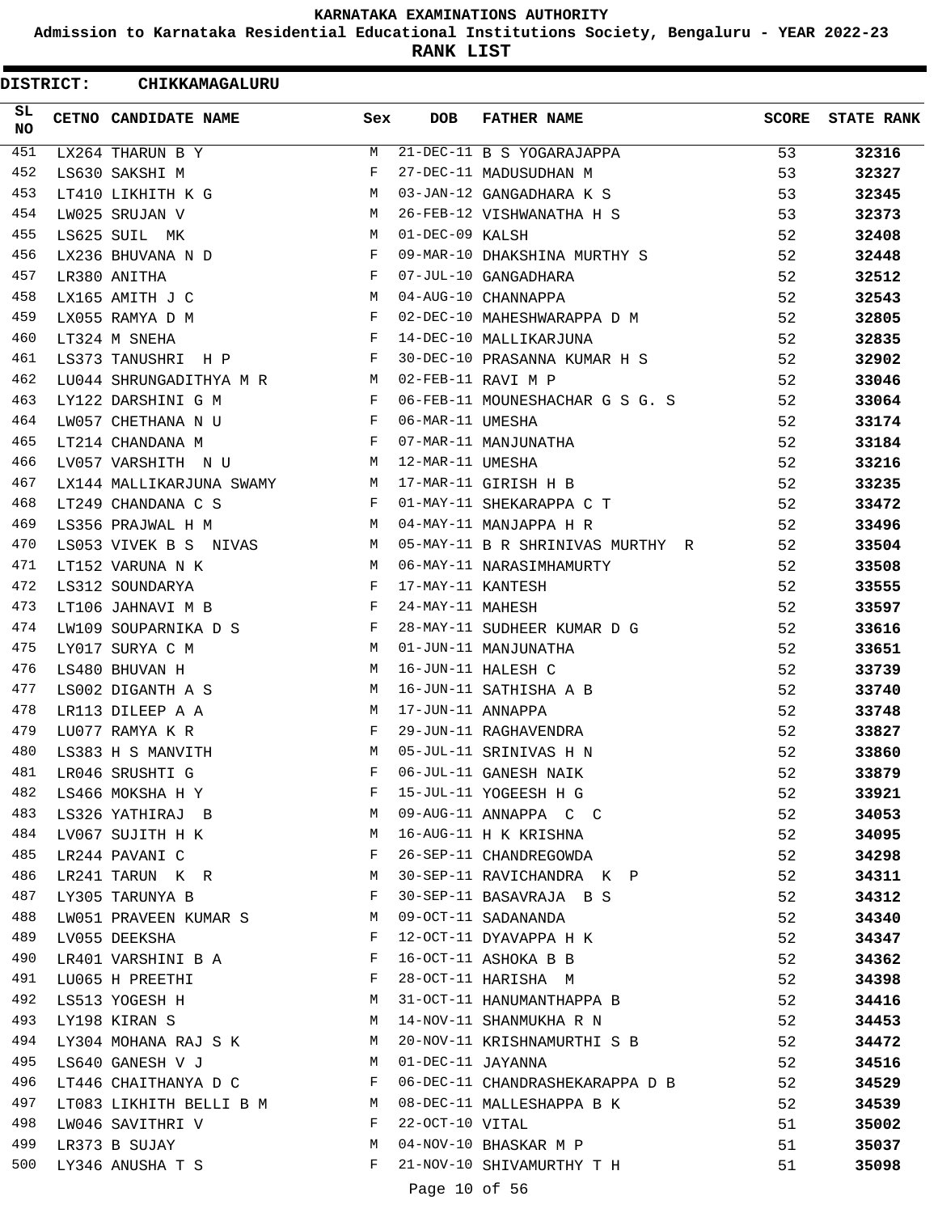KARNATAKA EXAMINATIONS AUTHORITY

Admission to Karnataka Residential Educational Institutions Society, Bengaluru - YEAR 2022-23

**RANK LIST**

**DISTRICT: CHIKKAMAGALURU**

| SL NO | CETNO | CANDIDATE NAME | Sex | DOB | FATHER NAME | SCORE | STATE RANK |
|---|---|---|---|---|---|---|---|
| 451 | LX264 | THARUN B Y | M | 21-DEC-11 | B S YOGARAJAPPA | 53 | **32316** |
| 452 | LS630 | SAKSHI M | F | 27-DEC-11 | MADUSUDHAN M | 53 | **32327** |
| 453 | LT410 | LIKHITH K G | M | 03-JAN-12 | GANGADHARA K S | 53 | **32345** |
| 454 | LW025 | SRUJAN V | M | 26-FEB-12 | VISHWANATHA H S | 53 | **32373** |
| 455 | LS625 | SUIL MK | M | 01-DEC-09 | KALSH | 52 | **32408** |
| 456 | LX236 | BHUVANA N D | F | 09-MAR-10 | DHAKSHINA MURTHY S | 52 | **32448** |
| 457 | LR380 | ANITHA | F | 07-JUL-10 | GANGADHARA | 52 | **32512** |
| 458 | LX165 | AMITH J C | M | 04-AUG-10 | CHANNAPPA | 52 | **32543** |
| 459 | LX055 | RAMYA D M | F | 02-DEC-10 | MAHESHWARAPPA D M | 52 | **32805** |
| 460 | LT324 | M SNEHA | F | 14-DEC-10 | MALLIKARJUNA | 52 | **32835** |
| 461 | LS373 | TANUSHRI H P | F | 30-DEC-10 | PRASANNA KUMAR H S | 52 | **32902** |
| 462 | LU044 | SHRUNGADITHYA M R | M | 02-FEB-11 | RAVI M P | 52 | **33046** |
| 463 | LY122 | DARSHINI G M | F | 06-FEB-11 | MOUNESHACHAR G S G. S | 52 | **33064** |
| 464 | LW057 | CHETHANA N U | F | 06-MAR-11 | UMESHA | 52 | **33174** |
| 465 | LT214 | CHANDANA M | F | 07-MAR-11 | MANJUNATHA | 52 | **33184** |
| 466 | LV057 | VARSHITH N U | M | 12-MAR-11 | UMESHA | 52 | **33216** |
| 467 | LX144 | MALLIKARJUNA SWAMY | M | 17-MAR-11 | GIRISH H B | 52 | **33235** |
| 468 | LT249 | CHANDANA C S | F | 01-MAY-11 | SHEKARAPPA C T | 52 | **33472** |
| 469 | LS356 | PRAJWAL H M | M | 04-MAY-11 | MANJAPPA H R | 52 | **33496** |
| 470 | LS053 | VIVEK B S NIVAS | M | 05-MAY-11 | B R SHRINIVAS MURTHY R | 52 | **33504** |
| 471 | LT152 | VARUNA N K | M | 06-MAY-11 | NARASIMHAMURTY | 52 | **33508** |
| 472 | LS312 | SOUNDARYA | F | 17-MAY-11 | KANTESH | 52 | **33555** |
| 473 | LT106 | JAHNAVI M B | F | 24-MAY-11 | MAHESH | 52 | **33597** |
| 474 | LW109 | SOUPARNIKA D S | F | 28-MAY-11 | SUDHEER KUMAR D G | 52 | **33616** |
| 475 | LY017 | SURYA C M | M | 01-JUN-11 | MANJUNATHA | 52 | **33651** |
| 476 | LS480 | BHUVAN H | M | 16-JUN-11 | HALESH C | 52 | **33739** |
| 477 | LS002 | DIGANTH A S | M | 16-JUN-11 | SATHISHA A B | 52 | **33740** |
| 478 | LR113 | DILEEP A A | M | 17-JUN-11 | ANNAPPA | 52 | **33748** |
| 479 | LU077 | RAMYA K R | F | 29-JUN-11 | RAGHAVENDRA | 52 | **33827** |
| 480 | LS383 | H S MANVITH | M | 05-JUL-11 | SRINIVAS H N | 52 | **33860** |
| 481 | LR046 | SRUSHTI G | F | 06-JUL-11 | GANESH NAIK | 52 | **33879** |
| 482 | LS466 | MOKSHA H Y | F | 15-JUL-11 | YOGEESH H G | 52 | **33921** |
| 483 | LS326 | YATHIRAJ B | M | 09-AUG-11 | ANNAPPA C C | 52 | **34053** |
| 484 | LV067 | SUJITH H K | M | 16-AUG-11 | H K KRISHNA | 52 | **34095** |
| 485 | LR244 | PAVANI C | F | 26-SEP-11 | CHANDREGOWDA | 52 | **34298** |
| 486 | LR241 | TARUN K R | M | 30-SEP-11 | RAVICHANDRA K P | 52 | **34311** |
| 487 | LY305 | TARUNYA B | F | 30-SEP-11 | BASAVRAJA B S | 52 | **34312** |
| 488 | LW051 | PRAVEEN KUMAR S | M | 09-OCT-11 | SADANANDA | 52 | **34340** |
| 489 | LV055 | DEEKSHA | F | 12-OCT-11 | DYAVAPPA H K | 52 | **34347** |
| 490 | LR401 | VARSHINI B A | F | 16-OCT-11 | ASHOKA B B | 52 | **34362** |
| 491 | LU065 | H PREETHI | F | 28-OCT-11 | HARISHA M | 52 | **34398** |
| 492 | LS513 | YOGESH H | M | 31-OCT-11 | HANUMANTHAPPA B | 52 | **34416** |
| 493 | LY198 | KIRAN S | M | 14-NOV-11 | SHANMUKHA R N | 52 | **34453** |
| 494 | LY304 | MOHANA RAJ S K | M | 20-NOV-11 | KRISHNAMURTHI S B | 52 | **34472** |
| 495 | LS640 | GANESH V J | M | 01-DEC-11 | JAYANNA | 52 | **34516** |
| 496 | LT446 | CHAITHANYA D C | F | 06-DEC-11 | CHANDRASHEKARAPPA D B | 52 | **34529** |
| 497 | LT083 | LIKHITH BELLI B M | M | 08-DEC-11 | MALLESHAPPA B K | 52 | **34539** |
| 498 | LW046 | SAVITHRI V | F | 22-OCT-10 | VITAL | 51 | **35002** |
| 499 | LR373 | B SUJAY | M | 04-NOV-10 | BHASKAR M P | 51 | **35037** |
| 500 | LY346 | ANUSHA T S | F | 21-NOV-10 | SHIVAMURTHY T H | 51 | **35098** |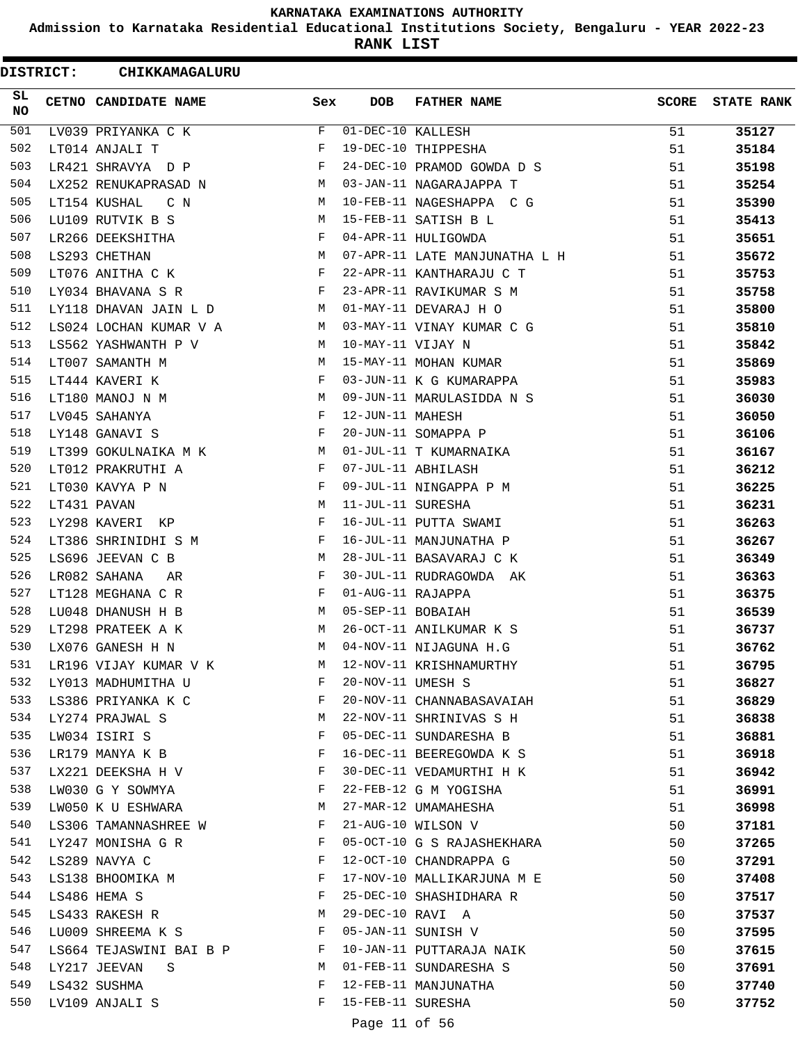# KARNATAKA EXAMINATIONS AUTHORITY

**Admission to Karnataka Residential Educational Institutions Society, Bengaluru - YEAR 2022-23**

**RANK LIST**

**DISTRICT: CHIKKAMAGALURU**

| SL NO | CETNO | CANDIDATE NAME | Sex | DOB | FATHER NAME | SCORE | STATE RANK |
|---|---|---|---|---|---|---|---|
| 501 | LV039 | PRIYANKA C K | F | 01-DEC-10 | KALLESH | 51 | **35127** |
| 502 | LT014 | ANJALI T | F | 19-DEC-10 | THIPPESHA | 51 | **35184** |
| 503 | LR421 | SHRAVYA D P | F | 24-DEC-10 | PRAMOD GOWDA D S | 51 | **35198** |
| 504 | LX252 | RENUKAPRASAD N | M | 03-JAN-11 | NAGARAJAPPA T | 51 | **35254** |
| 505 | LT154 | KUSHAL C N | M | 10-FEB-11 | NAGESHAPPA C G | 51 | **35390** |
| 506 | LU109 | RUTVIK B S | M | 15-FEB-11 | SATISH B L | 51 | **35413** |
| 507 | LR266 | DEEKSHITHA | F | 04-APR-11 | HULIGOWDA | 51 | **35651** |
| 508 | LS293 | CHETHAN | M | 07-APR-11 | LATE MANJUNATHA L H | 51 | **35672** |
| 509 | LT076 | ANITHA C K | F | 22-APR-11 | KANTHARAJU C T | 51 | **35753** |
| 510 | LY034 | BHAVANA S R | F | 23-APR-11 | RAVIKUMAR S M | 51 | **35758** |
| 511 | LY118 | DHAVAN JAIN L D | M | 01-MAY-11 | DEVARAJ H O | 51 | **35800** |
| 512 | LS024 | LOCHAN KUMAR V A | M | 03-MAY-11 | VINAY KUMAR C G | 51 | **35810** |
| 513 | LS562 | YASHWANTH P V | M | 10-MAY-11 | VIJAY N | 51 | **35842** |
| 514 | LT007 | SAMANTH M | M | 15-MAY-11 | MOHAN KUMAR | 51 | **35869** |
| 515 | LT444 | KAVERI K | F | 03-JUN-11 | K G KUMARAPPA | 51 | **35983** |
| 516 | LT180 | MANOJ N M | M | 09-JUN-11 | MARULASIDDA N S | 51 | **36030** |
| 517 | LV045 | SAHANYA | F | 12-JUN-11 | MAHESH | 51 | **36050** |
| 518 | LY148 | GANAVI S | F | 20-JUN-11 | SOMAPPA P | 51 | **36106** |
| 519 | LT399 | GOKULNAIKA M K | M | 01-JUL-11 | T KUMARNAIKA | 51 | **36167** |
| 520 | LT012 | PRAKRUTHI A | F | 07-JUL-11 | ABHILASH | 51 | **36212** |
| 521 | LT030 | KAVYA P N | F | 09-JUL-11 | NINGAPPA P M | 51 | **36225** |
| 522 | LT431 | PAVAN | M | 11-JUL-11 | SURESHA | 51 | **36231** |
| 523 | LY298 | KAVERI KP | F | 16-JUL-11 | PUTTA SWAMI | 51 | **36263** |
| 524 | LT386 | SHRINIDHI S M | F | 16-JUL-11 | MANJUNATHA P | 51 | **36267** |
| 525 | LS696 | JEEVAN C B | M | 28-JUL-11 | BASAVARAJ C K | 51 | **36349** |
| 526 | LR082 | SAHANA AR | F | 30-JUL-11 | RUDRAGOWDA AK | 51 | **36363** |
| 527 | LT128 | MEGHANA C R | F | 01-AUG-11 | RAJAPPA | 51 | **36375** |
| 528 | LU048 | DHANUSH H B | M | 05-SEP-11 | BOBAIAH | 51 | **36539** |
| 529 | LT298 | PRATEEK A K | M | 26-OCT-11 | ANILKUMAR K S | 51 | **36737** |
| 530 | LX076 | GANESH H N | M | 04-NOV-11 | NIJAGUNA H.G | 51 | **36762** |
| 531 | LR196 | VIJAY KUMAR V K | M | 12-NOV-11 | KRISHNAMURTHY | 51 | **36795** |
| 532 | LY013 | MADHUMITHA U | F | 20-NOV-11 | UMESH S | 51 | **36827** |
| 533 | LS386 | PRIYANKA K C | F | 20-NOV-11 | CHANNABASAVAIAH | 51 | **36829** |
| 534 | LY274 | PRAJWAL S | M | 22-NOV-11 | SHRINIVAS S H | 51 | **36838** |
| 535 | LW034 | ISIRI S | F | 05-DEC-11 | SUNDARESHA B | 51 | **36881** |
| 536 | LR179 | MANYA K B | F | 16-DEC-11 | BEEREGOWDA K S | 51 | **36918** |
| 537 | LX221 | DEEKSHA H V | F | 30-DEC-11 | VEDAMURTHI H K | 51 | **36942** |
| 538 | LW030 | G Y SOWMYA | F | 22-FEB-12 | G M YOGISHA | 51 | **36991** |
| 539 | LW050 | K U ESHWARA | M | 27-MAR-12 | UMAMAHESHA | 51 | **36998** |
| 540 | LS306 | TAMANNASHREE W | F | 21-AUG-10 | WILSON V | 50 | **37181** |
| 541 | LY247 | MONISHA G R | F | 05-OCT-10 | G S RAJASHEKHARA | 50 | **37265** |
| 542 | LS289 | NAVYA C | F | 12-OCT-10 | CHANDRAPPA G | 50 | **37291** |
| 543 | LS138 | BHOOMIKA M | F | 17-NOV-10 | MALLIKARJUNA M E | 50 | **37408** |
| 544 | LS486 | HEMA S | F | 25-DEC-10 | SHASHIDHARA R | 50 | **37517** |
| 545 | LS433 | RAKESH R | M | 29-DEC-10 | RAVI A | 50 | **37537** |
| 546 | LU009 | SHREEMA K S | F | 05-JAN-11 | SUNISH V | 50 | **37595** |
| 547 | LS664 | TEJASWINI BAI B P | F | 10-JAN-11 | PUTTARAJA NAIK | 50 | **37615** |
| 548 | LY217 | JEEVAN S | M | 01-FEB-11 | SUNDARESHA S | 50 | **37691** |
| 549 | LS432 | SUSHMA | F | 12-FEB-11 | MANJUNATHA | 50 | **37740** |
| 550 | LV109 | ANJALI S | F | 15-FEB-11 | SURESHA | 50 | **37752** |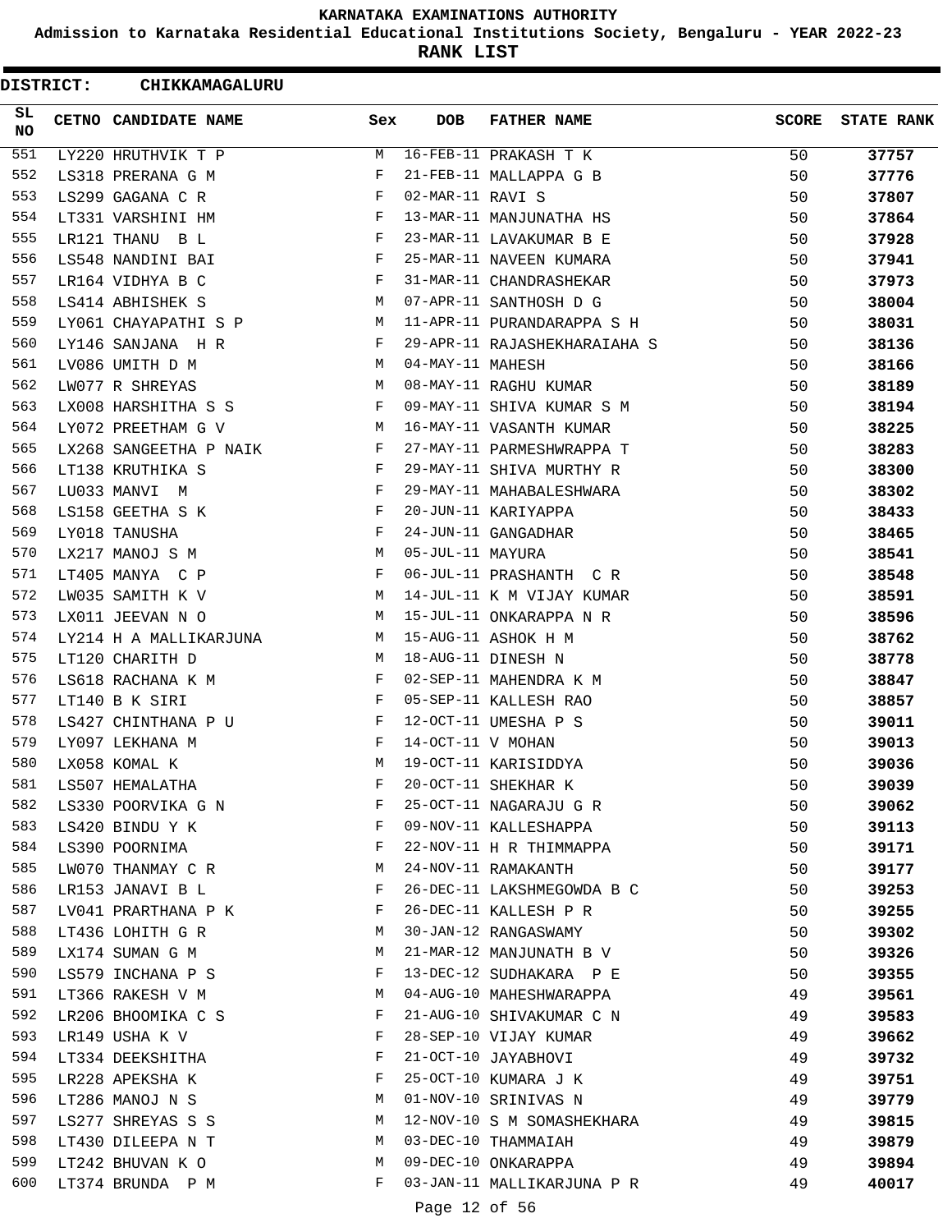# KARNATAKA EXAMINATIONS AUTHORITY

**Admission to Karnataka Residential Educational Institutions Society, Bengaluru - YEAR 2022-23**

**RANK LIST**

**DISTRICT: CHIKKAMAGALURU**

| SL NO | CETNO | CANDIDATE NAME | Sex | DOB | FATHER NAME | SCORE | STATE RANK |
|---|---|---|---|---|---|---|---|
| 551 | LY220 | HRUTHVIK T P | M | 16-FEB-11 | PRAKASH T K | 50 | **37757** |
| 552 | LS318 | PRERANA G M | F | 21-FEB-11 | MALLAPPA G B | 50 | **37776** |
| 553 | LS299 | GAGANA C R | F | 02-MAR-11 | RAVI S | 50 | **37807** |
| 554 | LT331 | VARSHINI HM | F | 13-MAR-11 | MANJUNATHA HS | 50 | **37864** |
| 555 | LR121 | THANU B L | F | 23-MAR-11 | LAVAKUMAR B E | 50 | **37928** |
| 556 | LS548 | NANDINI BAI | F | 25-MAR-11 | NAVEEN KUMARA | 50 | **37941** |
| 557 | LR164 | VIDHYA B C | F | 31-MAR-11 | CHANDRASHEKAR | 50 | **37973** |
| 558 | LS414 | ABHISHEK S | M | 07-APR-11 | SANTHOSH D G | 50 | **38004** |
| 559 | LY061 | CHAYAPATHI S P | M | 11-APR-11 | PURANDARAPPA S H | 50 | **38031** |
| 560 | LY146 | SANJANA H R | F | 29-APR-11 | RAJASHEKHARAIAHA S | 50 | **38136** |
| 561 | LV086 | UMITH D M | M | 04-MAY-11 | MAHESH | 50 | **38166** |
| 562 | LW077 | R SHREYAS | M | 08-MAY-11 | RAGHU KUMAR | 50 | **38189** |
| 563 | LX008 | HARSHITHA S S | F | 09-MAY-11 | SHIVA KUMAR S M | 50 | **38194** |
| 564 | LY072 | PREETHAM G V | M | 16-MAY-11 | VASANTH KUMAR | 50 | **38225** |
| 565 | LX268 | SANGEETHA P NAIK | F | 27-MAY-11 | PARMESHWRAPPA T | 50 | **38283** |
| 566 | LT138 | KRUTHIKA S | F | 29-MAY-11 | SHIVA MURTHY R | 50 | **38300** |
| 567 | LU033 | MANVI M | F | 29-MAY-11 | MAHABALESHWARA | 50 | **38302** |
| 568 | LS158 | GEETHA S K | F | 20-JUN-11 | KARIYAPPA | 50 | **38433** |
| 569 | LY018 | TANUSHA | F | 24-JUN-11 | GANGADHAR | 50 | **38465** |
| 570 | LX217 | MANOJ S M | M | 05-JUL-11 | MAYURA | 50 | **38541** |
| 571 | LT405 | MANYA C P | F | 06-JUL-11 | PRASHANTH C R | 50 | **38548** |
| 572 | LW035 | SAMITH K V | M | 14-JUL-11 | K M VIJAY KUMAR | 50 | **38591** |
| 573 | LX011 | JEEVAN N O | M | 15-JUL-11 | ONKARAPPA N R | 50 | **38596** |
| 574 | LY214 | H A MALLIKARJUNA | M | 15-AUG-11 | ASHOK H M | 50 | **38762** |
| 575 | LT120 | CHARITH D | M | 18-AUG-11 | DINESH N | 50 | **38778** |
| 576 | LS618 | RACHANA K M | F | 02-SEP-11 | MAHENDRA K M | 50 | **38847** |
| 577 | LT140 | B K SIRI | F | 05-SEP-11 | KALLESH RAO | 50 | **38857** |
| 578 | LS427 | CHINTHANA P U | F | 12-OCT-11 | UMESHA P S | 50 | **39011** |
| 579 | LY097 | LEKHANA M | F | 14-OCT-11 | V MOHAN | 50 | **39013** |
| 580 | LX058 | KOMAL K | M | 19-OCT-11 | KARISIDDYA | 50 | **39036** |
| 581 | LS507 | HEMALATHA | F | 20-OCT-11 | SHEKHAR K | 50 | **39039** |
| 582 | LS330 | POORVIKA G N | F | 25-OCT-11 | NAGARAJU G R | 50 | **39062** |
| 583 | LS420 | BINDU Y K | F | 09-NOV-11 | KALLESHAPPA | 50 | **39113** |
| 584 | LS390 | POORNIMA | F | 22-NOV-11 | H R THIMMAPPA | 50 | **39171** |
| 585 | LW070 | THANMAY C R | M | 24-NOV-11 | RAMAKANTH | 50 | **39177** |
| 586 | LR153 | JANAVI B L | F | 26-DEC-11 | LAKSHMEGOWDA B C | 50 | **39253** |
| 587 | LV041 | PRARTHANA P K | F | 26-DEC-11 | KALLESH P R | 50 | **39255** |
| 588 | LT436 | LOHITH G R | M | 30-JAN-12 | RANGASWAMY | 50 | **39302** |
| 589 | LX174 | SUMAN G M | M | 21-MAR-12 | MANJUNATH B V | 50 | **39326** |
| 590 | LS579 | INCHANA P S | F | 13-DEC-12 | SUDHAKARA P E | 50 | **39355** |
| 591 | LT366 | RAKESH V M | M | 04-AUG-10 | MAHESHWARAPPA | 49 | **39561** |
| 592 | LR206 | BHOOMIKA C S | F | 21-AUG-10 | SHIVAKUMAR C N | 49 | **39583** |
| 593 | LR149 | USHA K V | F | 28-SEP-10 | VIJAY KUMAR | 49 | **39662** |
| 594 | LT334 | DEEKSHITHA | F | 21-OCT-10 | JAYABHOVI | 49 | **39732** |
| 595 | LR228 | APEKSHA K | F | 25-OCT-10 | KUMARA J K | 49 | **39751** |
| 596 | LT286 | MANOJ N S | M | 01-NOV-10 | SRINIVAS N | 49 | **39779** |
| 597 | LS277 | SHREYAS S S | M | 12-NOV-10 | S M SOMASHEKHARA | 49 | **39815** |
| 598 | LT430 | DILEEPA N T | M | 03-DEC-10 | THAMMAIAH | 49 | **39879** |
| 599 | LT242 | BHUVAN K O | M | 09-DEC-10 | ONKARAPPA | 49 | **39894** |
| 600 | LT374 | BRUNDA P M | F | 03-JAN-11 | MALLIKARJUNA P R | 49 | **40017** |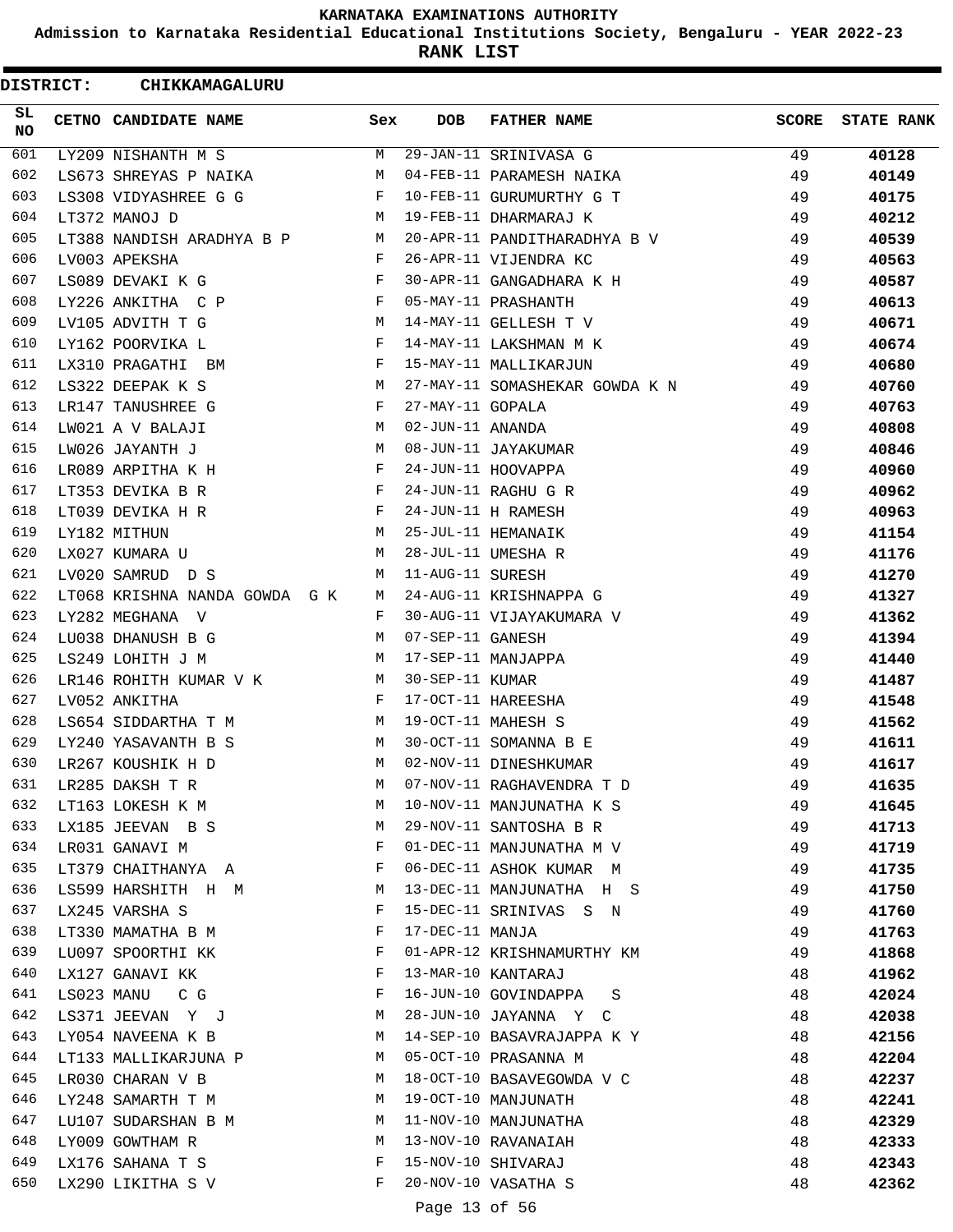# KARNATAKA EXAMINATIONS AUTHORITY

## Admission to Karnataka Residential Educational Institutions Society, Bengaluru - YEAR 2022-23

## RANK LIST

**DISTRICT: CHIKKAMAGALURU**

| SL NO | CETNO | CANDIDATE NAME | Sex | DOB | FATHER NAME | SCORE | STATE RANK |
|---|---|---|---|---|---|---|---|
| 601 | LY209 | NISHANTH M S | M | 29-JAN-11 | SRINIVASA G | 49 | **40128** |
| 602 | LS673 | SHREYAS P NAIKA | M | 04-FEB-11 | PARAMESH NAIKA | 49 | **40149** |
| 603 | LS308 | VIDYASHREE G G | F | 10-FEB-11 | GURUMURTHY G T | 49 | **40175** |
| 604 | LT372 | MANOJ D | M | 19-FEB-11 | DHARMARAJ K | 49 | **40212** |
| 605 | LT388 | NANDISH ARADHYA B P | M | 20-APR-11 | PANDITHARADHYA B V | 49 | **40539** |
| 606 | LV003 | APEKSHA | F | 26-APR-11 | VIJENDRA KC | 49 | **40563** |
| 607 | LS089 | DEVAKI K G | F | 30-APR-11 | GANGADHARA K H | 49 | **40587** |
| 608 | LY226 | ANKITHA C P | F | 05-MAY-11 | PRASHANTH | 49 | **40613** |
| 609 | LV105 | ADVITH T G | M | 14-MAY-11 | GELLESH T V | 49 | **40671** |
| 610 | LY162 | POORVIKA L | F | 14-MAY-11 | LAKSHMAN M K | 49 | **40674** |
| 611 | LX310 | PRAGATHI BM | F | 15-MAY-11 | MALLIKARJUN | 49 | **40680** |
| 612 | LS322 | DEEPAK K S | M | 27-MAY-11 | SOMASHEKAR GOWDA K N | 49 | **40760** |
| 613 | LR147 | TANUSHREE G | F | 27-MAY-11 | GOPALA | 49 | **40763** |
| 614 | LW021 | A V BALAJI | M | 02-JUN-11 | ANANDA | 49 | **40808** |
| 615 | LW026 | JAYANTH J | M | 08-JUN-11 | JAYAKUMAR | 49 | **40846** |
| 616 | LR089 | ARPITHA K H | F | 24-JUN-11 | HOOVAPPA | 49 | **40960** |
| 617 | LT353 | DEVIKA B R | F | 24-JUN-11 | RAGHU G R | 49 | **40962** |
| 618 | LT039 | DEVIKA H R | F | 24-JUN-11 | H RAMESH | 49 | **40963** |
| 619 | LY182 | MITHUN | M | 25-JUL-11 | HEMANAIK | 49 | **41154** |
| 620 | LX027 | KUMARA U | M | 28-JUL-11 | UMESHA R | 49 | **41176** |
| 621 | LV020 | SAMRUD D S | M | 11-AUG-11 | SURESH | 49 | **41270** |
| 622 | LT068 | KRISHNA NANDA GOWDA G K | M | 24-AUG-11 | KRISHNAPPA G | 49 | **41327** |
| 623 | LY282 | MEGHANA V | F | 30-AUG-11 | VIJAYAKUMARA V | 49 | **41362** |
| 624 | LU038 | DHANUSH B G | M | 07-SEP-11 | GANESH | 49 | **41394** |
| 625 | LS249 | LOHITH J M | M | 17-SEP-11 | MANJAPPA | 49 | **41440** |
| 626 | LR146 | ROHITH KUMAR V K | M | 30-SEP-11 | KUMAR | 49 | **41487** |
| 627 | LV052 | ANKITHA | F | 17-OCT-11 | HAREESHA | 49 | **41548** |
| 628 | LS654 | SIDDARTHA T M | M | 19-OCT-11 | MAHESH S | 49 | **41562** |
| 629 | LY240 | YASAVANTH B S | M | 30-OCT-11 | SOMANNA B E | 49 | **41611** |
| 630 | LR267 | KOUSHIK H D | M | 02-NOV-11 | DINESHKUMAR | 49 | **41617** |
| 631 | LR285 | DAKSH T R | M | 07-NOV-11 | RAGHAVENDRA T D | 49 | **41635** |
| 632 | LT163 | LOKESH K M | M | 10-NOV-11 | MANJUNATHA K S | 49 | **41645** |
| 633 | LX185 | JEEVAN B S | M | 29-NOV-11 | SANTOSHA B R | 49 | **41713** |
| 634 | LR031 | GANAVI M | F | 01-DEC-11 | MANJUNATHA M V | 49 | **41719** |
| 635 | LT379 | CHAITHANYA A | F | 06-DEC-11 | ASHOK KUMAR M | 49 | **41735** |
| 636 | LS599 | HARSHITH H M | M | 13-DEC-11 | MANJUNATHA H S | 49 | **41750** |
| 637 | LX245 | VARSHA S | F | 15-DEC-11 | SRINIVAS S N | 49 | **41760** |
| 638 | LT330 | MAMATHA B M | F | 17-DEC-11 | MANJA | 49 | **41763** |
| 639 | LU097 | SPOORTHI KK | F | 01-APR-12 | KRISHNAMURTHY KM | 49 | **41868** |
| 640 | LX127 | GANAVI KK | F | 13-MAR-10 | KANTARAJ | 48 | **41962** |
| 641 | LS023 | MANU C G | F | 16-JUN-10 | GOVINDAPPA S | 48 | **42024** |
| 642 | LS371 | JEEVAN Y J | M | 28-JUN-10 | JAYANNA Y C | 48 | **42038** |
| 643 | LY054 | NAVEENA K B | M | 14-SEP-10 | BASAVRAJAPPA K Y | 48 | **42156** |
| 644 | LT133 | MALLIKARJUNA P | M | 05-OCT-10 | PRASANNA M | 48 | **42204** |
| 645 | LR030 | CHARAN V B | M | 18-OCT-10 | BASAVEGOWDA V C | 48 | **42237** |
| 646 | LY248 | SAMARTH T M | M | 19-OCT-10 | MANJUNATH | 48 | **42241** |
| 647 | LU107 | SUDARSHAN B M | M | 11-NOV-10 | MANJUNATHA | 48 | **42329** |
| 648 | LY009 | GOWTHAM R | M | 13-NOV-10 | RAVANAIAH | 48 | **42333** |
| 649 | LX176 | SAHANA T S | F | 15-NOV-10 | SHIVARAJ | 48 | **42343** |
| 650 | LX290 | LIKITHA S V | F | 20-NOV-10 | VASATHA S | 48 | **42362** |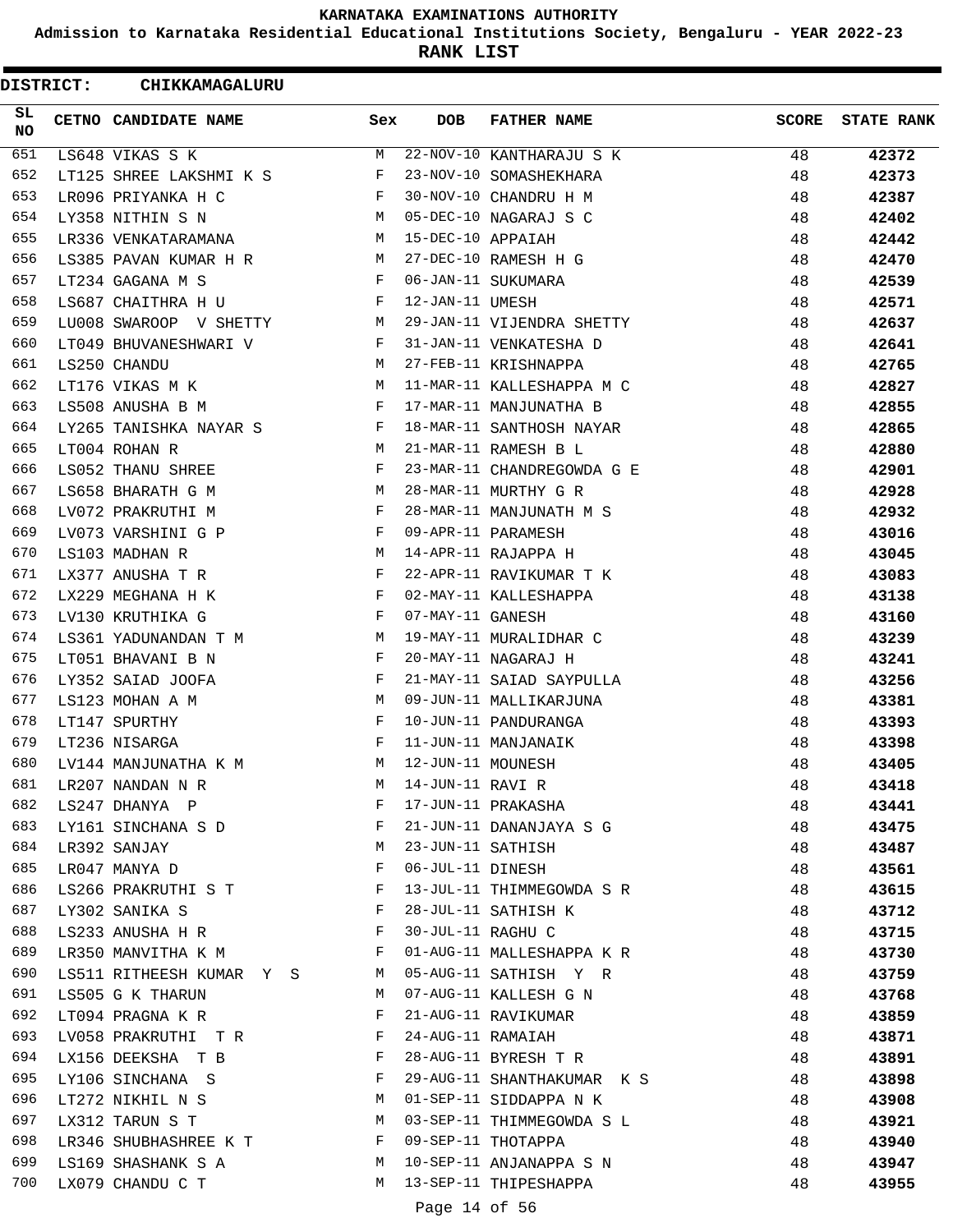**KARNATAKA EXAMINATIONS AUTHORITY**

**Admission to Karnataka Residential Educational Institutions Society, Bengaluru - YEAR 2022-23**

**RANK LIST**

**DISTRICT: CHIKKAMAGALURU**

| SL NO | CETNO | CANDIDATE NAME | Sex | DOB | FATHER NAME | SCORE | STATE RANK |
|---|---|---|---|---|---|---|---|
| 651 | LS648 | VIKAS S K | M | 22-NOV-10 | KANTHARAJU S K | 48 | 42372 |
| 652 | LT125 | SHREE LAKSHMI K S | F | 23-NOV-10 | SOMASHEKHARA | 48 | 42373 |
| 653 | LR096 | PRIYANKA H C | F | 30-NOV-10 | CHANDRU H M | 48 | 42387 |
| 654 | LY358 | NITHIN S N | M | 05-DEC-10 | NAGARAJ S C | 48 | 42402 |
| 655 | LR336 | VENKATARAMANA | M | 15-DEC-10 | APPAIAH | 48 | 42442 |
| 656 | LS385 | PAVAN KUMAR H R | M | 27-DEC-10 | RAMESH H G | 48 | 42470 |
| 657 | LT234 | GAGANA M S | F | 06-JAN-11 | SUKUMARA | 48 | 42539 |
| 658 | LS687 | CHAITHRA H U | F | 12-JAN-11 | UMESH | 48 | 42571 |
| 659 | LU008 | SWAROOP V SHETTY | M | 29-JAN-11 | VIJENDRA SHETTY | 48 | 42637 |
| 660 | LT049 | BHUVANESHWARI V | F | 31-JAN-11 | VENKATESHA D | 48 | 42641 |
| 661 | LS250 | CHANDU | M | 27-FEB-11 | KRISHNAPPA | 48 | 42765 |
| 662 | LT176 | VIKAS M K | M | 11-MAR-11 | KALLESHAPPA M C | 48 | 42827 |
| 663 | LS508 | ANUSHA B M | F | 17-MAR-11 | MANJUNATHA B | 48 | 42855 |
| 664 | LY265 | TANISHKA NAYAR S | F | 18-MAR-11 | SANTHOSH NAYAR | 48 | 42865 |
| 665 | LT004 | ROHAN R | M | 21-MAR-11 | RAMESH B L | 48 | 42880 |
| 666 | LS052 | THANU SHREE | F | 23-MAR-11 | CHANDREGOWDA G E | 48 | 42901 |
| 667 | LS658 | BHARATH G M | M | 28-MAR-11 | MURTHY G R | 48 | 42928 |
| 668 | LV072 | PRAKRUTHI M | F | 28-MAR-11 | MANJUNATH M S | 48 | 42932 |
| 669 | LV073 | VARSHINI G P | F | 09-APR-11 | PARAMESH | 48 | 43016 |
| 670 | LS103 | MADHAN R | M | 14-APR-11 | RAJAPPA H | 48 | 43045 |
| 671 | LX377 | ANUSHA T R | F | 22-APR-11 | RAVIKUMAR T K | 48 | 43083 |
| 672 | LX229 | MEGHANA H K | F | 02-MAY-11 | KALLESHAPPA | 48 | 43138 |
| 673 | LV130 | KRUTHIKA G | F | 07-MAY-11 | GANESH | 48 | 43160 |
| 674 | LS361 | YADUNANDAN T M | M | 19-MAY-11 | MURALIDHAR C | 48 | 43239 |
| 675 | LT051 | BHAVANI B N | F | 20-MAY-11 | NAGARAJ H | 48 | 43241 |
| 676 | LY352 | SAIAD JOOFA | F | 21-MAY-11 | SAIAD SAYPULLA | 48 | 43256 |
| 677 | LS123 | MOHAN A M | M | 09-JUN-11 | MALLIKARJUNA | 48 | 43381 |
| 678 | LT147 | SPURTHY | F | 10-JUN-11 | PANDURANGA | 48 | 43393 |
| 679 | LT236 | NISARGA | F | 11-JUN-11 | MANJANAIK | 48 | 43398 |
| 680 | LV144 | MANJUNATHA K M | M | 12-JUN-11 | MOUNESH | 48 | 43405 |
| 681 | LR207 | NANDAN N R | M | 14-JUN-11 | RAVI R | 48 | 43418 |
| 682 | LS247 | DHANYA P | F | 17-JUN-11 | PRAKASHA | 48 | 43441 |
| 683 | LY161 | SINCHANA S D | F | 21-JUN-11 | DANANJAYA S G | 48 | 43475 |
| 684 | LR392 | SANJAY | M | 23-JUN-11 | SATHISH | 48 | 43487 |
| 685 | LR047 | MANYA D | F | 06-JUL-11 | DINESH | 48 | 43561 |
| 686 | LS266 | PRAKRUTHI S T | F | 13-JUL-11 | THIMMEGOWDA S R | 48 | 43615 |
| 687 | LY302 | SANIKA S | F | 28-JUL-11 | SATHISH K | 48 | 43712 |
| 688 | LS233 | ANUSHA H R | F | 30-JUL-11 | RAGHU C | 48 | 43715 |
| 689 | LR350 | MANVITHA K M | F | 01-AUG-11 | MALLESHAPPA K R | 48 | 43730 |
| 690 | LS511 | RITHEESH KUMAR Y S | M | 05-AUG-11 | SATHISH Y R | 48 | 43759 |
| 691 | LS505 | G K THARUN | M | 07-AUG-11 | KALLESH G N | 48 | 43768 |
| 692 | LT094 | PRAGNA K R | F | 21-AUG-11 | RAVIKUMAR | 48 | 43859 |
| 693 | LV058 | PRAKRUTHI T R | F | 24-AUG-11 | RAMAIAH | 48 | 43871 |
| 694 | LX156 | DEEKSHA T B | F | 28-AUG-11 | BYRESH T R | 48 | 43891 |
| 695 | LY106 | SINCHANA S | F | 29-AUG-11 | SHANTHAKUMAR K S | 48 | 43898 |
| 696 | LT272 | NIKHIL N S | M | 01-SEP-11 | SIDDAPPA N K | 48 | 43908 |
| 697 | LX312 | TARUN S T | M | 03-SEP-11 | THIMMEGOWDA S L | 48 | 43921 |
| 698 | LR346 | SHUBHASHREE K T | F | 09-SEP-11 | THOTAPPA | 48 | 43940 |
| 699 | LS169 | SHASHANK S A | M | 10-SEP-11 | ANJANAPPA S N | 48 | 43947 |
| 700 | LX079 | CHANDU C T | M | 13-SEP-11 | THIPESHAPPA | 48 | 43955 |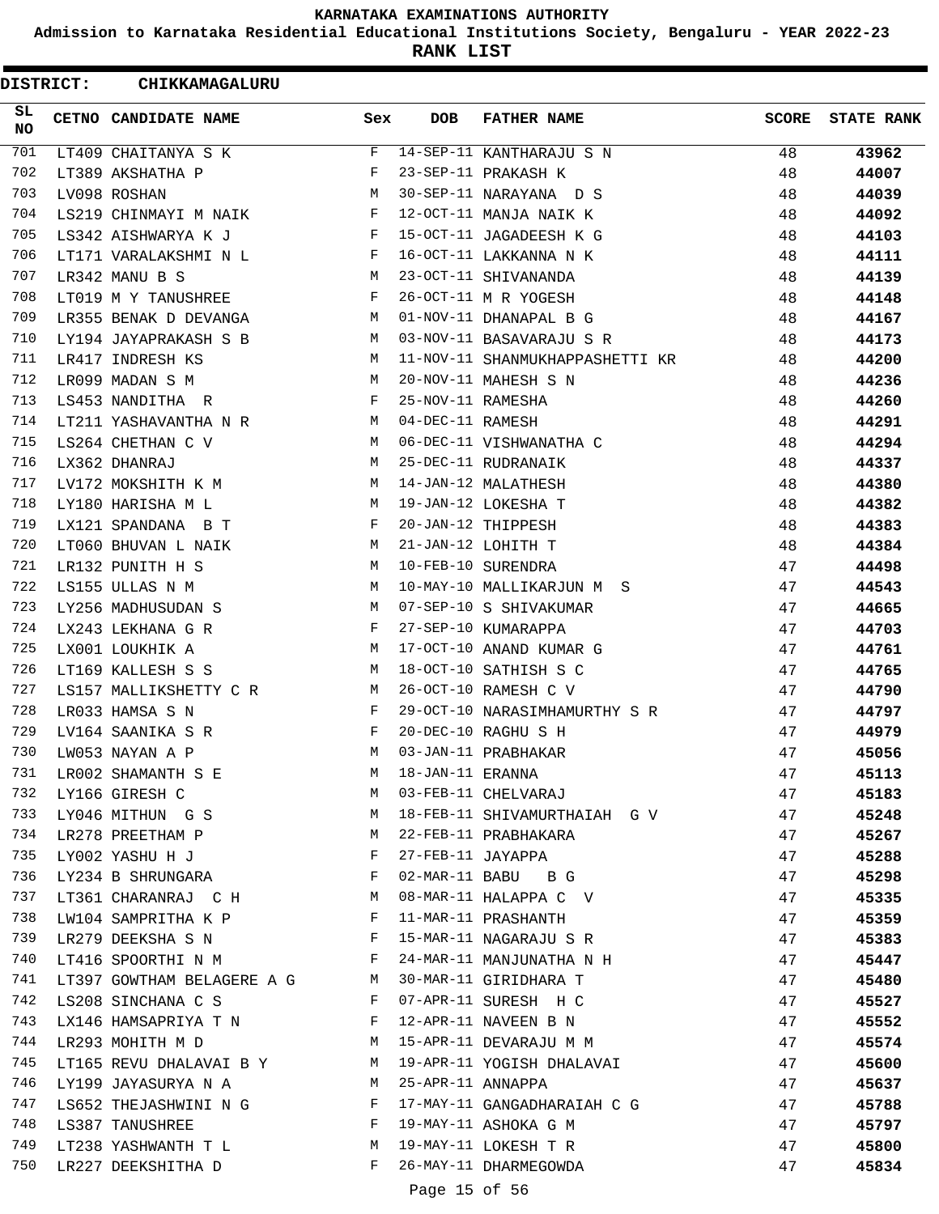# KARNATAKA EXAMINATIONS AUTHORITY

**Admission to Karnataka Residential Educational Institutions Society, Bengaluru - YEAR 2022-23**

**RANK LIST**

**DISTRICT: CHIKKAMAGALURU**

| SL NO | CETNO | CANDIDATE NAME | Sex | DOB | FATHER NAME | SCORE | STATE RANK |
|---|---|---|---|---|---|---|---|
| 701 | LT409 | CHAITANYA S K | F | 14-SEP-11 | KANTHARAJU S N | 48 | **43962** |
| 702 | LT389 | AKSHATHA P | F | 23-SEP-11 | PRAKASH K | 48 | **44007** |
| 703 | LV098 | ROSHAN | M | 30-SEP-11 | NARAYANA D S | 48 | **44039** |
| 704 | LS219 | CHINMAYI M NAIK | F | 12-OCT-11 | MANJA NAIK K | 48 | **44092** |
| 705 | LS342 | AISHWARYA K J | F | 15-OCT-11 | JAGADEESH K G | 48 | **44103** |
| 706 | LT171 | VARALAKSHMI N L | F | 16-OCT-11 | LAKKANNA N K | 48 | **44111** |
| 707 | LR342 | MANU B S | M | 23-OCT-11 | SHIVANANDA | 48 | **44139** |
| 708 | LT019 | M Y TANUSHREE | F | 26-OCT-11 | M R YOGESH | 48 | **44148** |
| 709 | LR355 | BENAK D DEVANGA | M | 01-NOV-11 | DHANAPAL B G | 48 | **44167** |
| 710 | LY194 | JAYAPRAKASH S B | M | 03-NOV-11 | BASAVARAJU S R | 48 | **44173** |
| 711 | LR417 | INDRESH KS | M | 11-NOV-11 | SHANMUKHAPPASHETTI KR | 48 | **44200** |
| 712 | LR099 | MADAN S M | M | 20-NOV-11 | MAHESH S N | 48 | **44236** |
| 713 | LS453 | NANDITHA R | F | 25-NOV-11 | RAMESHA | 48 | **44260** |
| 714 | LT211 | YASHAVANTHA N R | M | 04-DEC-11 | RAMESH | 48 | **44291** |
| 715 | LS264 | CHETHAN C V | M | 06-DEC-11 | VISHWANATHA C | 48 | **44294** |
| 716 | LX362 | DHANRAJ | M | 25-DEC-11 | RUDRANAIK | 48 | **44337** |
| 717 | LV172 | MOKSHITH K M | M | 14-JAN-12 | MALATHESH | 48 | **44380** |
| 718 | LY180 | HARISHA M L | M | 19-JAN-12 | LOKESHA T | 48 | **44382** |
| 719 | LX121 | SPANDANA B T | F | 20-JAN-12 | THIPPESH | 48 | **44383** |
| 720 | LT060 | BHUVAN L NAIK | M | 21-JAN-12 | LOHITH T | 48 | **44384** |
| 721 | LR132 | PUNITH H S | M | 10-FEB-10 | SURENDRA | 47 | **44498** |
| 722 | LS155 | ULLAS N M | M | 10-MAY-10 | MALLIKARJUN M S | 47 | **44543** |
| 723 | LY256 | MADHUSUDAN S | M | 07-SEP-10 | S SHIVAKUMAR | 47 | **44665** |
| 724 | LX243 | LEKHANA G R | F | 27-SEP-10 | KUMARAPPA | 47 | **44703** |
| 725 | LX001 | LOUKHIK A | M | 17-OCT-10 | ANAND KUMAR G | 47 | **44761** |
| 726 | LT169 | KALLESH S S | M | 18-OCT-10 | SATHISH S C | 47 | **44765** |
| 727 | LS157 | MALLIKSHETTY C R | M | 26-OCT-10 | RAMESH C V | 47 | **44790** |
| 728 | LR033 | HAMSA S N | F | 29-OCT-10 | NARASIMHAMURTHY S R | 47 | **44797** |
| 729 | LV164 | SAANIKA S R | F | 20-DEC-10 | RAGHU S H | 47 | **44979** |
| 730 | LW053 | NAYAN A P | M | 03-JAN-11 | PRABHAKAR | 47 | **45056** |
| 731 | LR002 | SHAMANTH S E | M | 18-JAN-11 | ERANNA | 47 | **45113** |
| 732 | LY166 | GIRESH C | M | 03-FEB-11 | CHELVARAJ | 47 | **45183** |
| 733 | LY046 | MITHUN G S | M | 18-FEB-11 | SHIVAMURTHAIAH G V | 47 | **45248** |
| 734 | LR278 | PREETHAM P | M | 22-FEB-11 | PRABHAKARA | 47 | **45267** |
| 735 | LY002 | YASHU H J | F | 27-FEB-11 | JAYAPPA | 47 | **45288** |
| 736 | LY234 | B SHRUNGARA | F | 02-MAR-11 | BABU B G | 47 | **45298** |
| 737 | LT361 | CHARANRAJ C H | M | 08-MAR-11 | HALAPPA C V | 47 | **45335** |
| 738 | LW104 | SAMPRITHA K P | F | 11-MAR-11 | PRASHANTH | 47 | **45359** |
| 739 | LR279 | DEEKSHA S N | F | 15-MAR-11 | NAGARAJU S R | 47 | **45383** |
| 740 | LT416 | SPOORTHI N M | F | 24-MAR-11 | MANJUNATHA N H | 47 | **45447** |
| 741 | LT397 | GOWTHAM BELAGERE A G | M | 30-MAR-11 | GIRIDHARA T | 47 | **45480** |
| 742 | LS208 | SINCHANA C S | F | 07-APR-11 | SURESH H C | 47 | **45527** |
| 743 | LX146 | HAMSAPRIYA T N | F | 12-APR-11 | NAVEEN B N | 47 | **45552** |
| 744 | LR293 | MOHITH M D | M | 15-APR-11 | DEVARAJU M M | 47 | **45574** |
| 745 | LT165 | REVU DHALAVAI B Y | M | 19-APR-11 | YOGISH DHALAVAI | 47 | **45600** |
| 746 | LY199 | JAYASURYA N A | M | 25-APR-11 | ANNAPPA | 47 | **45637** |
| 747 | LS652 | THEJASHWINI N G | F | 17-MAY-11 | GANGADHARAIAH C G | 47 | **45788** |
| 748 | LS387 | TANUSHREE | F | 19-MAY-11 | ASHOKA G M | 47 | **45797** |
| 749 | LT238 | YASHWANTH T L | M | 19-MAY-11 | LOKESH T R | 47 | **45800** |
| 750 | LR227 | DEEKSHITHA D | F | 26-MAY-11 | DHARMEGOWDA | 47 | **45834** |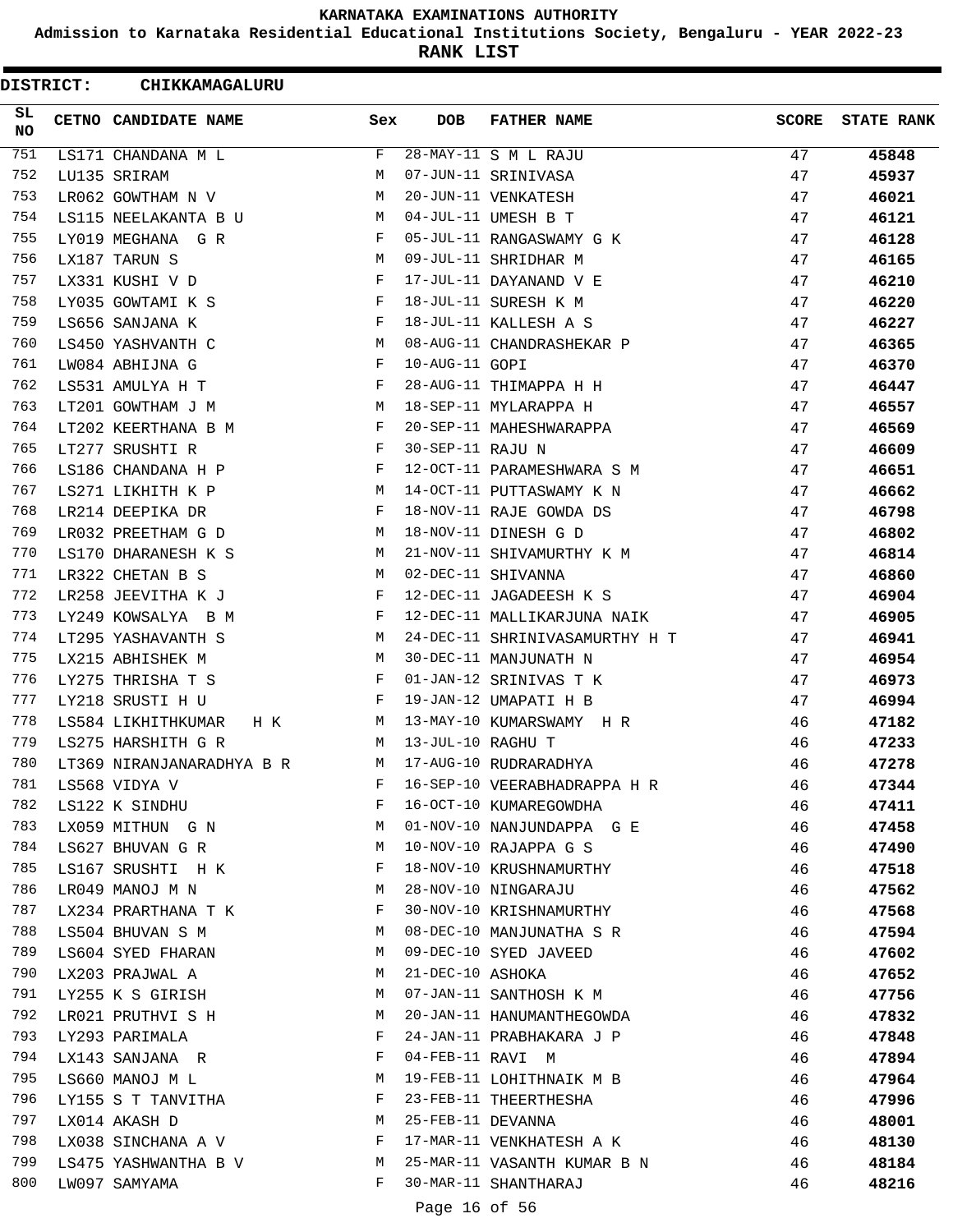**KARNATAKA EXAMINATIONS AUTHORITY**

**Admission to Karnataka Residential Educational Institutions Society, Bengaluru - YEAR 2022-23**

**RANK LIST**

**DISTRICT: CHIKKAMAGALURU**

| SL NO | CETNO | CANDIDATE NAME | Sex | DOB | FATHER NAME | SCORE | STATE RANK |
|---|---|---|---|---|---|---|---|
| 751 | LS171 | CHANDANA M L | F | 28-MAY-11 | S M L RAJU | 47 | **45848** |
| 752 | LU135 | SRIRAM | M | 07-JUN-11 | SRINIVASA | 47 | **45937** |
| 753 | LR062 | GOWTHAM N V | M | 20-JUN-11 | VENKATESH | 47 | **46021** |
| 754 | LS115 | NEELAKANTA B U | M | 04-JUL-11 | UMESH B T | 47 | **46121** |
| 755 | LY019 | MEGHANA G R | F | 05-JUL-11 | RANGASWAMY G K | 47 | **46128** |
| 756 | LX187 | TARUN S | M | 09-JUL-11 | SHRIDHAR M | 47 | **46165** |
| 757 | LX331 | KUSHI V D | F | 17-JUL-11 | DAYANAND V E | 47 | **46210** |
| 758 | LY035 | GOWTAMI K S | F | 18-JUL-11 | SURESH K M | 47 | **46220** |
| 759 | LS656 | SANJANA K | F | 18-JUL-11 | KALLESH A S | 47 | **46227** |
| 760 | LS450 | YASHVANTH C | M | 08-AUG-11 | CHANDRASHEKAR P | 47 | **46365** |
| 761 | LW084 | ABHIJNA G | F | 10-AUG-11 | GOPI | 47 | **46370** |
| 762 | LS531 | AMULYA H T | F | 28-AUG-11 | THIMAPPA H H | 47 | **46447** |
| 763 | LT201 | GOWTHAM J M | M | 18-SEP-11 | MYLARAPPA H | 47 | **46557** |
| 764 | LT202 | KEERTHANA B M | F | 20-SEP-11 | MAHESHWARAPPA | 47 | **46569** |
| 765 | LT277 | SRUSHTI R | F | 30-SEP-11 | RAJU N | 47 | **46609** |
| 766 | LS186 | CHANDANA H P | F | 12-OCT-11 | PARAMESHWARA S M | 47 | **46651** |
| 767 | LS271 | LIKHITH K P | M | 14-OCT-11 | PUTTASWAMY K N | 47 | **46662** |
| 768 | LR214 | DEEPIKA DR | F | 18-NOV-11 | RAJE GOWDA DS | 47 | **46798** |
| 769 | LR032 | PREETHAM G D | M | 18-NOV-11 | DINESH G D | 47 | **46802** |
| 770 | LS170 | DHARANESH K S | M | 21-NOV-11 | SHIVAMURTHY K M | 47 | **46814** |
| 771 | LR322 | CHETAN B S | M | 02-DEC-11 | SHIVANNA | 47 | **46860** |
| 772 | LR258 | JEEVITHA K J | F | 12-DEC-11 | JAGADEESH K S | 47 | **46904** |
| 773 | LY249 | KOWSALYA B M | F | 12-DEC-11 | MALLIKARJUNA NAIK | 47 | **46905** |
| 774 | LT295 | YASHAVANTH S | M | 24-DEC-11 | SHRINIVASAMURTHY H T | 47 | **46941** |
| 775 | LX215 | ABHISHEK M | M | 30-DEC-11 | MANJUNATH N | 47 | **46954** |
| 776 | LY275 | THRISHA T S | F | 01-JAN-12 | SRINIVAS T K | 47 | **46973** |
| 777 | LY218 | SRUSTI H U | F | 19-JAN-12 | UMAPATI H B | 47 | **46994** |
| 778 | LS584 | LIKHITHKUMAR H K | M | 13-MAY-10 | KUMARSWAMY H R | 46 | **47182** |
| 779 | LS275 | HARSHITH G R | M | 13-JUL-10 | RAGHU T | 46 | **47233** |
| 780 | LT369 | NIRANJANARADHYA B R | M | 17-AUG-10 | RUDRARADHYA | 46 | **47278** |
| 781 | LS568 | VIDYA V | F | 16-SEP-10 | VEERABHADRAPPA H R | 46 | **47344** |
| 782 | LS122 | K SINDHU | F | 16-OCT-10 | KUMAREGOWDHA | 46 | **47411** |
| 783 | LX059 | MITHUN G N | M | 01-NOV-10 | NANJUNDAPPA G E | 46 | **47458** |
| 784 | LS627 | BHUVAN G R | M | 10-NOV-10 | RAJAPPA G S | 46 | **47490** |
| 785 | LS167 | SRUSHTI H K | F | 18-NOV-10 | KRUSHNAMURTHY | 46 | **47518** |
| 786 | LR049 | MANOJ M N | M | 28-NOV-10 | NINGARAJU | 46 | **47562** |
| 787 | LX234 | PRARTHANA T K | F | 30-NOV-10 | KRISHNAMURTHY | 46 | **47568** |
| 788 | LS504 | BHUVAN S M | M | 08-DEC-10 | MANJUNATHA S R | 46 | **47594** |
| 789 | LS604 | SYED FHARAN | M | 09-DEC-10 | SYED JAVEED | 46 | **47602** |
| 790 | LX203 | PRAJWAL A | M | 21-DEC-10 | ASHOKA | 46 | **47652** |
| 791 | LY255 | K S GIRISH | M | 07-JAN-11 | SANTHOSH K M | 46 | **47756** |
| 792 | LR021 | PRUTHVI S H | M | 20-JAN-11 | HANUMANTHEGOWDA | 46 | **47832** |
| 793 | LY293 | PARIMALA | F | 24-JAN-11 | PRABHAKARA J P | 46 | **47848** |
| 794 | LX143 | SANJANA R | F | 04-FEB-11 | RAVI M | 46 | **47894** |
| 795 | LS660 | MANOJ M L | M | 19-FEB-11 | LOHITHNAIK M B | 46 | **47964** |
| 796 | LY155 | S T TANVITHA | F | 23-FEB-11 | THEERTHESHA | 46 | **47996** |
| 797 | LX014 | AKASH D | M | 25-FEB-11 | DEVANNA | 46 | **48001** |
| 798 | LX038 | SINCHANA A V | F | 17-MAR-11 | VENKHATESH A K | 46 | **48130** |
| 799 | LS475 | YASHWANTHA B V | M | 25-MAR-11 | VASANTH KUMAR B N | 46 | **48184** |
| 800 | LW097 | SAMYAMA | F | 30-MAR-11 | SHANTHARAJ | 46 | **48216** |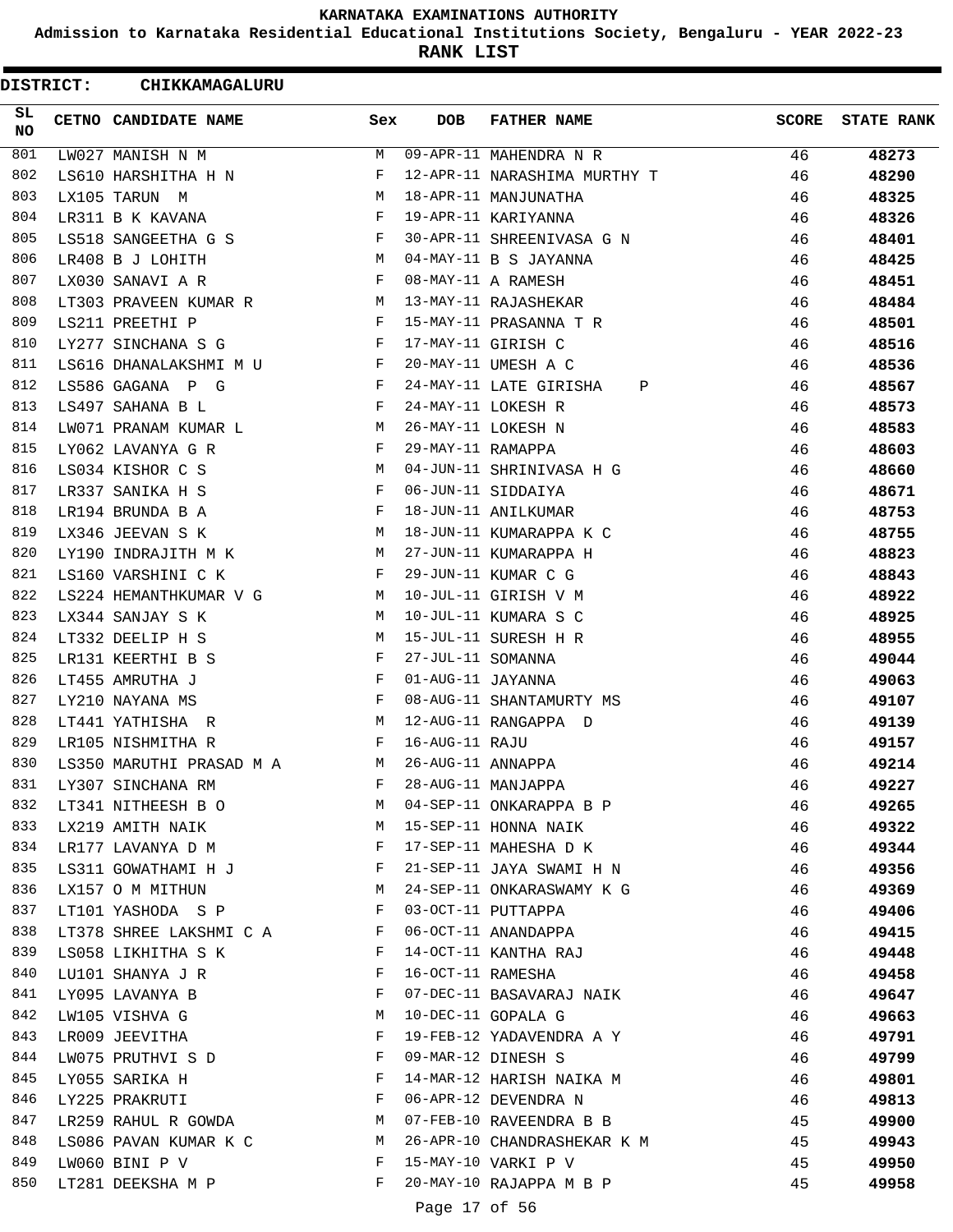# KARNATAKA EXAMINATIONS AUTHORITY

**Admission to Karnataka Residential Educational Institutions Society, Bengaluru - YEAR 2022-23**

**RANK LIST**

**DISTRICT: CHIKKAMAGALURU**

| SL NO | CETNO | CANDIDATE NAME | Sex | DOB | FATHER NAME | SCORE | STATE RANK |
|---|---|---|---|---|---|---|---|
| 801 | LW027 | MANISH N M | M | 09-APR-11 | MAHENDRA N R | 46 | 48273 |
| 802 | LS610 | HARSHITHA H N | F | 12-APR-11 | NARASHIMA MURTHY T | 46 | 48290 |
| 803 | LX105 | TARUN M | M | 18-APR-11 | MANJUNATHA | 46 | 48325 |
| 804 | LR311 | B K KAVANA | F | 19-APR-11 | KARIYANNA | 46 | 48326 |
| 805 | LS518 | SANGEETHA G S | F | 30-APR-11 | SHREENIVASA G N | 46 | 48401 |
| 806 | LR408 | B J LOHITH | M | 04-MAY-11 | B S JAYANNA | 46 | 48425 |
| 807 | LX030 | SANAVI A R | F | 08-MAY-11 | A RAMESH | 46 | 48451 |
| 808 | LT303 | PRAVEEN KUMAR R | M | 13-MAY-11 | RAJASHEKAR | 46 | 48484 |
| 809 | LS211 | PREETHI P | F | 15-MAY-11 | PRASANNA T R | 46 | 48501 |
| 810 | LY277 | SINCHANA S G | F | 17-MAY-11 | GIRISH C | 46 | 48516 |
| 811 | LS616 | DHANALAKSHMI M U | F | 20-MAY-11 | UMESH A C | 46 | 48536 |
| 812 | LS586 | GAGANA P G | F | 24-MAY-11 | LATE GIRISHA P | 46 | 48567 |
| 813 | LS497 | SAHANA B L | F | 24-MAY-11 | LOKESH R | 46 | 48573 |
| 814 | LW071 | PRANAM KUMAR L | M | 26-MAY-11 | LOKESH N | 46 | 48583 |
| 815 | LY062 | LAVANYA G R | F | 29-MAY-11 | RAMAPPA | 46 | 48603 |
| 816 | LS034 | KISHOR C S | M | 04-JUN-11 | SHRINIVASA H G | 46 | 48660 |
| 817 | LR337 | SANIKA H S | F | 06-JUN-11 | SIDDAIYA | 46 | 48671 |
| 818 | LR194 | BRUNDA B A | F | 18-JUN-11 | ANILKUMAR | 46 | 48753 |
| 819 | LX346 | JEEVAN S K | M | 18-JUN-11 | KUMARAPPA K C | 46 | 48755 |
| 820 | LY190 | INDRAJITH M K | M | 27-JUN-11 | KUMARAPPA H | 46 | 48823 |
| 821 | LS160 | VARSHINI C K | F | 29-JUN-11 | KUMAR C G | 46 | 48843 |
| 822 | LS224 | HEMANTHKUMAR V G | M | 10-JUL-11 | GIRISH V M | 46 | 48922 |
| 823 | LX344 | SANJAY S K | M | 10-JUL-11 | KUMARA S C | 46 | 48925 |
| 824 | LT332 | DEELIP H S | M | 15-JUL-11 | SURESH H R | 46 | 48955 |
| 825 | LR131 | KEERTHI B S | F | 27-JUL-11 | SOMANNA | 46 | 49044 |
| 826 | LT455 | AMRUTHA J | F | 01-AUG-11 | JAYANNA | 46 | 49063 |
| 827 | LY210 | NAYANA MS | F | 08-AUG-11 | SHANTAMURTY MS | 46 | 49107 |
| 828 | LT441 | YATHISHA R | M | 12-AUG-11 | RANGAPPA D | 46 | 49139 |
| 829 | LR105 | NISHMITHA R | F | 16-AUG-11 | RAJU | 46 | 49157 |
| 830 | LS350 | MARUTHI PRASAD M A | M | 26-AUG-11 | ANNAPPA | 46 | 49214 |
| 831 | LY307 | SINCHANA RM | F | 28-AUG-11 | MANJAPPA | 46 | 49227 |
| 832 | LT341 | NITHEESH B O | M | 04-SEP-11 | ONKARAPPA B P | 46 | 49265 |
| 833 | LX219 | AMITH NAIK | M | 15-SEP-11 | HONNA NAIK | 46 | 49322 |
| 834 | LR177 | LAVANYA D M | F | 17-SEP-11 | MAHESHA D K | 46 | 49344 |
| 835 | LS311 | GOWATHAMI H J | F | 21-SEP-11 | JAYA SWAMI H N | 46 | 49356 |
| 836 | LX157 | O M MITHUN | M | 24-SEP-11 | ONKARASWAMY K G | 46 | 49369 |
| 837 | LT101 | YASHODA S P | F | 03-OCT-11 | PUTTAPPA | 46 | 49406 |
| 838 | LT378 | SHREE LAKSHMI C A | F | 06-OCT-11 | ANANDAPPA | 46 | 49415 |
| 839 | LS058 | LIKHITHA S K | F | 14-OCT-11 | KANTHA RAJ | 46 | 49448 |
| 840 | LU101 | SHANYA J R | F | 16-OCT-11 | RAMESHA | 46 | 49458 |
| 841 | LY095 | LAVANYA B | F | 07-DEC-11 | BASAVARAJ NAIK | 46 | 49647 |
| 842 | LW105 | VISHVA G | M | 10-DEC-11 | GOPALA G | 46 | 49663 |
| 843 | LR009 | JEEVITHA | F | 19-FEB-12 | YADAVENDRA A Y | 46 | 49791 |
| 844 | LW075 | PRUTHVI S D | F | 09-MAR-12 | DINESH S | 46 | 49799 |
| 845 | LY055 | SARIKA H | F | 14-MAR-12 | HARISH NAIKA M | 46 | 49801 |
| 846 | LY225 | PRAKRUTI | F | 06-APR-12 | DEVENDRA N | 46 | 49813 |
| 847 | LR259 | RAHUL R GOWDA | M | 07-FEB-10 | RAVEENDRA B B | 45 | 49900 |
| 848 | LS086 | PAVAN KUMAR K C | M | 26-APR-10 | CHANDRASHEKAR K M | 45 | 49943 |
| 849 | LW060 | BINI P V | F | 15-MAY-10 | VARKI P V | 45 | 49950 |
| 850 | LT281 | DEEKSHA M P | F | 20-MAY-10 | RAJAPPA M B P | 45 | 49958 |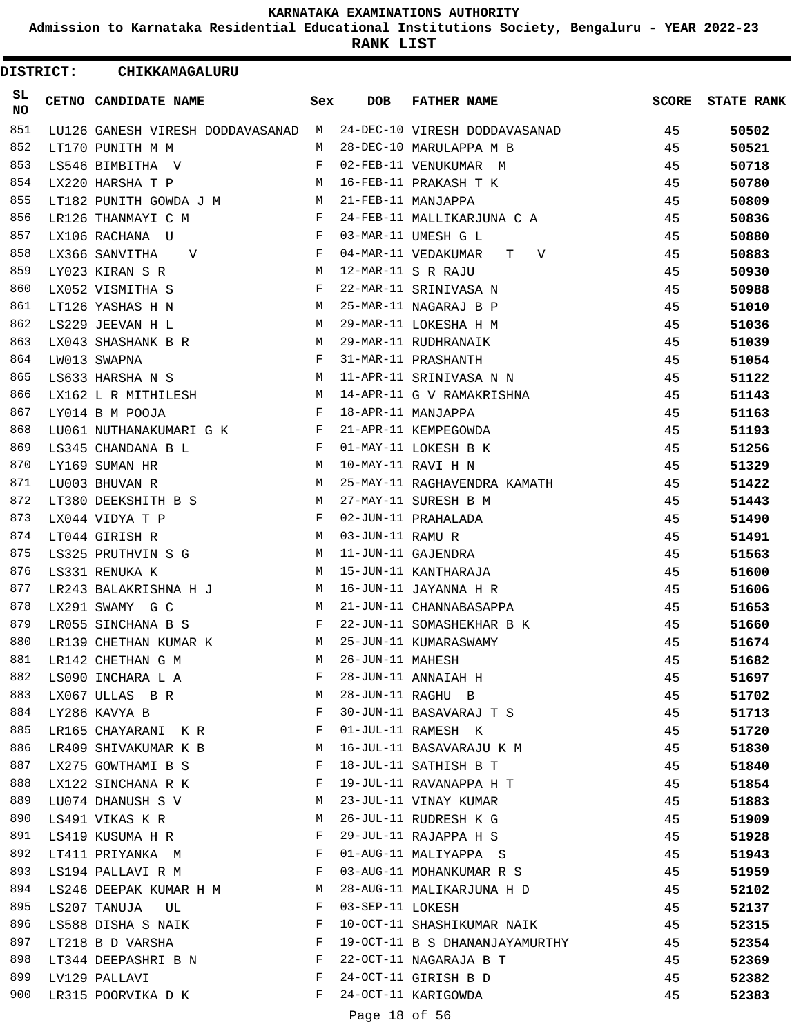KARNATAKA EXAMINATIONS AUTHORITY

Admission to Karnataka Residential Educational Institutions Society, Bengaluru - YEAR 2022-23

**RANK LIST**

**DISTRICT: CHIKKAMAGALURU**

| SL NO | CETNO | CANDIDATE NAME | Sex | DOB | FATHER NAME | SCORE | STATE RANK |
|---|---|---|---|---|---|---|---|
| 851 | LU126 | GANESH VIRESH DODDAVASANAD | M | 24-DEC-10 | VIRESH DODDAVASANAD | 45 | **50502** |
| 852 | LT170 | PUNITH M M | M | 28-DEC-10 | MARULAPPA M B | 45 | **50521** |
| 853 | LS546 | BIMBITHA V | F | 02-FEB-11 | VENUKUMAR M | 45 | **50718** |
| 854 | LX220 | HARSHA T P | M | 16-FEB-11 | PRAKASH T K | 45 | **50780** |
| 855 | LT182 | PUNITH GOWDA J M | M | 21-FEB-11 | MANJAPPA | 45 | **50809** |
| 856 | LR126 | THANMAYI C M | F | 24-FEB-11 | MALLIKARJUNA C A | 45 | **50836** |
| 857 | LX106 | RACHANA U | F | 03-MAR-11 | UMESH G L | 45 | **50880** |
| 858 | LX366 | SANVITHA V | F | 04-MAR-11 | VEDAKUMAR T V | 45 | **50883** |
| 859 | LY023 | KIRAN S R | M | 12-MAR-11 | S R RAJU | 45 | **50930** |
| 860 | LX052 | VISMITHA S | F | 22-MAR-11 | SRINIVASA N | 45 | **50988** |
| 861 | LT126 | YASHAS H N | M | 25-MAR-11 | NAGARAJ B P | 45 | **51010** |
| 862 | LS229 | JEEVAN H L | M | 29-MAR-11 | LOKESHA H M | 45 | **51036** |
| 863 | LX043 | SHASHANK B R | M | 29-MAR-11 | RUDHRANAIK | 45 | **51039** |
| 864 | LW013 | SWAPNA | F | 31-MAR-11 | PRASHANTH | 45 | **51054** |
| 865 | LS633 | HARSHA N S | M | 11-APR-11 | SRINIVASA N N | 45 | **51122** |
| 866 | LX162 | L R MITHILESH | M | 14-APR-11 | G V RAMAKRISHNA | 45 | **51143** |
| 867 | LY014 | B M POOJA | F | 18-APR-11 | MANJAPPA | 45 | **51163** |
| 868 | LU061 | NUTHANAKUMARI G K | F | 21-APR-11 | KEMPEGOWDA | 45 | **51193** |
| 869 | LS345 | CHANDANA B L | F | 01-MAY-11 | LOKESH B K | 45 | **51256** |
| 870 | LY169 | SUMAN HR | M | 10-MAY-11 | RAVI H N | 45 | **51329** |
| 871 | LU003 | BHUVAN R | M | 25-MAY-11 | RAGHAVENDRA KAMATH | 45 | **51422** |
| 872 | LT380 | DEEKSHITH B S | M | 27-MAY-11 | SURESH B M | 45 | **51443** |
| 873 | LX044 | VIDYA T P | F | 02-JUN-11 | PRAHALADA | 45 | **51490** |
| 874 | LT044 | GIRISH R | M | 03-JUN-11 | RAMU R | 45 | **51491** |
| 875 | LS325 | PRUTHVIN S G | M | 11-JUN-11 | GAJENDRA | 45 | **51563** |
| 876 | LS331 | RENUKA K | M | 15-JUN-11 | KANTHARAJA | 45 | **51600** |
| 877 | LR243 | BALAKRISHNA H J | M | 16-JUN-11 | JAYANNA H R | 45 | **51606** |
| 878 | LX291 | SWAMY G C | M | 21-JUN-11 | CHANNABASAPPA | 45 | **51653** |
| 879 | LR055 | SINCHANA B S | F | 22-JUN-11 | SOMASHEKHAR B K | 45 | **51660** |
| 880 | LR139 | CHETHAN KUMAR K | M | 25-JUN-11 | KUMARASWAMY | 45 | **51674** |
| 881 | LR142 | CHETHAN G M | M | 26-JUN-11 | MAHESH | 45 | **51682** |
| 882 | LS090 | INCHARA L A | F | 28-JUN-11 | ANNAIAH H | 45 | **51697** |
| 883 | LX067 | ULLAS B R | M | 28-JUN-11 | RAGHU B | 45 | **51702** |
| 884 | LY286 | KAVYA B | F | 30-JUN-11 | BASAVARAJ T S | 45 | **51713** |
| 885 | LR165 | CHAYARANI K R | F | 01-JUL-11 | RAMESH K | 45 | **51720** |
| 886 | LR409 | SHIVAKUMAR K B | M | 16-JUL-11 | BASAVARAJU K M | 45 | **51830** |
| 887 | LX275 | GOWTHAMI B S | F | 18-JUL-11 | SATHISH B T | 45 | **51840** |
| 888 | LX122 | SINCHANA R K | F | 19-JUL-11 | RAVANAPPA H T | 45 | **51854** |
| 889 | LU074 | DHANUSH S V | M | 23-JUL-11 | VINAY KUMAR | 45 | **51883** |
| 890 | LS491 | VIKAS K R | M | 26-JUL-11 | RUDRESH K G | 45 | **51909** |
| 891 | LS419 | KUSUMA H R | F | 29-JUL-11 | RAJAPPA H S | 45 | **51928** |
| 892 | LT411 | PRIYANKA M | F | 01-AUG-11 | MALIYAPPA S | 45 | **51943** |
| 893 | LS194 | PALLAVI R M | F | 03-AUG-11 | MOHANKUMAR R S | 45 | **51959** |
| 894 | LS246 | DEEPAK KUMAR H M | M | 28-AUG-11 | MALIKARJUNA H D | 45 | **52102** |
| 895 | LS207 | TANUJA UL | F | 03-SEP-11 | LOKESH | 45 | **52137** |
| 896 | LS588 | DISHA S NAIK | F | 10-OCT-11 | SHASHIKUMAR NAIK | 45 | **52315** |
| 897 | LT218 | B D VARSHA | F | 19-OCT-11 | B S DHANANJAYAMURTHY | 45 | **52354** |
| 898 | LT344 | DEEPASHRI B N | F | 22-OCT-11 | NAGARAJA B T | 45 | **52369** |
| 899 | LV129 | PALLAVI | F | 24-OCT-11 | GIRISH B D | 45 | **52382** |
| 900 | LR315 | POORVIKA D K | F | 24-OCT-11 | KARIGOWDA | 45 | **52383** |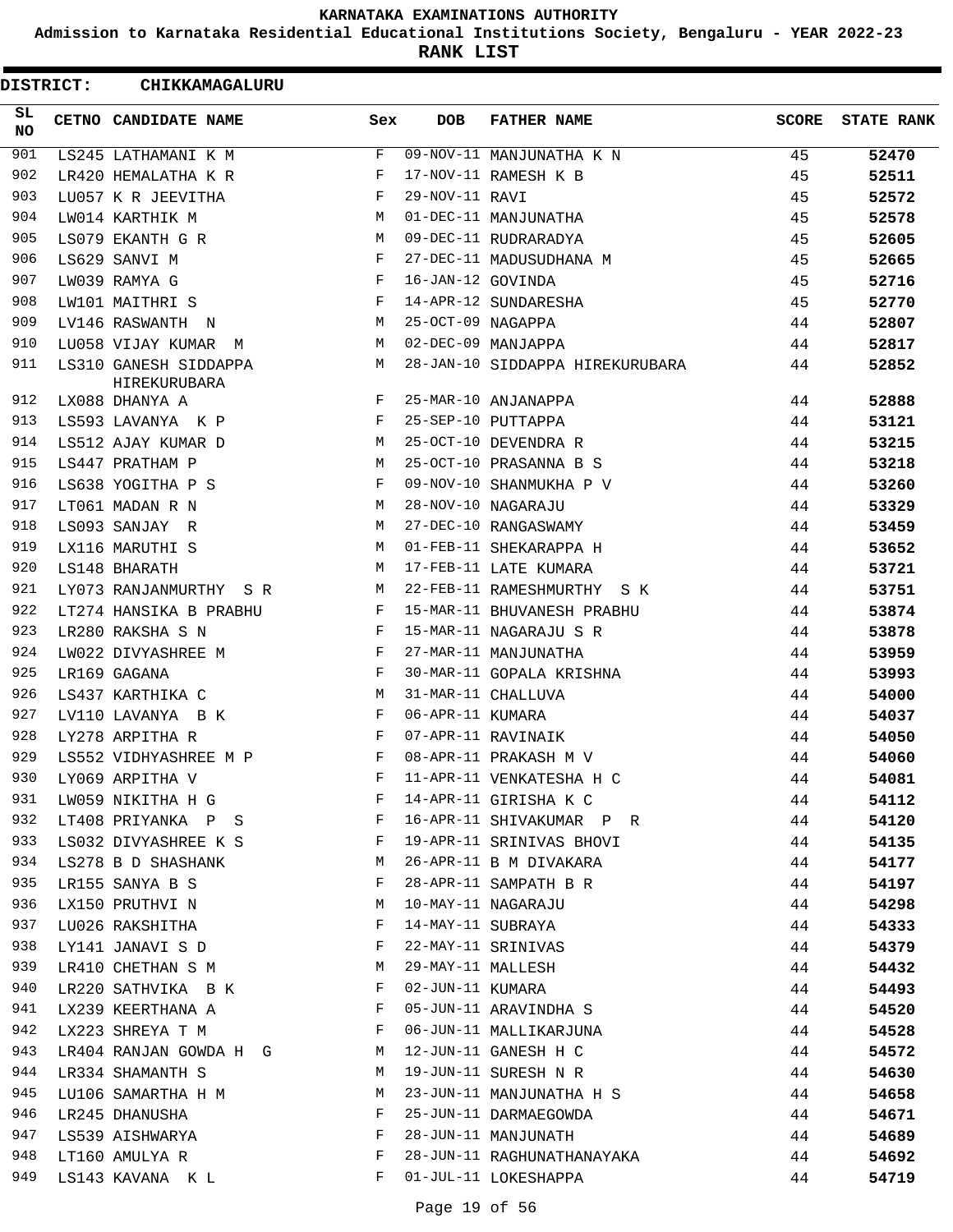# KARNATAKA EXAMINATIONS AUTHORITY

**Admission to Karnataka Residential Educational Institutions Society, Bengaluru - YEAR 2022-23**

**RANK LIST**

**DISTRICT: CHIKKAMAGALURU**

| SL NO | CETNO | CANDIDATE NAME | Sex | DOB | FATHER NAME | SCORE | STATE RANK |
|---|---|---|---|---|---|---|---|
| 901 | LS245 | LATHAMANI K M | F | 09-NOV-11 | MANJUNATHA K N | 45 | 52470 |
| 902 | LR420 | HEMALATHA K R | F | 17-NOV-11 | RAMESH K B | 45 | 52511 |
| 903 | LU057 | K R JEEVITHA | F | 29-NOV-11 | RAVI | 45 | 52572 |
| 904 | LW014 | KARTHIK M | M | 01-DEC-11 | MANJUNATHA | 45 | 52578 |
| 905 | LS079 | EKANTH G R | M | 09-DEC-11 | RUDRARADYA | 45 | 52605 |
| 906 | LS629 | SANVI M | F | 27-DEC-11 | MADUSUDHANA M | 45 | 52665 |
| 907 | LW039 | RAMYA G | F | 16-JAN-12 | GOVINDA | 45 | 52716 |
| 908 | LW101 | MAITHRI S | F | 14-APR-12 | SUNDARESHA | 45 | 52770 |
| 909 | LV146 | RASWANTH N | M | 25-OCT-09 | NAGAPPA | 44 | 52807 |
| 910 | LU058 | VIJAY KUMAR M | M | 02-DEC-09 | MANJAPPA | 44 | 52817 |
| 911 | LS310 | GANESH SIDDAPPA HIREKURUBARA | M | 28-JAN-10 | SIDDAPPA HIREKURUBARA | 44 | 52852 |
| 912 | LX088 | DHANYA A | F | 25-MAR-10 | ANJANAPPA | 44 | 52888 |
| 913 | LS593 | LAVANYA K P | F | 25-SEP-10 | PUTTAPPA | 44 | 53121 |
| 914 | LS512 | AJAY KUMAR D | M | 25-OCT-10 | DEVENDRA R | 44 | 53215 |
| 915 | LS447 | PRATHAM P | M | 25-OCT-10 | PRASANNA B S | 44 | 53218 |
| 916 | LS638 | YOGITHA P S | F | 09-NOV-10 | SHANMUKHA P V | 44 | 53260 |
| 917 | LT061 | MADAN R N | M | 28-NOV-10 | NAGARAJU | 44 | 53329 |
| 918 | LS093 | SANJAY R | M | 27-DEC-10 | RANGASWAMY | 44 | 53459 |
| 919 | LX116 | MARUTHI S | M | 01-FEB-11 | SHEKARAPPA H | 44 | 53652 |
| 920 | LS148 | BHARATH | M | 17-FEB-11 | LATE KUMARA | 44 | 53721 |
| 921 | LY073 | RANJANMURTHY S R | M | 22-FEB-11 | RAMESHMURTHY S K | 44 | 53751 |
| 922 | LT274 | HANSIKA B PRABHU | F | 15-MAR-11 | BHUVANESH PRABHU | 44 | 53874 |
| 923 | LR280 | RAKSHA S N | F | 15-MAR-11 | NAGARAJU S R | 44 | 53878 |
| 924 | LW022 | DIVYASHREE M | F | 27-MAR-11 | MANJUNATHA | 44 | 53959 |
| 925 | LR169 | GAGANA | F | 30-MAR-11 | GOPALA KRISHNA | 44 | 53993 |
| 926 | LS437 | KARTHIKA C | M | 31-MAR-11 | CHALLUVA | 44 | 54000 |
| 927 | LV110 | LAVANYA B K | F | 06-APR-11 | KUMARA | 44 | 54037 |
| 928 | LY278 | ARPITHA R | F | 07-APR-11 | RAVINAIK | 44 | 54050 |
| 929 | LS552 | VIDHYASHREE M P | F | 08-APR-11 | PRAKASH M V | 44 | 54060 |
| 930 | LY069 | ARPITHA V | F | 11-APR-11 | VENKATESHA H C | 44 | 54081 |
| 931 | LW059 | NIKITHA H G | F | 14-APR-11 | GIRISHA K C | 44 | 54112 |
| 932 | LT408 | PRIYANKA P S | F | 16-APR-11 | SHIVAKUMAR P R | 44 | 54120 |
| 933 | LS032 | DIVYASHREE K S | F | 19-APR-11 | SRINIVAS BHOVI | 44 | 54135 |
| 934 | LS278 | B D SHASHANK | M | 26-APR-11 | B M DIVAKARA | 44 | 54177 |
| 935 | LR155 | SANYA B S | F | 28-APR-11 | SAMPATH B R | 44 | 54197 |
| 936 | LX150 | PRUTHVI N | M | 10-MAY-11 | NAGARAJU | 44 | 54298 |
| 937 | LU026 | RAKSHITHA | F | 14-MAY-11 | SUBRAYA | 44 | 54333 |
| 938 | LY141 | JANAVI S D | F | 22-MAY-11 | SRINIVAS | 44 | 54379 |
| 939 | LR410 | CHETHAN S M | M | 29-MAY-11 | MALLESH | 44 | 54432 |
| 940 | LR220 | SATHVIKA B K | F | 02-JUN-11 | KUMARA | 44 | 54493 |
| 941 | LX239 | KEERTHANA A | F | 05-JUN-11 | ARAVINDHA S | 44 | 54520 |
| 942 | LX223 | SHREYA T M | F | 06-JUN-11 | MALLIKARJUNA | 44 | 54528 |
| 943 | LR404 | RANJAN GOWDA H G | M | 12-JUN-11 | GANESH H C | 44 | 54572 |
| 944 | LR334 | SHAMANTH S | M | 19-JUN-11 | SURESH N R | 44 | 54630 |
| 945 | LU106 | SAMARTHA H M | M | 23-JUN-11 | MANJUNATHA H S | 44 | 54658 |
| 946 | LR245 | DHANUSHA | F | 25-JUN-11 | DARMAEGOWDA | 44 | 54671 |
| 947 | LS539 | AISHWARYA | F | 28-JUN-11 | MANJUNATH | 44 | 54689 |
| 948 | LT160 | AMULYA R | F | 28-JUN-11 | RAGHUNATHANAYAKA | 44 | 54692 |
| 949 | LS143 | KAVANA K L | F | 01-JUL-11 | LOKESHAPPA | 44 | 54719 |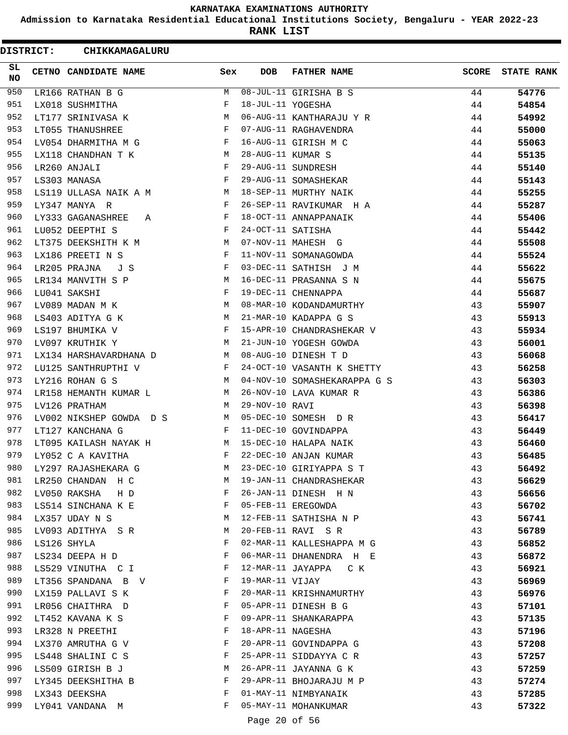# KARNATAKA EXAMINATIONS AUTHORITY

**Admission to Karnataka Residential Educational Institutions Society, Bengaluru - YEAR 2022-23**

**RANK LIST**

**DISTRICT: CHIKKAMAGALURU**

| SL NO | CETNO | CANDIDATE NAME | Sex | DOB | FATHER NAME | SCORE | STATE RANK |
|---|---|---|---|---|---|---|---|
| 950 | LR166 | RATHAN B G | M | 08-JUL-11 | GIRISHA B S | 44 | 54776 |
| 951 | LX018 | SUSHMITHA | F | 18-JUL-11 | YOGESHA | 44 | 54854 |
| 952 | LT177 | SRINIVASA K | M | 06-AUG-11 | KANTHARAJU Y R | 44 | 54992 |
| 953 | LT055 | THANUSHREE | F | 07-AUG-11 | RAGHAVENDRA | 44 | 55000 |
| 954 | LV054 | DHARMITHA M G | F | 16-AUG-11 | GIRISH M C | 44 | 55063 |
| 955 | LX118 | CHANDHAN T K | M | 28-AUG-11 | KUMAR S | 44 | 55135 |
| 956 | LR260 | ANJALI | F | 29-AUG-11 | SUNDRESH | 44 | 55140 |
| 957 | LS303 | MANASA | F | 29-AUG-11 | SOMASHEKAR | 44 | 55143 |
| 958 | LS119 | ULLASA NAIK A M | M | 18-SEP-11 | MURTHY NAIK | 44 | 55255 |
| 959 | LY347 | MANYA R | F | 26-SEP-11 | RAVIKUMAR H A | 44 | 55287 |
| 960 | LY333 | GAGANASHREE A | F | 18-OCT-11 | ANNAPPANAIK | 44 | 55406 |
| 961 | LU052 | DEEPTHI S | F | 24-OCT-11 | SATISHA | 44 | 55442 |
| 962 | LT375 | DEEKSHITH K M | M | 07-NOV-11 | MAHESH G | 44 | 55508 |
| 963 | LX186 | PREETI N S | F | 11-NOV-11 | SOMANAGOWDA | 44 | 55524 |
| 964 | LR205 | PRAJNA J S | F | 03-DEC-11 | SATHISH J M | 44 | 55622 |
| 965 | LR134 | MANVITH S P | M | 16-DEC-11 | PRASANNA S N | 44 | 55675 |
| 966 | LU041 | SAKSHI | F | 19-DEC-11 | CHENNAPPA | 44 | 55687 |
| 967 | LV089 | MADAN M K | M | 08-MAR-10 | KODANDAMURTHY | 43 | 55907 |
| 968 | LS403 | ADITYA G K | M | 21-MAR-10 | KADAPPA G S | 43 | 55913 |
| 969 | LS197 | BHUMIKA V | F | 15-APR-10 | CHANDRASHEKAR V | 43 | 55934 |
| 970 | LV097 | KRUTHIK Y | M | 21-JUN-10 | YOGESH GOWDA | 43 | 56001 |
| 971 | LX134 | HARSHAVARDHANA D | M | 08-AUG-10 | DINESH T D | 43 | 56068 |
| 972 | LU125 | SANTHRUPTHI V | F | 24-OCT-10 | VASANTH K SHETTY | 43 | 56258 |
| 973 | LY216 | ROHAN G S | M | 04-NOV-10 | SOMASHEKARAPPA G S | 43 | 56303 |
| 974 | LR158 | HEMANTH KUMAR L | M | 26-NOV-10 | LAVA KUMAR R | 43 | 56386 |
| 975 | LV126 | PRATHAM | M | 29-NOV-10 | RAVI | 43 | 56398 |
| 976 | LV002 | NIKSHEP GOWDA D S | M | 05-DEC-10 | SOMESH D R | 43 | 56417 |
| 977 | LT127 | KANCHANA G | F | 11-DEC-10 | GOVINDAPPA | 43 | 56449 |
| 978 | LT095 | KAILASH NAYAK H | M | 15-DEC-10 | HALAPA NAIK | 43 | 56460 |
| 979 | LY052 | C A KAVITHA | F | 22-DEC-10 | ANJAN KUMAR | 43 | 56485 |
| 980 | LY297 | RAJASHEKARA G | M | 23-DEC-10 | GIRIYAPPA S T | 43 | 56492 |
| 981 | LR250 | CHANDAN H C | M | 19-JAN-11 | CHANDRASHEKAR | 43 | 56629 |
| 982 | LV050 | RAKSHA H D | F | 26-JAN-11 | DINESH H N | 43 | 56656 |
| 983 | LS514 | SINCHANA K E | F | 05-FEB-11 | EREGOWDA | 43 | 56702 |
| 984 | LX357 | UDAY N S | M | 12-FEB-11 | SATHISHA N P | 43 | 56741 |
| 985 | LV093 | ADITHYA S R | M | 20-FEB-11 | RAVI S R | 43 | 56789 |
| 986 | LS126 | SHYLA | F | 02-MAR-11 | KALLESHAPPA M G | 43 | 56852 |
| 987 | LS234 | DEEPA H D | F | 06-MAR-11 | DHANENDRA H E | 43 | 56872 |
| 988 | LS529 | VINUTHA C I | F | 12-MAR-11 | JAYAPPA C K | 43 | 56921 |
| 989 | LT356 | SPANDANA B V | F | 19-MAR-11 | VIJAY | 43 | 56969 |
| 990 | LX159 | PALLAVI S K | F | 20-MAR-11 | KRISHNAMURTHY | 43 | 56976 |
| 991 | LR056 | CHAITHRA D | F | 05-APR-11 | DINESH B G | 43 | 57101 |
| 992 | LT452 | KAVANA K S | F | 09-APR-11 | SHANKARAPPA | 43 | 57135 |
| 993 | LR328 | N PREETHI | F | 18-APR-11 | NAGESHA | 43 | 57196 |
| 994 | LX370 | AMRUTHA G V | F | 20-APR-11 | GOVINDAPPA G | 43 | 57208 |
| 995 | LS448 | SHALINI C S | F | 25-APR-11 | SIDDAYYA C R | 43 | 57257 |
| 996 | LS509 | GIRISH B J | M | 26-APR-11 | JAYANNA G K | 43 | 57259 |
| 997 | LY345 | DEEKSHITHA B | F | 29-APR-11 | BHOJARAJU M P | 43 | 57274 |
| 998 | LX343 | DEEKSHA | F | 01-MAY-11 | NIMBYANAIK | 43 | 57285 |
| 999 | LY041 | VANDANA M | F | 05-MAY-11 | MOHANKUMAR | 43 | 57322 |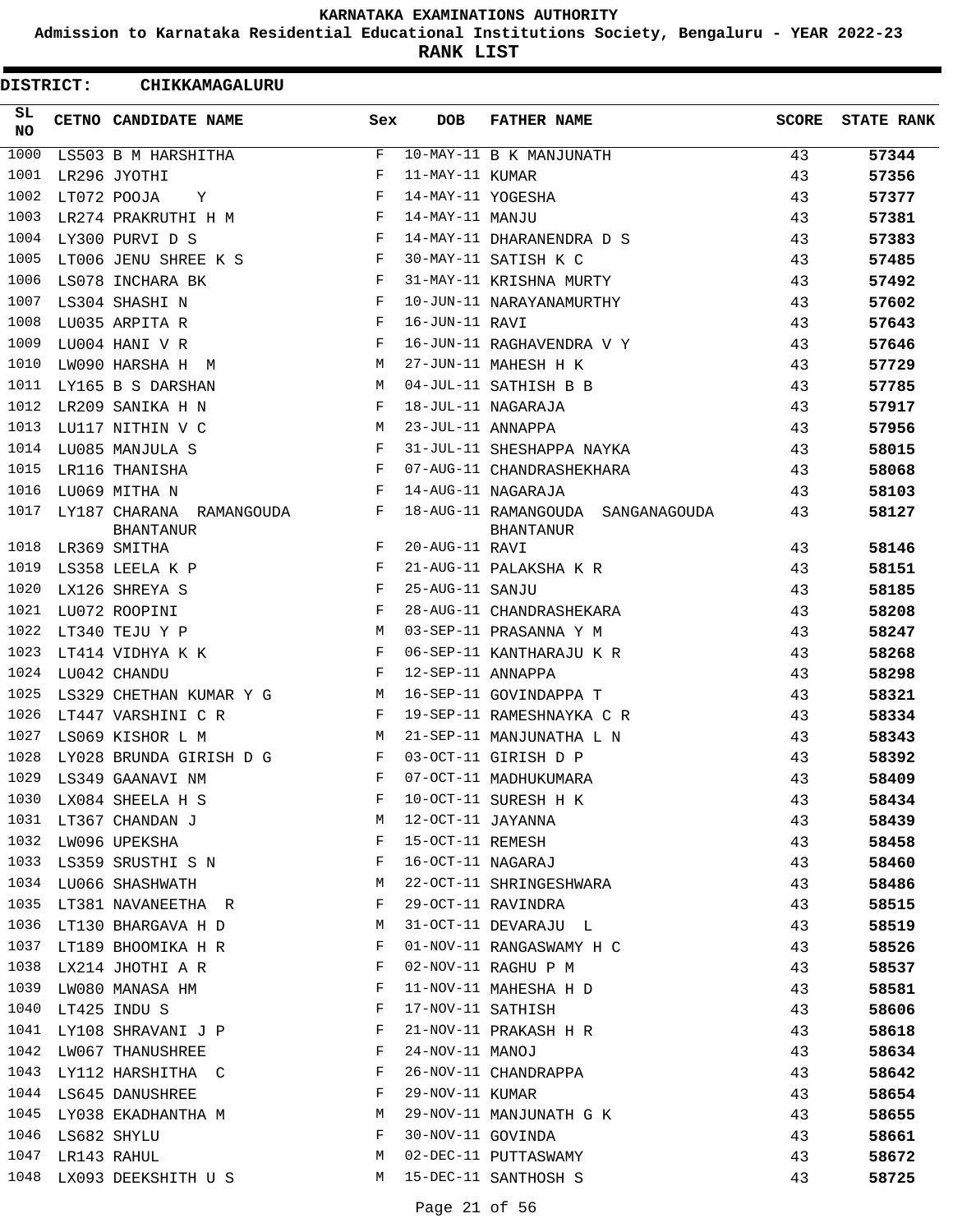# KARNATAKA EXAMINATIONS AUTHORITY

**Admission to Karnataka Residential Educational Institutions Society, Bengaluru - YEAR 2022-23**

**RANK LIST**

**DISTRICT: CHIKKAMAGALURU**

| SL NO | CETNO | CANDIDATE NAME | Sex | DOB | FATHER NAME | SCORE | STATE RANK |
|---|---|---|---|---|---|---|---|
| 1000 | LS503 | B M HARSHITHA | F | 10-MAY-11 | B K MANJUNATH | 43 | 57344 |
| 1001 | LR296 | JYOTHI | F | 11-MAY-11 | KUMAR | 43 | 57356 |
| 1002 | LT072 | POOJA Y | F | 14-MAY-11 | YOGESHA | 43 | 57377 |
| 1003 | LR274 | PRAKRUTHI H M | F | 14-MAY-11 | MANJU | 43 | 57381 |
| 1004 | LY300 | PURVI D S | F | 14-MAY-11 | DHARANENDRA D S | 43 | 57383 |
| 1005 | LT006 | JENU SHREE K S | F | 30-MAY-11 | SATISH K C | 43 | 57485 |
| 1006 | LS078 | INCHARA BK | F | 31-MAY-11 | KRISHNA MURTY | 43 | 57492 |
| 1007 | LS304 | SHASHI N | F | 10-JUN-11 | NARAYANAMURTHY | 43 | 57602 |
| 1008 | LU035 | ARPITA R | F | 16-JUN-11 | RAVI | 43 | 57643 |
| 1009 | LU004 | HANI V R | F | 16-JUN-11 | RAGHAVENDRA V Y | 43 | 57646 |
| 1010 | LW090 | HARSHA H M | M | 27-JUN-11 | MAHESH H K | 43 | 57729 |
| 1011 | LY165 | B S DARSHAN | M | 04-JUL-11 | SATHISH B B | 43 | 57785 |
| 1012 | LR209 | SANIKA H N | F | 18-JUL-11 | NAGARAJA | 43 | 57917 |
| 1013 | LU117 | NITHIN V C | M | 23-JUL-11 | ANNAPPA | 43 | 57956 |
| 1014 | LU085 | MANJULA S | F | 31-JUL-11 | SHESHAPPA NAYKA | 43 | 58015 |
| 1015 | LR116 | THANISHA | F | 07-AUG-11 | CHANDRASHEKHARA | 43 | 58068 |
| 1016 | LU069 | MITHA N | F | 14-AUG-11 | NAGARAJA | 43 | 58103 |
| 1017 | LY187 | CHARANA RAMANGOUDA BHANTANUR | F | 18-AUG-11 | RAMANGOUDA SANGANAGOUDA BHANTANUR | 43 | 58127 |
| 1018 | LR369 | SMITHA | F | 20-AUG-11 | RAVI | 43 | 58146 |
| 1019 | LS358 | LEELA K P | F | 21-AUG-11 | PALAKSHA K R | 43 | 58151 |
| 1020 | LX126 | SHREYA S | F | 25-AUG-11 | SANJU | 43 | 58185 |
| 1021 | LU072 | ROOPINI | F | 28-AUG-11 | CHANDRASHEKARA | 43 | 58208 |
| 1022 | LT340 | TEJU Y P | M | 03-SEP-11 | PRASANNA Y M | 43 | 58247 |
| 1023 | LT414 | VIDHYA K K | F | 06-SEP-11 | KANTHARAJU K R | 43 | 58268 |
| 1024 | LU042 | CHANDU | F | 12-SEP-11 | ANNAPPA | 43 | 58298 |
| 1025 | LS329 | CHETHAN KUMAR Y G | M | 16-SEP-11 | GOVINDAPPA T | 43 | 58321 |
| 1026 | LT447 | VARSHINI C R | F | 19-SEP-11 | RAMESHNAYKA C R | 43 | 58334 |
| 1027 | LS069 | KISHOR L M | M | 21-SEP-11 | MANJUNATHA L N | 43 | 58343 |
| 1028 | LY028 | BRUNDA GIRISH D G | F | 03-OCT-11 | GIRISH D P | 43 | 58392 |
| 1029 | LS349 | GAANAVI NM | F | 07-OCT-11 | MADHUKUMARA | 43 | 58409 |
| 1030 | LX084 | SHEELA H S | F | 10-OCT-11 | SURESH H K | 43 | 58434 |
| 1031 | LT367 | CHANDAN J | M | 12-OCT-11 | JAYANNA | 43 | 58439 |
| 1032 | LW096 | UPEKSHA | F | 15-OCT-11 | REMESH | 43 | 58458 |
| 1033 | LS359 | SRUSTHI S N | F | 16-OCT-11 | NAGARAJ | 43 | 58460 |
| 1034 | LU066 | SHASHWATH | M | 22-OCT-11 | SHRINGESHWARA | 43 | 58486 |
| 1035 | LT381 | NAVANEETHA R | F | 29-OCT-11 | RAVINDRA | 43 | 58515 |
| 1036 | LT130 | BHARGAVA H D | M | 31-OCT-11 | DEVARAJU L | 43 | 58519 |
| 1037 | LT189 | BHOOMIKA H R | F | 01-NOV-11 | RANGASWAMY H C | 43 | 58526 |
| 1038 | LX214 | JHOTHI A R | F | 02-NOV-11 | RAGHU P M | 43 | 58537 |
| 1039 | LW080 | MANASA HM | F | 11-NOV-11 | MAHESHA H D | 43 | 58581 |
| 1040 | LT425 | INDU S | F | 17-NOV-11 | SATHISH | 43 | 58606 |
| 1041 | LY108 | SHRAVANI J P | F | 21-NOV-11 | PRAKASH H R | 43 | 58618 |
| 1042 | LW067 | THANUSHREE | F | 24-NOV-11 | MANOJ | 43 | 58634 |
| 1043 | LY112 | HARSHITHA C | F | 26-NOV-11 | CHANDRAPPA | 43 | 58642 |
| 1044 | LS645 | DANUSHREE | F | 29-NOV-11 | KUMAR | 43 | 58654 |
| 1045 | LY038 | EKADHANTHA M | M | 29-NOV-11 | MANJUNATH G K | 43 | 58655 |
| 1046 | LS682 | SHYLU | F | 30-NOV-11 | GOVINDA | 43 | 58661 |
| 1047 | LR143 | RAHUL | M | 02-DEC-11 | PUTTASWAMY | 43 | 58672 |
| 1048 | LX093 | DEEKSHITH U S | M | 15-DEC-11 | SANTHOSH S | 43 | 58725 |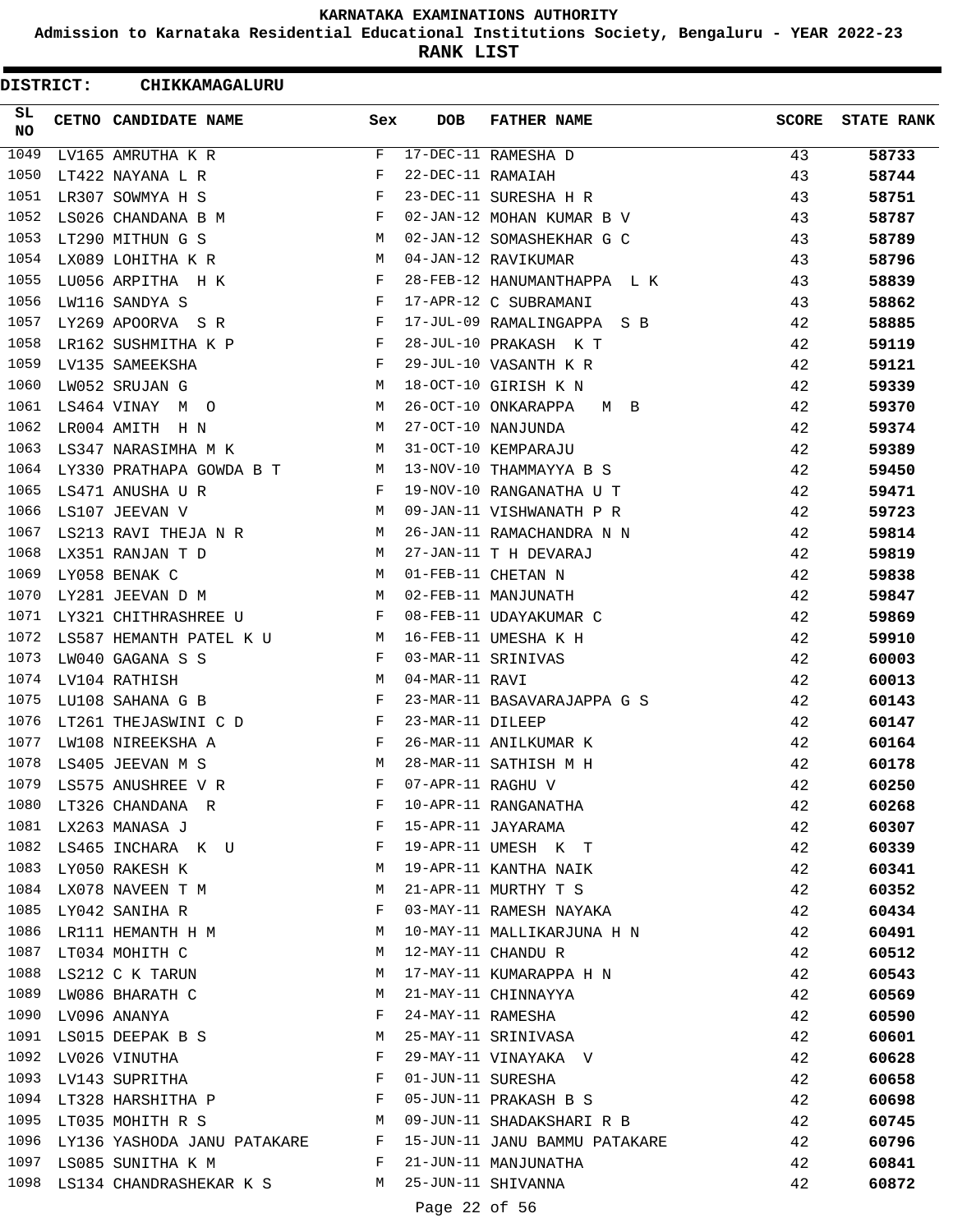# KARNATAKA EXAMINATIONS AUTHORITY

**Admission to Karnataka Residential Educational Institutions Society, Bengaluru - YEAR 2022-23**

**RANK LIST**

**DISTRICT: CHIKKAMAGALURU**

| SL NO | CETNO | CANDIDATE NAME | Sex | DOB | FATHER NAME | SCORE | STATE RANK |
|---|---|---|---|---|---|---|---|
| 1049 | LV165 | AMRUTHA K R | F | 17-DEC-11 | RAMESHA D | 43 | 58733 |
| 1050 | LT422 | NAYANA L R | F | 22-DEC-11 | RAMAIAH | 43 | 58744 |
| 1051 | LR307 | SOWMYA H S | F | 23-DEC-11 | SURESHA H R | 43 | 58751 |
| 1052 | LS026 | CHANDANA B M | F | 02-JAN-12 | MOHAN KUMAR B V | 43 | 58787 |
| 1053 | LT290 | MITHUN G S | M | 02-JAN-12 | SOMASHEKHAR G C | 43 | 58789 |
| 1054 | LX089 | LOHITHA K R | M | 04-JAN-12 | RAVIKUMAR | 43 | 58796 |
| 1055 | LU056 | ARPITHA H K | F | 28-FEB-12 | HANUMANTHAPPA L K | 43 | 58839 |
| 1056 | LW116 | SANDYA S | F | 17-APR-12 | C SUBRAMANI | 43 | 58862 |
| 1057 | LY269 | APOORVA S R | F | 17-JUL-09 | RAMALINGAPPA S B | 42 | 58885 |
| 1058 | LR162 | SUSHMITHA K P | F | 28-JUL-10 | PRAKASH K T | 42 | 59119 |
| 1059 | LV135 | SAMEEKSHA | F | 29-JUL-10 | VASANTH K R | 42 | 59121 |
| 1060 | LW052 | SRUJAN G | M | 18-OCT-10 | GIRISH K N | 42 | 59339 |
| 1061 | LS464 | VINAY M O | M | 26-OCT-10 | ONKARAPPA M B | 42 | 59370 |
| 1062 | LR004 | AMITH H N | M | 27-OCT-10 | NANJUNDA | 42 | 59374 |
| 1063 | LS347 | NARASIMHA M K | M | 31-OCT-10 | KEMPARAJU | 42 | 59389 |
| 1064 | LY330 | PRATHAPA GOWDA B T | M | 13-NOV-10 | THAMMAYYA B S | 42 | 59450 |
| 1065 | LS471 | ANUSHA U R | F | 19-NOV-10 | RANGANATHA U T | 42 | 59471 |
| 1066 | LS107 | JEEVAN V | M | 09-JAN-11 | VISHWANATH P R | 42 | 59723 |
| 1067 | LS213 | RAVI THEJA N R | M | 26-JAN-11 | RAMACHANDRA N N | 42 | 59814 |
| 1068 | LX351 | RANJAN T D | M | 27-JAN-11 | T H DEVARAJ | 42 | 59819 |
| 1069 | LY058 | BENAK C | M | 01-FEB-11 | CHETAN N | 42 | 59838 |
| 1070 | LY281 | JEEVAN D M | M | 02-FEB-11 | MANJUNATH | 42 | 59847 |
| 1071 | LY321 | CHITHRASHREE U | F | 08-FEB-11 | UDAYAKUMAR C | 42 | 59869 |
| 1072 | LS587 | HEMANTH PATEL K U | M | 16-FEB-11 | UMESHA K H | 42 | 59910 |
| 1073 | LW040 | GAGANA S S | F | 03-MAR-11 | SRINIVAS | 42 | 60003 |
| 1074 | LV104 | RATHISH | M | 04-MAR-11 | RAVI | 42 | 60013 |
| 1075 | LU108 | SAHANA G B | F | 23-MAR-11 | BASAVARAJAPPA G S | 42 | 60143 |
| 1076 | LT261 | THEJASWINI C D | F | 23-MAR-11 | DILEEP | 42 | 60147 |
| 1077 | LW108 | NIREEKSHA A | F | 26-MAR-11 | ANILKUMAR K | 42 | 60164 |
| 1078 | LS405 | JEEVAN M S | M | 28-MAR-11 | SATHISH M H | 42 | 60178 |
| 1079 | LS575 | ANUSHREE V R | F | 07-APR-11 | RAGHU V | 42 | 60250 |
| 1080 | LT326 | CHANDANA R | F | 10-APR-11 | RANGANATHA | 42 | 60268 |
| 1081 | LX263 | MANASA J | F | 15-APR-11 | JAYARAMA | 42 | 60307 |
| 1082 | LS465 | INCHARA K U | F | 19-APR-11 | UMESH K T | 42 | 60339 |
| 1083 | LY050 | RAKESH K | M | 19-APR-11 | KANTHA NAIK | 42 | 60341 |
| 1084 | LX078 | NAVEEN T M | M | 21-APR-11 | MURTHY T S | 42 | 60352 |
| 1085 | LY042 | SANIHA R | F | 03-MAY-11 | RAMESH NAYAKA | 42 | 60434 |
| 1086 | LR111 | HEMANTH H M | M | 10-MAY-11 | MALLIKARJUNA H N | 42 | 60491 |
| 1087 | LT034 | MOHITH C | M | 12-MAY-11 | CHANDU R | 42 | 60512 |
| 1088 | LS212 | C K TARUN | M | 17-MAY-11 | KUMARAPPA H N | 42 | 60543 |
| 1089 | LW086 | BHARATH C | M | 21-MAY-11 | CHINNAYYA | 42 | 60569 |
| 1090 | LV096 | ANANYA | F | 24-MAY-11 | RAMESHA | 42 | 60590 |
| 1091 | LS015 | DEEPAK B S | M | 25-MAY-11 | SRINIVASA | 42 | 60601 |
| 1092 | LV026 | VINUTHA | F | 29-MAY-11 | VINAYAKA V | 42 | 60628 |
| 1093 | LV143 | SUPRITHA | F | 01-JUN-11 | SURESHA | 42 | 60658 |
| 1094 | LT328 | HARSHITHA P | F | 05-JUN-11 | PRAKASH B S | 42 | 60698 |
| 1095 | LT035 | MOHITH R S | M | 09-JUN-11 | SHADAKSHARI R B | 42 | 60745 |
| 1096 | LY136 | YASHODA JANU PATAKARE | F | 15-JUN-11 | JANU BAMMU PATAKARE | 42 | 60796 |
| 1097 | LS085 | SUNITHA K M | F | 21-JUN-11 | MANJUNATHA | 42 | 60841 |
| 1098 | LS134 | CHANDRASHEKAR K S | M | 25-JUN-11 | SHIVANNA | 42 | 60872 |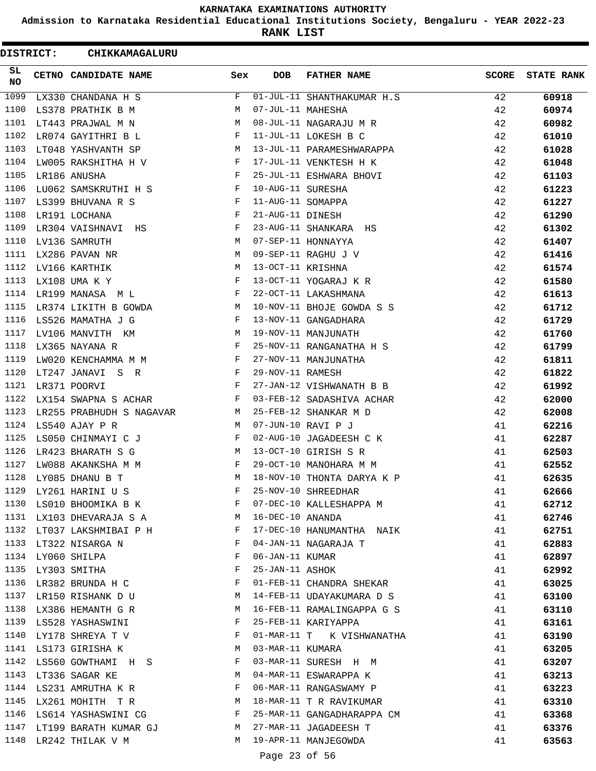KARNATAKA EXAMINATIONS AUTHORITY

Admission to Karnataka Residential Educational Institutions Society, Bengaluru - YEAR 2022-23

**RANK LIST**

**DISTRICT: CHIKKAMAGALURU**

| SL NO | CETNO | CANDIDATE NAME | Sex | DOB | FATHER NAME | SCORE | STATE RANK |
|---|---|---|---|---|---|---|---|
| 1099 | LX330 | CHANDANA H S | F | 01-JUL-11 | SHANTHAKUMAR H.S | 42 | 60918 |
| 1100 | LS378 | PRATHIK B M | M | 07-JUL-11 | MAHESHA | 42 | 60974 |
| 1101 | LT443 | PRAJWAL M N | M | 08-JUL-11 | NAGARAJU M R | 42 | 60982 |
| 1102 | LR074 | GAYITHRI B L | F | 11-JUL-11 | LOKESH B C | 42 | 61010 |
| 1103 | LT048 | YASHVANTH SP | M | 13-JUL-11 | PARAMESHWARAPPA | 42 | 61028 |
| 1104 | LW005 | RAKSHITHA H V | F | 17-JUL-11 | VENKTESH H K | 42 | 61048 |
| 1105 | LR186 | ANUSHA | F | 25-JUL-11 | ESHWARA BHOVI | 42 | 61103 |
| 1106 | LU062 | SAMSKRUTHI H S | F | 10-AUG-11 | SURESHA | 42 | 61223 |
| 1107 | LS399 | BHUVANA R S | F | 11-AUG-11 | SOMAPPA | 42 | 61227 |
| 1108 | LR191 | LOCHANA | F | 21-AUG-11 | DINESH | 42 | 61290 |
| 1109 | LR304 | VAISHNAVI HS | F | 23-AUG-11 | SHANKARA HS | 42 | 61302 |
| 1110 | LV136 | SAMRUTH | M | 07-SEP-11 | HONNAYYA | 42 | 61407 |
| 1111 | LX286 | PAVAN NR | M | 09-SEP-11 | RAGHU J V | 42 | 61416 |
| 1112 | LV166 | KARTHIK | M | 13-OCT-11 | KRISHNA | 42 | 61574 |
| 1113 | LX108 | UMA K Y | F | 13-OCT-11 | YOGARAJ K R | 42 | 61580 |
| 1114 | LR199 | MANASA M L | F | 22-OCT-11 | LAKASHMANA | 42 | 61613 |
| 1115 | LR374 | LIKITH B GOWDA | M | 10-NOV-11 | BHOJE GOWDA S S | 42 | 61712 |
| 1116 | LS526 | MAMATHA J G | F | 13-NOV-11 | GANGADHARA | 42 | 61729 |
| 1117 | LV106 | MANVITH KM | M | 19-NOV-11 | MANJUNATH | 42 | 61760 |
| 1118 | LX365 | NAYANA R | F | 25-NOV-11 | RANGANATHA H S | 42 | 61799 |
| 1119 | LW020 | KENCHAMMA M M | F | 27-NOV-11 | MANJUNATHA | 42 | 61811 |
| 1120 | LT247 | JANAVI S R | F | 29-NOV-11 | RAMESH | 42 | 61822 |
| 1121 | LR371 | POORVI | F | 27-JAN-12 | VISHWANATH B B | 42 | 61992 |
| 1122 | LX154 | SWAPNA S ACHAR | F | 03-FEB-12 | SADASHIVA ACHAR | 42 | 62000 |
| 1123 | LR255 | PRABHUDH S NAGAVAR | M | 25-FEB-12 | SHANKAR M D | 42 | 62008 |
| 1124 | LS540 | AJAY P R | M | 07-JUN-10 | RAVI P J | 41 | 62216 |
| 1125 | LS050 | CHINMAYI C J | F | 02-AUG-10 | JAGADEESH C K | 41 | 62287 |
| 1126 | LR423 | BHARATH S G | M | 13-OCT-10 | GIRISH S R | 41 | 62503 |
| 1127 | LW088 | AKANKSHA M M | F | 29-OCT-10 | MANOHARA M M | 41 | 62552 |
| 1128 | LY085 | DHANU B T | M | 18-NOV-10 | THONTA DARYA K P | 41 | 62635 |
| 1129 | LY261 | HARINI U S | F | 25-NOV-10 | SHREEDHAR | 41 | 62666 |
| 1130 | LS010 | BHOOMIKA B K | F | 07-DEC-10 | KALLESHAPPA M | 41 | 62712 |
| 1131 | LX103 | DHEVARAJA S A | M | 16-DEC-10 | ANANDA | 41 | 62746 |
| 1132 | LT037 | LAKSHMIBAI P H | F | 17-DEC-10 | HANUMANTHA NAIK | 41 | 62751 |
| 1133 | LT322 | NISARGA N | F | 04-JAN-11 | NAGARAJA T | 41 | 62883 |
| 1134 | LY060 | SHILPA | F | 06-JAN-11 | KUMAR | 41 | 62897 |
| 1135 | LY303 | SMITHA | F | 25-JAN-11 | ASHOK | 41 | 62992 |
| 1136 | LR382 | BRUNDA H C | F | 01-FEB-11 | CHANDRA SHEKAR | 41 | 63025 |
| 1137 | LR150 | RISHANK D U | M | 14-FEB-11 | UDAYAKUMARA D S | 41 | 63100 |
| 1138 | LX386 | HEMANTH G R | M | 16-FEB-11 | RAMALINGAPPA G S | 41 | 63110 |
| 1139 | LS528 | YASHASWINI | F | 25-FEB-11 | KARIYAPPA | 41 | 63161 |
| 1140 | LY178 | SHREYA T V | F | 01-MAR-11 | T K VISHWANATHA | 41 | 63190 |
| 1141 | LS173 | GIRISHA K | M | 03-MAR-11 | KUMARA | 41 | 63205 |
| 1142 | LS560 | GOWTHAMI H S | F | 03-MAR-11 | SURESH H M | 41 | 63207 |
| 1143 | LT336 | SAGAR KE | M | 04-MAR-11 | ESWARAPPA K | 41 | 63213 |
| 1144 | LS231 | AMRUTHA K R | F | 06-MAR-11 | RANGASWAMY P | 41 | 63223 |
| 1145 | LX261 | MOHITH T R | M | 18-MAR-11 | T R RAVIKUMAR | 41 | 63310 |
| 1146 | LS614 | YASHASWINI CG | F | 25-MAR-11 | GANGADHARAPPA CM | 41 | 63368 |
| 1147 | LT199 | BARATH KUMAR GJ | M | 27-MAR-11 | JAGADEESH T | 41 | 63376 |
| 1148 | LR242 | THILAK V M | M | 19-APR-11 | MANJEGOWDA | 41 | 63563 |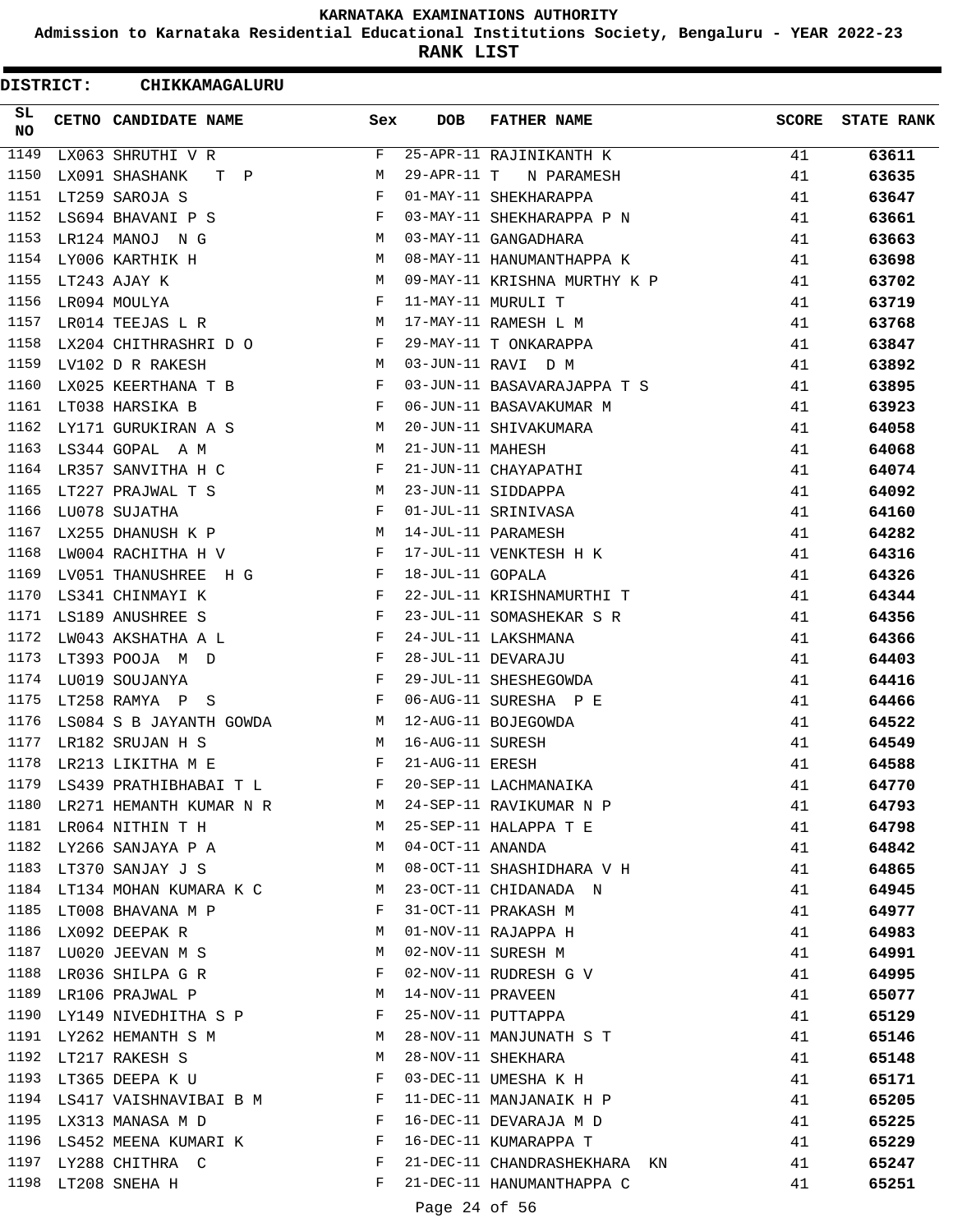**KARNATAKA EXAMINATIONS AUTHORITY**

**Admission to Karnataka Residential Educational Institutions Society, Bengaluru - YEAR 2022-23**

**RANK LIST**

**DISTRICT: CHIKKAMAGALURU**

| SL NO | CETNO | CANDIDATE NAME | Sex | DOB | FATHER NAME | SCORE | STATE RANK |
|---|---|---|---|---|---|---|---|
| 1149 | LX063 | SHRUTHI V R | F | 25-APR-11 | RAJINIKANTH K | 41 | **63611** |
| 1150 | LX091 | SHASHANK T P | M | 29-APR-11 | T N PARAMESH | 41 | **63635** |
| 1151 | LT259 | SAROJA S | F | 01-MAY-11 | SHEKHARAPPA | 41 | **63647** |
| 1152 | LS694 | BHAVANI P S | F | 03-MAY-11 | SHEKHARAPPA P N | 41 | **63661** |
| 1153 | LR124 | MANOJ N G | M | 03-MAY-11 | GANGADHARA | 41 | **63663** |
| 1154 | LY006 | KARTHIK H | M | 08-MAY-11 | HANUMANTHAPPA K | 41 | **63698** |
| 1155 | LT243 | AJAY K | M | 09-MAY-11 | KRISHNA MURTHY K P | 41 | **63702** |
| 1156 | LR094 | MOULYA | F | 11-MAY-11 | MURULI T | 41 | **63719** |
| 1157 | LR014 | TEEJAS L R | M | 17-MAY-11 | RAMESH L M | 41 | **63768** |
| 1158 | LX204 | CHITHRASHRI D O | F | 29-MAY-11 | T ONKARAPPA | 41 | **63847** |
| 1159 | LV102 | D R RAKESH | M | 03-JUN-11 | RAVI D M | 41 | **63892** |
| 1160 | LX025 | KEERTHANA T B | F | 03-JUN-11 | BASAVARAJAPPA T S | 41 | **63895** |
| 1161 | LT038 | HARSIKA B | F | 06-JUN-11 | BASAVAKUMAR M | 41 | **63923** |
| 1162 | LY171 | GURUKIRAN A S | M | 20-JUN-11 | SHIVAKUMARA | 41 | **64058** |
| 1163 | LS344 | GOPAL A M | M | 21-JUN-11 | MAHESH | 41 | **64068** |
| 1164 | LR357 | SANVITHA H C | F | 21-JUN-11 | CHAYAPATHI | 41 | **64074** |
| 1165 | LT227 | PRAJWAL T S | M | 23-JUN-11 | SIDDAPPA | 41 | **64092** |
| 1166 | LU078 | SUJATHA | F | 01-JUL-11 | SRINIVASA | 41 | **64160** |
| 1167 | LX255 | DHANUSH K P | M | 14-JUL-11 | PARAMESH | 41 | **64282** |
| 1168 | LW004 | RACHITHA H V | F | 17-JUL-11 | VENKTESH H K | 41 | **64316** |
| 1169 | LV051 | THANUSHREE H G | F | 18-JUL-11 | GOPALA | 41 | **64326** |
| 1170 | LS341 | CHINMAYI K | F | 22-JUL-11 | KRISHNAMURTHI T | 41 | **64344** |
| 1171 | LS189 | ANUSHREE S | F | 23-JUL-11 | SOMASHEKAR S R | 41 | **64356** |
| 1172 | LW043 | AKSHATHA A L | F | 24-JUL-11 | LAKSHMANA | 41 | **64366** |
| 1173 | LT393 | POOJA M D | F | 28-JUL-11 | DEVARAJU | 41 | **64403** |
| 1174 | LU019 | SOUJANYA | F | 29-JUL-11 | SHESHEGOWDA | 41 | **64416** |
| 1175 | LT258 | RAMYA P S | F | 06-AUG-11 | SURESHA P E | 41 | **64466** |
| 1176 | LS084 | S B JAYANTH GOWDA | M | 12-AUG-11 | BOJEGOWDA | 41 | **64522** |
| 1177 | LR182 | SRUJAN H S | M | 16-AUG-11 | SURESH | 41 | **64549** |
| 1178 | LR213 | LIKITHA M E | F | 21-AUG-11 | ERESH | 41 | **64588** |
| 1179 | LS439 | PRATHIBHABAI T L | F | 20-SEP-11 | LACHMANAIKA | 41 | **64770** |
| 1180 | LR271 | HEMANTH KUMAR N R | M | 24-SEP-11 | RAVIKUMAR N P | 41 | **64793** |
| 1181 | LR064 | NITHIN T H | M | 25-SEP-11 | HALAPPA T E | 41 | **64798** |
| 1182 | LY266 | SANJAYA P A | M | 04-OCT-11 | ANANDA | 41 | **64842** |
| 1183 | LT370 | SANJAY J S | M | 08-OCT-11 | SHASHIDHARA V H | 41 | **64865** |
| 1184 | LT134 | MOHAN KUMARA K C | M | 23-OCT-11 | CHIDANADA N | 41 | **64945** |
| 1185 | LT008 | BHAVANA M P | F | 31-OCT-11 | PRAKASH M | 41 | **64977** |
| 1186 | LX092 | DEEPAK R | M | 01-NOV-11 | RAJAPPA H | 41 | **64983** |
| 1187 | LU020 | JEEVAN M S | M | 02-NOV-11 | SURESH M | 41 | **64991** |
| 1188 | LR036 | SHILPA G R | F | 02-NOV-11 | RUDRESH G V | 41 | **64995** |
| 1189 | LR106 | PRAJWAL P | M | 14-NOV-11 | PRAVEEN | 41 | **65077** |
| 1190 | LY149 | NIVEDHITHA S P | F | 25-NOV-11 | PUTTAPPA | 41 | **65129** |
| 1191 | LY262 | HEMANTH S M | M | 28-NOV-11 | MANJUNATH S T | 41 | **65146** |
| 1192 | LT217 | RAKESH S | M | 28-NOV-11 | SHEKHARA | 41 | **65148** |
| 1193 | LT365 | DEEPA K U | F | 03-DEC-11 | UMESHA K H | 41 | **65171** |
| 1194 | LS417 | VAISHNAVIBAI B M | F | 11-DEC-11 | MANJANAIK H P | 41 | **65205** |
| 1195 | LX313 | MANASA M D | F | 16-DEC-11 | DEVARAJA M D | 41 | **65225** |
| 1196 | LS452 | MEENA KUMARI K | F | 16-DEC-11 | KUMARAPPA T | 41 | **65229** |
| 1197 | LY288 | CHITHRA C | F | 21-DEC-11 | CHANDRASHEKHARA KN | 41 | **65247** |
| 1198 | LT208 | SNEHA H | F | 21-DEC-11 | HANUMANTHAPPA C | 41 | **65251** |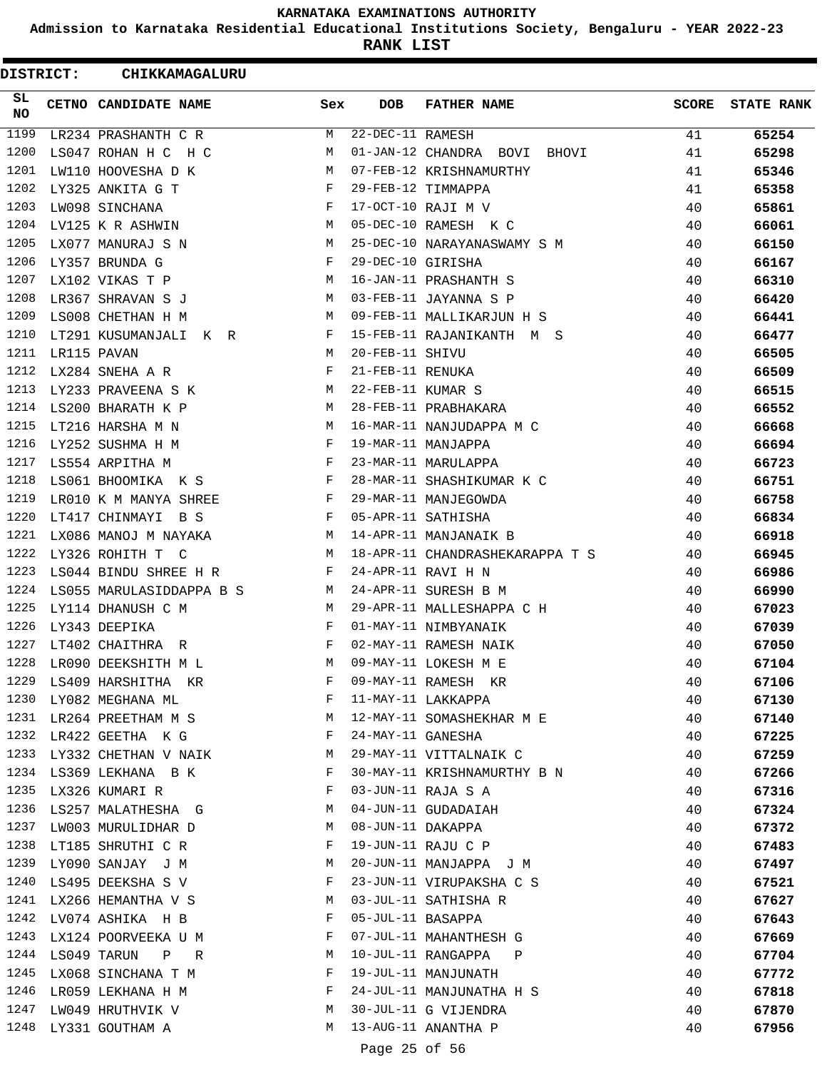# KARNATAKA EXAMINATIONS AUTHORITY

**Admission to Karnataka Residential Educational Institutions Society, Bengaluru - YEAR 2022-23**

**RANK LIST**

**DISTRICT: CHIKKAMAGALURU**

| SL NO | CETNO | CANDIDATE NAME | Sex | DOB | FATHER NAME | SCORE | STATE RANK |
|---|---|---|---|---|---|---|---|
| 1199 | LR234 | PRASHANTH C R | M | 22-DEC-11 | RAMESH | 41 | **65254** |
| 1200 | LS047 | ROHAN H C H C | M | 01-JAN-12 | CHANDRA BOVI BHOVI | 41 | **65298** |
| 1201 | LW110 | HOOVESHA D K | M | 07-FEB-12 | KRISHNAMURTHY | 41 | **65346** |
| 1202 | LY325 | ANKITA G T | F | 29-FEB-12 | TIMMAPPA | 41 | **65358** |
| 1203 | LW098 | SINCHANA | F | 17-OCT-10 | RAJI M V | 40 | **65861** |
| 1204 | LV125 | K R ASHWIN | M | 05-DEC-10 | RAMESH K C | 40 | **66061** |
| 1205 | LX077 | MANURAJ S N | M | 25-DEC-10 | NARAYANASWAMY S M | 40 | **66150** |
| 1206 | LY357 | BRUNDA G | F | 29-DEC-10 | GIRISHA | 40 | **66167** |
| 1207 | LX102 | VIKAS T P | M | 16-JAN-11 | PRASHANTH S | 40 | **66310** |
| 1208 | LR367 | SHRAVAN S J | M | 03-FEB-11 | JAYANNA S P | 40 | **66420** |
| 1209 | LS008 | CHETHAN H M | M | 09-FEB-11 | MALLIKARJUN H S | 40 | **66441** |
| 1210 | LT291 | KUSUMANJALI K R | F | 15-FEB-11 | RAJANIKANTH M S | 40 | **66477** |
| 1211 | LR115 | PAVAN | M | 20-FEB-11 | SHIVU | 40 | **66505** |
| 1212 | LX284 | SNEHA A R | F | 21-FEB-11 | RENUKA | 40 | **66509** |
| 1213 | LY233 | PRAVEENA S K | M | 22-FEB-11 | KUMAR S | 40 | **66515** |
| 1214 | LS200 | BHARATH K P | M | 28-FEB-11 | PRABHAKARA | 40 | **66552** |
| 1215 | LT216 | HARSHA M N | M | 16-MAR-11 | NANJUDAPPA M C | 40 | **66668** |
| 1216 | LY252 | SUSHMA H M | F | 19-MAR-11 | MANJAPPA | 40 | **66694** |
| 1217 | LS554 | ARPITHA M | F | 23-MAR-11 | MARULAPPA | 40 | **66723** |
| 1218 | LS061 | BHOOMIKA K S | F | 28-MAR-11 | SHASHIKUMAR K C | 40 | **66751** |
| 1219 | LR010 | K M MANYA SHREE | F | 29-MAR-11 | MANJEGOWDA | 40 | **66758** |
| 1220 | LT417 | CHINMAYI B S | F | 05-APR-11 | SATHISHA | 40 | **66834** |
| 1221 | LX086 | MANOJ M NAYAKA | M | 14-APR-11 | MANJANAIK B | 40 | **66918** |
| 1222 | LY326 | ROHITH T C | M | 18-APR-11 | CHANDRASHEKARAPPA T S | 40 | **66945** |
| 1223 | LS044 | BINDU SHREE H R | F | 24-APR-11 | RAVI H N | 40 | **66986** |
| 1224 | LS055 | MARULASIDDAPPA B S | M | 24-APR-11 | SURESH B M | 40 | **66990** |
| 1225 | LY114 | DHANUSH C M | M | 29-APR-11 | MALLESHAPPA C H | 40 | **67023** |
| 1226 | LY343 | DEEPIKA | F | 01-MAY-11 | NIMBYANAIK | 40 | **67039** |
| 1227 | LT402 | CHAITHRA R | F | 02-MAY-11 | RAMESH NAIK | 40 | **67050** |
| 1228 | LR090 | DEEKSHITH M L | M | 09-MAY-11 | LOKESH M E | 40 | **67104** |
| 1229 | LS409 | HARSHITHA KR | F | 09-MAY-11 | RAMESH KR | 40 | **67106** |
| 1230 | LY082 | MEGHANA ML | F | 11-MAY-11 | LAKKAPPA | 40 | **67130** |
| 1231 | LR264 | PREETHAM M S | M | 12-MAY-11 | SOMASHEKHAR M E | 40 | **67140** |
| 1232 | LR422 | GEETHA K G | F | 24-MAY-11 | GANESHA | 40 | **67225** |
| 1233 | LY332 | CHETHAN V NAIK | M | 29-MAY-11 | VITTALNAIK C | 40 | **67259** |
| 1234 | LS369 | LEKHANA B K | F | 30-MAY-11 | KRISHNAMURTHY B N | 40 | **67266** |
| 1235 | LX326 | KUMARI R | F | 03-JUN-11 | RAJA S A | 40 | **67316** |
| 1236 | LS257 | MALATHESHA G | M | 04-JUN-11 | GUDADAIAH | 40 | **67324** |
| 1237 | LW003 | MURULIDHAR D | M | 08-JUN-11 | DAKAPPA | 40 | **67372** |
| 1238 | LT185 | SHRUTHI C R | F | 19-JUN-11 | RAJU C P | 40 | **67483** |
| 1239 | LY090 | SANJAY J M | M | 20-JUN-11 | MANJAPPA J M | 40 | **67497** |
| 1240 | LS495 | DEEKSHA S V | F | 23-JUN-11 | VIRUPAKSHA C S | 40 | **67521** |
| 1241 | LX266 | HEMANTHA V S | M | 03-JUL-11 | SATHISHA R | 40 | **67627** |
| 1242 | LV074 | ASHIKA H B | F | 05-JUL-11 | BASAPPA | 40 | **67643** |
| 1243 | LX124 | POORVEEKA U M | F | 07-JUL-11 | MAHANTHESH G | 40 | **67669** |
| 1244 | LS049 | TARUN P R | M | 10-JUL-11 | RANGAPPA P | 40 | **67704** |
| 1245 | LX068 | SINCHANA T M | F | 19-JUL-11 | MANJUNATH | 40 | **67772** |
| 1246 | LR059 | LEKHANA H M | F | 24-JUL-11 | MANJUNATHA H S | 40 | **67818** |
| 1247 | LW049 | HRUTHVIK V | M | 30-JUL-11 | G VIJENDRA | 40 | **67870** |
| 1248 | LY331 | GOUTHAM A | M | 13-AUG-11 | ANANTHA P | 40 | **67956** |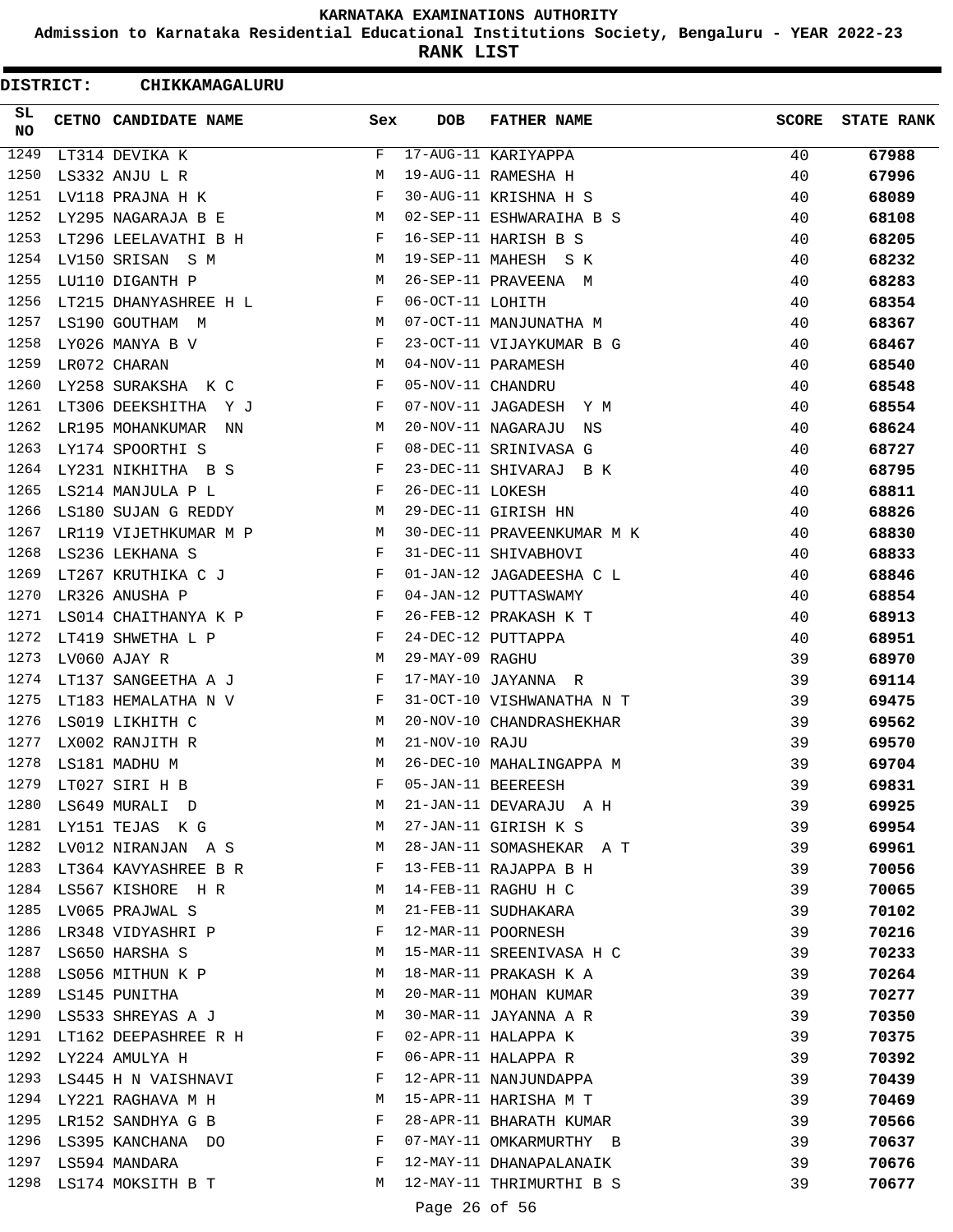# KARNATAKA EXAMINATIONS AUTHORITY

**Admission to Karnataka Residential Educational Institutions Society, Bengaluru - YEAR 2022-23**

**RANK LIST**

**DISTRICT: CHIKKAMAGALURU**

| SL NO | CETNO | CANDIDATE NAME | Sex | DOB | FATHER NAME | SCORE | STATE RANK |
|---|---|---|---|---|---|---|---|
| 1249 | LT314 | DEVIKA K | F | 17-AUG-11 | KARIYAPPA | 40 | 67988 |
| 1250 | LS332 | ANJU L R | M | 19-AUG-11 | RAMESHA H | 40 | 67996 |
| 1251 | LV118 | PRAJNA H K | F | 30-AUG-11 | KRISHNA H S | 40 | 68089 |
| 1252 | LY295 | NAGARAJA B E | M | 02-SEP-11 | ESHWARAIHA B S | 40 | 68108 |
| 1253 | LT296 | LEELAVATHI B H | F | 16-SEP-11 | HARISH B S | 40 | 68205 |
| 1254 | LV150 | SRISAN S M | M | 19-SEP-11 | MAHESH S K | 40 | 68232 |
| 1255 | LU110 | DIGANTH P | M | 26-SEP-11 | PRAVEENA M | 40 | 68283 |
| 1256 | LT215 | DHANYASHREE H L | F | 06-OCT-11 | LOHITH | 40 | 68354 |
| 1257 | LS190 | GOUTHAM M | M | 07-OCT-11 | MANJUNATHA M | 40 | 68367 |
| 1258 | LY026 | MANYA B V | F | 23-OCT-11 | VIJAYKUMAR B G | 40 | 68467 |
| 1259 | LR072 | CHARAN | M | 04-NOV-11 | PARAMESH | 40 | 68540 |
| 1260 | LY258 | SURAKSHA K C | F | 05-NOV-11 | CHANDRU | 40 | 68548 |
| 1261 | LT306 | DEEKSHITHA Y J | F | 07-NOV-11 | JAGADESH Y M | 40 | 68554 |
| 1262 | LR195 | MOHANKUMAR NN | M | 20-NOV-11 | NAGARAJU NS | 40 | 68624 |
| 1263 | LY174 | SPOORTHI S | F | 08-DEC-11 | SRINIVASA G | 40 | 68727 |
| 1264 | LY231 | NIKHITHA B S | F | 23-DEC-11 | SHIVARAJ B K | 40 | 68795 |
| 1265 | LS214 | MANJULA P L | F | 26-DEC-11 | LOKESH | 40 | 68811 |
| 1266 | LS180 | SUJAN G REDDY | M | 29-DEC-11 | GIRISH HN | 40 | 68826 |
| 1267 | LR119 | VIJETHKUMAR M P | M | 30-DEC-11 | PRAVEENKUMAR M K | 40 | 68830 |
| 1268 | LS236 | LEKHANA S | F | 31-DEC-11 | SHIVABHOVI | 40 | 68833 |
| 1269 | LT267 | KRUTHIKA C J | F | 01-JAN-12 | JAGADEESHA C L | 40 | 68846 |
| 1270 | LR326 | ANUSHA P | F | 04-JAN-12 | PUTTASWAMY | 40 | 68854 |
| 1271 | LS014 | CHAITHANYA K P | F | 26-FEB-12 | PRAKASH K T | 40 | 68913 |
| 1272 | LT419 | SHWETHA L P | F | 24-DEC-12 | PUTTAPPA | 40 | 68951 |
| 1273 | LV060 | AJAY R | M | 29-MAY-09 | RAGHU | 39 | 68970 |
| 1274 | LT137 | SANGEETHA A J | F | 17-MAY-10 | JAYANNA R | 39 | 69114 |
| 1275 | LT183 | HEMALATHA N V | F | 31-OCT-10 | VISHWANATHA N T | 39 | 69475 |
| 1276 | LS019 | LIKHITH C | M | 20-NOV-10 | CHANDRASHEKHAR | 39 | 69562 |
| 1277 | LX002 | RANJITH R | M | 21-NOV-10 | RAJU | 39 | 69570 |
| 1278 | LS181 | MADHU M | M | 26-DEC-10 | MAHALINGAPPA M | 39 | 69704 |
| 1279 | LT027 | SIRI H B | F | 05-JAN-11 | BEEREESH | 39 | 69831 |
| 1280 | LS649 | MURALI D | M | 21-JAN-11 | DEVARAJU A H | 39 | 69925 |
| 1281 | LY151 | TEJAS K G | M | 27-JAN-11 | GIRISH K S | 39 | 69954 |
| 1282 | LV012 | NIRANJAN A S | M | 28-JAN-11 | SOMASHEKAR A T | 39 | 69961 |
| 1283 | LT364 | KAVYASHREE B R | F | 13-FEB-11 | RAJAPPA B H | 39 | 70056 |
| 1284 | LS567 | KISHORE H R | M | 14-FEB-11 | RAGHU H C | 39 | 70065 |
| 1285 | LV065 | PRAJWAL S | M | 21-FEB-11 | SUDHAKARA | 39 | 70102 |
| 1286 | LR348 | VIDYASHRI P | F | 12-MAR-11 | POORNESH | 39 | 70216 |
| 1287 | LS650 | HARSHA S | M | 15-MAR-11 | SREENIVASA H C | 39 | 70233 |
| 1288 | LS056 | MITHUN K P | M | 18-MAR-11 | PRAKASH K A | 39 | 70264 |
| 1289 | LS145 | PUNITHA | M | 20-MAR-11 | MOHAN KUMAR | 39 | 70277 |
| 1290 | LS533 | SHREYAS A J | M | 30-MAR-11 | JAYANNA A R | 39 | 70350 |
| 1291 | LT162 | DEEPASHREE R H | F | 02-APR-11 | HALAPPA K | 39 | 70375 |
| 1292 | LY224 | AMULYA H | F | 06-APR-11 | HALAPPA R | 39 | 70392 |
| 1293 | LS445 | H N VAISHNAVI | F | 12-APR-11 | NANJUNDAPPA | 39 | 70439 |
| 1294 | LY221 | RAGHAVA M H | M | 15-APR-11 | HARISHA M T | 39 | 70469 |
| 1295 | LR152 | SANDHYA G B | F | 28-APR-11 | BHARATH KUMAR | 39 | 70566 |
| 1296 | LS395 | KANCHANA DO | F | 07-MAY-11 | OMKARMURTHY B | 39 | 70637 |
| 1297 | LS594 | MANDARA | F | 12-MAY-11 | DHANAPALANAIK | 39 | 70676 |
| 1298 | LS174 | MOKSITH B T | M | 12-MAY-11 | THRIMURTHI B S | 39 | 70677 |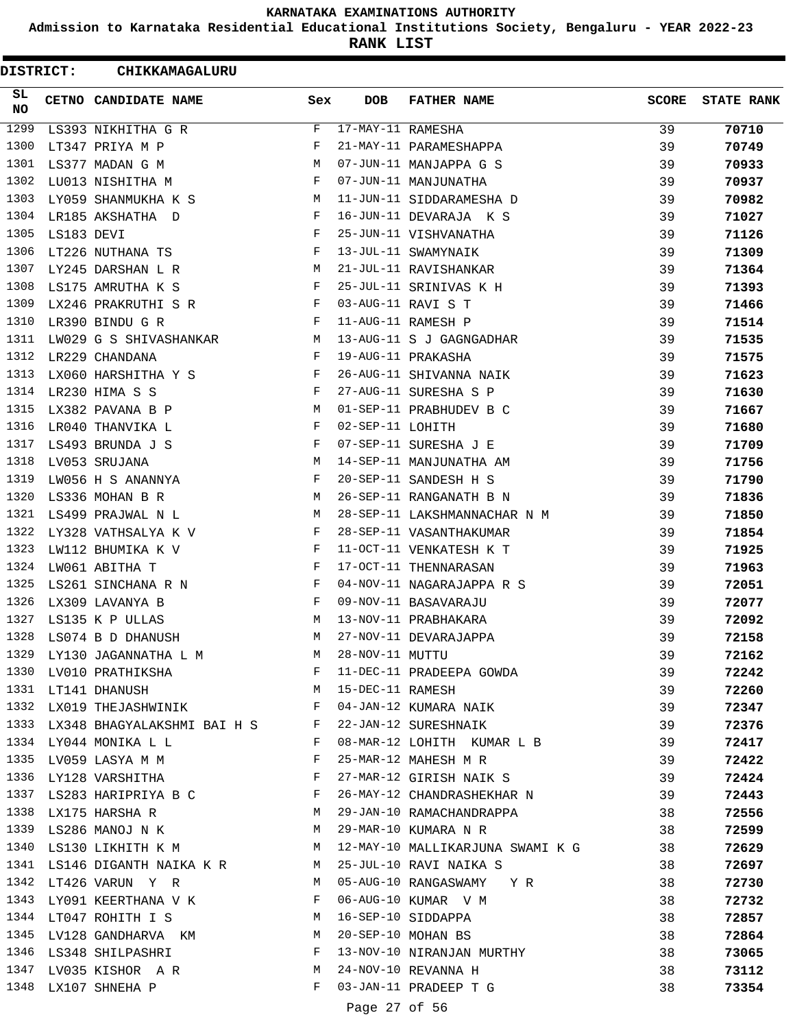# KARNATAKA EXAMINATIONS AUTHORITY

**Admission to Karnataka Residential Educational Institutions Society, Bengaluru - YEAR 2022-23**

**RANK LIST**

**DISTRICT: CHIKKAMAGALURU**

| SL NO | CETNO | CANDIDATE NAME | Sex | DOB | FATHER NAME | SCORE | STATE RANK |
|---|---|---|---|---|---|---|---|
| 1299 | LS393 | NIKHITHA G R | F | 17-MAY-11 | RAMESHA | 39 | **70710** |
| 1300 | LT347 | PRIYA M P | F | 21-MAY-11 | PARAMESHAPPA | 39 | **70749** |
| 1301 | LS377 | MADAN G M | M | 07-JUN-11 | MANJAPPA G S | 39 | **70933** |
| 1302 | LU013 | NISHITHA M | F | 07-JUN-11 | MANJUNATHA | 39 | **70937** |
| 1303 | LY059 | SHANMUKHA K S | M | 11-JUN-11 | SIDDARAMESHA D | 39 | **70982** |
| 1304 | LR185 | AKSHATHA D | F | 16-JUN-11 | DEVARAJA K S | 39 | **71027** |
| 1305 | LS183 | DEVI | F | 25-JUN-11 | VISHVANATHA | 39 | **71126** |
| 1306 | LT226 | NUTHANA TS | F | 13-JUL-11 | SWAMYNAIK | 39 | **71309** |
| 1307 | LY245 | DARSHAN L R | M | 21-JUL-11 | RAVISHANKAR | 39 | **71364** |
| 1308 | LS175 | AMRUTHA K S | F | 25-JUL-11 | SRINIVAS K H | 39 | **71393** |
| 1309 | LX246 | PRAKRUTHI S R | F | 03-AUG-11 | RAVI S T | 39 | **71466** |
| 1310 | LR390 | BINDU G R | F | 11-AUG-11 | RAMESH P | 39 | **71514** |
| 1311 | LW029 | G S SHIVASHANKAR | M | 13-AUG-11 | S J GAGNGADHAR | 39 | **71535** |
| 1312 | LR229 | CHANDANA | F | 19-AUG-11 | PRAKASHA | 39 | **71575** |
| 1313 | LX060 | HARSHITHA Y S | F | 26-AUG-11 | SHIVANNA NAIK | 39 | **71623** |
| 1314 | LR230 | HIMA S S | F | 27-AUG-11 | SURESHA S P | 39 | **71630** |
| 1315 | LX382 | PAVANA B P | M | 01-SEP-11 | PRABHUDEV B C | 39 | **71667** |
| 1316 | LR040 | THANVIKA L | F | 02-SEP-11 | LOHITH | 39 | **71680** |
| 1317 | LS493 | BRUNDA J S | F | 07-SEP-11 | SURESHA J E | 39 | **71709** |
| 1318 | LV053 | SRUJANA | M | 14-SEP-11 | MANJUNATHA AM | 39 | **71756** |
| 1319 | LW056 | H S ANANNYA | F | 20-SEP-11 | SANDESH H S | 39 | **71790** |
| 1320 | LS336 | MOHAN B R | M | 26-SEP-11 | RANGANATH B N | 39 | **71836** |
| 1321 | LS499 | PRAJWAL N L | M | 28-SEP-11 | LAKSHMANNACHAR N M | 39 | **71850** |
| 1322 | LY328 | VATHSALYA K V | F | 28-SEP-11 | VASANTHAKUMAR | 39 | **71854** |
| 1323 | LW112 | BHUMIKA K V | F | 11-OCT-11 | VENKATESH K T | 39 | **71925** |
| 1324 | LW061 | ABITHA T | F | 17-OCT-11 | THENNARASAN | 39 | **71963** |
| 1325 | LS261 | SINCHANA R N | F | 04-NOV-11 | NAGARAJAPPA R S | 39 | **72051** |
| 1326 | LX309 | LAVANYA B | F | 09-NOV-11 | BASAVARAJU | 39 | **72077** |
| 1327 | LS135 | K P ULLAS | M | 13-NOV-11 | PRABHAKARA | 39 | **72092** |
| 1328 | LS074 | B D DHANUSH | M | 27-NOV-11 | DEVARAJAPPA | 39 | **72158** |
| 1329 | LY130 | JAGANNATHA L M | M | 28-NOV-11 | MUTTU | 39 | **72162** |
| 1330 | LV010 | PRATHIKSHA | F | 11-DEC-11 | PRADEEPA GOWDA | 39 | **72242** |
| 1331 | LT141 | DHANUSH | M | 15-DEC-11 | RAMESH | 39 | **72260** |
| 1332 | LX019 | THEJASHWINIK | F | 04-JAN-12 | KUMARA NAIK | 39 | **72347** |
| 1333 | LX348 | BHAGYALAKSHMI BAI H S | F | 22-JAN-12 | SURESHNAIK | 39 | **72376** |
| 1334 | LY044 | MONIKA L L | F | 08-MAR-12 | LOHITH KUMAR L B | 39 | **72417** |
| 1335 | LV059 | LASYA M M | F | 25-MAR-12 | MAHESH M R | 39 | **72422** |
| 1336 | LY128 | VARSHITHA | F | 27-MAR-12 | GIRISH NAIK S | 39 | **72424** |
| 1337 | LS283 | HARIPRIYA B C | F | 26-MAY-12 | CHANDRASHEKHAR N | 39 | **72443** |
| 1338 | LX175 | HARSHA R | M | 29-JAN-10 | RAMACHANDRAPPA | 38 | **72556** |
| 1339 | LS286 | MANOJ N K | M | 29-MAR-10 | KUMARA N R | 38 | **72599** |
| 1340 | LS130 | LIKHITH K M | M | 12-MAY-10 | MALLIKARJUNA SWAMI K G | 38 | **72629** |
| 1341 | LS146 | DIGANTH NAIKA K R | M | 25-JUL-10 | RAVI NAIKA S | 38 | **72697** |
| 1342 | LT426 | VARUN Y R | M | 05-AUG-10 | RANGASWAMY Y R | 38 | **72730** |
| 1343 | LY091 | KEERTHANA V K | F | 06-AUG-10 | KUMAR V M | 38 | **72732** |
| 1344 | LT047 | ROHITH I S | M | 16-SEP-10 | SIDDAPPA | 38 | **72857** |
| 1345 | LV128 | GANDHARVA KM | M | 20-SEP-10 | MOHAN BS | 38 | **72864** |
| 1346 | LS348 | SHILPASHRI | F | 13-NOV-10 | NIRANJAN MURTHY | 38 | **73065** |
| 1347 | LV035 | KISHOR A R | M | 24-NOV-10 | REVANNA H | 38 | **73112** |
| 1348 | LX107 | SHNEHA P | F | 03-JAN-11 | PRADEEP T G | 38 | **73354** |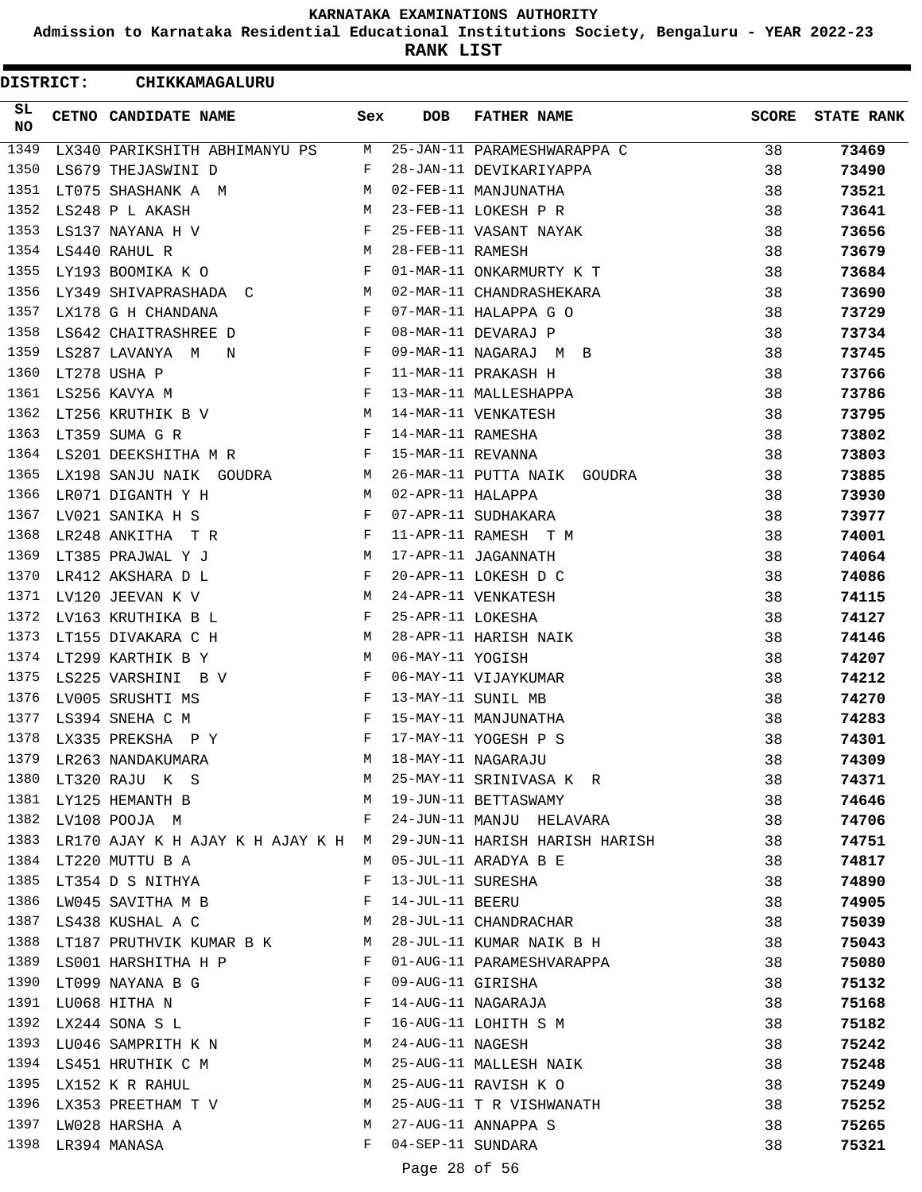# KARNATAKA EXAMINATIONS AUTHORITY

**Admission to Karnataka Residential Educational Institutions Society, Bengaluru - YEAR 2022-23**

**RANK LIST**

**DISTRICT: CHIKKAMAGALURU**

| SL NO | CETNO | CANDIDATE NAME | Sex | DOB | FATHER NAME | SCORE | STATE RANK |
|---|---|---|---|---|---|---|---|
| 1349 | LX340 | PARIKSHITH ABHIMANYU PS | M | 25-JAN-11 | PARAMESHWARAPPA C | 38 | 73469 |
| 1350 | LS679 | THEJASWINI D | F | 28-JAN-11 | DEVIKARIYAPPA | 38 | 73490 |
| 1351 | LT075 | SHASHANK A M | M | 02-FEB-11 | MANJUNATHA | 38 | 73521 |
| 1352 | LS248 | P L AKASH | M | 23-FEB-11 | LOKESH P R | 38 | 73641 |
| 1353 | LS137 | NAYANA H V | F | 25-FEB-11 | VASANT NAYAK | 38 | 73656 |
| 1354 | LS440 | RAHUL R | M | 28-FEB-11 | RAMESH | 38 | 73679 |
| 1355 | LY193 | BOOMIKA K O | F | 01-MAR-11 | ONKARMURTY K T | 38 | 73684 |
| 1356 | LY349 | SHIVAPRASHADA C | M | 02-MAR-11 | CHANDRASHEKARA | 38 | 73690 |
| 1357 | LX178 | G H CHANDANA | F | 07-MAR-11 | HALAPPA G O | 38 | 73729 |
| 1358 | LS642 | CHAITRASHREE D | F | 08-MAR-11 | DEVARAJ P | 38 | 73734 |
| 1359 | LS287 | LAVANYA M N | F | 09-MAR-11 | NAGARAJ M B | 38 | 73745 |
| 1360 | LT278 | USHA P | F | 11-MAR-11 | PRAKASH H | 38 | 73766 |
| 1361 | LS256 | KAVYA M | F | 13-MAR-11 | MALLESHAPPA | 38 | 73786 |
| 1362 | LT256 | KRUTHIK B V | M | 14-MAR-11 | VENKATESH | 38 | 73795 |
| 1363 | LT359 | SUMA G R | F | 14-MAR-11 | RAMESHA | 38 | 73802 |
| 1364 | LS201 | DEEKSHITHA M R | F | 15-MAR-11 | REVANNA | 38 | 73803 |
| 1365 | LX198 | SANJU NAIK GOUDRA | M | 26-MAR-11 | PUTTA NAIK GOUDRA | 38 | 73885 |
| 1366 | LR071 | DIGANTH Y H | M | 02-APR-11 | HALAPPA | 38 | 73930 |
| 1367 | LV021 | SANIKA H S | F | 07-APR-11 | SUDHAKARA | 38 | 73977 |
| 1368 | LR248 | ANKITHA T R | F | 11-APR-11 | RAMESH T M | 38 | 74001 |
| 1369 | LT385 | PRAJWAL Y J | M | 17-APR-11 | JAGANNATH | 38 | 74064 |
| 1370 | LR412 | AKSHARA D L | F | 20-APR-11 | LOKESH D C | 38 | 74086 |
| 1371 | LV120 | JEEVAN K V | M | 24-APR-11 | VENKATESH | 38 | 74115 |
| 1372 | LV163 | KRUTHIKA B L | F | 25-APR-11 | LOKESHA | 38 | 74127 |
| 1373 | LT155 | DIVAKARA C H | M | 28-APR-11 | HARISH NAIK | 38 | 74146 |
| 1374 | LT299 | KARTHIK B Y | M | 06-MAY-11 | YOGISH | 38 | 74207 |
| 1375 | LS225 | VARSHINI B V | F | 06-MAY-11 | VIJAYKUMAR | 38 | 74212 |
| 1376 | LV005 | SRUSHTI MS | F | 13-MAY-11 | SUNIL MB | 38 | 74270 |
| 1377 | LS394 | SNEHA C M | F | 15-MAY-11 | MANJUNATHA | 38 | 74283 |
| 1378 | LX335 | PREKSHA P Y | F | 17-MAY-11 | YOGESH P S | 38 | 74301 |
| 1379 | LR263 | NANDAKUMARA | M | 18-MAY-11 | NAGARAJU | 38 | 74309 |
| 1380 | LT320 | RAJU K S | M | 25-MAY-11 | SRINIVASA K R | 38 | 74371 |
| 1381 | LY125 | HEMANTH B | M | 19-JUN-11 | BETTASWAMY | 38 | 74646 |
| 1382 | LV108 | POOJA M | F | 24-JUN-11 | MANJU HELAVARA | 38 | 74706 |
| 1383 | LR170 | AJAY K H AJAY K H AJAY K H | M | 29-JUN-11 | HARISH HARISH HARISH | 38 | 74751 |
| 1384 | LT220 | MUTTU B A | M | 05-JUL-11 | ARADYA B E | 38 | 74817 |
| 1385 | LT354 | D S NITHYA | F | 13-JUL-11 | SURESHA | 38 | 74890 |
| 1386 | LW045 | SAVITHA M B | F | 14-JUL-11 | BEERU | 38 | 74905 |
| 1387 | LS438 | KUSHAL A C | M | 28-JUL-11 | CHANDRACHAR | 38 | 75039 |
| 1388 | LT187 | PRUTHVIK KUMAR B K | M | 28-JUL-11 | KUMAR NAIK B H | 38 | 75043 |
| 1389 | LS001 | HARSHITHA H P | F | 01-AUG-11 | PARAMESHVARAPPA | 38 | 75080 |
| 1390 | LT099 | NAYANA B G | F | 09-AUG-11 | GIRISHA | 38 | 75132 |
| 1391 | LU068 | HITHA N | F | 14-AUG-11 | NAGARAJA | 38 | 75168 |
| 1392 | LX244 | SONA S L | F | 16-AUG-11 | LOHITH S M | 38 | 75182 |
| 1393 | LU046 | SAMPRITH K N | M | 24-AUG-11 | NAGESH | 38 | 75242 |
| 1394 | LS451 | HRUTHIK C M | M | 25-AUG-11 | MALLESH NAIK | 38 | 75248 |
| 1395 | LX152 | K R RAHUL | M | 25-AUG-11 | RAVISH K O | 38 | 75249 |
| 1396 | LX353 | PREETHAM T V | M | 25-AUG-11 | T R VISHWANATH | 38 | 75252 |
| 1397 | LW028 | HARSHA A | M | 27-AUG-11 | ANNAPPA S | 38 | 75265 |
| 1398 | LR394 | MANASA | F | 04-SEP-11 | SUNDARA | 38 | 75321 |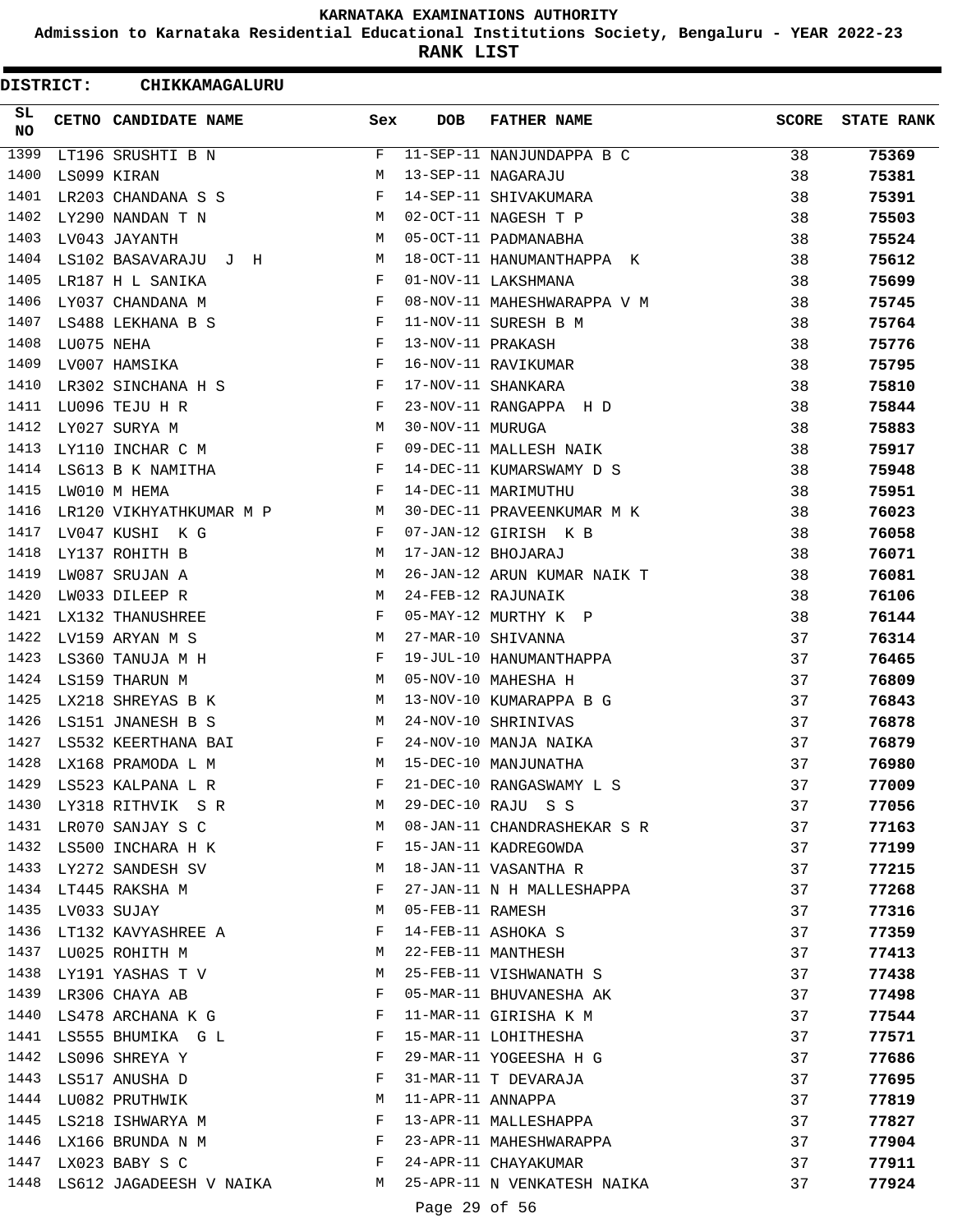# KARNATAKA EXAMINATIONS AUTHORITY

## Admission to Karnataka Residential Educational Institutions Society, Bengaluru - YEAR 2022-23

## RANK LIST

**DISTRICT: CHIKKAMAGALURU**

| SL NO | CETNO | CANDIDATE NAME | Sex | DOB | FATHER NAME | SCORE | STATE RANK |
|---|---|---|---|---|---|---|---|
| 1399 | LT196 | SRUSHTI B N | F | 11-SEP-11 | NANJUNDAPPA B C | 38 | 75369 |
| 1400 | LS099 | KIRAN | M | 13-SEP-11 | NAGARAJU | 38 | 75381 |
| 1401 | LR203 | CHANDANA S S | F | 14-SEP-11 | SHIVAKUMARA | 38 | 75391 |
| 1402 | LY290 | NANDAN T N | M | 02-OCT-11 | NAGESH T P | 38 | 75503 |
| 1403 | LV043 | JAYANTH | M | 05-OCT-11 | PADMANABHA | 38 | 75524 |
| 1404 | LS102 | BASAVARAJU J H | M | 18-OCT-11 | HANUMANTHAPPA K | 38 | 75612 |
| 1405 | LR187 | H L SANIKA | F | 01-NOV-11 | LAKSHMANA | 38 | 75699 |
| 1406 | LY037 | CHANDANA M | F | 08-NOV-11 | MAHESHWARAPPA V M | 38 | 75745 |
| 1407 | LS488 | LEKHANA B S | F | 11-NOV-11 | SURESH B M | 38 | 75764 |
| 1408 | LU075 | NEHA | F | 13-NOV-11 | PRAKASH | 38 | 75776 |
| 1409 | LV007 | HAMSIKA | F | 16-NOV-11 | RAVIKUMAR | 38 | 75795 |
| 1410 | LR302 | SINCHANA H S | F | 17-NOV-11 | SHANKARA | 38 | 75810 |
| 1411 | LU096 | TEJU H R | F | 23-NOV-11 | RANGAPPA H D | 38 | 75844 |
| 1412 | LY027 | SURYA M | M | 30-NOV-11 | MURUGA | 38 | 75883 |
| 1413 | LY110 | INCHAR C M | F | 09-DEC-11 | MALLESH NAIK | 38 | 75917 |
| 1414 | LS613 | B K NAMITHA | F | 14-DEC-11 | KUMARSWAMY D S | 38 | 75948 |
| 1415 | LW010 | M HEMA | F | 14-DEC-11 | MARIMUTHU | 38 | 75951 |
| 1416 | LR120 | VIKHYATHKUMAR M P | M | 30-DEC-11 | PRAVEENKUMAR M K | 38 | 76023 |
| 1417 | LV047 | KUSHI K G | F | 07-JAN-12 | GIRISH K B | 38 | 76058 |
| 1418 | LY137 | ROHITH B | M | 17-JAN-12 | BHOJARAJ | 38 | 76071 |
| 1419 | LW087 | SRUJAN A | M | 26-JAN-12 | ARUN KUMAR NAIK T | 38 | 76081 |
| 1420 | LW033 | DILEEP R | M | 24-FEB-12 | RAJUNAIK | 38 | 76106 |
| 1421 | LX132 | THANUSHREE | F | 05-MAY-12 | MURTHY K P | 38 | 76144 |
| 1422 | LV159 | ARYAN M S | M | 27-MAR-10 | SHIVANNA | 37 | 76314 |
| 1423 | LS360 | TANUJA M H | F | 19-JUL-10 | HANUMANTHAPPA | 37 | 76465 |
| 1424 | LS159 | THARUN M | M | 05-NOV-10 | MAHESHA H | 37 | 76809 |
| 1425 | LX218 | SHREYAS B K | M | 13-NOV-10 | KUMARAPPA B G | 37 | 76843 |
| 1426 | LS151 | JNANESH B S | M | 24-NOV-10 | SHRINIVAS | 37 | 76878 |
| 1427 | LS532 | KEERTHANA BAI | F | 24-NOV-10 | MANJA NAIKA | 37 | 76879 |
| 1428 | LX168 | PRAMODA L M | M | 15-DEC-10 | MANJUNATHA | 37 | 76980 |
| 1429 | LS523 | KALPANA L R | F | 21-DEC-10 | RANGASWAMY L S | 37 | 77009 |
| 1430 | LY318 | RITHVIK S R | M | 29-DEC-10 | RAJU S S | 37 | 77056 |
| 1431 | LR070 | SANJAY S C | M | 08-JAN-11 | CHANDRASHEKAR S R | 37 | 77163 |
| 1432 | LS500 | INCHARA H K | F | 15-JAN-11 | KADREGOWDA | 37 | 77199 |
| 1433 | LY272 | SANDESH SV | M | 18-JAN-11 | VASANTHA R | 37 | 77215 |
| 1434 | LT445 | RAKSHA M | F | 27-JAN-11 | N H MALLESHAPPA | 37 | 77268 |
| 1435 | LV033 | SUJAY | M | 05-FEB-11 | RAMESH | 37 | 77316 |
| 1436 | LT132 | KAVYASHREE A | F | 14-FEB-11 | ASHOKA S | 37 | 77359 |
| 1437 | LU025 | ROHITH M | M | 22-FEB-11 | MANTHESH | 37 | 77413 |
| 1438 | LY191 | YASHAS T V | M | 25-FEB-11 | VISHWANATH S | 37 | 77438 |
| 1439 | LR306 | CHAYA AB | F | 05-MAR-11 | BHUVANESHA AK | 37 | 77498 |
| 1440 | LS478 | ARCHANA K G | F | 11-MAR-11 | GIRISHA K M | 37 | 77544 |
| 1441 | LS555 | BHUMIKA G L | F | 15-MAR-11 | LOHITHESHA | 37 | 77571 |
| 1442 | LS096 | SHREYA Y | F | 29-MAR-11 | YOGEESHA H G | 37 | 77686 |
| 1443 | LS517 | ANUSHA D | F | 31-MAR-11 | T DEVARAJA | 37 | 77695 |
| 1444 | LU082 | PRUTHWIK | M | 11-APR-11 | ANNAPPA | 37 | 77819 |
| 1445 | LS218 | ISHWARYA M | F | 13-APR-11 | MALLESHAPPA | 37 | 77827 |
| 1446 | LX166 | BRUNDA N M | F | 23-APR-11 | MAHESHWARAPPA | 37 | 77904 |
| 1447 | LX023 | BABY S C | F | 24-APR-11 | CHAYAKUMAR | 37 | 77911 |
| 1448 | LS612 | JAGADEESH V NAIKA | M | 25-APR-11 | N VENKATESH NAIKA | 37 | 77924 |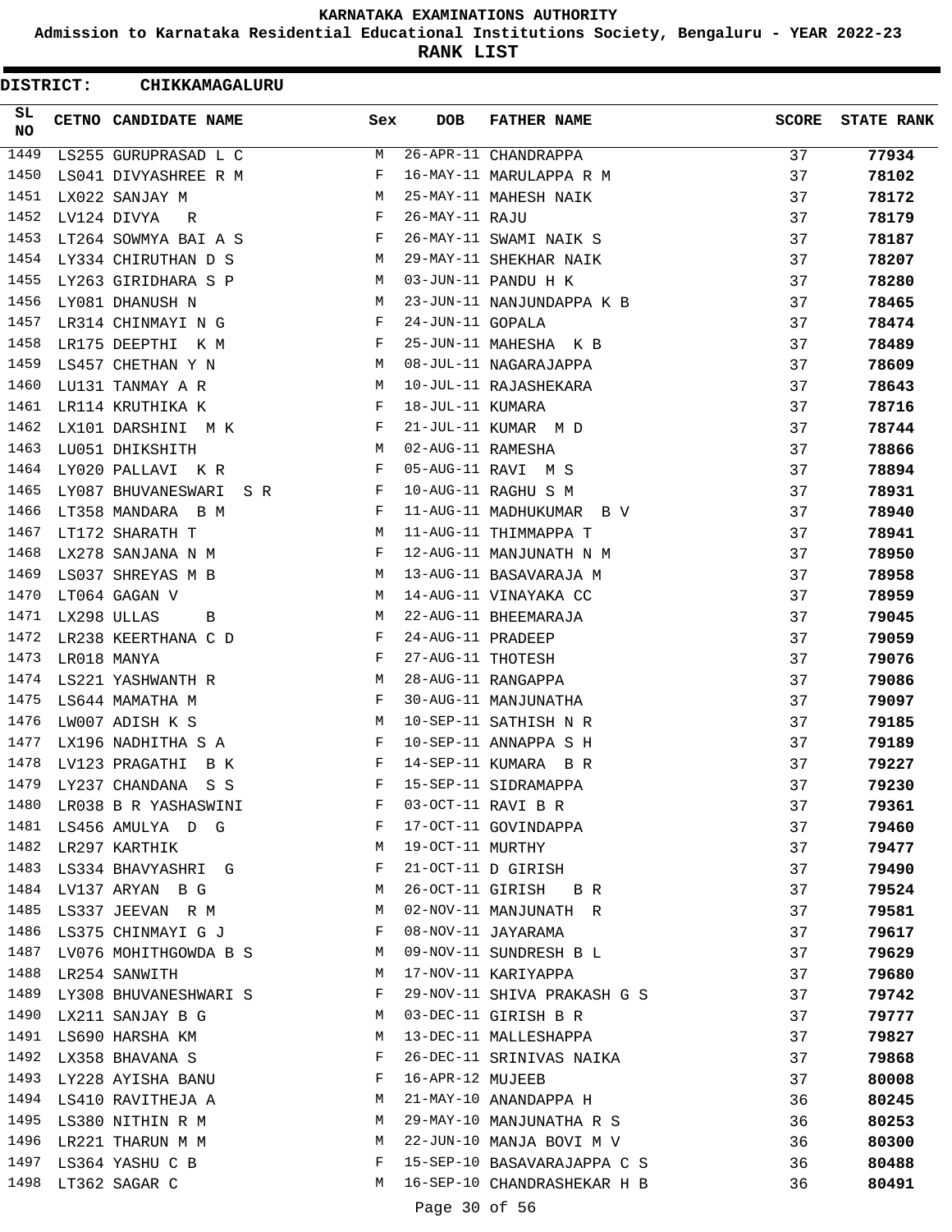# KARNATAKA EXAMINATIONS AUTHORITY

**Admission to Karnataka Residential Educational Institutions Society, Bengaluru - YEAR 2022-23**

**RANK LIST**

**DISTRICT: CHIKKAMAGALURU**

| SL NO | CETNO | CANDIDATE NAME | Sex | DOB | FATHER NAME | SCORE | STATE RANK |
|---|---|---|---|---|---|---|---|
| 1449 | LS255 | GURUPRASAD L C | M | 26-APR-11 | CHANDRAPPA | 37 | 77934 |
| 1450 | LS041 | DIVYASHREE R M | F | 16-MAY-11 | MARULAPPA R M | 37 | 78102 |
| 1451 | LX022 | SANJAY M | M | 25-MAY-11 | MAHESH NAIK | 37 | 78172 |
| 1452 | LV124 | DIVYA R | F | 26-MAY-11 | RAJU | 37 | 78179 |
| 1453 | LT264 | SOWMYA BAI A S | F | 26-MAY-11 | SWAMI NAIK S | 37 | 78187 |
| 1454 | LY334 | CHIRUTHAN D S | M | 29-MAY-11 | SHEKHAR NAIK | 37 | 78207 |
| 1455 | LY263 | GIRIDHARA S P | M | 03-JUN-11 | PANDU H K | 37 | 78280 |
| 1456 | LY081 | DHANUSH N | M | 23-JUN-11 | NANJUNDAPPA K B | 37 | 78465 |
| 1457 | LR314 | CHINMAYI N G | F | 24-JUN-11 | GOPALA | 37 | 78474 |
| 1458 | LR175 | DEEPTHI K M | F | 25-JUN-11 | MAHESHA K B | 37 | 78489 |
| 1459 | LS457 | CHETHAN Y N | M | 08-JUL-11 | NAGARAJAPPA | 37 | 78609 |
| 1460 | LU131 | TANMAY A R | M | 10-JUL-11 | RAJASHEKARA | 37 | 78643 |
| 1461 | LR114 | KRUTHIKA K | F | 18-JUL-11 | KUMARA | 37 | 78716 |
| 1462 | LX101 | DARSHINI M K | F | 21-JUL-11 | KUMAR M D | 37 | 78744 |
| 1463 | LU051 | DHIKSHITH | M | 02-AUG-11 | RAMESHA | 37 | 78866 |
| 1464 | LY020 | PALLAVI K R | F | 05-AUG-11 | RAVI M S | 37 | 78894 |
| 1465 | LY087 | BHUVANESWARI S R | F | 10-AUG-11 | RAGHU S M | 37 | 78931 |
| 1466 | LT358 | MANDARA B M | F | 11-AUG-11 | MADHUKUMAR B V | 37 | 78940 |
| 1467 | LT172 | SHARATH T | M | 11-AUG-11 | THIMMAPPA T | 37 | 78941 |
| 1468 | LX278 | SANJANA N M | F | 12-AUG-11 | MANJUNATH N M | 37 | 78950 |
| 1469 | LS037 | SHREYAS M B | M | 13-AUG-11 | BASAVARAJA M | 37 | 78958 |
| 1470 | LT064 | GAGAN V | M | 14-AUG-11 | VINAYAKA CC | 37 | 78959 |
| 1471 | LX298 | ULLAS B | M | 22-AUG-11 | BHEEMARAJA | 37 | 79045 |
| 1472 | LR238 | KEERTHANA C D | F | 24-AUG-11 | PRADEEP | 37 | 79059 |
| 1473 | LR018 | MANYA | F | 27-AUG-11 | THOTESH | 37 | 79076 |
| 1474 | LS221 | YASHWANTH R | M | 28-AUG-11 | RANGAPPA | 37 | 79086 |
| 1475 | LS644 | MAMATHA M | F | 30-AUG-11 | MANJUNATHA | 37 | 79097 |
| 1476 | LW007 | ADISH K S | M | 10-SEP-11 | SATHISH N R | 37 | 79185 |
| 1477 | LX196 | NADHITHA S A | F | 10-SEP-11 | ANNAPPA S H | 37 | 79189 |
| 1478 | LV123 | PRAGATHI B K | F | 14-SEP-11 | KUMARA B R | 37 | 79227 |
| 1479 | LY237 | CHANDANA S S | F | 15-SEP-11 | SIDRAMAPPA | 37 | 79230 |
| 1480 | LR038 | B R YASHASWINI | F | 03-OCT-11 | RAVI B R | 37 | 79361 |
| 1481 | LS456 | AMULYA D G | F | 17-OCT-11 | GOVINDAPPA | 37 | 79460 |
| 1482 | LR297 | KARTHIK | M | 19-OCT-11 | MURTHY | 37 | 79477 |
| 1483 | LS334 | BHAVYASHRI G | F | 21-OCT-11 | D GIRISH | 37 | 79490 |
| 1484 | LV137 | ARYAN B G | M | 26-OCT-11 | GIRISH B R | 37 | 79524 |
| 1485 | LS337 | JEEVAN R M | M | 02-NOV-11 | MANJUNATH R | 37 | 79581 |
| 1486 | LS375 | CHINMAYI G J | F | 08-NOV-11 | JAYARAMA | 37 | 79617 |
| 1487 | LV076 | MOHITHGOWDA B S | M | 09-NOV-11 | SUNDRESH B L | 37 | 79629 |
| 1488 | LR254 | SANWITH | M | 17-NOV-11 | KARIYAPPA | 37 | 79680 |
| 1489 | LY308 | BHUVANESHWARI S | F | 29-NOV-11 | SHIVA PRAKASH G S | 37 | 79742 |
| 1490 | LX211 | SANJAY B G | M | 03-DEC-11 | GIRISH B R | 37 | 79777 |
| 1491 | LS690 | HARSHA KM | M | 13-DEC-11 | MALLESHAPPA | 37 | 79827 |
| 1492 | LX358 | BHAVANA S | F | 26-DEC-11 | SRINIVAS NAIKA | 37 | 79868 |
| 1493 | LY228 | AYISHA BANU | F | 16-APR-12 | MUJEEB | 37 | 80008 |
| 1494 | LS410 | RAVITHEJA A | M | 21-MAY-10 | ANANDAPPA H | 36 | 80245 |
| 1495 | LS380 | NITHIN R M | M | 29-MAY-10 | MANJUNATHA R S | 36 | 80253 |
| 1496 | LR221 | THARUN M M | M | 22-JUN-10 | MANJA BOVI M V | 36 | 80300 |
| 1497 | LS364 | YASHU C B | F | 15-SEP-10 | BASAVARAJAPPA C S | 36 | 80488 |
| 1498 | LT362 | SAGAR C | M | 16-SEP-10 | CHANDRASHEKAR H B | 36 | 80491 |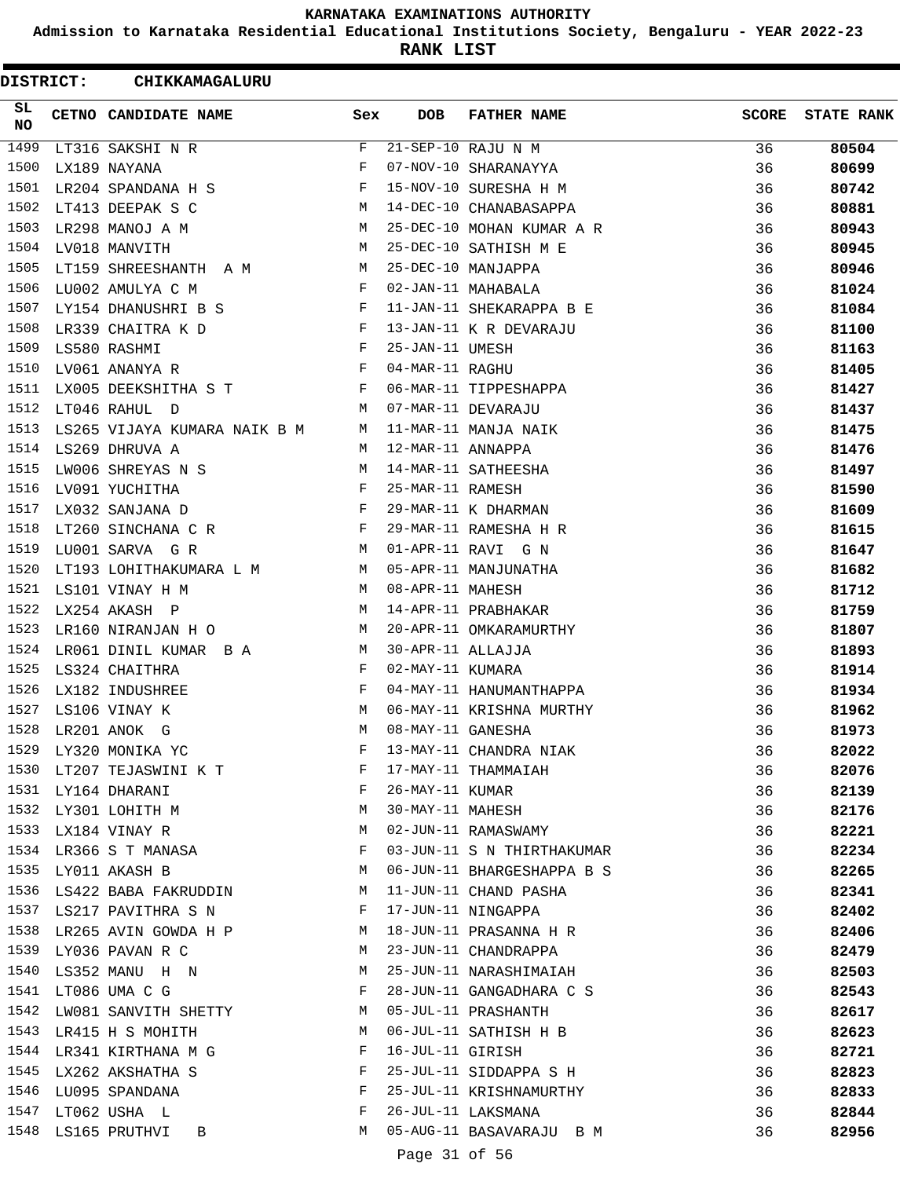KARNATAKA EXAMINATIONS AUTHORITY

Admission to Karnataka Residential Educational Institutions Society, Bengaluru - YEAR 2022-23

**RANK LIST**

**DISTRICT: CHIKKAMAGALURU**

| SL NO | CETNO | CANDIDATE NAME | Sex | DOB | FATHER NAME | SCORE | STATE RANK |
|---|---|---|---|---|---|---|---|
| 1499 | LT316 | SAKSHI N R | F | 21-SEP-10 | RAJU N M | 36 | **80504** |
| 1500 | LX189 | NAYANA | F | 07-NOV-10 | SHARANAYYA | 36 | **80699** |
| 1501 | LR204 | SPANDANA H S | F | 15-NOV-10 | SURESHA H M | 36 | **80742** |
| 1502 | LT413 | DEEPAK S C | M | 14-DEC-10 | CHANABASAPPA | 36 | **80881** |
| 1503 | LR298 | MANOJ A M | M | 25-DEC-10 | MOHAN KUMAR A R | 36 | **80943** |
| 1504 | LV018 | MANVITH | M | 25-DEC-10 | SATHISH M E | 36 | **80945** |
| 1505 | LT159 | SHREESHANTH A M | M | 25-DEC-10 | MANJAPPA | 36 | **80946** |
| 1506 | LU002 | AMULYA C M | F | 02-JAN-11 | MAHABALA | 36 | **81024** |
| 1507 | LY154 | DHANUSHRI B S | F | 11-JAN-11 | SHEKARAPPA B E | 36 | **81084** |
| 1508 | LR339 | CHAITRA K D | F | 13-JAN-11 | K R DEVARAJU | 36 | **81100** |
| 1509 | LS580 | RASHMI | F | 25-JAN-11 | UMESH | 36 | **81163** |
| 1510 | LV061 | ANANYA R | F | 04-MAR-11 | RAGHU | 36 | **81405** |
| 1511 | LX005 | DEEKSHITHA S T | F | 06-MAR-11 | TIPPESHAPPA | 36 | **81427** |
| 1512 | LT046 | RAHUL D | M | 07-MAR-11 | DEVARAJU | 36 | **81437** |
| 1513 | LS265 | VIJAYA KUMARA NAIK B M | M | 11-MAR-11 | MANJA NAIK | 36 | **81475** |
| 1514 | LS269 | DHRUVA A | M | 12-MAR-11 | ANNAPPA | 36 | **81476** |
| 1515 | LW006 | SHREYAS N S | M | 14-MAR-11 | SATHEESHA | 36 | **81497** |
| 1516 | LV091 | YUCHITHA | F | 25-MAR-11 | RAMESH | 36 | **81590** |
| 1517 | LX032 | SANJANA D | F | 29-MAR-11 | K DHARMAN | 36 | **81609** |
| 1518 | LT260 | SINCHANA C R | F | 29-MAR-11 | RAMESHA H R | 36 | **81615** |
| 1519 | LU001 | SARVA G R | M | 01-APR-11 | RAVI G N | 36 | **81647** |
| 1520 | LT193 | LOHITHAKUMARA L M | M | 05-APR-11 | MANJUNATHA | 36 | **81682** |
| 1521 | LS101 | VINAY H M | M | 08-APR-11 | MAHESH | 36 | **81712** |
| 1522 | LX254 | AKASH P | M | 14-APR-11 | PRABHAKAR | 36 | **81759** |
| 1523 | LR160 | NIRANJAN H O | M | 20-APR-11 | OMKARAMURTHY | 36 | **81807** |
| 1524 | LR061 | DINIL KUMAR B A | M | 30-APR-11 | ALLAJJA | 36 | **81893** |
| 1525 | LS324 | CHAITHRA | F | 02-MAY-11 | KUMARA | 36 | **81914** |
| 1526 | LX182 | INDUSHREE | F | 04-MAY-11 | HANUMANTHAPPA | 36 | **81934** |
| 1527 | LS106 | VINAY K | M | 06-MAY-11 | KRISHNA MURTHY | 36 | **81962** |
| 1528 | LR201 | ANOK G | M | 08-MAY-11 | GANESHA | 36 | **81973** |
| 1529 | LY320 | MONIKA YC | F | 13-MAY-11 | CHANDRA NIAK | 36 | **82022** |
| 1530 | LT207 | TEJASWINI K T | F | 17-MAY-11 | THAMMAIAH | 36 | **82076** |
| 1531 | LY164 | DHARANI | F | 26-MAY-11 | KUMAR | 36 | **82139** |
| 1532 | LY301 | LOHITH M | M | 30-MAY-11 | MAHESH | 36 | **82176** |
| 1533 | LX184 | VINAY R | M | 02-JUN-11 | RAMASWAMY | 36 | **82221** |
| 1534 | LR366 | S T MANASA | F | 03-JUN-11 | S N THIRTHAKUMAR | 36 | **82234** |
| 1535 | LY011 | AKASH B | M | 06-JUN-11 | BHARGESHAPPA B S | 36 | **82265** |
| 1536 | LS422 | BABA FAKRUDDIN | M | 11-JUN-11 | CHAND PASHA | 36 | **82341** |
| 1537 | LS217 | PAVITHRA S N | F | 17-JUN-11 | NINGAPPA | 36 | **82402** |
| 1538 | LR265 | AVIN GOWDA H P | M | 18-JUN-11 | PRASANNA H R | 36 | **82406** |
| 1539 | LY036 | PAVAN R C | M | 23-JUN-11 | CHANDRAPPA | 36 | **82479** |
| 1540 | LS352 | MANU H N | M | 25-JUN-11 | NARASHIMAIAH | 36 | **82503** |
| 1541 | LT086 | UMA C G | F | 28-JUN-11 | GANGADHARA C S | 36 | **82543** |
| 1542 | LW081 | SANVITH SHETTY | M | 05-JUL-11 | PRASHANTH | 36 | **82617** |
| 1543 | LR415 | H S MOHITH | M | 06-JUL-11 | SATHISH H B | 36 | **82623** |
| 1544 | LR341 | KIRTHANA M G | F | 16-JUL-11 | GIRISH | 36 | **82721** |
| 1545 | LX262 | AKSHATHA S | F | 25-JUL-11 | SIDDAPPA S H | 36 | **82823** |
| 1546 | LU095 | SPANDANA | F | 25-JUL-11 | KRISHNAMURTHY | 36 | **82833** |
| 1547 | LT062 | USHA L | F | 26-JUL-11 | LAKSMANA | 36 | **82844** |
| 1548 | LS165 | PRUTHVI B | M | 05-AUG-11 | BASAVARAJU B M | 36 | **82956** |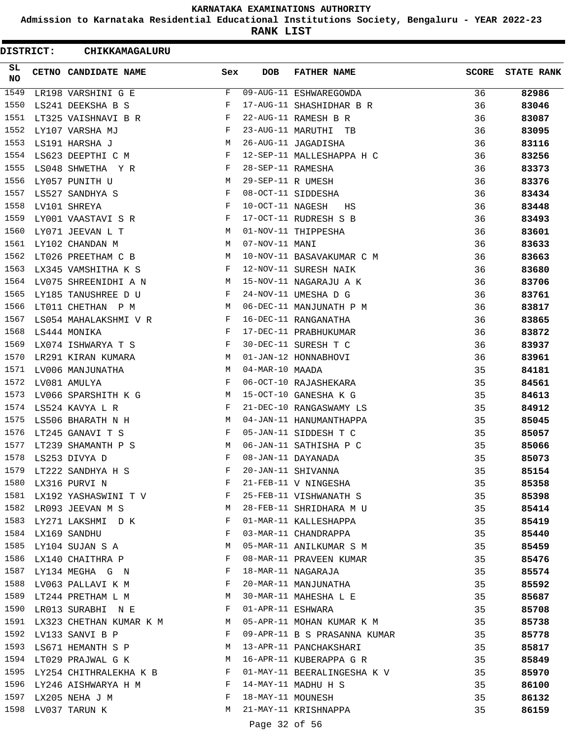# KARNATAKA EXAMINATIONS AUTHORITY

**Admission to Karnataka Residential Educational Institutions Society, Bengaluru - YEAR 2022-23**

**RANK LIST**

**DISTRICT: CHIKKAMAGALURU**

| SL NO | CETNO | CANDIDATE NAME | Sex | DOB | FATHER NAME | SCORE | STATE RANK |
|---|---|---|---|---|---|---|---|
| 1549 | LR198 | VARSHINI G E | F | 09-AUG-11 | ESHWAREGOWDA | 36 | 82986 |
| 1550 | LS241 | DEEKSHA B S | F | 17-AUG-11 | SHASHIDHAR B R | 36 | 83046 |
| 1551 | LT325 | VAISHNAVI B R | F | 22-AUG-11 | RAMESH B R | 36 | 83087 |
| 1552 | LY107 | VARSHA MJ | F | 23-AUG-11 | MARUTHI TB | 36 | 83095 |
| 1553 | LS191 | HARSHA J | M | 26-AUG-11 | JAGADISHA | 36 | 83116 |
| 1554 | LS623 | DEEPTHI C M | F | 12-SEP-11 | MALLESHAPPA H C | 36 | 83256 |
| 1555 | LS048 | SHWETHA Y R | F | 28-SEP-11 | RAMESHA | 36 | 83373 |
| 1556 | LY057 | PUNITH U | M | 29-SEP-11 | R UMESH | 36 | 83376 |
| 1557 | LS527 | SANDHYA S | F | 08-OCT-11 | SIDDESHA | 36 | 83434 |
| 1558 | LV101 | SHREYA | F | 10-OCT-11 | NAGESH HS | 36 | 83448 |
| 1559 | LY001 | VAASTAVI S R | F | 17-OCT-11 | RUDRESH S B | 36 | 83493 |
| 1560 | LY071 | JEEVAN L T | M | 01-NOV-11 | THIPPESHA | 36 | 83601 |
| 1561 | LY102 | CHANDAN M | M | 07-NOV-11 | MANI | 36 | 83633 |
| 1562 | LT026 | PREETHAM C B | M | 10-NOV-11 | BASAVAKUMAR C M | 36 | 83663 |
| 1563 | LX345 | VAMSHITHA K S | F | 12-NOV-11 | SURESH NAIK | 36 | 83680 |
| 1564 | LV075 | SHREENIDHI A N | M | 15-NOV-11 | NAGARAJU A K | 36 | 83706 |
| 1565 | LY185 | TANUSHREE D U | F | 24-NOV-11 | UMESHA D G | 36 | 83761 |
| 1566 | LT011 | CHETHAN P M | M | 06-DEC-11 | MANJUNATH P M | 36 | 83817 |
| 1567 | LS054 | MAHALAKSHMI V R | F | 16-DEC-11 | RANGANATHA | 36 | 83865 |
| 1568 | LS444 | MONIKA | F | 17-DEC-11 | PRABHUKUMAR | 36 | 83872 |
| 1569 | LX074 | ISHWARYA T S | F | 30-DEC-11 | SURESH T C | 36 | 83937 |
| 1570 | LR291 | KIRAN KUMARA | M | 01-JAN-12 | HONNABHOVI | 36 | 83961 |
| 1571 | LV006 | MANJUNATHA | M | 04-MAR-10 | MAADA | 35 | 84181 |
| 1572 | LV081 | AMULYA | F | 06-OCT-10 | RAJASHEKARA | 35 | 84561 |
| 1573 | LV066 | SPARSHITH K G | M | 15-OCT-10 | GANESHA K G | 35 | 84613 |
| 1574 | LS524 | KAVYA L R | F | 21-DEC-10 | RANGASWAMY LS | 35 | 84912 |
| 1575 | LS506 | BHARATH N H | M | 04-JAN-11 | HANUMANTHAPPA | 35 | 85045 |
| 1576 | LT245 | GANAVI T S | F | 05-JAN-11 | SIDDESH T C | 35 | 85057 |
| 1577 | LT239 | SHAMANTH P S | M | 06-JAN-11 | SATHISHA P C | 35 | 85066 |
| 1578 | LS253 | DIVYA D | F | 08-JAN-11 | DAYANADA | 35 | 85073 |
| 1579 | LT222 | SANDHYA H S | F | 20-JAN-11 | SHIVANNA | 35 | 85154 |
| 1580 | LX316 | PURVI N | F | 21-FEB-11 | V NINGESHA | 35 | 85358 |
| 1581 | LX192 | YASHASWINI T V | F | 25-FEB-11 | VISHWANATH S | 35 | 85398 |
| 1582 | LR093 | JEEVAN M S | M | 28-FEB-11 | SHRIDHARA M U | 35 | 85414 |
| 1583 | LY271 | LAKSHMI D K | F | 01-MAR-11 | KALLESHAPPA | 35 | 85419 |
| 1584 | LX169 | SANDHU | F | 03-MAR-11 | CHANDRAPPA | 35 | 85440 |
| 1585 | LY104 | SUJAN S A | M | 05-MAR-11 | ANILKUMAR S M | 35 | 85459 |
| 1586 | LX140 | CHAITHRA P | F | 08-MAR-11 | PRAVEEN KUMAR | 35 | 85476 |
| 1587 | LY134 | MEGHA G N | F | 18-MAR-11 | NAGARAJA | 35 | 85574 |
| 1588 | LV063 | PALLAVI K M | F | 20-MAR-11 | MANJUNATHA | 35 | 85592 |
| 1589 | LT244 | PRETHAM L M | M | 30-MAR-11 | MAHESHA L E | 35 | 85687 |
| 1590 | LR013 | SURABHI N E | F | 01-APR-11 | ESHWARA | 35 | 85708 |
| 1591 | LX323 | CHETHAN KUMAR K M | M | 05-APR-11 | MOHAN KUMAR K M | 35 | 85738 |
| 1592 | LV133 | SANVI B P | F | 09-APR-11 | B S PRASANNA KUMAR | 35 | 85778 |
| 1593 | LS671 | HEMANTH S P | M | 13-APR-11 | PANCHAKSHARI | 35 | 85817 |
| 1594 | LT029 | PRAJWAL G K | M | 16-APR-11 | KUBERAPPA G R | 35 | 85849 |
| 1595 | LY254 | CHITHRALEKHA K B | F | 01-MAY-11 | BEERALINGESHA K V | 35 | 85970 |
| 1596 | LY246 | AISHWARYA H M | F | 14-MAY-11 | MADHU H S | 35 | 86100 |
| 1597 | LX205 | NEHA J M | F | 18-MAY-11 | MOUNESH | 35 | 86132 |
| 1598 | LV037 | TARUN K | M | 21-MAY-11 | KRISHNAPPA | 35 | 86159 |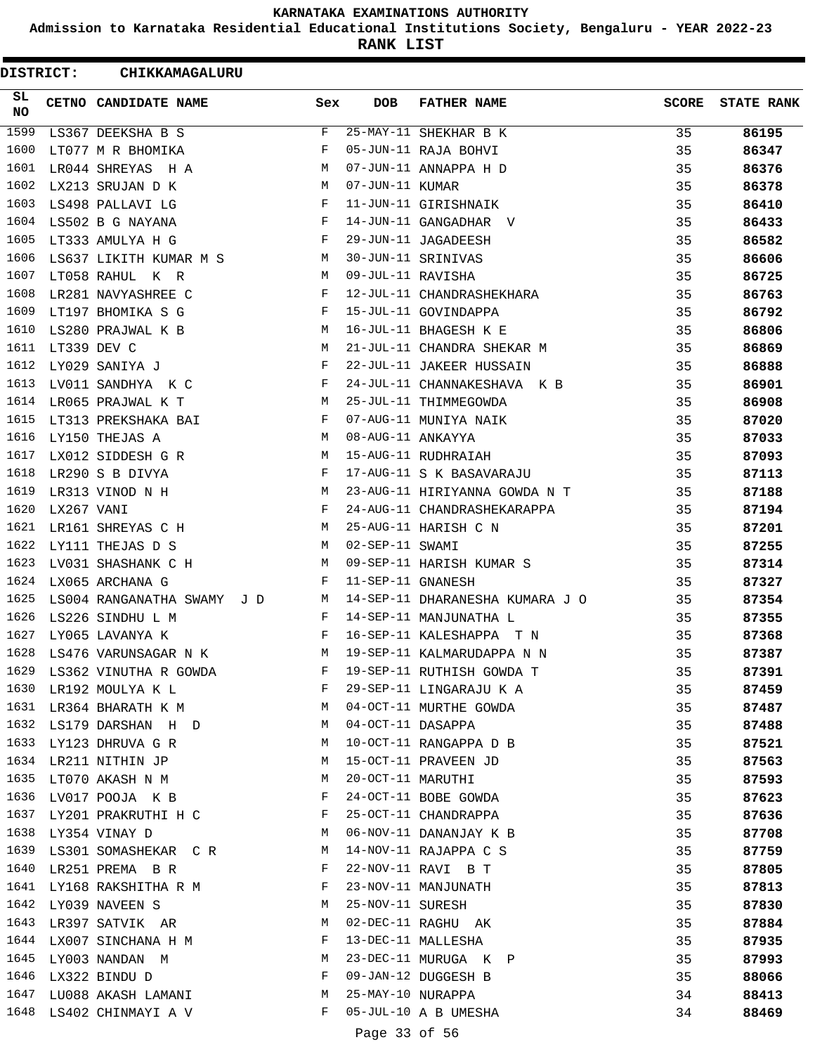**KARNATAKA EXAMINATIONS AUTHORITY**

**Admission to Karnataka Residential Educational Institutions Society, Bengaluru - YEAR 2022-23**

**RANK LIST**

**DISTRICT: CHIKKAMAGALURU**

| SL NO | CETNO | CANDIDATE NAME | Sex | DOB | FATHER NAME | SCORE | STATE RANK |
|---|---|---|---|---|---|---|---|
| 1599 | LS367 | DEEKSHA B S | F | 25-MAY-11 | SHEKHAR B K | 35 | 86195 |
| 1600 | LT077 | M R BHOMIKA | F | 05-JUN-11 | RAJA BOHVI | 35 | 86347 |
| 1601 | LR044 | SHREYAS H A | M | 07-JUN-11 | ANNAPPA H D | 35 | 86376 |
| 1602 | LX213 | SRUJAN D K | M | 07-JUN-11 | KUMAR | 35 | 86378 |
| 1603 | LS498 | PALLAVI LG | F | 11-JUN-11 | GIRISHNAIK | 35 | 86410 |
| 1604 | LS502 | B G NAYANA | F | 14-JUN-11 | GANGADHAR V | 35 | 86433 |
| 1605 | LT333 | AMULYA H G | F | 29-JUN-11 | JAGADEESH | 35 | 86582 |
| 1606 | LS637 | LIKITH KUMAR M S | M | 30-JUN-11 | SRINIVAS | 35 | 86606 |
| 1607 | LT058 | RAHUL K R | M | 09-JUL-11 | RAVISHA | 35 | 86725 |
| 1608 | LR281 | NAVYASHREE C | F | 12-JUL-11 | CHANDRASHEKHARA | 35 | 86763 |
| 1609 | LT197 | BHOMIKA S G | F | 15-JUL-11 | GOVINDAPPA | 35 | 86792 |
| 1610 | LS280 | PRAJWAL K B | M | 16-JUL-11 | BHAGESH K E | 35 | 86806 |
| 1611 | LT339 | DEV C | M | 21-JUL-11 | CHANDRA SHEKAR M | 35 | 86869 |
| 1612 | LY029 | SANIYA J | F | 22-JUL-11 | JAKEER HUSSAIN | 35 | 86888 |
| 1613 | LV011 | SANDHYA K C | F | 24-JUL-11 | CHANNAKESHAVA K B | 35 | 86901 |
| 1614 | LR065 | PRAJWAL K T | M | 25-JUL-11 | THIMMEGOWDA | 35 | 86908 |
| 1615 | LT313 | PREKSHAKA BAI | F | 07-AUG-11 | MUNIYA NAIK | 35 | 87020 |
| 1616 | LY150 | THEJAS A | M | 08-AUG-11 | ANKAYYA | 35 | 87033 |
| 1617 | LX012 | SIDDESH G R | M | 15-AUG-11 | RUDHRAIAH | 35 | 87093 |
| 1618 | LR290 | S B DIVYA | F | 17-AUG-11 | S K BASAVARAJU | 35 | 87113 |
| 1619 | LR313 | VINOD N H | M | 23-AUG-11 | HIRIYANNA GOWDA N T | 35 | 87188 |
| 1620 | LX267 | VANI | F | 24-AUG-11 | CHANDRASHEKARAPPA | 35 | 87194 |
| 1621 | LR161 | SHREYAS C H | M | 25-AUG-11 | HARISH C N | 35 | 87201 |
| 1622 | LY111 | THEJAS D S | M | 02-SEP-11 | SWAMI | 35 | 87255 |
| 1623 | LV031 | SHASHANK C H | M | 09-SEP-11 | HARISH KUMAR S | 35 | 87314 |
| 1624 | LX065 | ARCHANA G | F | 11-SEP-11 | GNANESH | 35 | 87327 |
| 1625 | LS004 | RANGANATHA SWAMY J D | M | 14-SEP-11 | DHARANESHA KUMARA J O | 35 | 87354 |
| 1626 | LS226 | SINDHU L M | F | 14-SEP-11 | MANJUNATHA L | 35 | 87355 |
| 1627 | LY065 | LAVANYA K | F | 16-SEP-11 | KALESHAPPA T N | 35 | 87368 |
| 1628 | LS476 | VARUNSAGAR N K | M | 19-SEP-11 | KALMARUDAPPA N N | 35 | 87387 |
| 1629 | LS362 | VINUTHA R GOWDA | F | 19-SEP-11 | RUTHISH GOWDA T | 35 | 87391 |
| 1630 | LR192 | MOULYA K L | F | 29-SEP-11 | LINGARAJU K A | 35 | 87459 |
| 1631 | LR364 | BHARATH K M | M | 04-OCT-11 | MURTHE GOWDA | 35 | 87487 |
| 1632 | LS179 | DARSHAN H D | M | 04-OCT-11 | DASAPPA | 35 | 87488 |
| 1633 | LY123 | DHRUVA G R | M | 10-OCT-11 | RANGAPPA D B | 35 | 87521 |
| 1634 | LR211 | NITHIN JP | M | 15-OCT-11 | PRAVEEN JD | 35 | 87563 |
| 1635 | LT070 | AKASH N M | M | 20-OCT-11 | MARUTHI | 35 | 87593 |
| 1636 | LV017 | POOJA K B | F | 24-OCT-11 | BOBE GOWDA | 35 | 87623 |
| 1637 | LY201 | PRAKRUTHI H C | F | 25-OCT-11 | CHANDRAPPA | 35 | 87636 |
| 1638 | LY354 | VINAY D | M | 06-NOV-11 | DANANJAY K B | 35 | 87708 |
| 1639 | LS301 | SOMASHEKAR C R | M | 14-NOV-11 | RAJAPPA C S | 35 | 87759 |
| 1640 | LR251 | PREMA B R | F | 22-NOV-11 | RAVI B T | 35 | 87805 |
| 1641 | LY168 | RAKSHITHA R M | F | 23-NOV-11 | MANJUNATH | 35 | 87813 |
| 1642 | LY039 | NAVEEN S | M | 25-NOV-11 | SURESH | 35 | 87830 |
| 1643 | LR397 | SATVIK AR | M | 02-DEC-11 | RAGHU AK | 35 | 87884 |
| 1644 | LX007 | SINCHANA H M | F | 13-DEC-11 | MALLESHA | 35 | 87935 |
| 1645 | LY003 | NANDAN M | M | 23-DEC-11 | MURUGA K P | 35 | 87993 |
| 1646 | LX322 | BINDU D | F | 09-JAN-12 | DUGGESH B | 35 | 88066 |
| 1647 | LU088 | AKASH LAMANI | M | 25-MAY-10 | NURAPPA | 34 | 88413 |
| 1648 | LS402 | CHINMAYI A V | F | 05-JUL-10 | A B UMESHA | 34 | 88469 |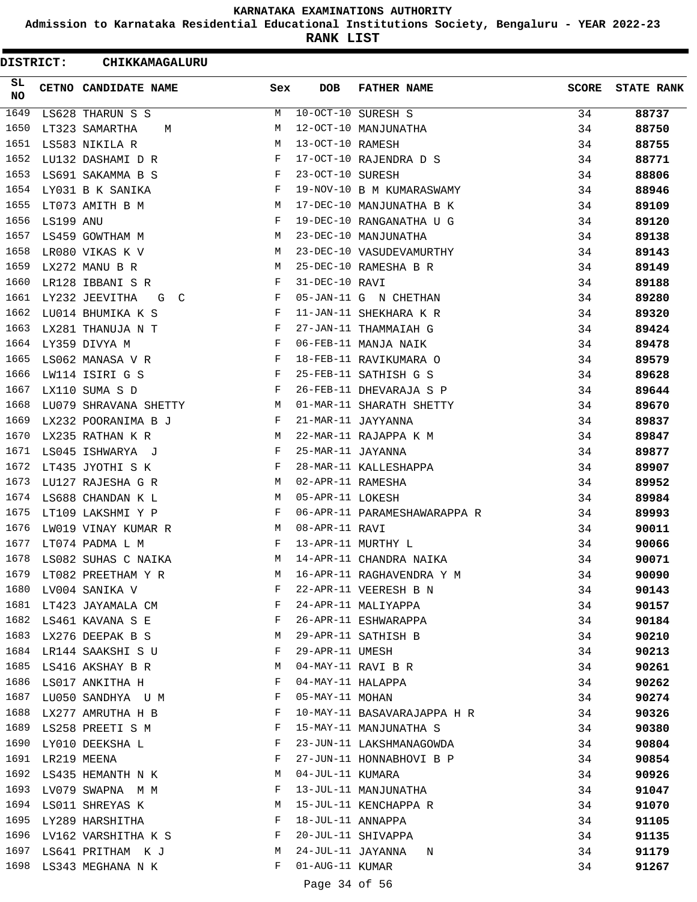# KARNATAKA EXAMINATIONS AUTHORITY

**Admission to Karnataka Residential Educational Institutions Society, Bengaluru - YEAR 2022-23**

**RANK LIST**

**DISTRICT: CHIKKAMAGALURU**

| SL NO | CETNO | CANDIDATE NAME | Sex | DOB | FATHER NAME | SCORE | STATE RANK |
|---|---|---|---|---|---|---|---|
| 1649 | LS628 | THARUN S S | M | 10-OCT-10 | SURESH S | 34 | **88737** |
| 1650 | LT323 | SAMARTHA M | M | 12-OCT-10 | MANJUNATHA | 34 | **88750** |
| 1651 | LS583 | NIKILA R | M | 13-OCT-10 | RAMESH | 34 | **88755** |
| 1652 | LU132 | DASHAMI D R | F | 17-OCT-10 | RAJENDRA D S | 34 | **88771** |
| 1653 | LS691 | SAKAMMA B S | F | 23-OCT-10 | SURESH | 34 | **88806** |
| 1654 | LY031 | B K SANIKA | F | 19-NOV-10 | B M KUMARASWAMY | 34 | **88946** |
| 1655 | LT073 | AMITH B M | M | 17-DEC-10 | MANJUNATHA B K | 34 | **89109** |
| 1656 | LS199 | ANU | F | 19-DEC-10 | RANGANATHA U G | 34 | **89120** |
| 1657 | LS459 | GOWTHAM M | M | 23-DEC-10 | MANJUNATHA | 34 | **89138** |
| 1658 | LR080 | VIKAS K V | M | 23-DEC-10 | VASUDEVAMURTHY | 34 | **89143** |
| 1659 | LX272 | MANU B R | M | 25-DEC-10 | RAMESHA B R | 34 | **89149** |
| 1660 | LR128 | IBBANI S R | F | 31-DEC-10 | RAVI | 34 | **89188** |
| 1661 | LY232 | JEEVITHA G C | F | 05-JAN-11 | G N CHETHAN | 34 | **89280** |
| 1662 | LU014 | BHUMIKA K S | F | 11-JAN-11 | SHEKHARA K R | 34 | **89320** |
| 1663 | LX281 | THANUJA N T | F | 27-JAN-11 | THAMMAIAH G | 34 | **89424** |
| 1664 | LY359 | DIVYA M | F | 06-FEB-11 | MANJA NAIK | 34 | **89478** |
| 1665 | LS062 | MANASA V R | F | 18-FEB-11 | RAVIKUMARA O | 34 | **89579** |
| 1666 | LW114 | ISIRI G S | F | 25-FEB-11 | SATHISH G S | 34 | **89628** |
| 1667 | LX110 | SUMA S D | F | 26-FEB-11 | DHEVARAJA S P | 34 | **89644** |
| 1668 | LU079 | SHRAVANA SHETTY | M | 01-MAR-11 | SHARATH SHETTY | 34 | **89670** |
| 1669 | LX232 | POORANIMA B J | F | 21-MAR-11 | JAYYANNA | 34 | **89837** |
| 1670 | LX235 | RATHAN K R | M | 22-MAR-11 | RAJAPPA K M | 34 | **89847** |
| 1671 | LS045 | ISHWARYA J | F | 25-MAR-11 | JAYANNA | 34 | **89877** |
| 1672 | LT435 | JYOTHI S K | F | 28-MAR-11 | KALLESHAPPA | 34 | **89907** |
| 1673 | LU127 | RAJESHA G R | M | 02-APR-11 | RAMESHA | 34 | **89952** |
| 1674 | LS688 | CHANDAN K L | M | 05-APR-11 | LOKESH | 34 | **89984** |
| 1675 | LT109 | LAKSHMI Y P | F | 06-APR-11 | PARAMESHAWARAPPA R | 34 | **89993** |
| 1676 | LW019 | VINAY KUMAR R | M | 08-APR-11 | RAVI | 34 | **90011** |
| 1677 | LT074 | PADMA L M | F | 13-APR-11 | MURTHY L | 34 | **90066** |
| 1678 | LS082 | SUHAS C NAIKA | M | 14-APR-11 | CHANDRA NAIKA | 34 | **90071** |
| 1679 | LT082 | PREETHAM Y R | M | 16-APR-11 | RAGHAVENDRA Y M | 34 | **90090** |
| 1680 | LV004 | SANIKA V | F | 22-APR-11 | VEERESH B N | 34 | **90143** |
| 1681 | LT423 | JAYAMALA CM | F | 24-APR-11 | MALIYAPPA | 34 | **90157** |
| 1682 | LS461 | KAVANA S E | F | 26-APR-11 | ESHWARAPPA | 34 | **90184** |
| 1683 | LX276 | DEEPAK B S | M | 29-APR-11 | SATHISH B | 34 | **90210** |
| 1684 | LR144 | SAAKSHI S U | F | 29-APR-11 | UMESH | 34 | **90213** |
| 1685 | LS416 | AKSHAY B R | M | 04-MAY-11 | RAVI B R | 34 | **90261** |
| 1686 | LS017 | ANKITHA H | F | 04-MAY-11 | HALAPPA | 34 | **90262** |
| 1687 | LU050 | SANDHYA U M | F | 05-MAY-11 | MOHAN | 34 | **90274** |
| 1688 | LX277 | AMRUTHA H B | F | 10-MAY-11 | BASAVARAJAPPA H R | 34 | **90326** |
| 1689 | LS258 | PREETI S M | F | 15-MAY-11 | MANJUNATHA S | 34 | **90380** |
| 1690 | LY010 | DEEKSHA L | F | 23-JUN-11 | LAKSHMANAGOWDA | 34 | **90804** |
| 1691 | LR219 | MEENA | F | 27-JUN-11 | HONNABHOVI B P | 34 | **90854** |
| 1692 | LS435 | HEMANTH N K | M | 04-JUL-11 | KUMARA | 34 | **90926** |
| 1693 | LV079 | SWAPNA M M | F | 13-JUL-11 | MANJUNATHA | 34 | **91047** |
| 1694 | LS011 | SHREYAS K | M | 15-JUL-11 | KENCHAPPA R | 34 | **91070** |
| 1695 | LY289 | HARSHITHA | F | 18-JUL-11 | ANNAPPA | 34 | **91105** |
| 1696 | LV162 | VARSHITHA K S | F | 20-JUL-11 | SHIVAPPA | 34 | **91135** |
| 1697 | LS641 | PRITHAM K J | M | 24-JUL-11 | JAYANNA N | 34 | **91179** |
| 1698 | LS343 | MEGHANA N K | F | 01-AUG-11 | KUMAR | 34 | **91267** |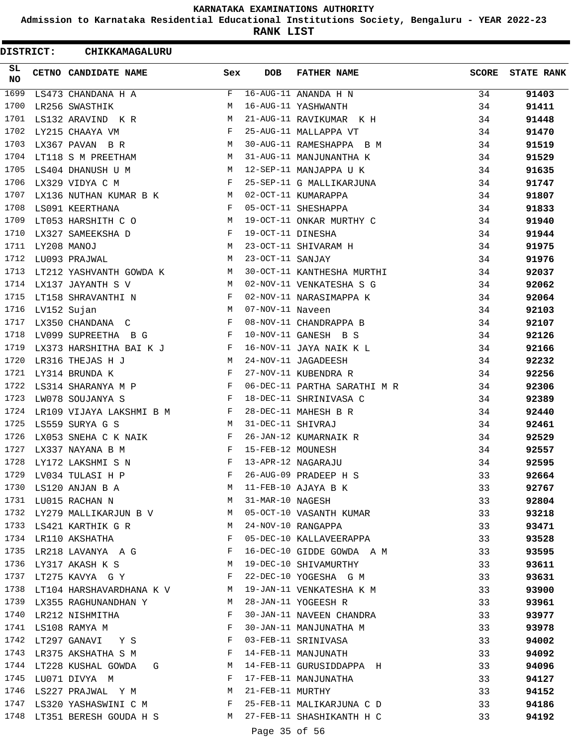KARNATAKA EXAMINATIONS AUTHORITY

Admission to Karnataka Residential Educational Institutions Society, Bengaluru - YEAR 2022-23

**RANK LIST**

**DISTRICT: CHIKKAMAGALURU**

| SL NO | CETNO | CANDIDATE NAME | Sex | DOB | FATHER NAME | SCORE | STATE RANK |
|---|---|---|---|---|---|---|---|
| 1699 | LS473 | CHANDANA H A | F | 16-AUG-11 | ANANDA H N | 34 | **91403** |
| 1700 | LR256 | SWASTHIK | M | 16-AUG-11 | YASHWANTH | 34 | **91411** |
| 1701 | LS132 | ARAVIND K R | M | 21-AUG-11 | RAVIKUMAR K H | 34 | **91448** |
| 1702 | LY215 | CHAAYA VM | F | 25-AUG-11 | MALLAPPA VT | 34 | **91470** |
| 1703 | LX367 | PAVAN B R | M | 30-AUG-11 | RAMESHAPPA B M | 34 | **91519** |
| 1704 | LT118 | S M PREETHAM | M | 31-AUG-11 | MANJUNANTHA K | 34 | **91529** |
| 1705 | LS404 | DHANUSH U M | M | 12-SEP-11 | MANJAPPA U K | 34 | **91635** |
| 1706 | LX329 | VIDYA C M | F | 25-SEP-11 | G MALLIKARJUNA | 34 | **91747** |
| 1707 | LX136 | NUTHAN KUMAR B K | M | 02-OCT-11 | KUMARAPPA | 34 | **91807** |
| 1708 | LS091 | KEERTHANA | F | 05-OCT-11 | SHESHAPPA | 34 | **91833** |
| 1709 | LT053 | HARSHITH C O | M | 19-OCT-11 | ONKAR MURTHY C | 34 | **91940** |
| 1710 | LX327 | SAMEEKSHA D | F | 19-OCT-11 | DINESHA | 34 | **91944** |
| 1711 | LY208 | MANOJ | M | 23-OCT-11 | SHIVARAM H | 34 | **91975** |
| 1712 | LU093 | PRAJWAL | M | 23-OCT-11 | SANJAY | 34 | **91976** |
| 1713 | LT212 | YASHVANTH GOWDA K | M | 30-OCT-11 | KANTHESHA MURTHI | 34 | **92037** |
| 1714 | LX137 | JAYANTH S V | M | 02-NOV-11 | VENKATESHA S G | 34 | **92062** |
| 1715 | LT158 | SHRAVANTHI N | F | 02-NOV-11 | NARASIMAPPA K | 34 | **92064** |
| 1716 | LV152 | Sujan | M | 07-NOV-11 | Naveen | 34 | **92103** |
| 1717 | LX350 | CHANDANA C | F | 08-NOV-11 | CHANDRAPPA B | 34 | **92107** |
| 1718 | LV099 | SUPREETHA B G | F | 10-NOV-11 | GANESH B S | 34 | **92126** |
| 1719 | LX373 | HARSHITHA BAI K J | F | 16-NOV-11 | JAYA NAIK K L | 34 | **92166** |
| 1720 | LR316 | THEJAS H J | M | 24-NOV-11 | JAGADEESH | 34 | **92232** |
| 1721 | LY314 | BRUNDA K | F | 27-NOV-11 | KUBENDRA R | 34 | **92256** |
| 1722 | LS314 | SHARANYA M P | F | 06-DEC-11 | PARTHA SARATHI M R | 34 | **92306** |
| 1723 | LW078 | SOUJANYA S | F | 18-DEC-11 | SHRINIVASA C | 34 | **92389** |
| 1724 | LR109 | VIJAYA LAKSHMI B M | F | 28-DEC-11 | MAHESH B R | 34 | **92440** |
| 1725 | LS559 | SURYA G S | M | 31-DEC-11 | SHIVRAJ | 34 | **92461** |
| 1726 | LX053 | SNEHA C K NAIK | F | 26-JAN-12 | KUMARNAIK R | 34 | **92529** |
| 1727 | LX337 | NAYANA B M | F | 15-FEB-12 | MOUNESH | 34 | **92557** |
| 1728 | LY172 | LAKSHMI S N | F | 13-APR-12 | NAGARAJU | 34 | **92595** |
| 1729 | LV034 | TULASI H P | F | 26-AUG-09 | PRADEEP H S | 33 | **92664** |
| 1730 | LS120 | ANJAN B A | M | 11-FEB-10 | AJAYA B K | 33 | **92767** |
| 1731 | LU015 | RACHAN N | M | 31-MAR-10 | NAGESH | 33 | **92804** |
| 1732 | LY279 | MALLIKARJUN B V | M | 05-OCT-10 | VASANTH KUMAR | 33 | **93218** |
| 1733 | LS421 | KARTHIK G R | M | 24-NOV-10 | RANGAPPA | 33 | **93471** |
| 1734 | LR110 | AKSHATHA | F | 05-DEC-10 | KALLAVEERAPPA | 33 | **93528** |
| 1735 | LR218 | LAVANYA A G | F | 16-DEC-10 | GIDDE GOWDA A M | 33 | **93595** |
| 1736 | LY317 | AKASH K S | M | 19-DEC-10 | SHIVAMURTHY | 33 | **93611** |
| 1737 | LT275 | KAVYA G Y | F | 22-DEC-10 | YOGESHA G M | 33 | **93631** |
| 1738 | LT104 | HARSHAVARDHANA K V | M | 19-JAN-11 | VENKATESHA K M | 33 | **93900** |
| 1739 | LX355 | RAGHUNANDHAN Y | M | 28-JAN-11 | YOGEESH R | 33 | **93961** |
| 1740 | LR212 | NISHMITHA | F | 30-JAN-11 | NAVEEN CHANDRA | 33 | **93977** |
| 1741 | LS108 | RAMYA M | F | 30-JAN-11 | MANJUNATHA M | 33 | **93978** |
| 1742 | LT297 | GANAVI Y S | F | 03-FEB-11 | SRINIVASA | 33 | **94002** |
| 1743 | LR375 | AKSHATHA S M | F | 14-FEB-11 | MANJUNATH | 33 | **94092** |
| 1744 | LT228 | KUSHAL GOWDA G | M | 14-FEB-11 | GURUSIDDAPPA H | 33 | **94096** |
| 1745 | LU071 | DIVYA M | F | 17-FEB-11 | MANJUNATHA | 33 | **94127** |
| 1746 | LS227 | PRAJWAL Y M | M | 21-FEB-11 | MURTHY | 33 | **94152** |
| 1747 | LS320 | YASHASWINI C M | F | 25-FEB-11 | MALIKARJUNA C D | 33 | **94186** |
| 1748 | LT351 | BERESH GOUDA H S | M | 27-FEB-11 | SHASHIKANTH H C | 33 | **94192** |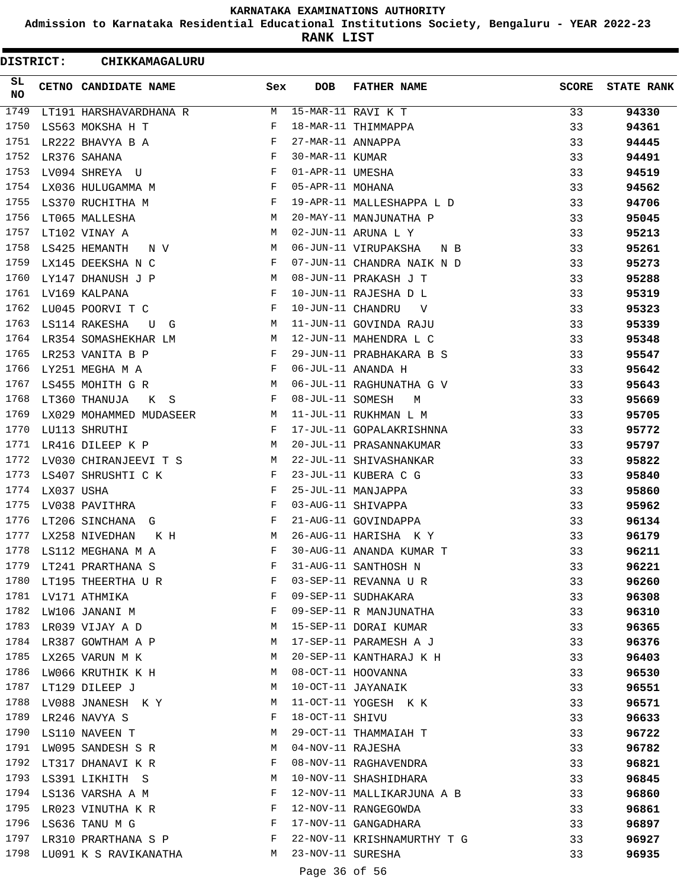# KARNATAKA EXAMINATIONS AUTHORITY

## Admission to Karnataka Residential Educational Institutions Society, Bengaluru - YEAR 2022-23

## RANK LIST

**DISTRICT: CHIKKAMAGALURU**

| SL NO | CETNO | CANDIDATE NAME | Sex | DOB | FATHER NAME | SCORE | STATE RANK |
|---|---|---|---|---|---|---|---|
| 1749 | LT191 | HARSHAVARDHANA R | M | 15-MAR-11 | RAVI K T | 33 | 94330 |
| 1750 | LS563 | MOKSHA H T | F | 18-MAR-11 | THIMMAPPA | 33 | 94361 |
| 1751 | LR222 | BHAVYA B A | F | 27-MAR-11 | ANNAPPA | 33 | 94445 |
| 1752 | LR376 | SAHANA | F | 30-MAR-11 | KUMAR | 33 | 94491 |
| 1753 | LV094 | SHREYA U | F | 01-APR-11 | UMESHA | 33 | 94519 |
| 1754 | LX036 | HULUGAMMA M | F | 05-APR-11 | MOHANA | 33 | 94562 |
| 1755 | LS370 | RUCHITHA M | F | 19-APR-11 | MALLESHAPPA L D | 33 | 94706 |
| 1756 | LT065 | MALLESHA | M | 20-MAY-11 | MANJUNATHA P | 33 | 95045 |
| 1757 | LT102 | VINAY A | M | 02-JUN-11 | ARUNA L Y | 33 | 95213 |
| 1758 | LS425 | HEMANTH N V | M | 06-JUN-11 | VIRUPAKSHA N B | 33 | 95261 |
| 1759 | LX145 | DEEKSHA N C | F | 07-JUN-11 | CHANDRA NAIK N D | 33 | 95273 |
| 1760 | LY147 | DHANUSH J P | M | 08-JUN-11 | PRAKASH J T | 33 | 95288 |
| 1761 | LV169 | KALPANA | F | 10-JUN-11 | RAJESHA D L | 33 | 95319 |
| 1762 | LU045 | POORVI T C | F | 10-JUN-11 | CHANDRU V | 33 | 95323 |
| 1763 | LS114 | RAKESHA U G | M | 11-JUN-11 | GOVINDA RAJU | 33 | 95339 |
| 1764 | LR354 | SOMASHEKHAR LM | M | 12-JUN-11 | MAHENDRA L C | 33 | 95348 |
| 1765 | LR253 | VANITA B P | F | 29-JUN-11 | PRABHAKARA B S | 33 | 95547 |
| 1766 | LY251 | MEGHA M A | F | 06-JUL-11 | ANANDA H | 33 | 95642 |
| 1767 | LS455 | MOHITH G R | M | 06-JUL-11 | RAGHUNATHA G V | 33 | 95643 |
| 1768 | LT360 | THANUJA K S | F | 08-JUL-11 | SOMESH M | 33 | 95669 |
| 1769 | LX029 | MOHAMMED MUDASEER | M | 11-JUL-11 | RUKHMAN L M | 33 | 95705 |
| 1770 | LU113 | SHRUTHI | F | 17-JUL-11 | GOPALAKRISHNNA | 33 | 95772 |
| 1771 | LR416 | DILEEP K P | M | 20-JUL-11 | PRASANNAKUMAR | 33 | 95797 |
| 1772 | LV030 | CHIRANJEEVI T S | M | 22-JUL-11 | SHIVASHANKAR | 33 | 95822 |
| 1773 | LS407 | SHRUSHTI C K | F | 23-JUL-11 | KUBERA C G | 33 | 95840 |
| 1774 | LX037 | USHA | F | 25-JUL-11 | MANJAPPA | 33 | 95860 |
| 1775 | LV038 | PAVITHRA | F | 03-AUG-11 | SHIVAPPA | 33 | 95962 |
| 1776 | LT206 | SINCHANA G | F | 21-AUG-11 | GOVINDAPPA | 33 | 96134 |
| 1777 | LX258 | NIVEDHAN K H | M | 26-AUG-11 | HARISHA K Y | 33 | 96179 |
| 1778 | LS112 | MEGHANA M A | F | 30-AUG-11 | ANANDA KUMAR T | 33 | 96211 |
| 1779 | LT241 | PRARTHANA S | F | 31-AUG-11 | SANTHOSH N | 33 | 96221 |
| 1780 | LT195 | THEERTHA U R | F | 03-SEP-11 | REVANNA U R | 33 | 96260 |
| 1781 | LV171 | ATHMIKA | F | 09-SEP-11 | SUDHAKARA | 33 | 96308 |
| 1782 | LW106 | JANANI M | F | 09-SEP-11 | R MANJUNATHA | 33 | 96310 |
| 1783 | LR039 | VIJAY A D | M | 15-SEP-11 | DORAI KUMAR | 33 | 96365 |
| 1784 | LR387 | GOWTHAM A P | M | 17-SEP-11 | PARAMESH A J | 33 | 96376 |
| 1785 | LX265 | VARUN M K | M | 20-SEP-11 | KANTHARAJ K H | 33 | 96403 |
| 1786 | LW066 | KRUTHIK K H | M | 08-OCT-11 | HOOVANNA | 33 | 96530 |
| 1787 | LT129 | DILEEP J | M | 10-OCT-11 | JAYANAIK | 33 | 96551 |
| 1788 | LV088 | JNANESH K Y | M | 11-OCT-11 | YOGESH K K | 33 | 96571 |
| 1789 | LR246 | NAVYA S | F | 18-OCT-11 | SHIVU | 33 | 96633 |
| 1790 | LS110 | NAVEEN T | M | 29-OCT-11 | THAMMAIAH T | 33 | 96722 |
| 1791 | LW095 | SANDESH S R | M | 04-NOV-11 | RAJESHA | 33 | 96782 |
| 1792 | LT317 | DHANAVI K R | F | 08-NOV-11 | RAGHAVENDRA | 33 | 96821 |
| 1793 | LS391 | LIKHITH S | M | 10-NOV-11 | SHASHIDHARA | 33 | 96845 |
| 1794 | LS136 | VARSHA A M | F | 12-NOV-11 | MALLIKARJUNA A B | 33 | 96860 |
| 1795 | LR023 | VINUTHA K R | F | 12-NOV-11 | RANGEGOWDA | 33 | 96861 |
| 1796 | LS636 | TANU M G | F | 17-NOV-11 | GANGADHARA | 33 | 96897 |
| 1797 | LR310 | PRARTHANA S P | F | 22-NOV-11 | KRISHNAMURTHY T G | 33 | 96927 |
| 1798 | LU091 | K S RAVIKANATHA | M | 23-NOV-11 | SURESHA | 33 | 96935 |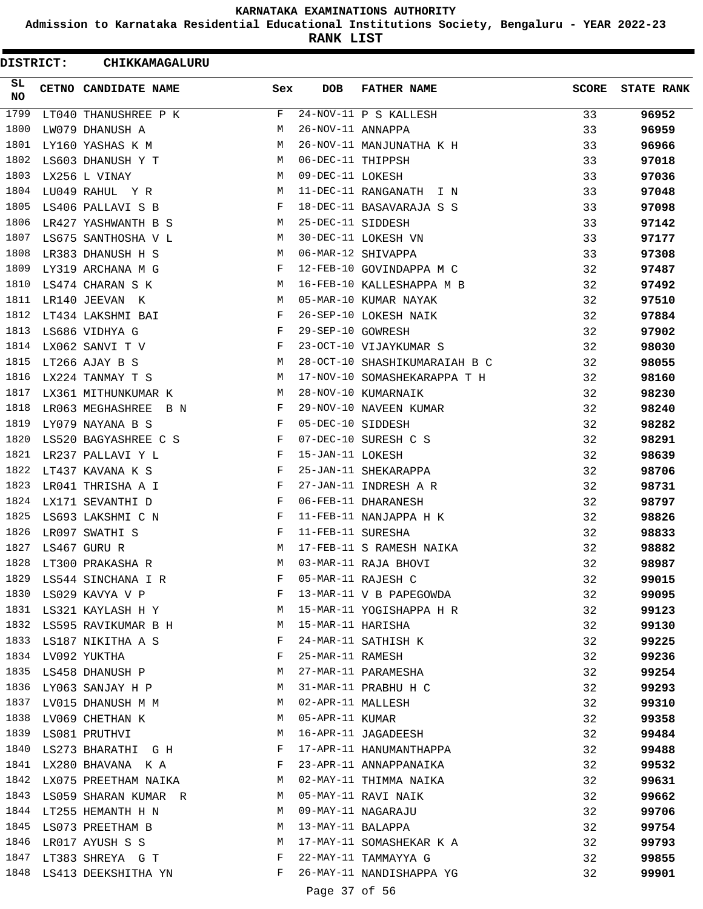# KARNATAKA EXAMINATIONS AUTHORITY

**Admission to Karnataka Residential Educational Institutions Society, Bengaluru - YEAR 2022-23**

**RANK LIST**

**DISTRICT: CHIKKAMAGALURU**

| SL NO | CETNO | CANDIDATE NAME | Sex | DOB | FATHER NAME | SCORE | STATE RANK |
|---|---|---|---|---|---|---|---|
| 1799 | LT040 | THANUSHREE P K | F | 24-NOV-11 | P S KALLESH | 33 | **96952** |
| 1800 | LW079 | DHANUSH A | M | 26-NOV-11 | ANNAPPA | 33 | **96959** |
| 1801 | LY160 | YASHAS K M | M | 26-NOV-11 | MANJUNATHA K H | 33 | **96966** |
| 1802 | LS603 | DHANUSH Y T | M | 06-DEC-11 | THIPPSH | 33 | **97018** |
| 1803 | LX256 | L VINAY | M | 09-DEC-11 | LOKESH | 33 | **97036** |
| 1804 | LU049 | RAHUL Y R | M | 11-DEC-11 | RANGANATH I N | 33 | **97048** |
| 1805 | LS406 | PALLAVI S B | F | 18-DEC-11 | BASAVARAJA S S | 33 | **97098** |
| 1806 | LR427 | YASHWANTH B S | M | 25-DEC-11 | SIDDESH | 33 | **97142** |
| 1807 | LS675 | SANTHOSHA V L | M | 30-DEC-11 | LOKESH VN | 33 | **97177** |
| 1808 | LR383 | DHANUSH H S | M | 06-MAR-12 | SHIVAPPA | 33 | **97308** |
| 1809 | LY319 | ARCHANA M G | F | 12-FEB-10 | GOVINDAPPA M C | 32 | **97487** |
| 1810 | LS474 | CHARAN S K | M | 16-FEB-10 | KALLESHAPPA M B | 32 | **97492** |
| 1811 | LR140 | JEEVAN K | M | 05-MAR-10 | KUMAR NAYAK | 32 | **97510** |
| 1812 | LT434 | LAKSHMI BAI | F | 26-SEP-10 | LOKESH NAIK | 32 | **97884** |
| 1813 | LS686 | VIDHYA G | F | 29-SEP-10 | GOWRESH | 32 | **97902** |
| 1814 | LX062 | SANVI T V | F | 23-OCT-10 | VIJAYKUMAR S | 32 | **98030** |
| 1815 | LT266 | AJAY B S | M | 28-OCT-10 | SHASHIKUMARAIAH B C | 32 | **98055** |
| 1816 | LX224 | TANMAY T S | M | 17-NOV-10 | SOMASHEKARAPPA T H | 32 | **98160** |
| 1817 | LX361 | MITHUNKUMAR K | M | 28-NOV-10 | KUMARNAIK | 32 | **98230** |
| 1818 | LR063 | MEGHASHREE B N | F | 29-NOV-10 | NAVEEN KUMAR | 32 | **98240** |
| 1819 | LY079 | NAYANA B S | F | 05-DEC-10 | SIDDESH | 32 | **98282** |
| 1820 | LS520 | BAGYASHREE C S | F | 07-DEC-10 | SURESH C S | 32 | **98291** |
| 1821 | LR237 | PALLAVI Y L | F | 15-JAN-11 | LOKESH | 32 | **98639** |
| 1822 | LT437 | KAVANA K S | F | 25-JAN-11 | SHEKARAPPA | 32 | **98706** |
| 1823 | LR041 | THRISHA A I | F | 27-JAN-11 | INDRESH A R | 32 | **98731** |
| 1824 | LX171 | SEVANTHI D | F | 06-FEB-11 | DHARANESH | 32 | **98797** |
| 1825 | LS693 | LAKSHMI C N | F | 11-FEB-11 | NANJAPPA H K | 32 | **98826** |
| 1826 | LR097 | SWATHI S | F | 11-FEB-11 | SURESHA | 32 | **98833** |
| 1827 | LS467 | GURU R | M | 17-FEB-11 | S RAMESH NAIKA | 32 | **98882** |
| 1828 | LT300 | PRAKASHA R | M | 03-MAR-11 | RAJA BHOVI | 32 | **98987** |
| 1829 | LS544 | SINCHANA I R | F | 05-MAR-11 | RAJESH C | 32 | **99015** |
| 1830 | LS029 | KAVYA V P | F | 13-MAR-11 | V B PAPEGOWDA | 32 | **99095** |
| 1831 | LS321 | KAYLASH H Y | M | 15-MAR-11 | YOGISHAPPA H R | 32 | **99123** |
| 1832 | LS595 | RAVIKUMAR B H | M | 15-MAR-11 | HARISHA | 32 | **99130** |
| 1833 | LS187 | NIKITHA A S | F | 24-MAR-11 | SATHISH K | 32 | **99225** |
| 1834 | LV092 | YUKTHA | F | 25-MAR-11 | RAMESH | 32 | **99236** |
| 1835 | LS458 | DHANUSH P | M | 27-MAR-11 | PARAMESHA | 32 | **99254** |
| 1836 | LY063 | SANJAY H P | M | 31-MAR-11 | PRABHU H C | 32 | **99293** |
| 1837 | LV015 | DHANUSH M M | M | 02-APR-11 | MALLESH | 32 | **99310** |
| 1838 | LV069 | CHETHAN K | M | 05-APR-11 | KUMAR | 32 | **99358** |
| 1839 | LS081 | PRUTHVI | M | 16-APR-11 | JAGADEESH | 32 | **99484** |
| 1840 | LS273 | BHARATHI G H | F | 17-APR-11 | HANUMANTHAPPA | 32 | **99488** |
| 1841 | LX280 | BHAVANA K A | F | 23-APR-11 | ANNAPPANAIKA | 32 | **99532** |
| 1842 | LX075 | PREETHAM NAIKA | M | 02-MAY-11 | THIMMA NAIKA | 32 | **99631** |
| 1843 | LS059 | SHARAN KUMAR R | M | 05-MAY-11 | RAVI NAIK | 32 | **99662** |
| 1844 | LT255 | HEMANTH H N | M | 09-MAY-11 | NAGARAJU | 32 | **99706** |
| 1845 | LS073 | PREETHAM B | M | 13-MAY-11 | BALAPPA | 32 | **99754** |
| 1846 | LR017 | AYUSH S S | M | 17-MAY-11 | SOMASHEKAR K A | 32 | **99793** |
| 1847 | LT383 | SHREYA G T | F | 22-MAY-11 | TAMMAYYA G | 32 | **99855** |
| 1848 | LS413 | DEEKSHITHA YN | F | 26-MAY-11 | NANDISHAPPA YG | 32 | **99901** |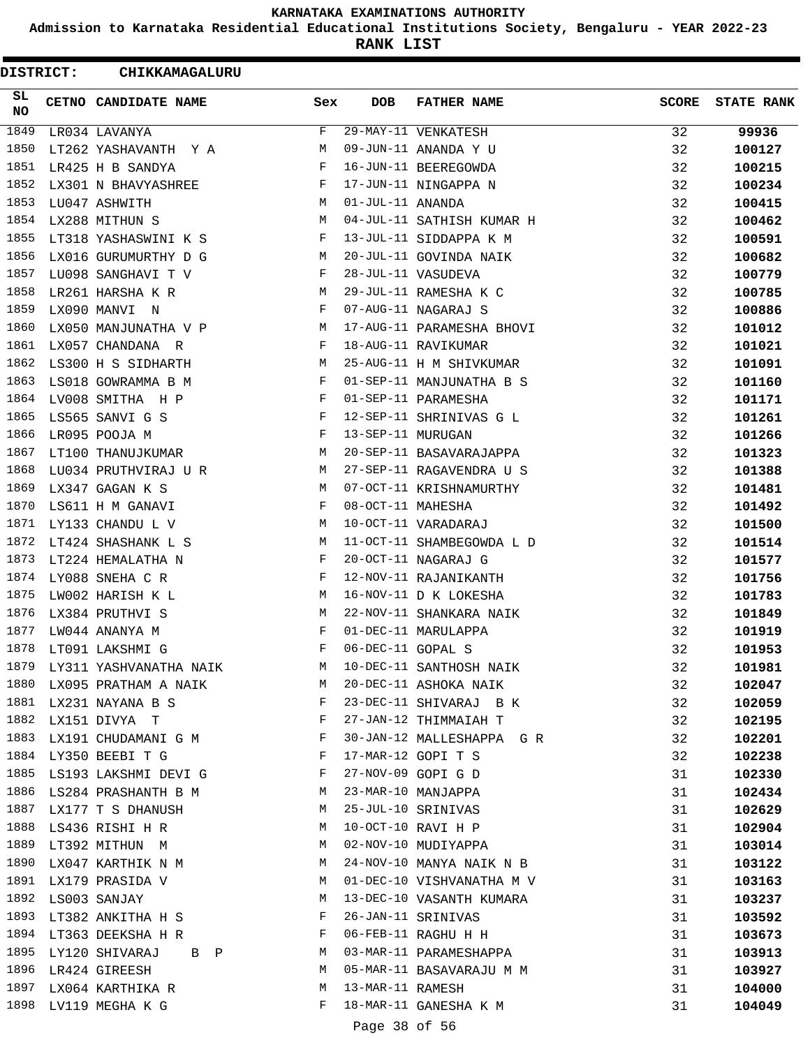# KARNATAKA EXAMINATIONS AUTHORITY

**Admission to Karnataka Residential Educational Institutions Society, Bengaluru - YEAR 2022-23**

**RANK LIST**

**DISTRICT: CHIKKAMAGALURU**

| SL NO | CETNO | CANDIDATE NAME | Sex | DOB | FATHER NAME | SCORE | STATE RANK |
|---|---|---|---|---|---|---|---|
| 1849 | LR034 | LAVANYA | F | 29-MAY-11 | VENKATESH | 32 | **99936** |
| 1850 | LT262 | YASHAVANTH Y A | M | 09-JUN-11 | ANANDA Y U | 32 | **100127** |
| 1851 | LR425 | H B SANDYA | F | 16-JUN-11 | BEEREGOWDA | 32 | **100215** |
| 1852 | LX301 | N BHAVYASHREE | F | 17-JUN-11 | NINGAPPA N | 32 | **100234** |
| 1853 | LU047 | ASHWITH | M | 01-JUL-11 | ANANDA | 32 | **100415** |
| 1854 | LX288 | MITHUN S | M | 04-JUL-11 | SATHISH KUMAR H | 32 | **100462** |
| 1855 | LT318 | YASHASWINI K S | F | 13-JUL-11 | SIDDAPPA K M | 32 | **100591** |
| 1856 | LX016 | GURUMURTHY D G | M | 20-JUL-11 | GOVINDA NAIK | 32 | **100682** |
| 1857 | LU098 | SANGHAVI T V | F | 28-JUL-11 | VASUDEVA | 32 | **100779** |
| 1858 | LR261 | HARSHA K R | M | 29-JUL-11 | RAMESHA K C | 32 | **100785** |
| 1859 | LX090 | MANVI N | F | 07-AUG-11 | NAGARAJ S | 32 | **100886** |
| 1860 | LX050 | MANJUNATHA V P | M | 17-AUG-11 | PARAMESHA BHOVI | 32 | **101012** |
| 1861 | LX057 | CHANDANA R | F | 18-AUG-11 | RAVIKUMAR | 32 | **101021** |
| 1862 | LS300 | H S SIDHARTH | M | 25-AUG-11 | H M SHIVKUMAR | 32 | **101091** |
| 1863 | LS018 | GOWRAMMA B M | F | 01-SEP-11 | MANJUNATHA B S | 32 | **101160** |
| 1864 | LV008 | SMITHA H P | F | 01-SEP-11 | PARAMESHA | 32 | **101171** |
| 1865 | LS565 | SANVI G S | F | 12-SEP-11 | SHRINIVAS G L | 32 | **101261** |
| 1866 | LR095 | POOJA M | F | 13-SEP-11 | MURUGAN | 32 | **101266** |
| 1867 | LT100 | THANUJKUMAR | M | 20-SEP-11 | BASAVARAJAPPA | 32 | **101323** |
| 1868 | LU034 | PRUTHVIRAJ U R | M | 27-SEP-11 | RAGAVENDRA U S | 32 | **101388** |
| 1869 | LX347 | GAGAN K S | M | 07-OCT-11 | KRISHNAMURTHY | 32 | **101481** |
| 1870 | LS611 | H M GANAVI | F | 08-OCT-11 | MAHESHA | 32 | **101492** |
| 1871 | LY133 | CHANDU L V | M | 10-OCT-11 | VARADARAJ | 32 | **101500** |
| 1872 | LT424 | SHASHANK L S | M | 11-OCT-11 | SHAMBEGOWDA L D | 32 | **101514** |
| 1873 | LT224 | HEMALATHA N | F | 20-OCT-11 | NAGARAJ G | 32 | **101577** |
| 1874 | LY088 | SNEHA C R | F | 12-NOV-11 | RAJANIKANTH | 32 | **101756** |
| 1875 | LW002 | HARISH K L | M | 16-NOV-11 | D K LOKESHA | 32 | **101783** |
| 1876 | LX384 | PRUTHVI S | M | 22-NOV-11 | SHANKARA NAIK | 32 | **101849** |
| 1877 | LW044 | ANANYA M | F | 01-DEC-11 | MARULAPPA | 32 | **101919** |
| 1878 | LT091 | LAKSHMI G | F | 06-DEC-11 | GOPAL S | 32 | **101953** |
| 1879 | LY311 | YASHVANATHA NAIK | M | 10-DEC-11 | SANTHOSH NAIK | 32 | **101981** |
| 1880 | LX095 | PRATHAM A NAIK | M | 20-DEC-11 | ASHOKA NAIK | 32 | **102047** |
| 1881 | LX231 | NAYANA B S | F | 23-DEC-11 | SHIVARAJ B K | 32 | **102059** |
| 1882 | LX151 | DIVYA T | F | 27-JAN-12 | THIMMAIAH T | 32 | **102195** |
| 1883 | LX191 | CHUDAMANI G M | F | 30-JAN-12 | MALLESHAPPA G R | 32 | **102201** |
| 1884 | LY350 | BEEBI T G | F | 17-MAR-12 | GOPI T S | 32 | **102238** |
| 1885 | LS193 | LAKSHMI DEVI G | F | 27-NOV-09 | GOPI G D | 31 | **102330** |
| 1886 | LS284 | PRASHANTH B M | M | 23-MAR-10 | MANJAPPA | 31 | **102434** |
| 1887 | LX177 | T S DHANUSH | M | 25-JUL-10 | SRINIVAS | 31 | **102629** |
| 1888 | LS436 | RISHI H R | M | 10-OCT-10 | RAVI H P | 31 | **102904** |
| 1889 | LT392 | MITHUN M | M | 02-NOV-10 | MUDIYAPPA | 31 | **103014** |
| 1890 | LX047 | KARTHIK N M | M | 24-NOV-10 | MANYA NAIK N B | 31 | **103122** |
| 1891 | LX179 | PRASIDA V | M | 01-DEC-10 | VISHVANATHA M V | 31 | **103163** |
| 1892 | LS003 | SANJAY | M | 13-DEC-10 | VASANTH KUMARA | 31 | **103237** |
| 1893 | LT382 | ANKITHA H S | F | 26-JAN-11 | SRINIVAS | 31 | **103592** |
| 1894 | LT363 | DEEKSHA H R | F | 06-FEB-11 | RAGHU H H | 31 | **103673** |
| 1895 | LY120 | SHIVARAJ B P | M | 03-MAR-11 | PARAMESHAPPA | 31 | **103913** |
| 1896 | LR424 | GIREESH | M | 05-MAR-11 | BASAVARAJU M M | 31 | **103927** |
| 1897 | LX064 | KARTHIKA R | M | 13-MAR-11 | RAMESH | 31 | **104000** |
| 1898 | LV119 | MEGHA K G | F | 18-MAR-11 | GANESHA K M | 31 | **104049** |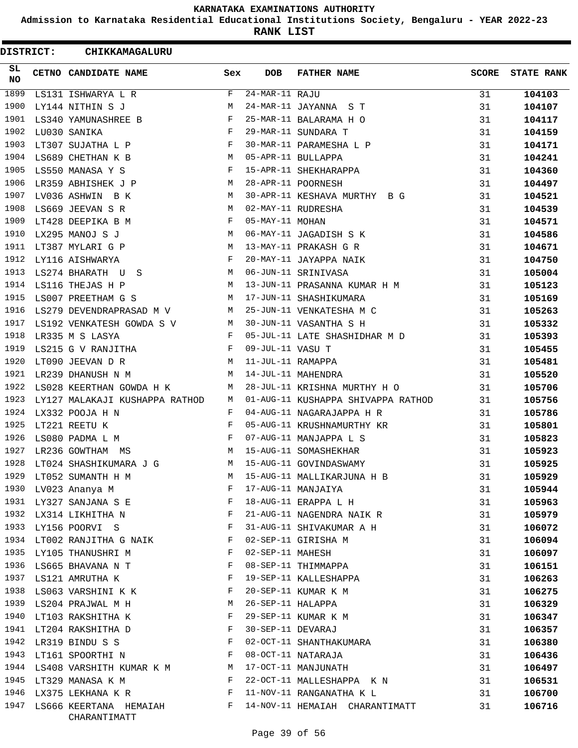# KARNATAKA EXAMINATIONS AUTHORITY

**Admission to Karnataka Residential Educational Institutions Society, Bengaluru - YEAR 2022-23**

**RANK LIST**

**DISTRICT: CHIKKAMAGALURU**

| SL NO | CETNO | CANDIDATE NAME | Sex | DOB | FATHER NAME | SCORE | STATE RANK |
|---|---|---|---|---|---|---|---|
| 1899 | LS131 | ISHWARYA L R | F | 24-MAR-11 | RAJU | 31 | **104103** |
| 1900 | LY144 | NITHIN S J | M | 24-MAR-11 | JAYANNA S T | 31 | **104107** |
| 1901 | LS340 | YAMUNASHREE B | F | 25-MAR-11 | BALARAMA H O | 31 | **104117** |
| 1902 | LU030 | SANIKA | F | 29-MAR-11 | SUNDARA T | 31 | **104159** |
| 1903 | LT307 | SUJATHA L P | F | 30-MAR-11 | PARAMESHA L P | 31 | **104171** |
| 1904 | LS689 | CHETHAN K B | M | 05-APR-11 | BULLAPPA | 31 | **104241** |
| 1905 | LS550 | MANASA Y S | F | 15-APR-11 | SHEKHARAPPA | 31 | **104360** |
| 1906 | LR359 | ABHISHEK J P | M | 28-APR-11 | POORNESH | 31 | **104497** |
| 1907 | LV036 | ASHWIN B K | M | 30-APR-11 | KESHAVA MURTHY B G | 31 | **104521** |
| 1908 | LS669 | JEEVAN S R | M | 02-MAY-11 | RUDRESHA | 31 | **104539** |
| 1909 | LT428 | DEEPIKA B M | F | 05-MAY-11 | MOHAN | 31 | **104571** |
| 1910 | LX295 | MANOJ S J | M | 06-MAY-11 | JAGADISH S K | 31 | **104586** |
| 1911 | LT387 | MYLARI G P | M | 13-MAY-11 | PRAKASH G R | 31 | **104671** |
| 1912 | LY116 | AISHWARYA | F | 20-MAY-11 | JAYAPPA NAIK | 31 | **104750** |
| 1913 | LS274 | BHARATH U S | M | 06-JUN-11 | SRINIVASA | 31 | **105004** |
| 1914 | LS116 | THEJAS H P | M | 13-JUN-11 | PRASANNA KUMAR H M | 31 | **105123** |
| 1915 | LS007 | PREETHAM G S | M | 17-JUN-11 | SHASHIKUMARA | 31 | **105169** |
| 1916 | LS279 | DEVENDRAPRASAD M V | M | 25-JUN-11 | VENKATESHA M C | 31 | **105263** |
| 1917 | LS192 | VENKATESH GOWDA S V | M | 30-JUN-11 | VASANTHA S H | 31 | **105332** |
| 1918 | LR335 | M S LASYA | F | 05-JUL-11 | LATE SHASHIDHAR M D | 31 | **105393** |
| 1919 | LS215 | G V RANJITHA | F | 09-JUL-11 | VASU T | 31 | **105455** |
| 1920 | LT090 | JEEVAN D R | M | 11-JUL-11 | RAMAPPA | 31 | **105481** |
| 1921 | LR239 | DHANUSH N M | M | 14-JUL-11 | MAHENDRA | 31 | **105520** |
| 1922 | LS028 | KEERTHAN GOWDA H K | M | 28-JUL-11 | KRISHNA MURTHY H O | 31 | **105706** |
| 1923 | LY127 | MALAKAJI KUSHAPPA RATHOD | M | 01-AUG-11 | KUSHAPPA SHIVAPPA RATHOD | 31 | **105756** |
| 1924 | LX332 | POOJA H N | F | 04-AUG-11 | NAGARAJAPPA H R | 31 | **105786** |
| 1925 | LT221 | REETU K | F | 05-AUG-11 | KRUSHNAMURTHY KR | 31 | **105801** |
| 1926 | LS080 | PADMA L M | F | 07-AUG-11 | MANJAPPA L S | 31 | **105823** |
| 1927 | LR236 | GOWTHAM MS | M | 15-AUG-11 | SOMASHEKHAR | 31 | **105923** |
| 1928 | LT024 | SHASHIKUMARA J G | M | 15-AUG-11 | GOVINDASWAMY | 31 | **105925** |
| 1929 | LT052 | SUMANTH H M | M | 15-AUG-11 | MALLIKARJUNA H B | 31 | **105929** |
| 1930 | LV023 | Ananya M | F | 17-AUG-11 | MANJAIYA | 31 | **105944** |
| 1931 | LY327 | SANJANA S E | F | 18-AUG-11 | ERAPPA L H | 31 | **105963** |
| 1932 | LX314 | LIKHITHA N | F | 21-AUG-11 | NAGENDRA NAIK R | 31 | **105979** |
| 1933 | LY156 | POORVI S | F | 31-AUG-11 | SHIVAKUMAR A H | 31 | **106072** |
| 1934 | LT002 | RANJITHA G NAIK | F | 02-SEP-11 | GIRISHA M | 31 | **106094** |
| 1935 | LY105 | THANUSHRI M | F | 02-SEP-11 | MAHESH | 31 | **106097** |
| 1936 | LS665 | BHAVANA N T | F | 08-SEP-11 | THIMMAPPA | 31 | **106151** |
| 1937 | LS121 | AMRUTHA K | F | 19-SEP-11 | KALLESHAPPA | 31 | **106263** |
| 1938 | LS063 | VARSHINI K K | F | 20-SEP-11 | KUMAR K M | 31 | **106275** |
| 1939 | LS204 | PRAJWAL M H | M | 26-SEP-11 | HALAPPA | 31 | **106329** |
| 1940 | LT103 | RAKSHITHA K | F | 29-SEP-11 | KUMAR K M | 31 | **106347** |
| 1941 | LT204 | RAKSHITHA D | F | 30-SEP-11 | DEVARAJ | 31 | **106357** |
| 1942 | LR319 | BINDU S S | F | 02-OCT-11 | SHANTHAKUMARA | 31 | **106380** |
| 1943 | LT161 | SPOORTHI N | F | 08-OCT-11 | NATARAJA | 31 | **106436** |
| 1944 | LS408 | VARSHITH KUMAR K M | M | 17-OCT-11 | MANJUNATH | 31 | **106497** |
| 1945 | LT329 | MANASA K M | F | 22-OCT-11 | MALLESHAPPA K N | 31 | **106531** |
| 1946 | LX375 | LEKHANA K R | F | 11-NOV-11 | RANGANATHA K L | 31 | **106700** |
| 1947 | LS666 | KEERTANA HEMAIAH CHARANTIMATT | F | 14-NOV-11 | HEMAIAH CHARANTIMATT | 31 | **106716** |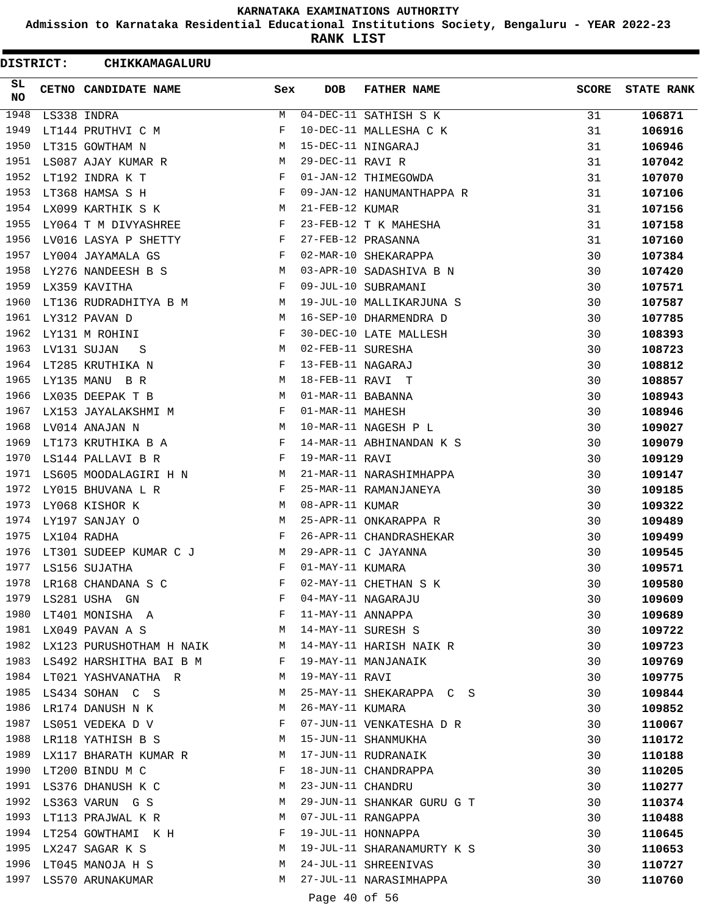# KARNATAKA EXAMINATIONS AUTHORITY

**Admission to Karnataka Residential Educational Institutions Society, Bengaluru - YEAR 2022-23**

**RANK LIST**

**DISTRICT: CHIKKAMAGALURU**

| SL NO | CETNO | CANDIDATE NAME | Sex | DOB | FATHER NAME | SCORE | STATE RANK |
|---|---|---|---|---|---|---|---|
| 1948 | LS338 | INDRA | M | 04-DEC-11 | SATHISH S K | 31 | 106871 |
| 1949 | LT144 | PRUTHVI C M | F | 10-DEC-11 | MALLESHA C K | 31 | 106916 |
| 1950 | LT315 | GOWTHAM N | M | 15-DEC-11 | NINGARAJ | 31 | 106946 |
| 1951 | LS087 | AJAY KUMAR R | M | 29-DEC-11 | RAVI R | 31 | 107042 |
| 1952 | LT192 | INDRA K T | F | 01-JAN-12 | THIMEGOWDA | 31 | 107070 |
| 1953 | LT368 | HAMSA S H | F | 09-JAN-12 | HANUMANTHAPPA R | 31 | 107106 |
| 1954 | LX099 | KARTHIK S K | M | 21-FEB-12 | KUMAR | 31 | 107156 |
| 1955 | LY064 | T M DIVYASHREE | F | 23-FEB-12 | T K MAHESHA | 31 | 107158 |
| 1956 | LV016 | LASYA P SHETTY | F | 27-FEB-12 | PRASANNA | 31 | 107160 |
| 1957 | LY004 | JAYAMALA GS | F | 02-MAR-10 | SHEKARAPPA | 30 | 107384 |
| 1958 | LY276 | NANDEESH B S | M | 03-APR-10 | SADASHIVA B N | 30 | 107420 |
| 1959 | LX359 | KAVITHA | F | 09-JUL-10 | SUBRAMANI | 30 | 107571 |
| 1960 | LT136 | RUDRADHITYA B M | M | 19-JUL-10 | MALLIKARJUNA S | 30 | 107587 |
| 1961 | LY312 | PAVAN D | M | 16-SEP-10 | DHARMENDRA D | 30 | 107785 |
| 1962 | LY131 | M ROHINI | F | 30-DEC-10 | LATE MALLESH | 30 | 108393 |
| 1963 | LV131 | SUJAN S | M | 02-FEB-11 | SURESHA | 30 | 108723 |
| 1964 | LT285 | KRUTHIKA N | F | 13-FEB-11 | NAGARAJ | 30 | 108812 |
| 1965 | LY135 | MANU B R | M | 18-FEB-11 | RAVI T | 30 | 108857 |
| 1966 | LX035 | DEEPAK T B | M | 01-MAR-11 | BABANNA | 30 | 108943 |
| 1967 | LX153 | JAYALAKSHMI M | F | 01-MAR-11 | MAHESH | 30 | 108946 |
| 1968 | LV014 | ANAJAN N | M | 10-MAR-11 | NAGESH P L | 30 | 109027 |
| 1969 | LT173 | KRUTHIKA B A | F | 14-MAR-11 | ABHINANDAN K S | 30 | 109079 |
| 1970 | LS144 | PALLAVI B R | F | 19-MAR-11 | RAVI | 30 | 109129 |
| 1971 | LS605 | MOODALAGIRI H N | M | 21-MAR-11 | NARASHIMHAPPA | 30 | 109147 |
| 1972 | LY015 | BHUVANA L R | F | 25-MAR-11 | RAMANJANEYA | 30 | 109185 |
| 1973 | LY068 | KISHOR K | M | 08-APR-11 | KUMAR | 30 | 109322 |
| 1974 | LY197 | SANJAY O | M | 25-APR-11 | ONKARAPPA R | 30 | 109489 |
| 1975 | LX104 | RADHA | F | 26-APR-11 | CHANDRASHEKAR | 30 | 109499 |
| 1976 | LT301 | SUDEEP KUMAR C J | M | 29-APR-11 | C JAYANNA | 30 | 109545 |
| 1977 | LS156 | SUJATHA | F | 01-MAY-11 | KUMARA | 30 | 109571 |
| 1978 | LR168 | CHANDANA S C | F | 02-MAY-11 | CHETHAN S K | 30 | 109580 |
| 1979 | LS281 | USHA GN | F | 04-MAY-11 | NAGARAJU | 30 | 109609 |
| 1980 | LT401 | MONISHA A | F | 11-MAY-11 | ANNAPPA | 30 | 109689 |
| 1981 | LX049 | PAVAN A S | M | 14-MAY-11 | SURESH S | 30 | 109722 |
| 1982 | LX123 | PURUSHOTHAM H NAIK | M | 14-MAY-11 | HARISH NAIK R | 30 | 109723 |
| 1983 | LS492 | HARSHITHA BAI B M | F | 19-MAY-11 | MANJANAIK | 30 | 109769 |
| 1984 | LT021 | YASHVANATHA R | M | 19-MAY-11 | RAVI | 30 | 109775 |
| 1985 | LS434 | SOHAN C S | M | 25-MAY-11 | SHEKARAPPA C S | 30 | 109844 |
| 1986 | LR174 | DANUSH N K | M | 26-MAY-11 | KUMARA | 30 | 109852 |
| 1987 | LS051 | VEDEKA D V | F | 07-JUN-11 | VENKATESHA D R | 30 | 110067 |
| 1988 | LR118 | YATHISH B S | M | 15-JUN-11 | SHANMUKHA | 30 | 110172 |
| 1989 | LX117 | BHARATH KUMAR R | M | 17-JUN-11 | RUDRANAIK | 30 | 110188 |
| 1990 | LT200 | BINDU M C | F | 18-JUN-11 | CHANDRAPPA | 30 | 110205 |
| 1991 | LS376 | DHANUSH K C | M | 23-JUN-11 | CHANDRU | 30 | 110277 |
| 1992 | LS363 | VARUN G S | M | 29-JUN-11 | SHANKAR GURU G T | 30 | 110374 |
| 1993 | LT113 | PRAJWAL K R | M | 07-JUL-11 | RANGAPPA | 30 | 110488 |
| 1994 | LT254 | GOWTHAMI K H | F | 19-JUL-11 | HONNAPPA | 30 | 110645 |
| 1995 | LX247 | SAGAR K S | M | 19-JUL-11 | SHARANAMURTY K S | 30 | 110653 |
| 1996 | LT045 | MANOJA H S | M | 24-JUL-11 | SHREENIVAS | 30 | 110727 |
| 1997 | LS570 | ARUNAKUMAR | M | 27-JUL-11 | NARASIMHAPPA | 30 | 110760 |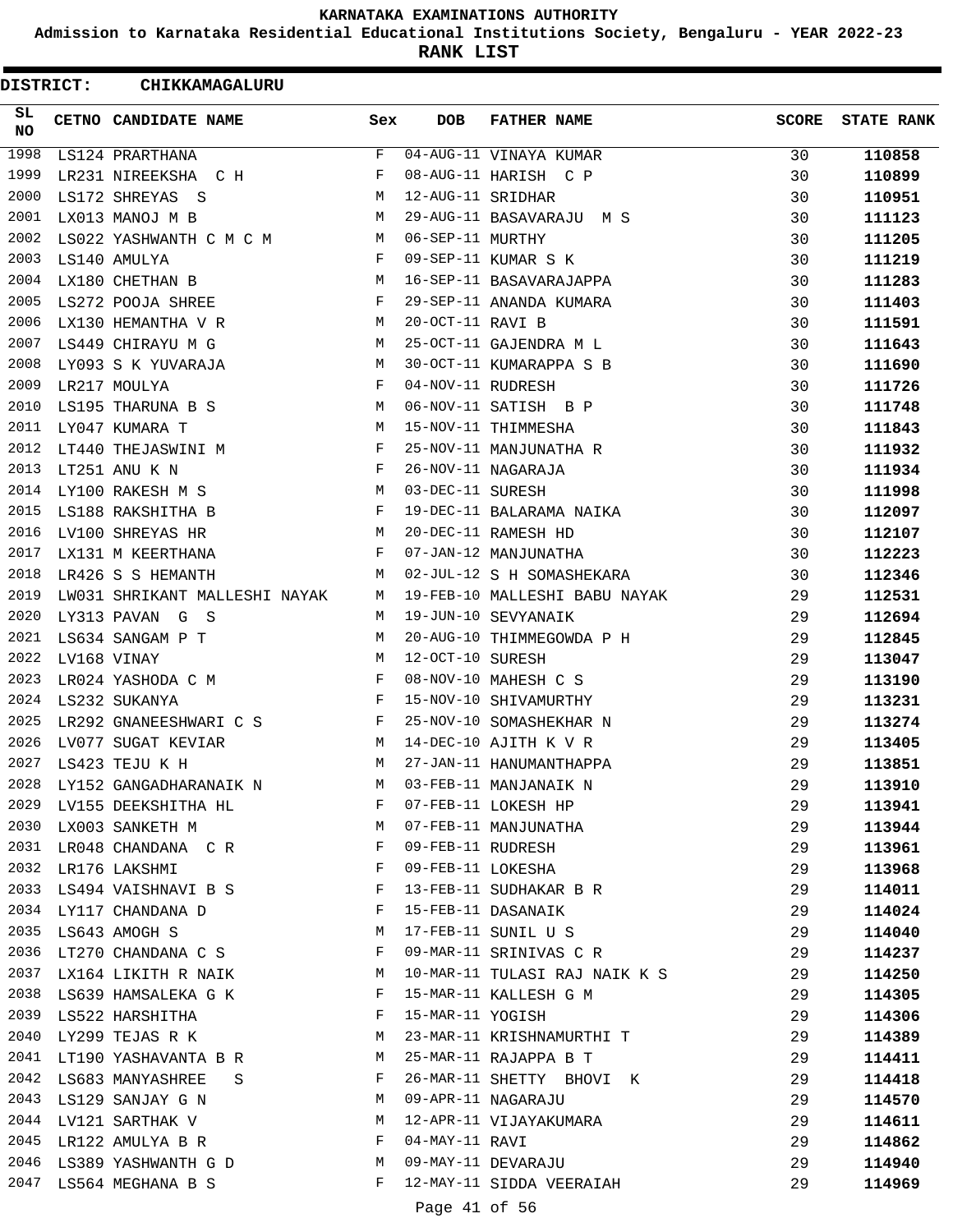# KARNATAKA EXAMINATIONS AUTHORITY

**Admission to Karnataka Residential Educational Institutions Society, Bengaluru - YEAR 2022-23**

**RANK LIST**

**DISTRICT: CHIKKAMAGALURU**

| SL NO | CETNO | CANDIDATE NAME | Sex | DOB | FATHER NAME | SCORE | STATE RANK |
|---|---|---|---|---|---|---|---|
| 1998 | LS124 | PRARTHANA | F | 04-AUG-11 | VINAYA KUMAR | 30 | **110858** |
| 1999 | LR231 | NIREEKSHA C H | F | 08-AUG-11 | HARISH C P | 30 | **110899** |
| 2000 | LS172 | SHREYAS S | M | 12-AUG-11 | SRIDHAR | 30 | **110951** |
| 2001 | LX013 | MANOJ M B | M | 29-AUG-11 | BASAVARAJU M S | 30 | **111123** |
| 2002 | LS022 | YASHWANTH C M C M | M | 06-SEP-11 | MURTHY | 30 | **111205** |
| 2003 | LS140 | AMULYA | F | 09-SEP-11 | KUMAR S K | 30 | **111219** |
| 2004 | LX180 | CHETHAN B | M | 16-SEP-11 | BASAVARAJAPPA | 30 | **111283** |
| 2005 | LS272 | POOJA SHREE | F | 29-SEP-11 | ANANDA KUMARA | 30 | **111403** |
| 2006 | LX130 | HEMANTHA V R | M | 20-OCT-11 | RAVI B | 30 | **111591** |
| 2007 | LS449 | CHIRAYU M G | M | 25-OCT-11 | GAJENDRA M L | 30 | **111643** |
| 2008 | LY093 | S K YUVARAJA | M | 30-OCT-11 | KUMARAPPA S B | 30 | **111690** |
| 2009 | LR217 | MOULYA | F | 04-NOV-11 | RUDRESH | 30 | **111726** |
| 2010 | LS195 | THARUNA B S | M | 06-NOV-11 | SATISH B P | 30 | **111748** |
| 2011 | LY047 | KUMARA T | M | 15-NOV-11 | THIMMESHA | 30 | **111843** |
| 2012 | LT440 | THEJASWINI M | F | 25-NOV-11 | MANJUNATHA R | 30 | **111932** |
| 2013 | LT251 | ANU K N | F | 26-NOV-11 | NAGARAJA | 30 | **111934** |
| 2014 | LY100 | RAKESH M S | M | 03-DEC-11 | SURESH | 30 | **111998** |
| 2015 | LS188 | RAKSHITHA B | F | 19-DEC-11 | BALARAMA NAIKA | 30 | **112097** |
| 2016 | LV100 | SHREYAS HR | M | 20-DEC-11 | RAMESH HD | 30 | **112107** |
| 2017 | LX131 | M KEERTHANA | F | 07-JAN-12 | MANJUNATHA | 30 | **112223** |
| 2018 | LR426 | S S HEMANTH | M | 02-JUL-12 | S H SOMASHEKARA | 30 | **112346** |
| 2019 | LW031 | SHRIKANT MALLESHI NAYAK | M | 19-FEB-10 | MALLESHI BABU NAYAK | 29 | **112531** |
| 2020 | LY313 | PAVAN G S | M | 19-JUN-10 | SEVYANAIK | 29 | **112694** |
| 2021 | LS634 | SANGAM P T | M | 20-AUG-10 | THIMMEGOWDA P H | 29 | **112845** |
| 2022 | LV168 | VINAY | M | 12-OCT-10 | SURESH | 29 | **113047** |
| 2023 | LR024 | YASHODA C M | F | 08-NOV-10 | MAHESH C S | 29 | **113190** |
| 2024 | LS232 | SUKANYA | F | 15-NOV-10 | SHIVAMURTHY | 29 | **113231** |
| 2025 | LR292 | GNANEESHWARI C S | F | 25-NOV-10 | SOMASHEKHAR N | 29 | **113274** |
| 2026 | LV077 | SUGAT KEVIAR | M | 14-DEC-10 | AJITH K V R | 29 | **113405** |
| 2027 | LS423 | TEJU K H | M | 27-JAN-11 | HANUMANTHAPPA | 29 | **113851** |
| 2028 | LY152 | GANGADHARANAIK N | M | 03-FEB-11 | MANJANAIK N | 29 | **113910** |
| 2029 | LV155 | DEEKSHITHA HL | F | 07-FEB-11 | LOKESH HP | 29 | **113941** |
| 2030 | LX003 | SANKETH M | M | 07-FEB-11 | MANJUNATHA | 29 | **113944** |
| 2031 | LR048 | CHANDANA C R | F | 09-FEB-11 | RUDRESH | 29 | **113961** |
| 2032 | LR176 | LAKSHMI | F | 09-FEB-11 | LOKESHA | 29 | **113968** |
| 2033 | LS494 | VAISHNAVI B S | F | 13-FEB-11 | SUDHAKAR B R | 29 | **114011** |
| 2034 | LY117 | CHANDANA D | F | 15-FEB-11 | DASANAIK | 29 | **114024** |
| 2035 | LS643 | AMOGH S | M | 17-FEB-11 | SUNIL U S | 29 | **114040** |
| 2036 | LT270 | CHANDANA C S | F | 09-MAR-11 | SRINIVAS C R | 29 | **114237** |
| 2037 | LX164 | LIKITH R NAIK | M | 10-MAR-11 | TULASI RAJ NAIK K S | 29 | **114250** |
| 2038 | LS639 | HAMSALEKA G K | F | 15-MAR-11 | KALLESH G M | 29 | **114305** |
| 2039 | LS522 | HARSHITHA | F | 15-MAR-11 | YOGISH | 29 | **114306** |
| 2040 | LY299 | TEJAS R K | M | 23-MAR-11 | KRISHNAMURTHI T | 29 | **114389** |
| 2041 | LT190 | YASHAVANTA B R | M | 25-MAR-11 | RAJAPPA B T | 29 | **114411** |
| 2042 | LS683 | MANYASHREE S | F | 26-MAR-11 | SHETTY BHOVI K | 29 | **114418** |
| 2043 | LS129 | SANJAY G N | M | 09-APR-11 | NAGARAJU | 29 | **114570** |
| 2044 | LV121 | SARTHAK V | M | 12-APR-11 | VIJAYAKUMARA | 29 | **114611** |
| 2045 | LR122 | AMULYA B R | F | 04-MAY-11 | RAVI | 29 | **114862** |
| 2046 | LS389 | YASHWANTH G D | M | 09-MAY-11 | DEVARAJU | 29 | **114940** |
| 2047 | LS564 | MEGHANA B S | F | 12-MAY-11 | SIDDA VEERAIAH | 29 | **114969** |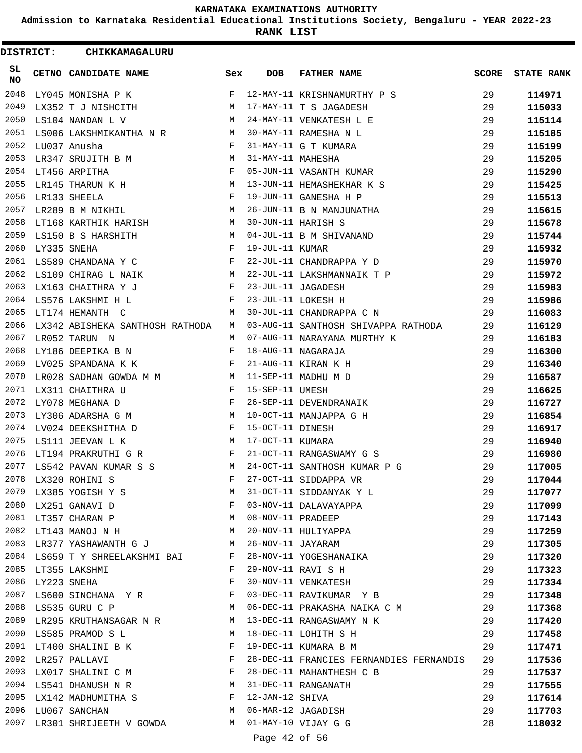KARNATAKA EXAMINATIONS AUTHORITY

Admission to Karnataka Residential Educational Institutions Society, Bengaluru - YEAR 2022-23

**RANK LIST**

**DISTRICT: CHIKKAMAGALURU**

| SL NO | CETNO | CANDIDATE NAME | Sex | DOB | FATHER NAME | SCORE | STATE RANK |
|---|---|---|---|---|---|---|---|
| 2048 | LY045 | MONISHA P K | F | 12-MAY-11 | KRISHNAMURTHY P S | 29 | 114971 |
| 2049 | LX352 | T J NISHCITH | M | 17-MAY-11 | T S JAGADESH | 29 | 115033 |
| 2050 | LS104 | NANDAN L V | M | 24-MAY-11 | VENKATESH L E | 29 | 115114 |
| 2051 | LS006 | LAKSHMIKANTHA N R | M | 30-MAY-11 | RAMESHA N L | 29 | 115185 |
| 2052 | LU037 | Anusha | F | 31-MAY-11 | G T KUMARA | 29 | 115199 |
| 2053 | LR347 | SRUJITH B M | M | 31-MAY-11 | MAHESHA | 29 | 115205 |
| 2054 | LT456 | ARPITHA | F | 05-JUN-11 | VASANTH KUMAR | 29 | 115290 |
| 2055 | LR145 | THARUN K H | M | 13-JUN-11 | HEMASHEKHAR K S | 29 | 115425 |
| 2056 | LR133 | SHEELA | F | 19-JUN-11 | GANESHA H P | 29 | 115513 |
| 2057 | LR289 | B M NIKHIL | M | 26-JUN-11 | B N MANJUNATHA | 29 | 115615 |
| 2058 | LT168 | KARTHIK HARISH | M | 30-JUN-11 | HARISH S | 29 | 115678 |
| 2059 | LS150 | B S HARSHITH | M | 04-JUL-11 | B M SHIVANAND | 29 | 115744 |
| 2060 | LY335 | SNEHA | F | 19-JUL-11 | KUMAR | 29 | 115932 |
| 2061 | LS589 | CHANDANA Y C | F | 22-JUL-11 | CHANDRAPPA Y D | 29 | 115970 |
| 2062 | LS109 | CHIRAG L NAIK | M | 22-JUL-11 | LAKSHMANNAIK T P | 29 | 115972 |
| 2063 | LX163 | CHAITHRA Y J | F | 23-JUL-11 | JAGADESH | 29 | 115983 |
| 2064 | LS576 | LAKSHMI H L | F | 23-JUL-11 | LOKESH H | 29 | 115986 |
| 2065 | LT174 | HEMANTH C | M | 30-JUL-11 | CHANDRAPPA C N | 29 | 116083 |
| 2066 | LX342 | ABISHEKA SANTHOSH RATHODA | M | 03-AUG-11 | SANTHOSH SHIVAPPA RATHODA | 29 | 116129 |
| 2067 | LR052 | TARUN N | M | 07-AUG-11 | NARAYANA MURTHY K | 29 | 116183 |
| 2068 | LY186 | DEEPIKA B N | F | 18-AUG-11 | NAGARAJA | 29 | 116300 |
| 2069 | LV025 | SPANDANA K K | F | 21-AUG-11 | KIRAN K H | 29 | 116340 |
| 2070 | LR028 | SADHAN GOWDA M M | M | 11-SEP-11 | MADHU M D | 29 | 116587 |
| 2071 | LX311 | CHAITHRA U | F | 15-SEP-11 | UMESH | 29 | 116625 |
| 2072 | LY078 | MEGHANA D | F | 26-SEP-11 | DEVENDRANAIK | 29 | 116727 |
| 2073 | LY306 | ADARSHA G M | M | 10-OCT-11 | MANJAPPA G H | 29 | 116854 |
| 2074 | LV024 | DEEKSHITHA D | F | 15-OCT-11 | DINESH | 29 | 116917 |
| 2075 | LS111 | JEEVAN L K | M | 17-OCT-11 | KUMARA | 29 | 116940 |
| 2076 | LT194 | PRAKRUTHI G R | F | 21-OCT-11 | RANGASWAMY G S | 29 | 116980 |
| 2077 | LS542 | PAVAN KUMAR S S | M | 24-OCT-11 | SANTHOSH KUMAR P G | 29 | 117005 |
| 2078 | LX320 | ROHINI S | F | 27-OCT-11 | SIDDAPPA VR | 29 | 117044 |
| 2079 | LX385 | YOGISH Y S | M | 31-OCT-11 | SIDDANYAK Y L | 29 | 117077 |
| 2080 | LX251 | GANAVI D | F | 03-NOV-11 | DALAVAYAPPA | 29 | 117099 |
| 2081 | LT357 | CHARAN P | M | 08-NOV-11 | PRADEEP | 29 | 117143 |
| 2082 | LT143 | MANOJ N H | M | 20-NOV-11 | HULIYAPPA | 29 | 117259 |
| 2083 | LR377 | YASHAWANTH G J | M | 26-NOV-11 | JAYARAM | 29 | 117305 |
| 2084 | LS659 | T Y SHREELAKSHMI BAI | F | 28-NOV-11 | YOGESHANAIKA | 29 | 117320 |
| 2085 | LT355 | LAKSHMI | F | 29-NOV-11 | RAVI S H | 29 | 117323 |
| 2086 | LY223 | SNEHA | F | 30-NOV-11 | VENKATESH | 29 | 117334 |
| 2087 | LS600 | SINCHANA Y R | F | 03-DEC-11 | RAVIKUMAR Y B | 29 | 117348 |
| 2088 | LS535 | GURU C P | M | 06-DEC-11 | PRAKASHA NAIKA C M | 29 | 117368 |
| 2089 | LR295 | KRUTHANSAGAR N R | M | 13-DEC-11 | RANGASWAMY N K | 29 | 117420 |
| 2090 | LS585 | PRAMOD S L | M | 18-DEC-11 | LOHITH S H | 29 | 117458 |
| 2091 | LT400 | SHALINI B K | F | 19-DEC-11 | KUMARA B M | 29 | 117471 |
| 2092 | LR257 | PALLAVI | F | 28-DEC-11 | FRANCIES FERNANDIES FERNANDIS | 29 | 117536 |
| 2093 | LX017 | SHALINI C M | F | 28-DEC-11 | MAHANTHESH C B | 29 | 117537 |
| 2094 | LS541 | DHANUSH N R | M | 31-DEC-11 | RANGANATH | 29 | 117555 |
| 2095 | LX142 | MADHUMITHA S | F | 12-JAN-12 | SHIVA | 29 | 117614 |
| 2096 | LU067 | SANCHAN | M | 06-MAR-12 | JAGADISH | 29 | 117703 |
| 2097 | LR301 | SHRIJEETH V GOWDA | M | 01-MAY-10 | VIJAY G G | 28 | 118032 |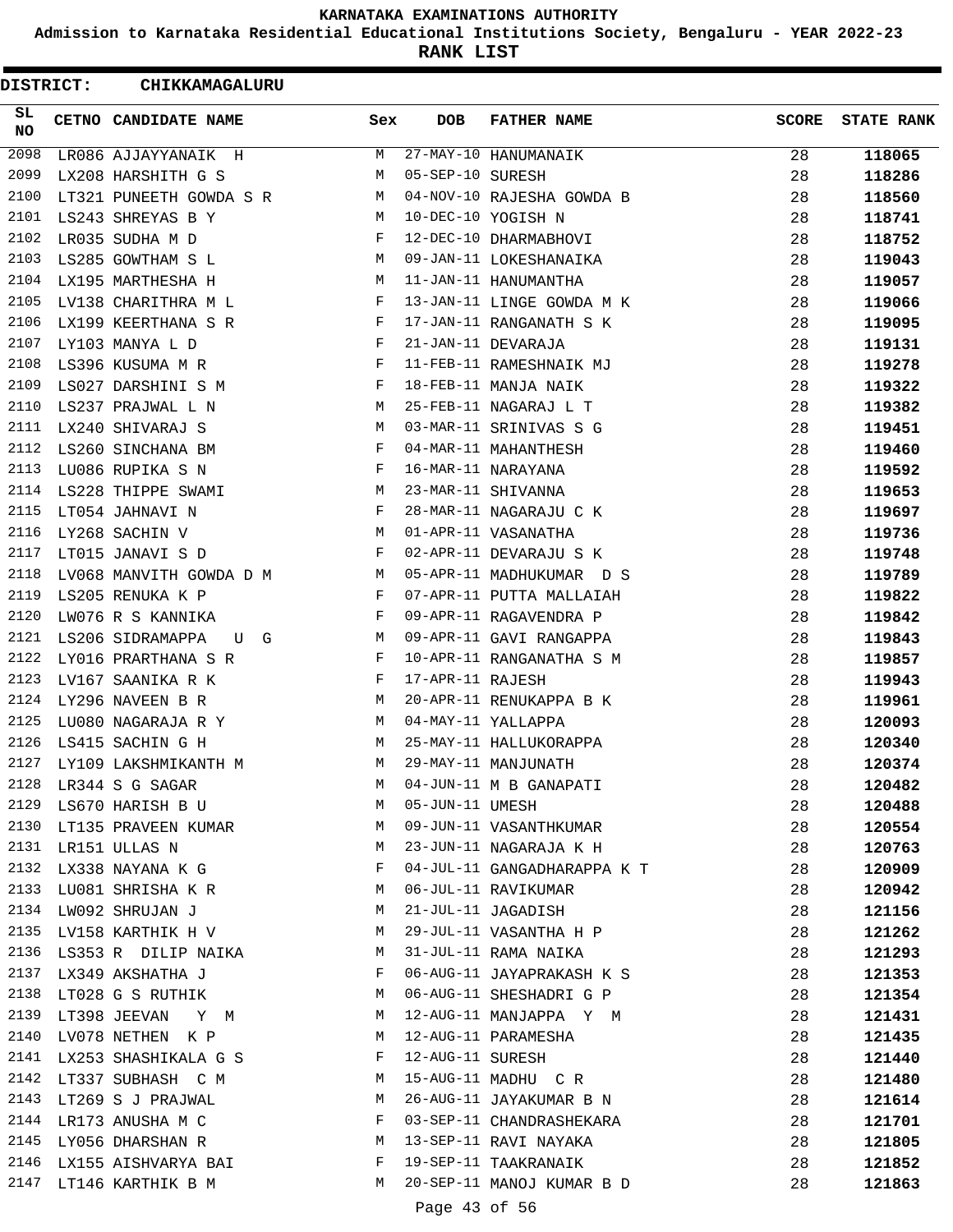# KARNATAKA EXAMINATIONS AUTHORITY

**Admission to Karnataka Residential Educational Institutions Society, Bengaluru - YEAR 2022-23**

**RANK LIST**

**DISTRICT: CHIKKAMAGALURU**

| SL NO | CETNO | CANDIDATE NAME | Sex | DOB | FATHER NAME | SCORE | STATE RANK |
|---|---|---|---|---|---|---|---|
| 2098 | LR086 | AJJAYYANAIK H | M | 27-MAY-10 | HANUMANAIK | 28 | 118065 |
| 2099 | LX208 | HARSHITH G S | M | 05-SEP-10 | SURESH | 28 | 118286 |
| 2100 | LT321 | PUNEETH GOWDA S R | M | 04-NOV-10 | RAJESHA GOWDA B | 28 | 118560 |
| 2101 | LS243 | SHREYAS B Y | M | 10-DEC-10 | YOGISH N | 28 | 118741 |
| 2102 | LR035 | SUDHA M D | F | 12-DEC-10 | DHARMABHOVI | 28 | 118752 |
| 2103 | LS285 | GOWTHAM S L | M | 09-JAN-11 | LOKESHANAIKA | 28 | 119043 |
| 2104 | LX195 | MARTHESHA H | M | 11-JAN-11 | HANUMANTHA | 28 | 119057 |
| 2105 | LV138 | CHARITHRA M L | F | 13-JAN-11 | LINGE GOWDA M K | 28 | 119066 |
| 2106 | LX199 | KEERTHANA S R | F | 17-JAN-11 | RANGANATH S K | 28 | 119095 |
| 2107 | LY103 | MANYA L D | F | 21-JAN-11 | DEVARAJA | 28 | 119131 |
| 2108 | LS396 | KUSUMA M R | F | 11-FEB-11 | RAMESHNAIK MJ | 28 | 119278 |
| 2109 | LS027 | DARSHINI S M | F | 18-FEB-11 | MANJA NAIK | 28 | 119322 |
| 2110 | LS237 | PRAJWAL L N | M | 25-FEB-11 | NAGARAJ L T | 28 | 119382 |
| 2111 | LX240 | SHIVARAJ S | M | 03-MAR-11 | SRINIVAS S G | 28 | 119451 |
| 2112 | LS260 | SINCHANA BM | F | 04-MAR-11 | MAHANTHESH | 28 | 119460 |
| 2113 | LU086 | RUPIKA S N | F | 16-MAR-11 | NARAYANA | 28 | 119592 |
| 2114 | LS228 | THIPPE SWAMI | M | 23-MAR-11 | SHIVANNA | 28 | 119653 |
| 2115 | LT054 | JAHNAVI N | F | 28-MAR-11 | NAGARAJU C K | 28 | 119697 |
| 2116 | LY268 | SACHIN V | M | 01-APR-11 | VASANATHA | 28 | 119736 |
| 2117 | LT015 | JANAVI S D | F | 02-APR-11 | DEVARAJU S K | 28 | 119748 |
| 2118 | LV068 | MANVITH GOWDA D M | M | 05-APR-11 | MADHUKUMAR D S | 28 | 119789 |
| 2119 | LS205 | RENUKA K P | F | 07-APR-11 | PUTTA MALLAIAH | 28 | 119822 |
| 2120 | LW076 | R S KANNIKA | F | 09-APR-11 | RAGAVENDRA P | 28 | 119842 |
| 2121 | LS206 | SIDRAMAPPA U G | M | 09-APR-11 | GAVI RANGAPPA | 28 | 119843 |
| 2122 | LY016 | PRARTHANA S R | F | 10-APR-11 | RANGANATHA S M | 28 | 119857 |
| 2123 | LV167 | SAANIKA R K | F | 17-APR-11 | RAJESH | 28 | 119943 |
| 2124 | LY296 | NAVEEN B R | M | 20-APR-11 | RENUKAPPA B K | 28 | 119961 |
| 2125 | LU080 | NAGARAJA R Y | M | 04-MAY-11 | YALLAPPA | 28 | 120093 |
| 2126 | LS415 | SACHIN G H | M | 25-MAY-11 | HALLUKORAPPA | 28 | 120340 |
| 2127 | LY109 | LAKSHMIKANTH M | M | 29-MAY-11 | MANJUNATH | 28 | 120374 |
| 2128 | LR344 | S G SAGAR | M | 04-JUN-11 | M B GANAPATI | 28 | 120482 |
| 2129 | LS670 | HARISH B U | M | 05-JUN-11 | UMESH | 28 | 120488 |
| 2130 | LT135 | PRAVEEN KUMAR | M | 09-JUN-11 | VASANTHKUMAR | 28 | 120554 |
| 2131 | LR151 | ULLAS N | M | 23-JUN-11 | NAGARAJA K H | 28 | 120763 |
| 2132 | LX338 | NAYANA K G | F | 04-JUL-11 | GANGADHARAPPA K T | 28 | 120909 |
| 2133 | LU081 | SHRISHA K R | M | 06-JUL-11 | RAVIKUMAR | 28 | 120942 |
| 2134 | LW092 | SHRUJAN J | M | 21-JUL-11 | JAGADISH | 28 | 121156 |
| 2135 | LV158 | KARTHIK H V | M | 29-JUL-11 | VASANTHA H P | 28 | 121262 |
| 2136 | LS353 | R DILIP NAIKA | M | 31-JUL-11 | RAMA NAIKA | 28 | 121293 |
| 2137 | LX349 | AKSHATHA J | F | 06-AUG-11 | JAYAPRAKASH K S | 28 | 121353 |
| 2138 | LT028 | G S RUTHIK | M | 06-AUG-11 | SHESHADRI G P | 28 | 121354 |
| 2139 | LT398 | JEEVAN Y M | M | 12-AUG-11 | MANJAPPA Y M | 28 | 121431 |
| 2140 | LV078 | NETHEN K P | M | 12-AUG-11 | PARAMESHA | 28 | 121435 |
| 2141 | LX253 | SHASHIKALA G S | F | 12-AUG-11 | SURESH | 28 | 121440 |
| 2142 | LT337 | SUBHASH C M | M | 15-AUG-11 | MADHU C R | 28 | 121480 |
| 2143 | LT269 | S J PRAJWAL | M | 26-AUG-11 | JAYAKUMAR B N | 28 | 121614 |
| 2144 | LR173 | ANUSHA M C | F | 03-SEP-11 | CHANDRASHEKARA | 28 | 121701 |
| 2145 | LY056 | DHARSHAN R | M | 13-SEP-11 | RAVI NAYAKA | 28 | 121805 |
| 2146 | LX155 | AISHVARYA BAI | F | 19-SEP-11 | TAAKRANAIK | 28 | 121852 |
| 2147 | LT146 | KARTHIK B M | M | 20-SEP-11 | MANOJ KUMAR B D | 28 | 121863 |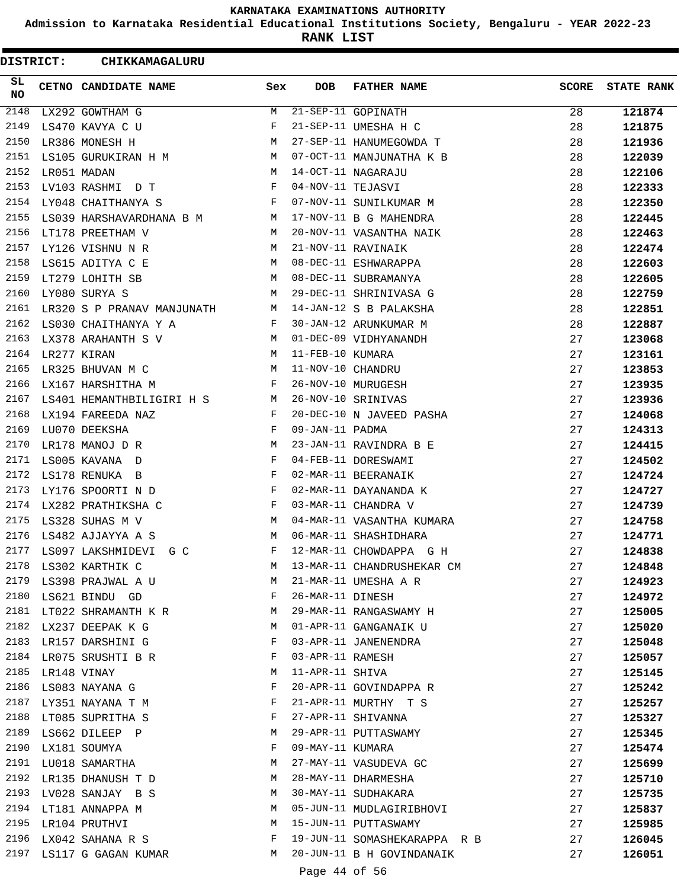# KARNATAKA EXAMINATIONS AUTHORITY

**Admission to Karnataka Residential Educational Institutions Society, Bengaluru - YEAR 2022-23**

**RANK LIST**

**DISTRICT: CHIKKAMAGALURU**

| SL NO | CETNO | CANDIDATE NAME | Sex | DOB | FATHER NAME | SCORE | STATE RANK |
|---|---|---|---|---|---|---|---|
| 2148 | LX292 | GOWTHAM G | M | 21-SEP-11 | GOPINATH | 28 | **121874** |
| 2149 | LS470 | KAVYA C U | F | 21-SEP-11 | UMESHA H C | 28 | **121875** |
| 2150 | LR386 | MONESH H | M | 27-SEP-11 | HANUMEGOWDA T | 28 | **121936** |
| 2151 | LS105 | GURUKIRAN H M | M | 07-OCT-11 | MANJUNATHA K B | 28 | **122039** |
| 2152 | LR051 | MADAN | M | 14-OCT-11 | NAGARAJU | 28 | **122106** |
| 2153 | LV103 | RASHMI D T | F | 04-NOV-11 | TEJASVI | 28 | **122333** |
| 2154 | LY048 | CHAITHANYA S | F | 07-NOV-11 | SUNILKUMAR M | 28 | **122350** |
| 2155 | LS039 | HARSHAVARDHANA B M | M | 17-NOV-11 | B G MAHENDRA | 28 | **122445** |
| 2156 | LT178 | PREETHAM V | M | 20-NOV-11 | VASANTHA NAIK | 28 | **122463** |
| 2157 | LY126 | VISHNU N R | M | 21-NOV-11 | RAVINAIK | 28 | **122474** |
| 2158 | LS615 | ADITYA C E | M | 08-DEC-11 | ESHWARAPPA | 28 | **122603** |
| 2159 | LT279 | LOHITH SB | M | 08-DEC-11 | SUBRAMANYA | 28 | **122605** |
| 2160 | LY080 | SURYA S | M | 29-DEC-11 | SHRINIVASA G | 28 | **122759** |
| 2161 | LR320 | S P PRANAV MANJUNATH | M | 14-JAN-12 | S B PALAKSHA | 28 | **122851** |
| 2162 | LS030 | CHAITHANYA Y A | F | 30-JAN-12 | ARUNKUMAR M | 28 | **122887** |
| 2163 | LX378 | ARAHANTH S V | M | 01-DEC-09 | VIDHYANANDH | 27 | **123068** |
| 2164 | LR277 | KIRAN | M | 11-FEB-10 | KUMARA | 27 | **123161** |
| 2165 | LR325 | BHUVAN M C | M | 11-NOV-10 | CHANDRU | 27 | **123853** |
| 2166 | LX167 | HARSHITHA M | F | 26-NOV-10 | MURUGESH | 27 | **123935** |
| 2167 | LS401 | HEMANTHBILIGIRI H S | M | 26-NOV-10 | SRINIVAS | 27 | **123936** |
| 2168 | LX194 | FAREEDA NAZ | F | 20-DEC-10 | N JAVEED PASHA | 27 | **124068** |
| 2169 | LU070 | DEEKSHA | F | 09-JAN-11 | PADMA | 27 | **124313** |
| 2170 | LR178 | MANOJ D R | M | 23-JAN-11 | RAVINDRA B E | 27 | **124415** |
| 2171 | LS005 | KAVANA D | F | 04-FEB-11 | DORESWAMI | 27 | **124502** |
| 2172 | LS178 | RENUKA B | F | 02-MAR-11 | BEERANAIK | 27 | **124724** |
| 2173 | LY176 | SPOORTI N D | F | 02-MAR-11 | DAYANANDA K | 27 | **124727** |
| 2174 | LX282 | PRATHIKSHA C | F | 03-MAR-11 | CHANDRA V | 27 | **124739** |
| 2175 | LS328 | SUHAS M V | M | 04-MAR-11 | VASANTHA KUMARA | 27 | **124758** |
| 2176 | LS482 | AJJAYYA A S | M | 06-MAR-11 | SHASHIDHARA | 27 | **124771** |
| 2177 | LS097 | LAKSHMIDEVI G C | F | 12-MAR-11 | CHOWDAPPA G H | 27 | **124838** |
| 2178 | LS302 | KARTHIK C | M | 13-MAR-11 | CHANDRUSHEKAR CM | 27 | **124848** |
| 2179 | LS398 | PRAJWAL A U | M | 21-MAR-11 | UMESHA A R | 27 | **124923** |
| 2180 | LS621 | BINDU GD | F | 26-MAR-11 | DINESH | 27 | **124972** |
| 2181 | LT022 | SHRAMANTH K R | M | 29-MAR-11 | RANGASWAMY H | 27 | **125005** |
| 2182 | LX237 | DEEPAK K G | M | 01-APR-11 | GANGANAIK U | 27 | **125020** |
| 2183 | LR157 | DARSHINI G | F | 03-APR-11 | JANENENDRA | 27 | **125048** |
| 2184 | LR075 | SRUSHTI B R | F | 03-APR-11 | RAMESH | 27 | **125057** |
| 2185 | LR148 | VINAY | M | 11-APR-11 | SHIVA | 27 | **125145** |
| 2186 | LS083 | NAYANA G | F | 20-APR-11 | GOVINDAPPA R | 27 | **125242** |
| 2187 | LY351 | NAYANA T M | F | 21-APR-11 | MURTHY T S | 27 | **125257** |
| 2188 | LT085 | SUPRITHA S | F | 27-APR-11 | SHIVANNA | 27 | **125327** |
| 2189 | LS662 | DILEEP P | M | 29-APR-11 | PUTTASWAMY | 27 | **125345** |
| 2190 | LX181 | SOUMYA | F | 09-MAY-11 | KUMARA | 27 | **125474** |
| 2191 | LU018 | SAMARTHA | M | 27-MAY-11 | VASUDEVA GC | 27 | **125699** |
| 2192 | LR135 | DHANUSH T D | M | 28-MAY-11 | DHARMESHA | 27 | **125710** |
| 2193 | LV028 | SANJAY B S | M | 30-MAY-11 | SUDHAKARA | 27 | **125735** |
| 2194 | LT181 | ANNAPPA M | M | 05-JUN-11 | MUDLAGIRIBHOVI | 27 | **125837** |
| 2195 | LR104 | PRUTHVI | M | 15-JUN-11 | PUTTASWAMY | 27 | **125985** |
| 2196 | LX042 | SAHANA R S | F | 19-JUN-11 | SOMASHEKARAPPA R B | 27 | **126045** |
| 2197 | LS117 | G GAGAN KUMAR | M | 20-JUN-11 | B H GOVINDANAIK | 27 | **126051** |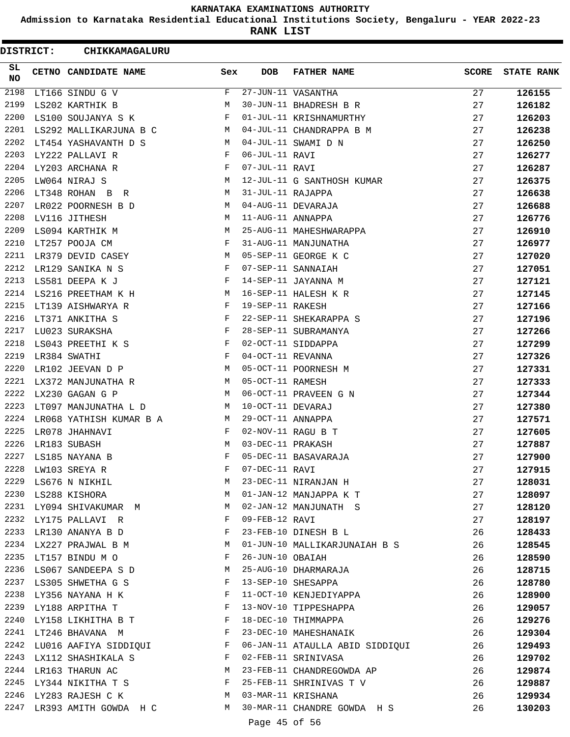# KARNATAKA EXAMINATIONS AUTHORITY

**Admission to Karnataka Residential Educational Institutions Society, Bengaluru - YEAR 2022-23**

**RANK LIST**

**DISTRICT: CHIKKAMAGALURU**

| SL NO | CETNO | CANDIDATE NAME | Sex | DOB | FATHER NAME | SCORE | STATE RANK |
|---|---|---|---|---|---|---|---|
| 2198 | LT166 | SINDU G V | F | 27-JUN-11 | VASANTHA | 27 | 126155 |
| 2199 | LS202 | KARTHIK B | M | 30-JUN-11 | BHADRESH B R | 27 | 126182 |
| 2200 | LS100 | SOUJANYA S K | F | 01-JUL-11 | KRISHNAMURTHY | 27 | 126203 |
| 2201 | LS292 | MALLIKARJUNA B C | M | 04-JUL-11 | CHANDRAPPA B M | 27 | 126238 |
| 2202 | LT454 | YASHAVANTH D S | M | 04-JUL-11 | SWAMI D N | 27 | 126250 |
| 2203 | LY222 | PALLAVI R | F | 06-JUL-11 | RAVI | 27 | 126277 |
| 2204 | LY203 | ARCHANA R | F | 07-JUL-11 | RAVI | 27 | 126287 |
| 2205 | LW064 | NIRAJ S | M | 12-JUL-11 | G SANTHOSH KUMAR | 27 | 126375 |
| 2206 | LT348 | ROHAN B R | M | 31-JUL-11 | RAJAPPA | 27 | 126638 |
| 2207 | LR022 | POORNESH B D | M | 04-AUG-11 | DEVARAJA | 27 | 126688 |
| 2208 | LV116 | JITHESH | M | 11-AUG-11 | ANNAPPA | 27 | 126776 |
| 2209 | LS094 | KARTHIK M | M | 25-AUG-11 | MAHESHWARAPPA | 27 | 126910 |
| 2210 | LT257 | POOJA CM | F | 31-AUG-11 | MANJUNATHA | 27 | 126977 |
| 2211 | LR379 | DEVID CASEY | M | 05-SEP-11 | GEORGE K C | 27 | 127020 |
| 2212 | LR129 | SANIKA N S | F | 07-SEP-11 | SANNAIAH | 27 | 127051 |
| 2213 | LS581 | DEEPA K J | F | 14-SEP-11 | JAYANNA M | 27 | 127121 |
| 2214 | LS216 | PREETHAM K H | M | 16-SEP-11 | HALESH K R | 27 | 127145 |
| 2215 | LT139 | AISHWARYA R | F | 19-SEP-11 | RAKESH | 27 | 127166 |
| 2216 | LT371 | ANKITHA S | F | 22-SEP-11 | SHEKARAPPA S | 27 | 127196 |
| 2217 | LU023 | SURAKSHA | F | 28-SEP-11 | SUBRAMANYA | 27 | 127266 |
| 2218 | LS043 | PREETHI K S | F | 02-OCT-11 | SIDDAPPA | 27 | 127299 |
| 2219 | LR384 | SWATHI | F | 04-OCT-11 | REVANNA | 27 | 127326 |
| 2220 | LR102 | JEEVAN D P | M | 05-OCT-11 | POORNESH M | 27 | 127331 |
| 2221 | LX372 | MANJUNATHA R | M | 05-OCT-11 | RAMESH | 27 | 127333 |
| 2222 | LX230 | GAGAN G P | M | 06-OCT-11 | PRAVEEN G N | 27 | 127344 |
| 2223 | LT097 | MANJUNATHA L D | M | 10-OCT-11 | DEVARAJ | 27 | 127380 |
| 2224 | LR068 | YATHISH KUMAR B A | M | 29-OCT-11 | ANNAPPA | 27 | 127571 |
| 2225 | LR078 | JHAHNAVI | F | 02-NOV-11 | RAGU B T | 27 | 127605 |
| 2226 | LR183 | SUBASH | M | 03-DEC-11 | PRAKASH | 27 | 127887 |
| 2227 | LS185 | NAYANA B | F | 05-DEC-11 | BASAVARAJA | 27 | 127900 |
| 2228 | LW103 | SREYA R | F | 07-DEC-11 | RAVI | 27 | 127915 |
| 2229 | LS676 | N NIKHIL | M | 23-DEC-11 | NIRANJAN H | 27 | 128031 |
| 2230 | LS288 | KISHORA | M | 01-JAN-12 | MANJAPPA K T | 27 | 128097 |
| 2231 | LY094 | SHIVAKUMAR M | M | 02-JAN-12 | MANJUNATH S | 27 | 128120 |
| 2232 | LY175 | PALLAVI R | F | 09-FEB-12 | RAVI | 27 | 128197 |
| 2233 | LR130 | ANANYA B D | F | 23-FEB-10 | DINESH B L | 26 | 128433 |
| 2234 | LX227 | PRAJWAL B M | M | 01-JUN-10 | MALLIKARJUNAIAH B S | 26 | 128545 |
| 2235 | LT157 | BINDU M O | F | 26-JUN-10 | OBAIAH | 26 | 128590 |
| 2236 | LS067 | SANDEEPA S D | M | 25-AUG-10 | DHARMARAJA | 26 | 128715 |
| 2237 | LS305 | SHWETHA G S | F | 13-SEP-10 | SHESAPPA | 26 | 128780 |
| 2238 | LY356 | NAYANA H K | F | 11-OCT-10 | KENJEDIYAPPA | 26 | 128900 |
| 2239 | LY188 | ARPITHA T | F | 13-NOV-10 | TIPPESHAPPA | 26 | 129057 |
| 2240 | LY158 | LIKHITHA B T | F | 18-DEC-10 | THIMMAPPA | 26 | 129276 |
| 2241 | LT246 | BHAVANA M | F | 23-DEC-10 | MAHESHANAIK | 26 | 129304 |
| 2242 | LU016 | AAFIYA SIDDIQUI | F | 06-JAN-11 | ATAULLA ABID SIDDIQUI | 26 | 129493 |
| 2243 | LX112 | SHASHIKALA S | F | 02-FEB-11 | SRINIVASA | 26 | 129702 |
| 2244 | LR163 | THARUN AC | M | 23-FEB-11 | CHANDREGOWDA AP | 26 | 129874 |
| 2245 | LY344 | NIKITHA T S | F | 25-FEB-11 | SHRINIVAS T V | 26 | 129887 |
| 2246 | LY283 | RAJESH C K | M | 03-MAR-11 | KRISHANA | 26 | 129934 |
| 2247 | LR393 | AMITH GOWDA H C | M | 30-MAR-11 | CHANDRE GOWDA H S | 26 | 130203 |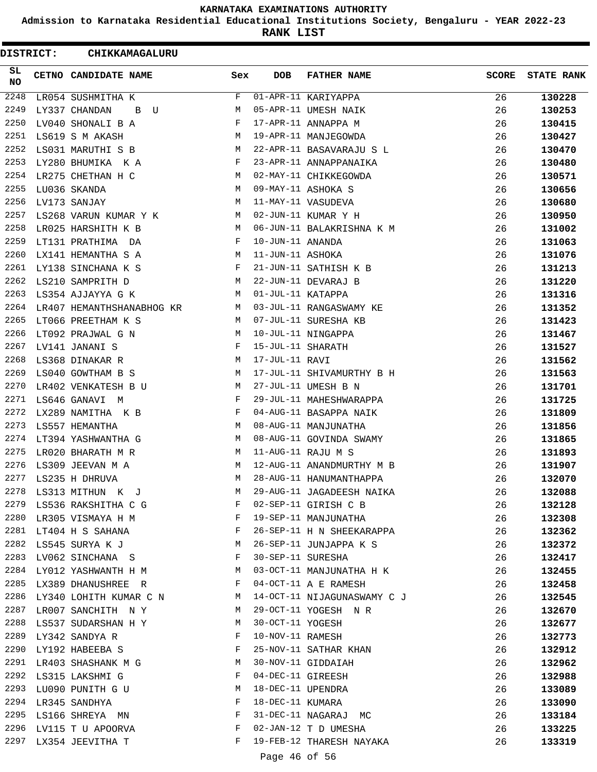# KARNATAKA EXAMINATIONS AUTHORITY

**Admission to Karnataka Residential Educational Institutions Society, Bengaluru - YEAR 2022-23**

**RANK LIST**

**DISTRICT: CHIKKAMAGALURU**

| SL NO | CETNO | CANDIDATE NAME | Sex | DOB | FATHER NAME | SCORE | STATE RANK |
|---|---|---|---|---|---|---|---|
| 2248 | LR054 | SUSHMITHA K | F | 01-APR-11 | KARIYAPPA | 26 | 130228 |
| 2249 | LY337 | CHANDAN B U | M | 05-APR-11 | UMESH NAIK | 26 | 130253 |
| 2250 | LV040 | SHONALI B A | F | 17-APR-11 | ANNAPPA M | 26 | 130415 |
| 2251 | LS619 | S M AKASH | M | 19-APR-11 | MANJEGOWDA | 26 | 130427 |
| 2252 | LS031 | MARUTHI S B | M | 22-APR-11 | BASAVARAJU S L | 26 | 130470 |
| 2253 | LY280 | BHUMIKA K A | F | 23-APR-11 | ANNAPPANAIKA | 26 | 130480 |
| 2254 | LR275 | CHETHAN H C | M | 02-MAY-11 | CHIKKEGOWDA | 26 | 130571 |
| 2255 | LU036 | SKANDA | M | 09-MAY-11 | ASHOKA S | 26 | 130656 |
| 2256 | LV173 | SANJAY | M | 11-MAY-11 | VASUDEVA | 26 | 130680 |
| 2257 | LS268 | VARUN KUMAR Y K | M | 02-JUN-11 | KUMAR Y H | 26 | 130950 |
| 2258 | LR025 | HARSHITH K B | M | 06-JUN-11 | BALAKRISHNA K M | 26 | 131002 |
| 2259 | LT131 | PRATHIMA DA | F | 10-JUN-11 | ANANDA | 26 | 131063 |
| 2260 | LX141 | HEMANTHA S A | M | 11-JUN-11 | ASHOKA | 26 | 131076 |
| 2261 | LY138 | SINCHANA K S | F | 21-JUN-11 | SATHISH K B | 26 | 131213 |
| 2262 | LS210 | SAMPRITH D | M | 22-JUN-11 | DEVARAJ B | 26 | 131220 |
| 2263 | LS354 | AJJAYYA G K | M | 01-JUL-11 | KATAPPA | 26 | 131316 |
| 2264 | LR407 | HEMANTHSHANABHOG KR | M | 03-JUL-11 | RANGASWAMY KE | 26 | 131352 |
| 2265 | LT066 | PREETHAM K S | M | 07-JUL-11 | SURESHA KB | 26 | 131423 |
| 2266 | LT092 | PRAJWAL G N | M | 10-JUL-11 | NINGAPPA | 26 | 131467 |
| 2267 | LV141 | JANANI S | F | 15-JUL-11 | SHARATH | 26 | 131527 |
| 2268 | LS368 | DINAKAR R | M | 17-JUL-11 | RAVI | 26 | 131562 |
| 2269 | LS040 | GOWTHAM B S | M | 17-JUL-11 | SHIVAMURTHY B H | 26 | 131563 |
| 2270 | LR402 | VENKATESH B U | M | 27-JUL-11 | UMESH B N | 26 | 131701 |
| 2271 | LS646 | GANAVI M | F | 29-JUL-11 | MAHESHWARAPPA | 26 | 131725 |
| 2272 | LX289 | NAMITHA K B | F | 04-AUG-11 | BASAPPA NAIK | 26 | 131809 |
| 2273 | LS557 | HEMANTHA | M | 08-AUG-11 | MANJUNATHA | 26 | 131856 |
| 2274 | LT394 | YASHWANTHA G | M | 08-AUG-11 | GOVINDA SWAMY | 26 | 131865 |
| 2275 | LR020 | BHARATH M R | M | 11-AUG-11 | RAJU M S | 26 | 131893 |
| 2276 | LS309 | JEEVAN M A | M | 12-AUG-11 | ANANDMURTHY M B | 26 | 131907 |
| 2277 | LS235 | H DHRUVA | M | 28-AUG-11 | HANUMANTHAPPA | 26 | 132070 |
| 2278 | LS313 | MITHUN K J | M | 29-AUG-11 | JAGADEESH NAIKA | 26 | 132088 |
| 2279 | LS536 | RAKSHITHA C G | F | 02-SEP-11 | GIRISH C B | 26 | 132128 |
| 2280 | LR305 | VISMAYA H M | F | 19-SEP-11 | MANJUNATHA | 26 | 132308 |
| 2281 | LT404 | H S SAHANA | F | 26-SEP-11 | H N SHEEKARAPPA | 26 | 132362 |
| 2282 | LS545 | SURYA K J | M | 26-SEP-11 | JUNJAPPA K S | 26 | 132372 |
| 2283 | LV062 | SINCHANA S | F | 30-SEP-11 | SURESHA | 26 | 132417 |
| 2284 | LY012 | YASHWANTH H M | M | 03-OCT-11 | MANJUNATHA H K | 26 | 132455 |
| 2285 | LX389 | DHANUSHREE R | F | 04-OCT-11 | A E RAMESH | 26 | 132458 |
| 2286 | LY340 | LOHITH KUMAR C N | M | 14-OCT-11 | NIJAGUNASWAMY C J | 26 | 132545 |
| 2287 | LR007 | SANCHITH N Y | M | 29-OCT-11 | YOGESH N R | 26 | 132670 |
| 2288 | LS537 | SUDARSHAN H Y | M | 30-OCT-11 | YOGESH | 26 | 132677 |
| 2289 | LY342 | SANDYA R | F | 10-NOV-11 | RAMESH | 26 | 132773 |
| 2290 | LY192 | HABEEBA S | F | 25-NOV-11 | SATHAR KHAN | 26 | 132912 |
| 2291 | LR403 | SHASHANK M G | M | 30-NOV-11 | GIDDAIAH | 26 | 132962 |
| 2292 | LS315 | LAKSHMI G | F | 04-DEC-11 | GIREESH | 26 | 132988 |
| 2293 | LU090 | PUNITH G U | M | 18-DEC-11 | UPENDRA | 26 | 133089 |
| 2294 | LR345 | SANDHYA | F | 18-DEC-11 | KUMARA | 26 | 133090 |
| 2295 | LS166 | SHREYA MN | F | 31-DEC-11 | NAGARAJ MC | 26 | 133184 |
| 2296 | LV115 | T U APOORVA | F | 02-JAN-12 | T D UMESHA | 26 | 133225 |
| 2297 | LX354 | JEEVITHA T | F | 19-FEB-12 | THARESH NAYAKA | 26 | 133319 |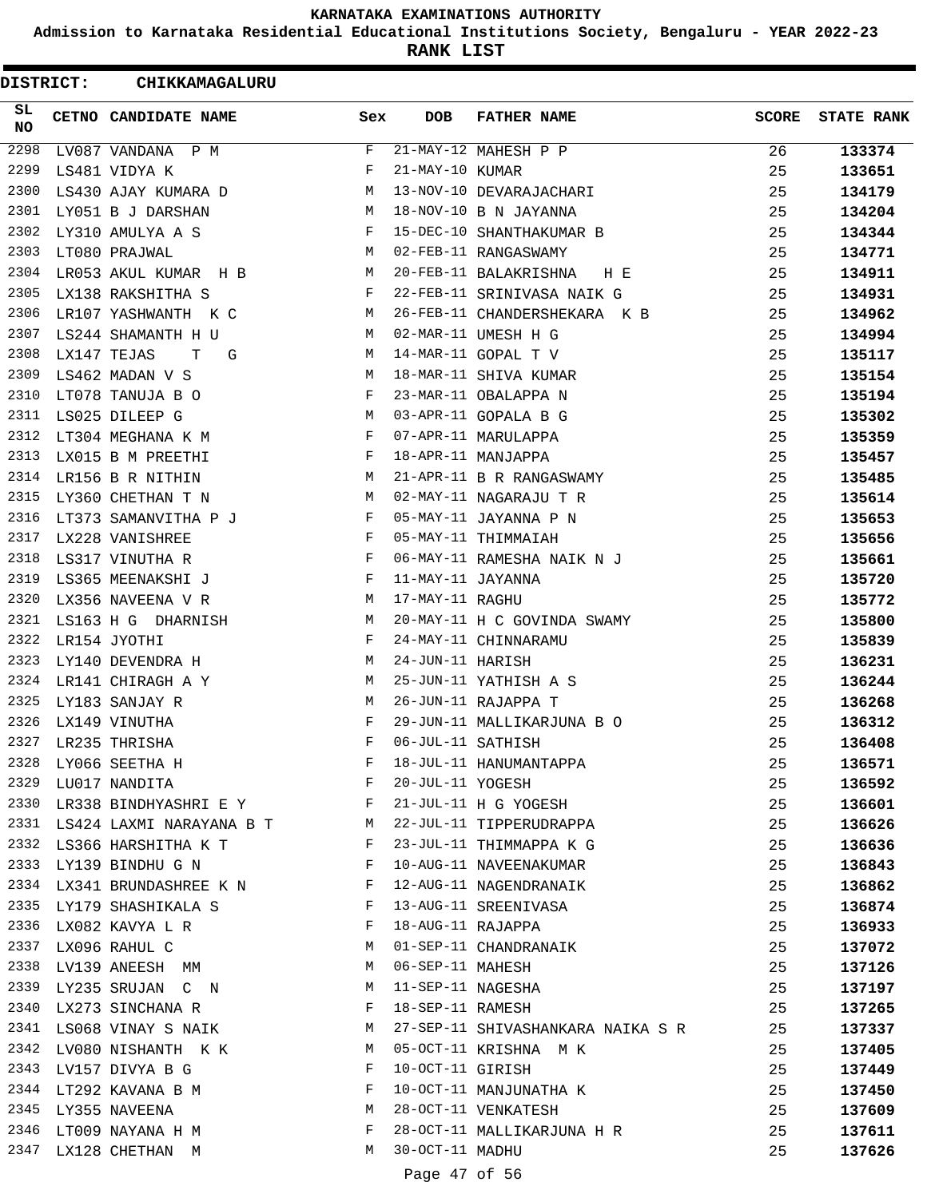**KARNATAKA EXAMINATIONS AUTHORITY**

**Admission to Karnataka Residential Educational Institutions Society, Bengaluru - YEAR 2022-23**

**RANK LIST**

**DISTRICT: CHIKKAMAGALURU**

| SL NO | CETNO | CANDIDATE NAME | Sex | DOB | FATHER NAME | SCORE | STATE RANK |
|---|---|---|---|---|---|---|---|
| 2298 | LV087 | VANDANA P M | F | 21-MAY-12 | MAHESH P P | 26 | 133374 |
| 2299 | LS481 | VIDYA K | F | 21-MAY-10 | KUMAR | 25 | 133651 |
| 2300 | LS430 | AJAY KUMARA D | M | 13-NOV-10 | DEVARAJACHARI | 25 | 134179 |
| 2301 | LY051 | B J DARSHAN | M | 18-NOV-10 | B N JAYANNA | 25 | 134204 |
| 2302 | LY310 | AMULYA A S | F | 15-DEC-10 | SHANTHAKUMAR B | 25 | 134344 |
| 2303 | LT080 | PRAJWAL | M | 02-FEB-11 | RANGASWAMY | 25 | 134771 |
| 2304 | LR053 | AKUL KUMAR H B | M | 20-FEB-11 | BALAKRISHNA H E | 25 | 134911 |
| 2305 | LX138 | RAKSHITHA S | F | 22-FEB-11 | SRINIVASA NAIK G | 25 | 134931 |
| 2306 | LR107 | YASHWANTH K C | M | 26-FEB-11 | CHANDERSHEKARA K B | 25 | 134962 |
| 2307 | LS244 | SHAMANTH H U | M | 02-MAR-11 | UMESH H G | 25 | 134994 |
| 2308 | LX147 | TEJAS T G | M | 14-MAR-11 | GOPAL T V | 25 | 135117 |
| 2309 | LS462 | MADAN V S | M | 18-MAR-11 | SHIVA KUMAR | 25 | 135154 |
| 2310 | LT078 | TANUJA B O | F | 23-MAR-11 | OBALAPPA N | 25 | 135194 |
| 2311 | LS025 | DILEEP G | M | 03-APR-11 | GOPALA B G | 25 | 135302 |
| 2312 | LT304 | MEGHANA K M | F | 07-APR-11 | MARULAPPA | 25 | 135359 |
| 2313 | LX015 | B M PREETHI | F | 18-APR-11 | MANJAPPA | 25 | 135457 |
| 2314 | LR156 | B R NITHIN | M | 21-APR-11 | B R RANGASWAMY | 25 | 135485 |
| 2315 | LY360 | CHETHAN T N | M | 02-MAY-11 | NAGARAJU T R | 25 | 135614 |
| 2316 | LT373 | SAMANVITHA P J | F | 05-MAY-11 | JAYANNA P N | 25 | 135653 |
| 2317 | LX228 | VANISHREE | F | 05-MAY-11 | THIMMAIAH | 25 | 135656 |
| 2318 | LS317 | VINUTHA R | F | 06-MAY-11 | RAMESHA NAIK N J | 25 | 135661 |
| 2319 | LS365 | MEENAKSHI J | F | 11-MAY-11 | JAYANNA | 25 | 135720 |
| 2320 | LX356 | NAVEENA V R | M | 17-MAY-11 | RAGHU | 25 | 135772 |
| 2321 | LS163 | H G DHARNISH | M | 20-MAY-11 | H C GOVINDA SWAMY | 25 | 135800 |
| 2322 | LR154 | JYOTHI | F | 24-MAY-11 | CHINNARAMU | 25 | 135839 |
| 2323 | LY140 | DEVENDRA H | M | 24-JUN-11 | HARISH | 25 | 136231 |
| 2324 | LR141 | CHIRAGH A Y | M | 25-JUN-11 | YATHISH A S | 25 | 136244 |
| 2325 | LY183 | SANJAY R | M | 26-JUN-11 | RAJAPPA T | 25 | 136268 |
| 2326 | LX149 | VINUTHA | F | 29-JUN-11 | MALLIKARJUNA B O | 25 | 136312 |
| 2327 | LR235 | THRISHA | F | 06-JUL-11 | SATHISH | 25 | 136408 |
| 2328 | LY066 | SEETHA H | F | 18-JUL-11 | HANUMANTAPPA | 25 | 136571 |
| 2329 | LU017 | NANDITA | F | 20-JUL-11 | YOGESH | 25 | 136592 |
| 2330 | LR338 | BINDHYASHRI E Y | F | 21-JUL-11 | H G YOGESH | 25 | 136601 |
| 2331 | LS424 | LAXMI NARAYANA B T | M | 22-JUL-11 | TIPPERUDRAPPA | 25 | 136626 |
| 2332 | LS366 | HARSHITHA K T | F | 23-JUL-11 | THIMMAPPA K G | 25 | 136636 |
| 2333 | LY139 | BINDHU G N | F | 10-AUG-11 | NAVEENAKUMAR | 25 | 136843 |
| 2334 | LX341 | BRUNDASHREE K N | F | 12-AUG-11 | NAGENDRANAIK | 25 | 136862 |
| 2335 | LY179 | SHASHIKALA S | F | 13-AUG-11 | SREENIVASA | 25 | 136874 |
| 2336 | LX082 | KAVYA L R | F | 18-AUG-11 | RAJAPPA | 25 | 136933 |
| 2337 | LX096 | RAHUL C | M | 01-SEP-11 | CHANDRANAIK | 25 | 137072 |
| 2338 | LV139 | ANEESH MM | M | 06-SEP-11 | MAHESH | 25 | 137126 |
| 2339 | LY235 | SRUJAN C N | M | 11-SEP-11 | NAGESHA | 25 | 137197 |
| 2340 | LX273 | SINCHANA R | F | 18-SEP-11 | RAMESH | 25 | 137265 |
| 2341 | LS068 | VINAY S NAIK | M | 27-SEP-11 | SHIVASHANKARA NAIKA S R | 25 | 137337 |
| 2342 | LV080 | NISHANTH K K | M | 05-OCT-11 | KRISHNA M K | 25 | 137405 |
| 2343 | LV157 | DIVYA B G | F | 10-OCT-11 | GIRISH | 25 | 137449 |
| 2344 | LT292 | KAVANA B M | F | 10-OCT-11 | MANJUNATHA K | 25 | 137450 |
| 2345 | LY355 | NAVEENA | M | 28-OCT-11 | VENKATESH | 25 | 137609 |
| 2346 | LT009 | NAYANA H M | F | 28-OCT-11 | MALLIKARJUNA H R | 25 | 137611 |
| 2347 | LX128 | CHETHAN M | M | 30-OCT-11 | MADHU | 25 | 137626 |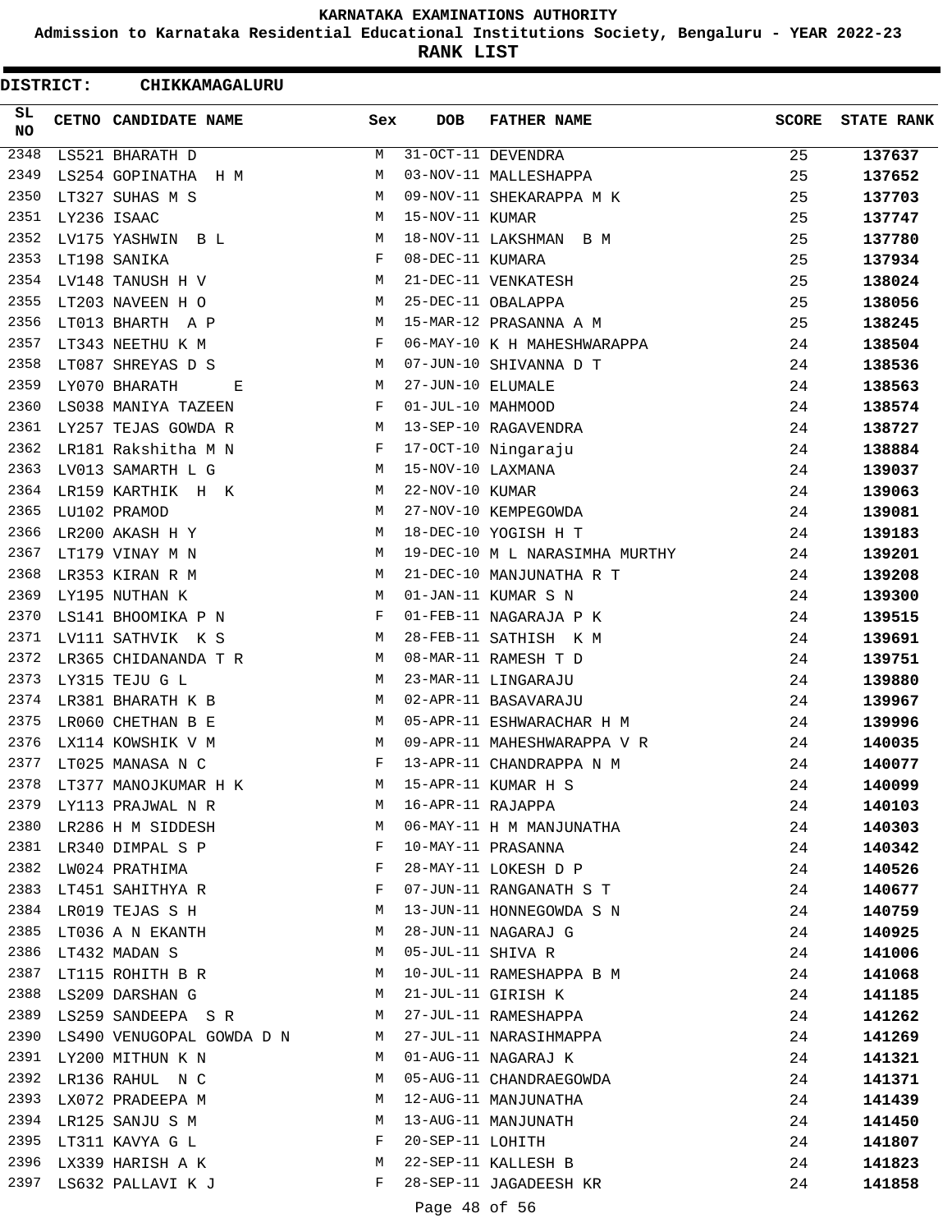KARNATAKA EXAMINATIONS AUTHORITY

Admission to Karnataka Residential Educational Institutions Society, Bengaluru - YEAR 2022-23

RANK LIST

DISTRICT: CHIKKAMAGALURU

| SL NO | CETNO | CANDIDATE NAME | Sex | DOB | FATHER NAME | SCORE | STATE RANK |
|---|---|---|---|---|---|---|---|
| 2348 | LS521 | BHARATH D | M | 31-OCT-11 | DEVENDRA | 25 | 137637 |
| 2349 | LS254 | GOPINATHA H M | M | 03-NOV-11 | MALLESHAPPA | 25 | 137652 |
| 2350 | LT327 | SUHAS M S | M | 09-NOV-11 | SHEKARAPPA M K | 25 | 137703 |
| 2351 | LY236 | ISAAC | M | 15-NOV-11 | KUMAR | 25 | 137747 |
| 2352 | LV175 | YASHWIN B L | M | 18-NOV-11 | LAKSHMAN B M | 25 | 137780 |
| 2353 | LT198 | SANIKA | F | 08-DEC-11 | KUMARA | 25 | 137934 |
| 2354 | LV148 | TANUSH H V | M | 21-DEC-11 | VENKATESH | 25 | 138024 |
| 2355 | LT203 | NAVEEN H O | M | 25-DEC-11 | OBALAPPA | 25 | 138056 |
| 2356 | LT013 | BHARTH A P | M | 15-MAR-12 | PRASANNA A M | 25 | 138245 |
| 2357 | LT343 | NEETHU K M | F | 06-MAY-10 | K H MAHESHWARAPPA | 24 | 138504 |
| 2358 | LT087 | SHREYAS D S | M | 07-JUN-10 | SHIVANNA D T | 24 | 138536 |
| 2359 | LY070 | BHARATH E | M | 27-JUN-10 | ELUMALE | 24 | 138563 |
| 2360 | LS038 | MANIYA TAZEEN | F | 01-JUL-10 | MAHMOOD | 24 | 138574 |
| 2361 | LY257 | TEJAS GOWDA R | M | 13-SEP-10 | RAGAVENDRA | 24 | 138727 |
| 2362 | LR181 | Rakshitha M N | F | 17-OCT-10 | Ningaraju | 24 | 138884 |
| 2363 | LV013 | SAMARTH L G | M | 15-NOV-10 | LAXMANA | 24 | 139037 |
| 2364 | LR159 | KARTHIK H K | M | 22-NOV-10 | KUMAR | 24 | 139063 |
| 2365 | LU102 | PRAMOD | M | 27-NOV-10 | KEMPEGOWDA | 24 | 139081 |
| 2366 | LR200 | AKASH H Y | M | 18-DEC-10 | YOGISH H T | 24 | 139183 |
| 2367 | LT179 | VINAY M N | M | 19-DEC-10 | M L NARASIMHA MURTHY | 24 | 139201 |
| 2368 | LR353 | KIRAN R M | M | 21-DEC-10 | MANJUNATHA R T | 24 | 139208 |
| 2369 | LY195 | NUTHAN K | M | 01-JAN-11 | KUMAR S N | 24 | 139300 |
| 2370 | LS141 | BHOOMIKA P N | F | 01-FEB-11 | NAGARAJA P K | 24 | 139515 |
| 2371 | LV111 | SATHVIK K S | M | 28-FEB-11 | SATHISH K M | 24 | 139691 |
| 2372 | LR365 | CHIDANANDA T R | M | 08-MAR-11 | RAMESH T D | 24 | 139751 |
| 2373 | LY315 | TEJU G L | M | 23-MAR-11 | LINGARAJU | 24 | 139880 |
| 2374 | LR381 | BHARATH K B | M | 02-APR-11 | BASAVARAJU | 24 | 139967 |
| 2375 | LR060 | CHETHAN B E | M | 05-APR-11 | ESHWARACHAR H M | 24 | 139996 |
| 2376 | LX114 | KOWSHIK V M | M | 09-APR-11 | MAHESHWARAPPA V R | 24 | 140035 |
| 2377 | LT025 | MANASA N C | F | 13-APR-11 | CHANDRAPPA N M | 24 | 140077 |
| 2378 | LT377 | MANOJKUMAR H K | M | 15-APR-11 | KUMAR H S | 24 | 140099 |
| 2379 | LY113 | PRAJWAL N R | M | 16-APR-11 | RAJAPPA | 24 | 140103 |
| 2380 | LR286 | H M SIDDESH | M | 06-MAY-11 | H M MANJUNATHA | 24 | 140303 |
| 2381 | LR340 | DIMPAL S P | F | 10-MAY-11 | PRASANNA | 24 | 140342 |
| 2382 | LW024 | PRATHIMA | F | 28-MAY-11 | LOKESH D P | 24 | 140526 |
| 2383 | LT451 | SAHITHYA R | F | 07-JUN-11 | RANGANATH S T | 24 | 140677 |
| 2384 | LR019 | TEJAS S H | M | 13-JUN-11 | HONNEGOWDA S N | 24 | 140759 |
| 2385 | LT036 | A N EKANTH | M | 28-JUN-11 | NAGARAJ G | 24 | 140925 |
| 2386 | LT432 | MADAN S | M | 05-JUL-11 | SHIVA R | 24 | 141006 |
| 2387 | LT115 | ROHITH B R | M | 10-JUL-11 | RAMESHAPPA B M | 24 | 141068 |
| 2388 | LS209 | DARSHAN G | M | 21-JUL-11 | GIRISH K | 24 | 141185 |
| 2389 | LS259 | SANDEEPA S R | M | 27-JUL-11 | RAMESHAPPA | 24 | 141262 |
| 2390 | LS490 | VENUGOPAL GOWDA D N | M | 27-JUL-11 | NARASIHMAPPA | 24 | 141269 |
| 2391 | LY200 | MITHUN K N | M | 01-AUG-11 | NAGARAJ K | 24 | 141321 |
| 2392 | LR136 | RAHUL N C | M | 05-AUG-11 | CHANDRAEGOWDA | 24 | 141371 |
| 2393 | LX072 | PRADEEPA M | M | 12-AUG-11 | MANJUNATHA | 24 | 141439 |
| 2394 | LR125 | SANJU S M | M | 13-AUG-11 | MANJUNATH | 24 | 141450 |
| 2395 | LT311 | KAVYA G L | F | 20-SEP-11 | LOHITH | 24 | 141807 |
| 2396 | LX339 | HARISH A K | M | 22-SEP-11 | KALLESH B | 24 | 141823 |
| 2397 | LS632 | PALLAVI K J | F | 28-SEP-11 | JAGADEESH KR | 24 | 141858 |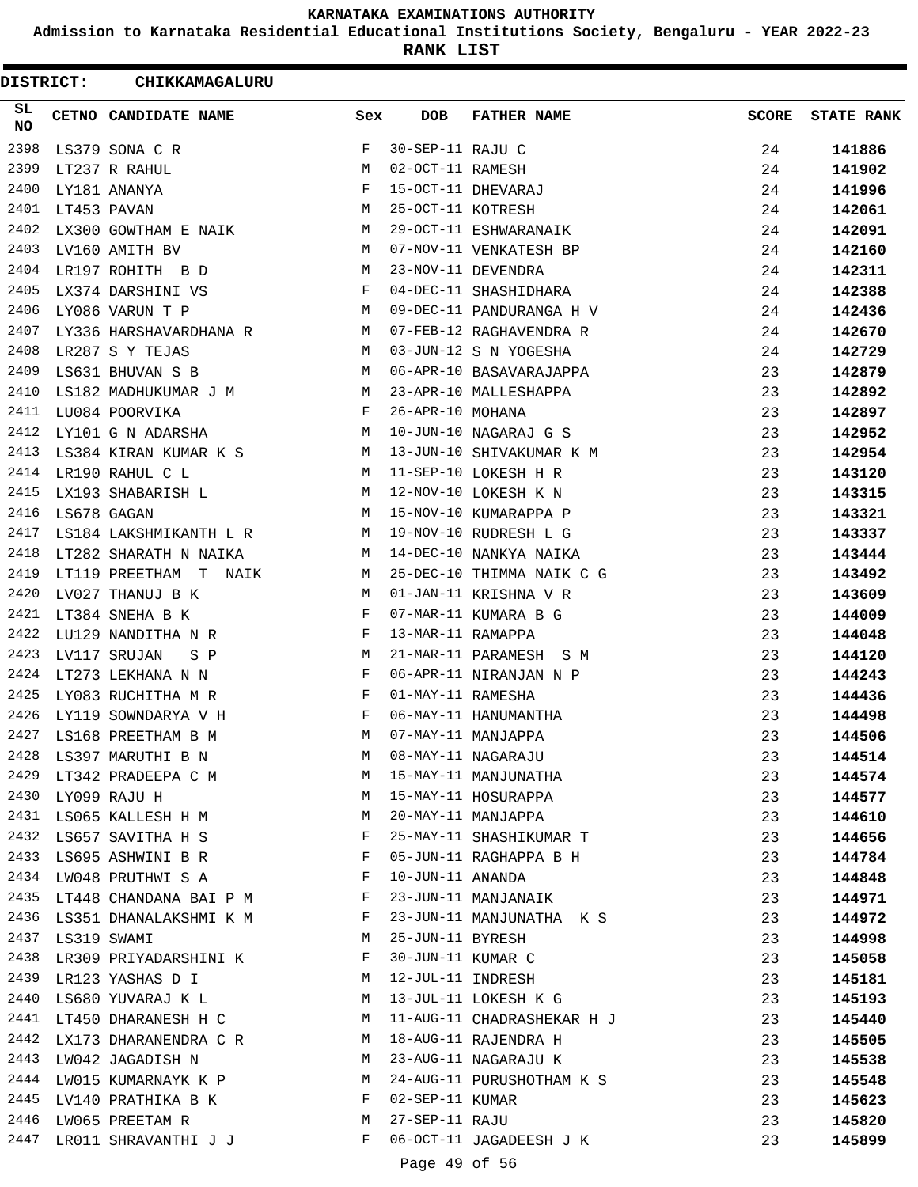# KARNATAKA EXAMINATIONS AUTHORITY

**Admission to Karnataka Residential Educational Institutions Society, Bengaluru - YEAR 2022-23**

**RANK LIST**

**DISTRICT: CHIKKAMAGALURU**

| SL NO | CETNO | CANDIDATE NAME | Sex | DOB | FATHER NAME | SCORE | STATE RANK |
|---|---|---|---|---|---|---|---|
| 2398 | LS379 | SONA C R | F | 30-SEP-11 | RAJU C | 24 | 141886 |
| 2399 | LT237 | R RAHUL | M | 02-OCT-11 | RAMESH | 24 | 141902 |
| 2400 | LY181 | ANANYA | F | 15-OCT-11 | DHEVARAJ | 24 | 141996 |
| 2401 | LT453 | PAVAN | M | 25-OCT-11 | KOTRESH | 24 | 142061 |
| 2402 | LX300 | GOWTHAM E NAIK | M | 29-OCT-11 | ESHWARANAIK | 24 | 142091 |
| 2403 | LV160 | AMITH BV | M | 07-NOV-11 | VENKATESH BP | 24 | 142160 |
| 2404 | LR197 | ROHITH B D | M | 23-NOV-11 | DEVENDRA | 24 | 142311 |
| 2405 | LX374 | DARSHINI VS | F | 04-DEC-11 | SHASHIDHARA | 24 | 142388 |
| 2406 | LY086 | VARUN T P | M | 09-DEC-11 | PANDURANGA H V | 24 | 142436 |
| 2407 | LY336 | HARSHAVARDHANA R | M | 07-FEB-12 | RAGHAVENDRA R | 24 | 142670 |
| 2408 | LR287 | S Y TEJAS | M | 03-JUN-12 | S N YOGESHA | 24 | 142729 |
| 2409 | LS631 | BHUVAN S B | M | 06-APR-10 | BASAVARAJAPPA | 23 | 142879 |
| 2410 | LS182 | MADHUKUMAR J M | M | 23-APR-10 | MALLESHAPPA | 23 | 142892 |
| 2411 | LU084 | POORVIKA | F | 26-APR-10 | MOHANA | 23 | 142897 |
| 2412 | LY101 | G N ADARSHA | M | 10-JUN-10 | NAGARAJ G S | 23 | 142952 |
| 2413 | LS384 | KIRAN KUMAR K S | M | 13-JUN-10 | SHIVAKUMAR K M | 23 | 142954 |
| 2414 | LR190 | RAHUL C L | M | 11-SEP-10 | LOKESH H R | 23 | 143120 |
| 2415 | LX193 | SHABARISH L | M | 12-NOV-10 | LOKESH K N | 23 | 143315 |
| 2416 | LS678 | GAGAN | M | 15-NOV-10 | KUMARAPPA P | 23 | 143321 |
| 2417 | LS184 | LAKSHMIKANTH L R | M | 19-NOV-10 | RUDRESH L G | 23 | 143337 |
| 2418 | LT282 | SHARATH N NAIKA | M | 14-DEC-10 | NANKYA NAIKA | 23 | 143444 |
| 2419 | LT119 | PREETHAM T NAIK | M | 25-DEC-10 | THIMMA NAIK C G | 23 | 143492 |
| 2420 | LV027 | THANUJ B K | M | 01-JAN-11 | KRISHNA V R | 23 | 143609 |
| 2421 | LT384 | SNEHA B K | F | 07-MAR-11 | KUMARA B G | 23 | 144009 |
| 2422 | LU129 | NANDITHA N R | F | 13-MAR-11 | RAMAPPA | 23 | 144048 |
| 2423 | LV117 | SRUJAN S P | M | 21-MAR-11 | PARAMESH S M | 23 | 144120 |
| 2424 | LT273 | LEKHANA N N | F | 06-APR-11 | NIRANJAN N P | 23 | 144243 |
| 2425 | LY083 | RUCHITHA M R | F | 01-MAY-11 | RAMESHA | 23 | 144436 |
| 2426 | LY119 | SOWNDARYA V H | F | 06-MAY-11 | HANUMANTHA | 23 | 144498 |
| 2427 | LS168 | PREETHAM B M | M | 07-MAY-11 | MANJAPPA | 23 | 144506 |
| 2428 | LS397 | MARUTHI B N | M | 08-MAY-11 | NAGARAJU | 23 | 144514 |
| 2429 | LT342 | PRADEEPA C M | M | 15-MAY-11 | MANJUNATHA | 23 | 144574 |
| 2430 | LY099 | RAJU H | M | 15-MAY-11 | HOSURAPPA | 23 | 144577 |
| 2431 | LS065 | KALLESH H M | M | 20-MAY-11 | MANJAPPA | 23 | 144610 |
| 2432 | LS657 | SAVITHA H S | F | 25-MAY-11 | SHASHIKUMAR T | 23 | 144656 |
| 2433 | LS695 | ASHWINI B R | F | 05-JUN-11 | RAGHAPPA B H | 23 | 144784 |
| 2434 | LW048 | PRUTHWI S A | F | 10-JUN-11 | ANANDA | 23 | 144848 |
| 2435 | LT448 | CHANDANA BAI P M | F | 23-JUN-11 | MANJANAIK | 23 | 144971 |
| 2436 | LS351 | DHANALAKSHMI K M | F | 23-JUN-11 | MANJUNATHA K S | 23 | 144972 |
| 2437 | LS319 | SWAMI | M | 25-JUN-11 | BYRESH | 23 | 144998 |
| 2438 | LR309 | PRIYADARSHINI K | F | 30-JUN-11 | KUMAR C | 23 | 145058 |
| 2439 | LR123 | YASHAS D I | M | 12-JUL-11 | INDRESH | 23 | 145181 |
| 2440 | LS680 | YUVARAJ K L | M | 13-JUL-11 | LOKESH K G | 23 | 145193 |
| 2441 | LT450 | DHARANESH H C | M | 11-AUG-11 | CHADRASHEKAR H J | 23 | 145440 |
| 2442 | LX173 | DHARANENDRA C R | M | 18-AUG-11 | RAJENDRA H | 23 | 145505 |
| 2443 | LW042 | JAGADISH N | M | 23-AUG-11 | NAGARAJU K | 23 | 145538 |
| 2444 | LW015 | KUMARNAYK K P | M | 24-AUG-11 | PURUSHOTHAM K S | 23 | 145548 |
| 2445 | LV140 | PRATHIKA B K | F | 02-SEP-11 | KUMAR | 23 | 145623 |
| 2446 | LW065 | PREETAM R | M | 27-SEP-11 | RAJU | 23 | 145820 |
| 2447 | LR011 | SHRAVANTHI J J | F | 06-OCT-11 | JAGADEESH J K | 23 | 145899 |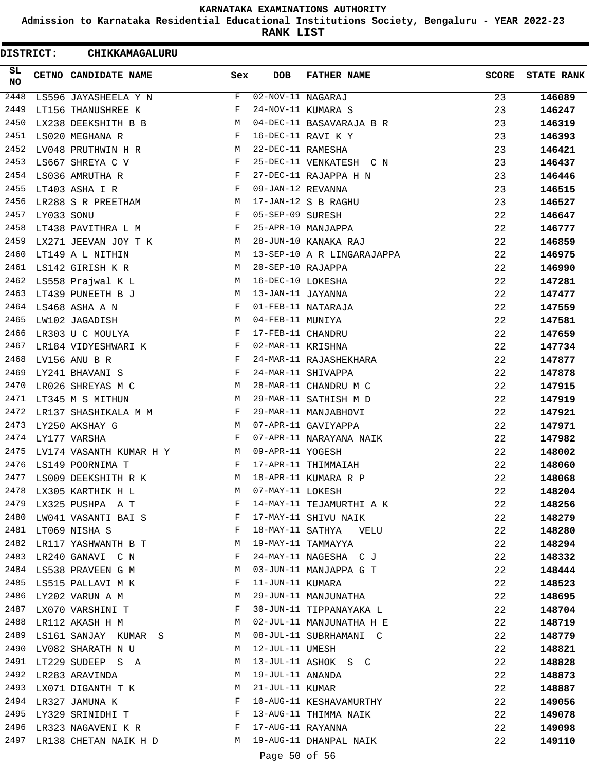# KARNATAKA EXAMINATIONS AUTHORITY

**Admission to Karnataka Residential Educational Institutions Society, Bengaluru - YEAR 2022-23**

**RANK LIST**

**DISTRICT: CHIKKAMAGALURU**

| SL NO | CETNO | CANDIDATE NAME | Sex | DOB | FATHER NAME | SCORE | STATE RANK |
|---|---|---|---|---|---|---|---|
| 2448 | LS596 | JAYASHEELA Y N | F | 02-NOV-11 | NAGARAJ | 23 | 146089 |
| 2449 | LT156 | THANUSHREE K | F | 24-NOV-11 | KUMARA S | 23 | 146247 |
| 2450 | LX238 | DEEKSHITH B B | M | 04-DEC-11 | BASAVARAJA B R | 23 | 146319 |
| 2451 | LS020 | MEGHANA R | F | 16-DEC-11 | RAVI K Y | 23 | 146393 |
| 2452 | LV048 | PRUTHWIN H R | M | 22-DEC-11 | RAMESHA | 23 | 146421 |
| 2453 | LS667 | SHREYA C V | F | 25-DEC-11 | VENKATESH C N | 23 | 146437 |
| 2454 | LS036 | AMRUTHA R | F | 27-DEC-11 | RAJAPPA H N | 23 | 146446 |
| 2455 | LT403 | ASHA I R | F | 09-JAN-12 | REVANNA | 23 | 146515 |
| 2456 | LR288 | S R PREETHAM | M | 17-JAN-12 | S B RAGHU | 23 | 146527 |
| 2457 | LY033 | SONU | F | 05-SEP-09 | SURESH | 22 | 146647 |
| 2458 | LT438 | PAVITHRA L M | F | 25-APR-10 | MANJAPPA | 22 | 146777 |
| 2459 | LX271 | JEEVAN JOY T K | M | 28-JUN-10 | KANAKA RAJ | 22 | 146859 |
| 2460 | LT149 | A L NITHIN | M | 13-SEP-10 | A R LINGARAJAPPA | 22 | 146975 |
| 2461 | LS142 | GIRISH K R | M | 20-SEP-10 | RAJAPPA | 22 | 146990 |
| 2462 | LS558 | Prajwal K L | M | 16-DEC-10 | LOKESHA | 22 | 147281 |
| 2463 | LT439 | PUNEETH B J | M | 13-JAN-11 | JAYANNA | 22 | 147477 |
| 2464 | LS468 | ASHA A N | F | 01-FEB-11 | NATARAJA | 22 | 147559 |
| 2465 | LW102 | JAGADISH | M | 04-FEB-11 | MUNIYA | 22 | 147581 |
| 2466 | LR303 | U C MOULYA | F | 17-FEB-11 | CHANDRU | 22 | 147659 |
| 2467 | LR184 | VIDYESHWARI K | F | 02-MAR-11 | KRISHNA | 22 | 147734 |
| 2468 | LV156 | ANU B R | F | 24-MAR-11 | RAJASHEKHARA | 22 | 147877 |
| 2469 | LY241 | BHAVANI S | F | 24-MAR-11 | SHIVAPPA | 22 | 147878 |
| 2470 | LR026 | SHREYAS M C | M | 28-MAR-11 | CHANDRU M C | 22 | 147915 |
| 2471 | LT345 | M S MITHUN | M | 29-MAR-11 | SATHISH M D | 22 | 147919 |
| 2472 | LR137 | SHASHIKALA M M | F | 29-MAR-11 | MANJABHOVI | 22 | 147921 |
| 2473 | LY250 | AKSHAY G | M | 07-APR-11 | GAVIYAPPA | 22 | 147971 |
| 2474 | LY177 | VARSHA | F | 07-APR-11 | NARAYANA NAIK | 22 | 147982 |
| 2475 | LV174 | VASANTH KUMAR H Y | M | 09-APR-11 | YOGESH | 22 | 148002 |
| 2476 | LS149 | POORNIMA T | F | 17-APR-11 | THIMMAIAH | 22 | 148060 |
| 2477 | LS009 | DEEKSHITH R K | M | 18-APR-11 | KUMARA R P | 22 | 148068 |
| 2478 | LX305 | KARTHIK H L | M | 07-MAY-11 | LOKESH | 22 | 148204 |
| 2479 | LX325 | PUSHPA A T | F | 14-MAY-11 | TEJAMURTHI A K | 22 | 148256 |
| 2480 | LW041 | VASANTI BAI S | F | 17-MAY-11 | SHIVU NAIK | 22 | 148279 |
| 2481 | LT069 | NISHA S | F | 18-MAY-11 | SATHYA VELU | 22 | 148280 |
| 2482 | LR117 | YASHWANTH B T | M | 19-MAY-11 | TAMMAYYA | 22 | 148294 |
| 2483 | LR240 | GANAVI C N | F | 24-MAY-11 | NAGESHA C J | 22 | 148332 |
| 2484 | LS538 | PRAVEEN G M | M | 03-JUN-11 | MANJAPPA G T | 22 | 148444 |
| 2485 | LS515 | PALLAVI M K | F | 11-JUN-11 | KUMARA | 22 | 148523 |
| 2486 | LY202 | VARUN A M | M | 29-JUN-11 | MANJUNATHA | 22 | 148695 |
| 2487 | LX070 | VARSHINI T | F | 30-JUN-11 | TIPPANAYAKA L | 22 | 148704 |
| 2488 | LR112 | AKASH H M | M | 02-JUL-11 | MANJUNATHA H E | 22 | 148719 |
| 2489 | LS161 | SANJAY KUMAR S | M | 08-JUL-11 | SUBRHAMANI C | 22 | 148779 |
| 2490 | LV082 | SHARATH N U | M | 12-JUL-11 | UMESH | 22 | 148821 |
| 2491 | LT229 | SUDEEP S A | M | 13-JUL-11 | ASHOK S C | 22 | 148828 |
| 2492 | LR283 | ARAVINDA | M | 19-JUL-11 | ANANDA | 22 | 148873 |
| 2493 | LX071 | DIGANTH T K | M | 21-JUL-11 | KUMAR | 22 | 148887 |
| 2494 | LR327 | JAMUNA K | F | 10-AUG-11 | KESHAVAMURTHY | 22 | 149056 |
| 2495 | LY329 | SRINIDHI T | F | 13-AUG-11 | THIMMA NAIK | 22 | 149078 |
| 2496 | LR323 | NAGAVENI K R | F | 17-AUG-11 | RAYANNA | 22 | 149098 |
| 2497 | LR138 | CHETAN NAIK H D | M | 19-AUG-11 | DHANPAL NAIK | 22 | 149110 |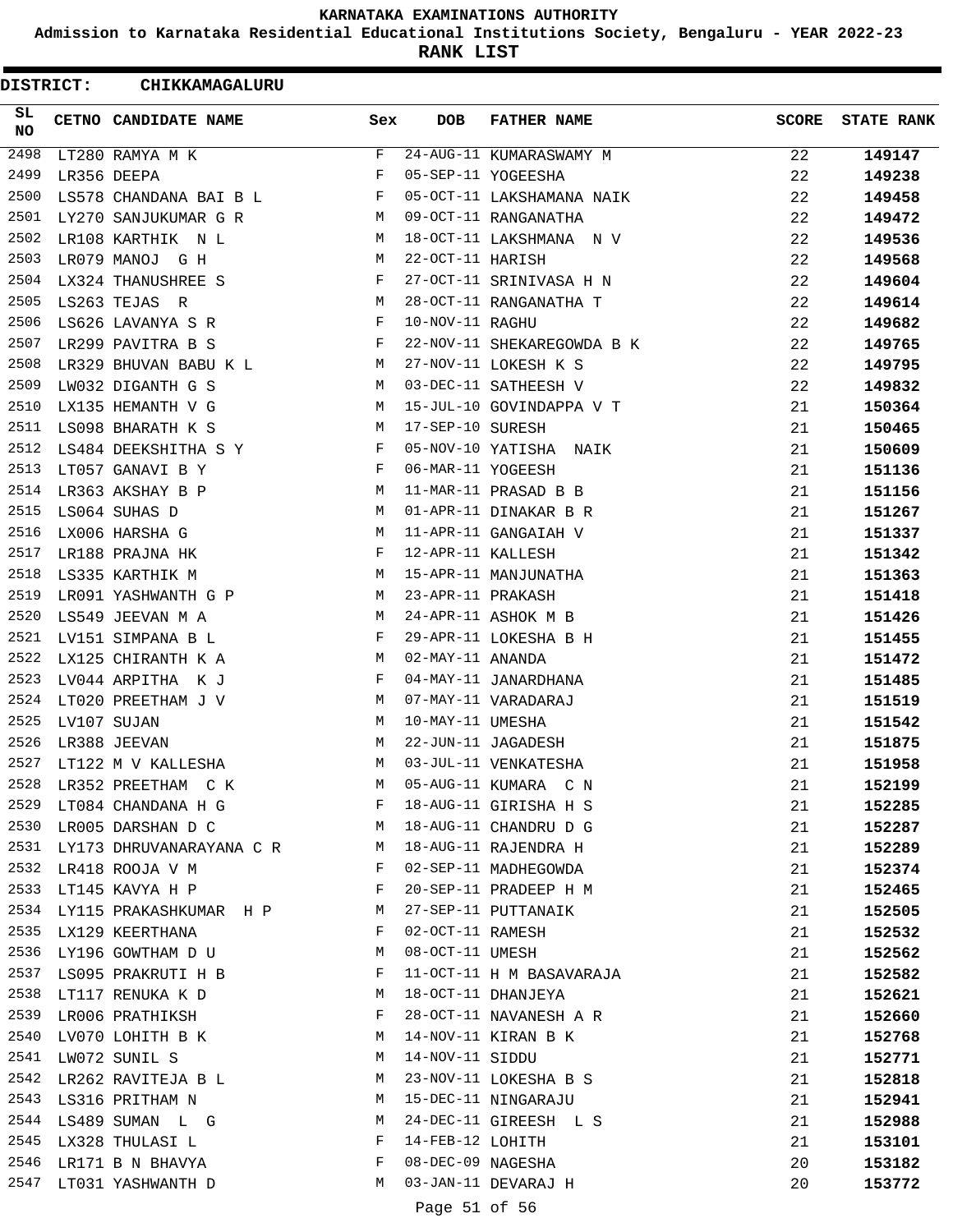# KARNATAKA EXAMINATIONS AUTHORITY

## Admission to Karnataka Residential Educational Institutions Society, Bengaluru - YEAR 2022-23

## RANK LIST

**DISTRICT: CHIKKAMAGALURU**

| SL NO | CETNO | CANDIDATE NAME | Sex | DOB | FATHER NAME | SCORE | STATE RANK |
|---|---|---|---|---|---|---|---|
| 2498 | LT280 | RAMYA M K | F | 24-AUG-11 | KUMARASWAMY M | 22 | **149147** |
| 2499 | LR356 | DEEPA | F | 05-SEP-11 | YOGEESHA | 22 | **149238** |
| 2500 | LS578 | CHANDANA BAI B L | F | 05-OCT-11 | LAKSHAMANA NAIK | 22 | **149458** |
| 2501 | LY270 | SANJUKUMAR G R | M | 09-OCT-11 | RANGANATHA | 22 | **149472** |
| 2502 | LR108 | KARTHIK N L | M | 18-OCT-11 | LAKSHMANA N V | 22 | **149536** |
| 2503 | LR079 | MANOJ G H | M | 22-OCT-11 | HARISH | 22 | **149568** |
| 2504 | LX324 | THANUSHREE S | F | 27-OCT-11 | SRINIVASA H N | 22 | **149604** |
| 2505 | LS263 | TEJAS R | M | 28-OCT-11 | RANGANATHA T | 22 | **149614** |
| 2506 | LS626 | LAVANYA S R | F | 10-NOV-11 | RAGHU | 22 | **149682** |
| 2507 | LR299 | PAVITRA B S | F | 22-NOV-11 | SHEKAREGOWDA B K | 22 | **149765** |
| 2508 | LR329 | BHUVAN BABU K L | M | 27-NOV-11 | LOKESH K S | 22 | **149795** |
| 2509 | LW032 | DIGANTH G S | M | 03-DEC-11 | SATHEESH V | 22 | **149832** |
| 2510 | LX135 | HEMANTH V G | M | 15-JUL-10 | GOVINDAPPA V T | 21 | **150364** |
| 2511 | LS098 | BHARATH K S | M | 17-SEP-10 | SURESH | 21 | **150465** |
| 2512 | LS484 | DEEKSHITHA S Y | F | 05-NOV-10 | YATISHA NAIK | 21 | **150609** |
| 2513 | LT057 | GANAVI B Y | F | 06-MAR-11 | YOGEESH | 21 | **151136** |
| 2514 | LR363 | AKSHAY B P | M | 11-MAR-11 | PRASAD B B | 21 | **151156** |
| 2515 | LS064 | SUHAS D | M | 01-APR-11 | DINAKAR B R | 21 | **151267** |
| 2516 | LX006 | HARSHA G | M | 11-APR-11 | GANGAIAH V | 21 | **151337** |
| 2517 | LR188 | PRAJNA HK | F | 12-APR-11 | KALLESH | 21 | **151342** |
| 2518 | LS335 | KARTHIK M | M | 15-APR-11 | MANJUNATHA | 21 | **151363** |
| 2519 | LR091 | YASHWANTH G P | M | 23-APR-11 | PRAKASH | 21 | **151418** |
| 2520 | LS549 | JEEVAN M A | M | 24-APR-11 | ASHOK M B | 21 | **151426** |
| 2521 | LV151 | SIMPANA B L | F | 29-APR-11 | LOKESHA B H | 21 | **151455** |
| 2522 | LX125 | CHIRANTH K A | M | 02-MAY-11 | ANANDA | 21 | **151472** |
| 2523 | LV044 | ARPITHA K J | F | 04-MAY-11 | JANARDHANA | 21 | **151485** |
| 2524 | LT020 | PREETHAM J V | M | 07-MAY-11 | VARADARAJ | 21 | **151519** |
| 2525 | LV107 | SUJAN | M | 10-MAY-11 | UMESHA | 21 | **151542** |
| 2526 | LR388 | JEEVAN | M | 22-JUN-11 | JAGADESH | 21 | **151875** |
| 2527 | LT122 | M V KALLESHA | M | 03-JUL-11 | VENKATESHA | 21 | **151958** |
| 2528 | LR352 | PREETHAM C K | M | 05-AUG-11 | KUMARA C N | 21 | **152199** |
| 2529 | LT084 | CHANDANA H G | F | 18-AUG-11 | GIRISHA H S | 21 | **152285** |
| 2530 | LR005 | DARSHAN D C | M | 18-AUG-11 | CHANDRU D G | 21 | **152287** |
| 2531 | LY173 | DHRUVANARAYANA C R | M | 18-AUG-11 | RAJENDRA H | 21 | **152289** |
| 2532 | LR418 | ROOJA V M | F | 02-SEP-11 | MADHEGOWDA | 21 | **152374** |
| 2533 | LT145 | KAVYA H P | F | 20-SEP-11 | PRADEEP H M | 21 | **152465** |
| 2534 | LY115 | PRAKASHKUMAR H P | M | 27-SEP-11 | PUTTANAIK | 21 | **152505** |
| 2535 | LX129 | KEERTHANA | F | 02-OCT-11 | RAMESH | 21 | **152532** |
| 2536 | LY196 | GOWTHAM D U | M | 08-OCT-11 | UMESH | 21 | **152562** |
| 2537 | LS095 | PRAKRUTI H B | F | 11-OCT-11 | H M BASAVARAJA | 21 | **152582** |
| 2538 | LT117 | RENUKA K D | M | 18-OCT-11 | DHANJEYA | 21 | **152621** |
| 2539 | LR006 | PRATHIKSH | F | 28-OCT-11 | NAVANESH A R | 21 | **152660** |
| 2540 | LV070 | LOHITH B K | M | 14-NOV-11 | KIRAN B K | 21 | **152768** |
| 2541 | LW072 | SUNIL S | M | 14-NOV-11 | SIDDU | 21 | **152771** |
| 2542 | LR262 | RAVITEJA B L | M | 23-NOV-11 | LOKESHA B S | 21 | **152818** |
| 2543 | LS316 | PRITHAM N | M | 15-DEC-11 | NINGARAJU | 21 | **152941** |
| 2544 | LS489 | SUMAN L G | M | 24-DEC-11 | GIREESH L S | 21 | **152988** |
| 2545 | LX328 | THULASI L | F | 14-FEB-12 | LOHITH | 21 | **153101** |
| 2546 | LR171 | B N BHAVYA | F | 08-DEC-09 | NAGESHA | 20 | **153182** |
| 2547 | LT031 | YASHWANTH D | M | 03-JAN-11 | DEVARAJ H | 20 | **153772** |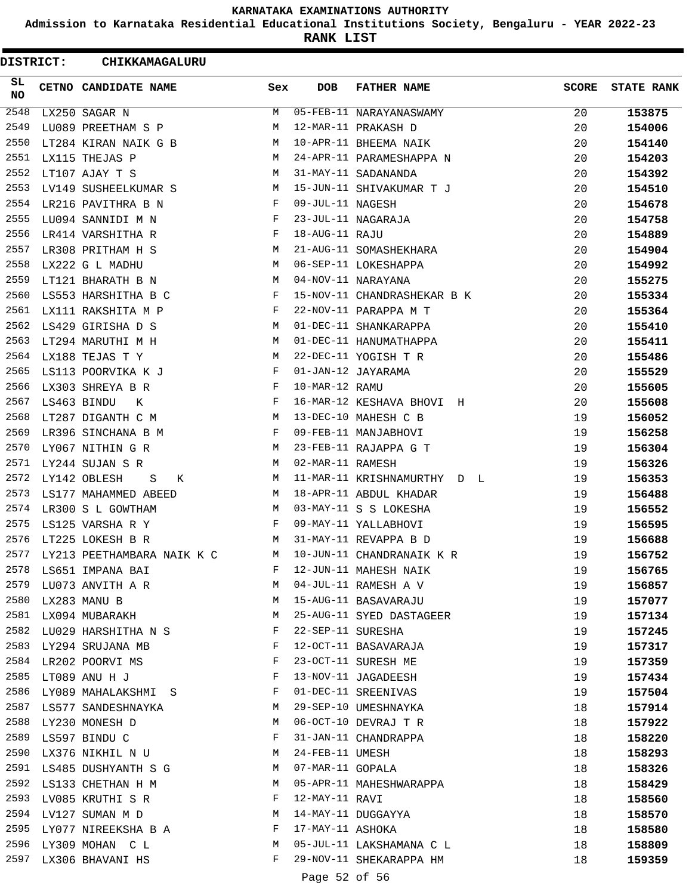# KARNATAKA EXAMINATIONS AUTHORITY

**Admission to Karnataka Residential Educational Institutions Society, Bengaluru - YEAR 2022-23**

**RANK LIST**

**DISTRICT: CHIKKAMAGALURU**

| SL NO | CETNO | CANDIDATE NAME | Sex | DOB | FATHER NAME | SCORE | STATE RANK |
|---|---|---|---|---|---|---|---|
| 2548 | LX250 | SAGAR N | M | 05-FEB-11 | NARAYANASWAMY | 20 | 153875 |
| 2549 | LU089 | PREETHAM S P | M | 12-MAR-11 | PRAKASH D | 20 | 154006 |
| 2550 | LT284 | KIRAN NAIK G B | M | 10-APR-11 | BHEEMA NAIK | 20 | 154140 |
| 2551 | LX115 | THEJAS P | M | 24-APR-11 | PARAMESHAPPA N | 20 | 154203 |
| 2552 | LT107 | AJAY T S | M | 31-MAY-11 | SADANANDA | 20 | 154392 |
| 2553 | LV149 | SUSHEELKUMAR S | M | 15-JUN-11 | SHIVAKUMAR T J | 20 | 154510 |
| 2554 | LR216 | PAVITHRA B N | F | 09-JUL-11 | NAGESH | 20 | 154678 |
| 2555 | LU094 | SANNIDI M N | F | 23-JUL-11 | NAGARAJA | 20 | 154758 |
| 2556 | LR414 | VARSHITHA R | F | 18-AUG-11 | RAJU | 20 | 154889 |
| 2557 | LR308 | PRITHAM H S | M | 21-AUG-11 | SOMASHEKHARA | 20 | 154904 |
| 2558 | LX222 | G L MADHU | M | 06-SEP-11 | LOKESHAPPA | 20 | 154992 |
| 2559 | LT121 | BHARATH B N | M | 04-NOV-11 | NARAYANA | 20 | 155275 |
| 2560 | LS553 | HARSHITHA B C | F | 15-NOV-11 | CHANDRASHEKAR B K | 20 | 155334 |
| 2561 | LX111 | RAKSHITA M P | F | 22-NOV-11 | PARAPPA M T | 20 | 155364 |
| 2562 | LS429 | GIRISHA D S | M | 01-DEC-11 | SHANKARAPPA | 20 | 155410 |
| 2563 | LT294 | MARUTHI M H | M | 01-DEC-11 | HANUMATHAPPA | 20 | 155411 |
| 2564 | LX188 | TEJAS T Y | M | 22-DEC-11 | YOGISH T R | 20 | 155486 |
| 2565 | LS113 | POORVIKA K J | F | 01-JAN-12 | JAYARAMA | 20 | 155529 |
| 2566 | LX303 | SHREYA B R | F | 10-MAR-12 | RAMU | 20 | 155605 |
| 2567 | LS463 | BINDU K | F | 16-MAR-12 | KESHAVA BHOVI H | 20 | 155608 |
| 2568 | LT287 | DIGANTH C M | M | 13-DEC-10 | MAHESH C B | 19 | 156052 |
| 2569 | LR396 | SINCHANA B M | F | 09-FEB-11 | MANJABHOVI | 19 | 156258 |
| 2570 | LY067 | NITHIN G R | M | 23-FEB-11 | RAJAPPA G T | 19 | 156304 |
| 2571 | LY244 | SUJAN S R | M | 02-MAR-11 | RAMESH | 19 | 156326 |
| 2572 | LY142 | OBLESH S K | M | 11-MAR-11 | KRISHNAMURTHY D L | 19 | 156353 |
| 2573 | LS177 | MAHAMMED ABEED | M | 18-APR-11 | ABDUL KHADAR | 19 | 156488 |
| 2574 | LR300 | S L GOWTHAM | M | 03-MAY-11 | S S LOKESHA | 19 | 156552 |
| 2575 | LS125 | VARSHA R Y | F | 09-MAY-11 | YALLABHOVI | 19 | 156595 |
| 2576 | LT225 | LOKESH B R | M | 31-MAY-11 | REVAPPA B D | 19 | 156688 |
| 2577 | LY213 | PEETHAMBARA NAIK K C | M | 10-JUN-11 | CHANDRANAIK K R | 19 | 156752 |
| 2578 | LS651 | IMPANA BAI | F | 12-JUN-11 | MAHESH NAIK | 19 | 156765 |
| 2579 | LU073 | ANVITH A R | M | 04-JUL-11 | RAMESH A V | 19 | 156857 |
| 2580 | LX283 | MANU B | M | 15-AUG-11 | BASAVARAJU | 19 | 157077 |
| 2581 | LX094 | MUBARAKH | M | 25-AUG-11 | SYED DASTAGEER | 19 | 157134 |
| 2582 | LU029 | HARSHITHA N S | F | 22-SEP-11 | SURESHA | 19 | 157245 |
| 2583 | LY294 | SRUJANA MB | F | 12-OCT-11 | BASAVARAJA | 19 | 157317 |
| 2584 | LR202 | POORVI MS | F | 23-OCT-11 | SURESH ME | 19 | 157359 |
| 2585 | LT089 | ANU H J | F | 13-NOV-11 | JAGADEESH | 19 | 157434 |
| 2586 | LY089 | MAHALAKSHMI S | F | 01-DEC-11 | SREENIVAS | 19 | 157504 |
| 2587 | LS577 | SANDESHNAYKA | M | 29-SEP-10 | UMESHNAYKA | 18 | 157914 |
| 2588 | LY230 | MONESH D | M | 06-OCT-10 | DEVRAJ T R | 18 | 157922 |
| 2589 | LS597 | BINDU C | F | 31-JAN-11 | CHANDRAPPA | 18 | 158220 |
| 2590 | LX376 | NIKHIL N U | M | 24-FEB-11 | UMESH | 18 | 158293 |
| 2591 | LS485 | DUSHYANTH S G | M | 07-MAR-11 | GOPALA | 18 | 158326 |
| 2592 | LS133 | CHETHAN H M | M | 05-APR-11 | MAHESHWARAPPA | 18 | 158429 |
| 2593 | LV085 | KRUTHI S R | F | 12-MAY-11 | RAVI | 18 | 158560 |
| 2594 | LV127 | SUMAN M D | M | 14-MAY-11 | DUGGAYYA | 18 | 158570 |
| 2595 | LY077 | NIREEKSHA B A | F | 17-MAY-11 | ASHOKA | 18 | 158580 |
| 2596 | LY309 | MOHAN C L | M | 05-JUL-11 | LAKSHAMANA C L | 18 | 158809 |
| 2597 | LX306 | BHAVANI HS | F | 29-NOV-11 | SHEKARAPPA HM | 18 | 159359 |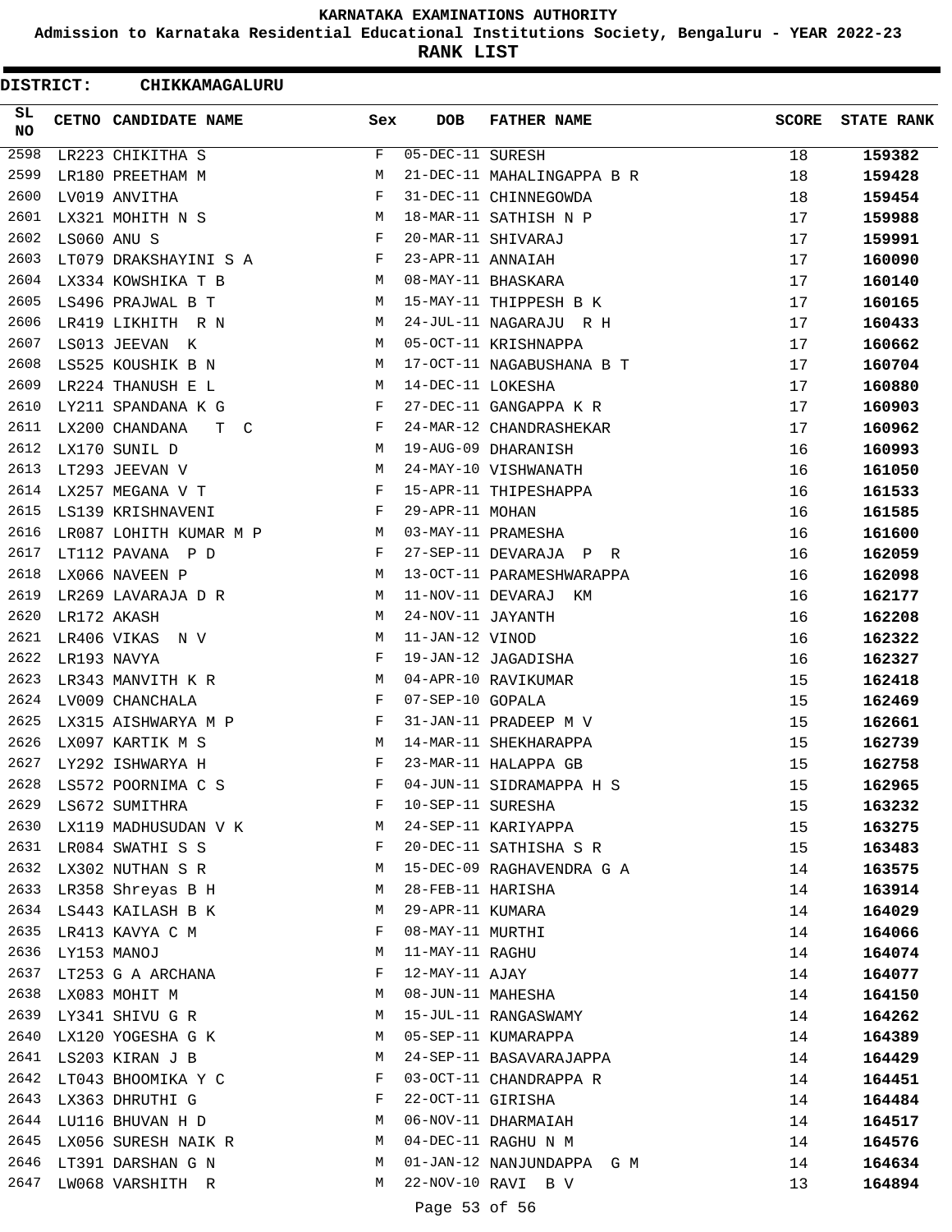# KARNATAKA EXAMINATIONS AUTHORITY

## Admission to Karnataka Residential Educational Institutions Society, Bengaluru - YEAR 2022-23

## RANK LIST

**DISTRICT: CHIKKAMAGALURU**

| SL NO | CETNO | CANDIDATE NAME | Sex | DOB | FATHER NAME | SCORE | STATE RANK |
|---|---|---|---|---|---|---|---|
| 2598 | LR223 | CHIKITHA S | F | 05-DEC-11 | SURESH | 18 | 159382 |
| 2599 | LR180 | PREETHAM M | M | 21-DEC-11 | MAHALINGAPPA B R | 18 | 159428 |
| 2600 | LV019 | ANVITHA | F | 31-DEC-11 | CHINNEGOWDA | 18 | 159454 |
| 2601 | LX321 | MOHITH N S | M | 18-MAR-11 | SATHISH N P | 17 | 159988 |
| 2602 | LS060 | ANU S | F | 20-MAR-11 | SHIVARAJ | 17 | 159991 |
| 2603 | LT079 | DRAKSHAYINI S A | F | 23-APR-11 | ANNAIAH | 17 | 160090 |
| 2604 | LX334 | KOWSHIKA T B | M | 08-MAY-11 | BHASKARA | 17 | 160140 |
| 2605 | LS496 | PRAJWAL B T | M | 15-MAY-11 | THIPPESH B K | 17 | 160165 |
| 2606 | LR419 | LIKHITH R N | M | 24-JUL-11 | NAGARAJU R H | 17 | 160433 |
| 2607 | LS013 | JEEVAN K | M | 05-OCT-11 | KRISHNAPPA | 17 | 160662 |
| 2608 | LS525 | KOUSHIK B N | M | 17-OCT-11 | NAGABUSHANA B T | 17 | 160704 |
| 2609 | LR224 | THANUSH E L | M | 14-DEC-11 | LOKESHA | 17 | 160880 |
| 2610 | LY211 | SPANDANA K G | F | 27-DEC-11 | GANGAPPA K R | 17 | 160903 |
| 2611 | LX200 | CHANDANA T C | F | 24-MAR-12 | CHANDRASHEKAR | 17 | 160962 |
| 2612 | LX170 | SUNIL D | M | 19-AUG-09 | DHARANISH | 16 | 160993 |
| 2613 | LT293 | JEEVAN V | M | 24-MAY-10 | VISHWANATH | 16 | 161050 |
| 2614 | LX257 | MEGANA V T | F | 15-APR-11 | THIPESHAPPA | 16 | 161533 |
| 2615 | LS139 | KRISHNAVENI | F | 29-APR-11 | MOHAN | 16 | 161585 |
| 2616 | LR087 | LOHITH KUMAR M P | M | 03-MAY-11 | PRAMESHA | 16 | 161600 |
| 2617 | LT112 | PAVANA P D | F | 27-SEP-11 | DEVARAJA P R | 16 | 162059 |
| 2618 | LX066 | NAVEEN P | M | 13-OCT-11 | PARAMESHWARAPPA | 16 | 162098 |
| 2619 | LR269 | LAVARAJA D R | M | 11-NOV-11 | DEVARAJ KM | 16 | 162177 |
| 2620 | LR172 | AKASH | M | 24-NOV-11 | JAYANTH | 16 | 162208 |
| 2621 | LR406 | VIKAS N V | M | 11-JAN-12 | VINOD | 16 | 162322 |
| 2622 | LR193 | NAVYA | F | 19-JAN-12 | JAGADISHA | 16 | 162327 |
| 2623 | LR343 | MANVITH K R | M | 04-APR-10 | RAVIKUMAR | 15 | 162418 |
| 2624 | LV009 | CHANCHALA | F | 07-SEP-10 | GOPALA | 15 | 162469 |
| 2625 | LX315 | AISHWARYA M P | F | 31-JAN-11 | PRADEEP M V | 15 | 162661 |
| 2626 | LX097 | KARTIK M S | M | 14-MAR-11 | SHEKHARAPPA | 15 | 162739 |
| 2627 | LY292 | ISHWARYA H | F | 23-MAR-11 | HALAPPA GB | 15 | 162758 |
| 2628 | LS572 | POORNIMA C S | F | 04-JUN-11 | SIDRAMAPPA H S | 15 | 162965 |
| 2629 | LS672 | SUMITHRA | F | 10-SEP-11 | SURESHA | 15 | 163232 |
| 2630 | LX119 | MADHUSUDAN V K | M | 24-SEP-11 | KARIYAPPA | 15 | 163275 |
| 2631 | LR084 | SWATHI S S | F | 20-DEC-11 | SATHISHA S R | 15 | 163483 |
| 2632 | LX302 | NUTHAN S R | M | 15-DEC-09 | RAGHAVENDRA G A | 14 | 163575 |
| 2633 | LR358 | Shreyas B H | M | 28-FEB-11 | HARISHA | 14 | 163914 |
| 2634 | LS443 | KAILASH B K | M | 29-APR-11 | KUMARA | 14 | 164029 |
| 2635 | LR413 | KAVYA C M | F | 08-MAY-11 | MURTHI | 14 | 164066 |
| 2636 | LY153 | MANOJ | M | 11-MAY-11 | RAGHU | 14 | 164074 |
| 2637 | LT253 | G A ARCHANA | F | 12-MAY-11 | AJAY | 14 | 164077 |
| 2638 | LX083 | MOHIT M | M | 08-JUN-11 | MAHESHA | 14 | 164150 |
| 2639 | LY341 | SHIVU G R | M | 15-JUL-11 | RANGASWAMY | 14 | 164262 |
| 2640 | LX120 | YOGESHA G K | M | 05-SEP-11 | KUMARAPPA | 14 | 164389 |
| 2641 | LS203 | KIRAN J B | M | 24-SEP-11 | BASAVARAJAPPA | 14 | 164429 |
| 2642 | LT043 | BHOOMIKA Y C | F | 03-OCT-11 | CHANDRAPPA R | 14 | 164451 |
| 2643 | LX363 | DHRUTHI G | F | 22-OCT-11 | GIRISHA | 14 | 164484 |
| 2644 | LU116 | BHUVAN H D | M | 06-NOV-11 | DHARMAIAH | 14 | 164517 |
| 2645 | LX056 | SURESH NAIK R | M | 04-DEC-11 | RAGHU N M | 14 | 164576 |
| 2646 | LT391 | DARSHAN G N | M | 01-JAN-12 | NANJUNDAPPA G M | 14 | 164634 |
| 2647 | LW068 | VARSHITH R | M | 22-NOV-10 | RAVI B V | 13 | 164894 |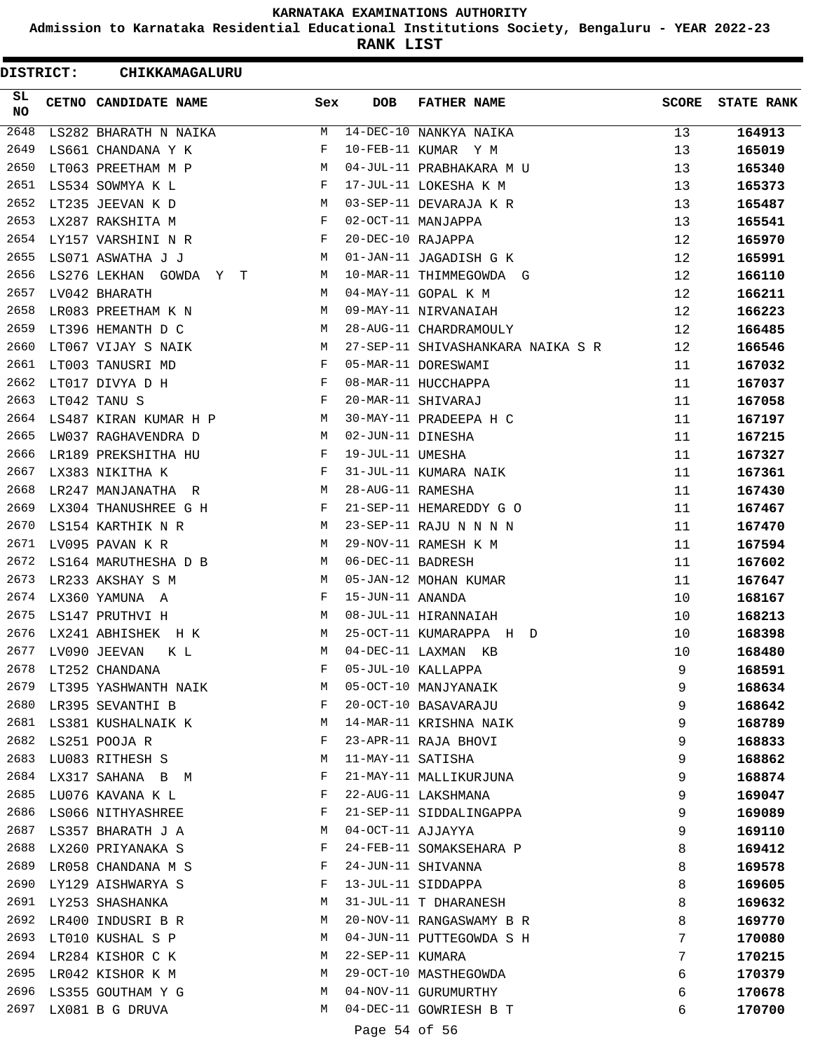# KARNATAKA EXAMINATIONS AUTHORITY

**Admission to Karnataka Residential Educational Institutions Society, Bengaluru - YEAR 2022-23**

**RANK LIST**

**DISTRICT: CHIKKAMAGALURU**

| SL NO | CETNO | CANDIDATE NAME | Sex | DOB | FATHER NAME | SCORE | STATE RANK |
|---|---|---|---|---|---|---|---|
| 2648 | LS282 | BHARATH N NAIKA | M | 14-DEC-10 | NANKYA NAIKA | 13 | **164913** |
| 2649 | LS661 | CHANDANA Y K | F | 10-FEB-11 | KUMAR Y M | 13 | **165019** |
| 2650 | LT063 | PREETHAM M P | M | 04-JUL-11 | PRABHAKARA M U | 13 | **165340** |
| 2651 | LS534 | SOWMYA K L | F | 17-JUL-11 | LOKESHA K M | 13 | **165373** |
| 2652 | LT235 | JEEVAN K D | M | 03-SEP-11 | DEVARAJA K R | 13 | **165487** |
| 2653 | LX287 | RAKSHITA M | F | 02-OCT-11 | MANJAPPA | 13 | **165541** |
| 2654 | LY157 | VARSHINI N R | F | 20-DEC-10 | RAJAPPA | 12 | **165970** |
| 2655 | LS071 | ASWATHA J J | M | 01-JAN-11 | JAGADISH G K | 12 | **165991** |
| 2656 | LS276 | LEKHAN GOWDA Y T | M | 10-MAR-11 | THIMMEGOWDA G | 12 | **166110** |
| 2657 | LV042 | BHARATH | M | 04-MAY-11 | GOPAL K M | 12 | **166211** |
| 2658 | LR083 | PREETHAM K N | M | 09-MAY-11 | NIRVANAIAH | 12 | **166223** |
| 2659 | LT396 | HEMANTH D C | M | 28-AUG-11 | CHARDRAMOULY | 12 | **166485** |
| 2660 | LT067 | VIJAY S NAIK | M | 27-SEP-11 | SHIVASHANKARA NAIKA S R | 12 | **166546** |
| 2661 | LT003 | TANUSRI MD | F | 05-MAR-11 | DORESWAMI | 11 | **167032** |
| 2662 | LT017 | DIVYA D H | F | 08-MAR-11 | HUCCHAPPA | 11 | **167037** |
| 2663 | LT042 | TANU S | F | 20-MAR-11 | SHIVARAJ | 11 | **167058** |
| 2664 | LS487 | KIRAN KUMAR H P | M | 30-MAY-11 | PRADEEPA H C | 11 | **167197** |
| 2665 | LW037 | RAGHAVENDRA D | M | 02-JUN-11 | DINESHA | 11 | **167215** |
| 2666 | LR189 | PREKSHITHA HU | F | 19-JUL-11 | UMESHA | 11 | **167327** |
| 2667 | LX383 | NIKITHA K | F | 31-JUL-11 | KUMARA NAIK | 11 | **167361** |
| 2668 | LR247 | MANJANATHA R | M | 28-AUG-11 | RAMESHA | 11 | **167430** |
| 2669 | LX304 | THANUSHREE G H | F | 21-SEP-11 | HEMAREDDY G O | 11 | **167467** |
| 2670 | LS154 | KARTHIK N R | M | 23-SEP-11 | RAJU N N N N | 11 | **167470** |
| 2671 | LV095 | PAVAN K R | M | 29-NOV-11 | RAMESH K M | 11 | **167594** |
| 2672 | LS164 | MARUTHESHA D B | M | 06-DEC-11 | BADRESH | 11 | **167602** |
| 2673 | LR233 | AKSHAY S M | M | 05-JAN-12 | MOHAN KUMAR | 11 | **167647** |
| 2674 | LX360 | YAMUNA A | F | 15-JUN-11 | ANANDA | 10 | **168167** |
| 2675 | LS147 | PRUTHVI H | M | 08-JUL-11 | HIRANNAIAH | 10 | **168213** |
| 2676 | LX241 | ABHISHEK H K | M | 25-OCT-11 | KUMARAPPA H D | 10 | **168398** |
| 2677 | LV090 | JEEVAN K L | M | 04-DEC-11 | LAXMAN KB | 10 | **168480** |
| 2678 | LT252 | CHANDANA | F | 05-JUL-10 | KALLAPPA | 9 | **168591** |
| 2679 | LT395 | YASHWANTH NAIK | M | 05-OCT-10 | MANJYANAIK | 9 | **168634** |
| 2680 | LR395 | SEVANTHI B | F | 20-OCT-10 | BASAVARAJU | 9 | **168642** |
| 2681 | LS381 | KUSHALNAIK K | M | 14-MAR-11 | KRISHNA NAIK | 9 | **168789** |
| 2682 | LS251 | POOJA R | F | 23-APR-11 | RAJA BHOVI | 9 | **168833** |
| 2683 | LU083 | RITHESH S | M | 11-MAY-11 | SATISHA | 9 | **168862** |
| 2684 | LX317 | SAHANA B M | F | 21-MAY-11 | MALLIKURJUNA | 9 | **168874** |
| 2685 | LU076 | KAVANA K L | F | 22-AUG-11 | LAKSHMANA | 9 | **169047** |
| 2686 | LS066 | NITHYASHREE | F | 21-SEP-11 | SIDDALINGAPPA | 9 | **169089** |
| 2687 | LS357 | BHARATH J A | M | 04-OCT-11 | AJJAYYA | 9 | **169110** |
| 2688 | LX260 | PRIYANAKA S | F | 24-FEB-11 | SOMAKSEHARA P | 8 | **169412** |
| 2689 | LR058 | CHANDANA M S | F | 24-JUN-11 | SHIVANNA | 8 | **169578** |
| 2690 | LY129 | AISHWARYA S | F | 13-JUL-11 | SIDDAPPA | 8 | **169605** |
| 2691 | LY253 | SHASHANKA | M | 31-JUL-11 | T DHARANESH | 8 | **169632** |
| 2692 | LR400 | INDUSRI B R | M | 20-NOV-11 | RANGASWAMY B R | 8 | **169770** |
| 2693 | LT010 | KUSHAL S P | M | 04-JUN-11 | PUTTEGOWDA S H | 7 | **170080** |
| 2694 | LR284 | KISHOR C K | M | 22-SEP-11 | KUMARA | 7 | **170215** |
| 2695 | LR042 | KISHOR K M | M | 29-OCT-10 | MASTHEGOWDA | 6 | **170379** |
| 2696 | LS355 | GOUTHAM Y G | M | 04-NOV-11 | GURUMURTHY | 6 | **170678** |
| 2697 | LX081 | B G DRUVA | M | 04-DEC-11 | GOWRIESH B T | 6 | **170700** |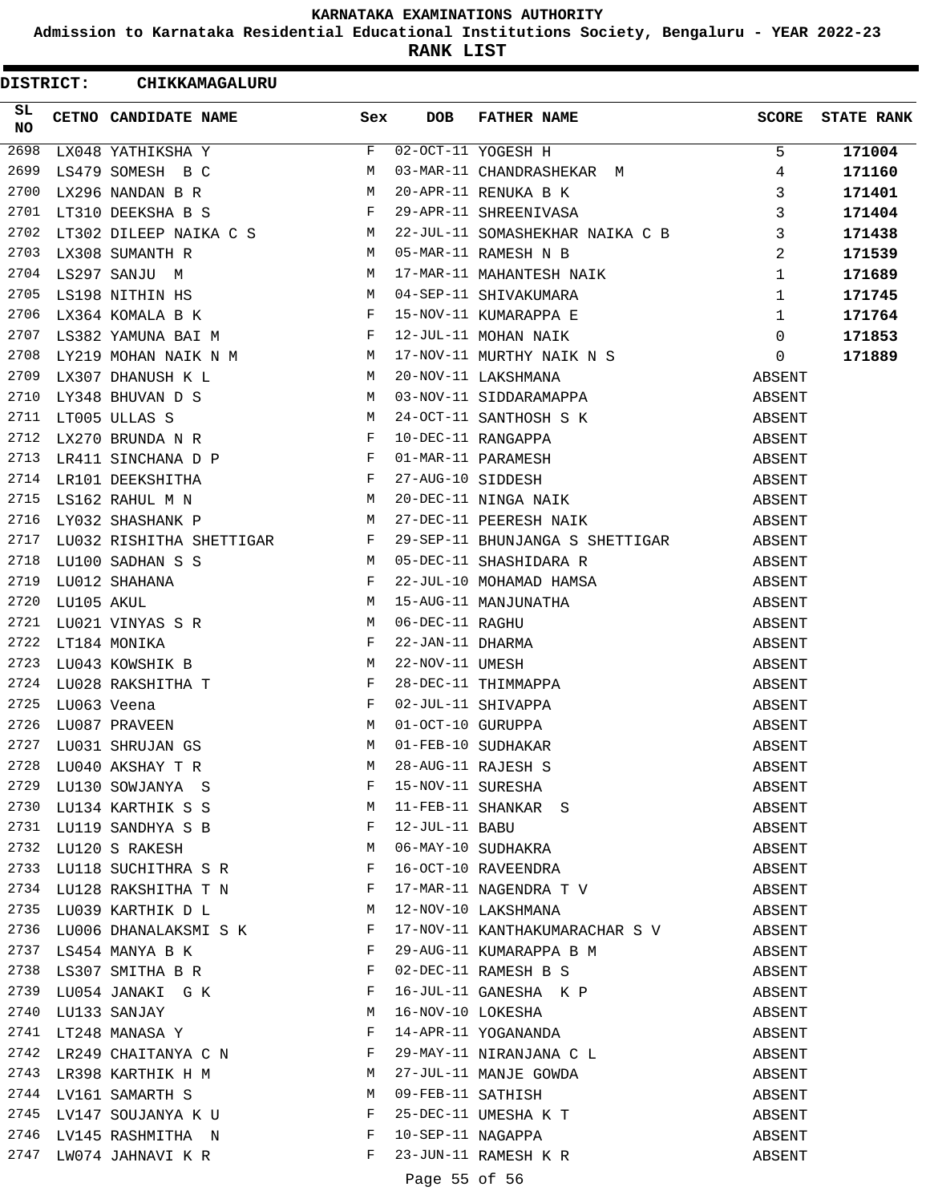**KARNATAKA EXAMINATIONS AUTHORITY**

**Admission to Karnataka Residential Educational Institutions Society, Bengaluru - YEAR 2022-23**

**RANK LIST**

**DISTRICT: CHIKKAMAGALURU**

| SL NO | CETNO | CANDIDATE NAME | Sex | DOB | FATHER NAME | SCORE | STATE RANK |
|---|---|---|---|---|---|---|---|
| 2698 | LX048 | YATHIKSHA Y | F | 02-OCT-11 | YOGESH H | 5 | **171004** |
| 2699 | LS479 | SOMESH B C | M | 03-MAR-11 | CHANDRASHEKAR M | 4 | **171160** |
| 2700 | LX296 | NANDAN B R | M | 20-APR-11 | RENUKA B K | 3 | **171401** |
| 2701 | LT310 | DEEKSHA B S | F | 29-APR-11 | SHREENIVASA | 3 | **171404** |
| 2702 | LT302 | DILEEP NAIKA C S | M | 22-JUL-11 | SOMASHEKHAR NAIKA C B | 3 | **171438** |
| 2703 | LX308 | SUMANTH R | M | 05-MAR-11 | RAMESH N B | 2 | **171539** |
| 2704 | LS297 | SANJU M | M | 17-MAR-11 | MAHANTESH NAIK | 1 | **171689** |
| 2705 | LS198 | NITHIN HS | M | 04-SEP-11 | SHIVAKUMARA | 1 | **171745** |
| 2706 | LX364 | KOMALA B K | F | 15-NOV-11 | KUMARAPPA E | 1 | **171764** |
| 2707 | LS382 | YAMUNA BAI M | F | 12-JUL-11 | MOHAN NAIK | 0 | **171853** |
| 2708 | LY219 | MOHAN NAIK N M | M | 17-NOV-11 | MURTHY NAIK N S | 0 | **171889** |
| 2709 | LX307 | DHANUSH K L | M | 20-NOV-11 | LAKSHMANA | ABSENT | |
| 2710 | LY348 | BHUVAN D S | M | 03-NOV-11 | SIDDARAMAPPA | ABSENT | |
| 2711 | LT005 | ULLAS S | M | 24-OCT-11 | SANTHOSH S K | ABSENT | |
| 2712 | LX270 | BRUNDA N R | F | 10-DEC-11 | RANGAPPA | ABSENT | |
| 2713 | LR411 | SINCHANA D P | F | 01-MAR-11 | PARAMESH | ABSENT | |
| 2714 | LR101 | DEEKSHITHA | F | 27-AUG-10 | SIDDESH | ABSENT | |
| 2715 | LS162 | RAHUL M N | M | 20-DEC-11 | NINGA NAIK | ABSENT | |
| 2716 | LY032 | SHASHANK P | M | 27-DEC-11 | PEERESH NAIK | ABSENT | |
| 2717 | LU032 | RISHITHA SHETTIGAR | F | 29-SEP-11 | BHUNJANGA S SHETTIGAR | ABSENT | |
| 2718 | LU100 | SADHAN S S | M | 05-DEC-11 | SHASHIDARA R | ABSENT | |
| 2719 | LU012 | SHAHANA | F | 22-JUL-10 | MOHAMAD HAMSA | ABSENT | |
| 2720 | LU105 | AKUL | M | 15-AUG-11 | MANJUNATHA | ABSENT | |
| 2721 | LU021 | VINYAS S R | M | 06-DEC-11 | RAGHU | ABSENT | |
| 2722 | LT184 | MONIKA | F | 22-JAN-11 | DHARMA | ABSENT | |
| 2723 | LU043 | KOWSHIK B | M | 22-NOV-11 | UMESH | ABSENT | |
| 2724 | LU028 | RAKSHITHA T | F | 28-DEC-11 | THIMMAPPA | ABSENT | |
| 2725 | LU063 | Veena | F | 02-JUL-11 | SHIVAPPA | ABSENT | |
| 2726 | LU087 | PRAVEEN | M | 01-OCT-10 | GURUPPA | ABSENT | |
| 2727 | LU031 | SHRUJAN GS | M | 01-FEB-10 | SUDHAKAR | ABSENT | |
| 2728 | LU040 | AKSHAY T R | M | 28-AUG-11 | RAJESH S | ABSENT | |
| 2729 | LU130 | SOWJANYA S | F | 15-NOV-11 | SURESHA | ABSENT | |
| 2730 | LU134 | KARTHIK S S | M | 11-FEB-11 | SHANKAR S | ABSENT | |
| 2731 | LU119 | SANDHYA S B | F | 12-JUL-11 | BABU | ABSENT | |
| 2732 | LU120 | S RAKESH | M | 06-MAY-10 | SUDHAKRA | ABSENT | |
| 2733 | LU118 | SUCHITHRA S R | F | 16-OCT-10 | RAVEENDRA | ABSENT | |
| 2734 | LU128 | RAKSHITHA T N | F | 17-MAR-11 | NAGENDRA T V | ABSENT | |
| 2735 | LU039 | KARTHIK D L | M | 12-NOV-10 | LAKSHMANA | ABSENT | |
| 2736 | LU006 | DHANALAKSMI S K | F | 17-NOV-11 | KANTHAKUMARACHAR S V | ABSENT | |
| 2737 | LS454 | MANYA B K | F | 29-AUG-11 | KUMARAPPA B M | ABSENT | |
| 2738 | LS307 | SMITHA B R | F | 02-DEC-11 | RAMESH B S | ABSENT | |
| 2739 | LU054 | JANAKI G K | F | 16-JUL-11 | GANESHA K P | ABSENT | |
| 2740 | LU133 | SANJAY | M | 16-NOV-10 | LOKESHA | ABSENT | |
| 2741 | LT248 | MANASA Y | F | 14-APR-11 | YOGANANDA | ABSENT | |
| 2742 | LR249 | CHAITANYA C N | F | 29-MAY-11 | NIRANJANA C L | ABSENT | |
| 2743 | LR398 | KARTHIK H M | M | 27-JUL-11 | MANJE GOWDA | ABSENT | |
| 2744 | LV161 | SAMARTH S | M | 09-FEB-11 | SATHISH | ABSENT | |
| 2745 | LV147 | SOUJANYA K U | F | 25-DEC-11 | UMESHA K T | ABSENT | |
| 2746 | LV145 | RASHMITHA N | F | 10-SEP-11 | NAGAPPA | ABSENT | |
| 2747 | LW074 | JAHNAVI K R | F | 23-JUN-11 | RAMESH K R | ABSENT | |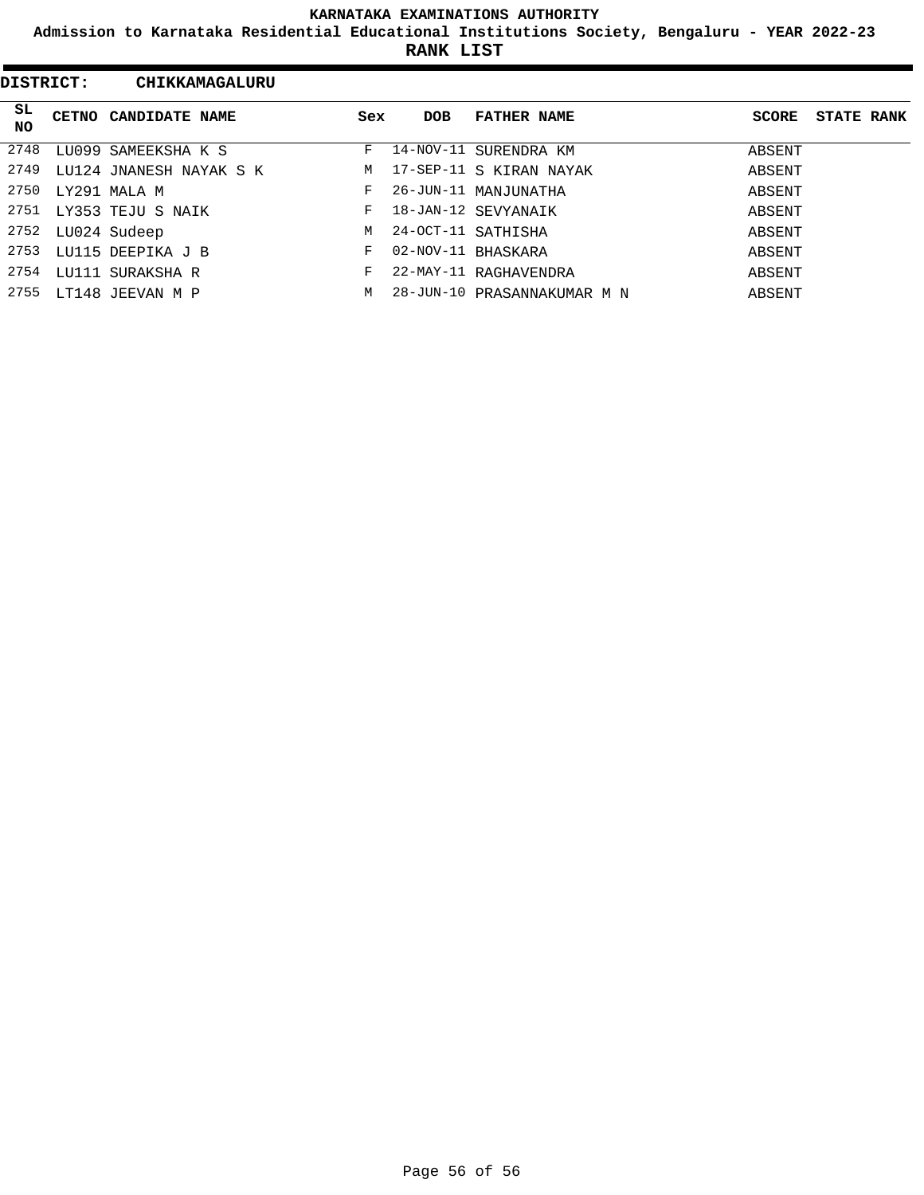**KARNATAKA EXAMINATIONS AUTHORITY**

**Admission to Karnataka Residential Educational Institutions Society, Bengaluru - YEAR 2022-23**

**RANK LIST**

**DISTRICT: CHIKKAMAGALURU**

| SL NO | CETNO | CANDIDATE NAME | Sex | DOB | FATHER NAME | SCORE | STATE RANK |
|---|---|---|---|---|---|---|---|
| 2748 | LU099 | SAMEEKSHA K S | F | 14-NOV-11 | SURENDRA KM | ABSENT | |
| 2749 | LU124 | JNANESH NAYAK S K | M | 17-SEP-11 | S KIRAN NAYAK | ABSENT | |
| 2750 | LY291 | MALA M | F | 26-JUN-11 | MANJUNATHA | ABSENT | |
| 2751 | LY353 | TEJU S NAIK | F | 18-JAN-12 | SEVYANAIK | ABSENT | |
| 2752 | LU024 | Sudeep | M | 24-OCT-11 | SATHISHA | ABSENT | |
| 2753 | LU115 | DEEPIKA J B | F | 02-NOV-11 | BHASKARA | ABSENT | |
| 2754 | LU111 | SURAKSHA R | F | 22-MAY-11 | RAGHAVENDRA | ABSENT | |
| 2755 | LT148 | JEEVAN M P | M | 28-JUN-10 | PRASANNAKUMAR M N | ABSENT | |